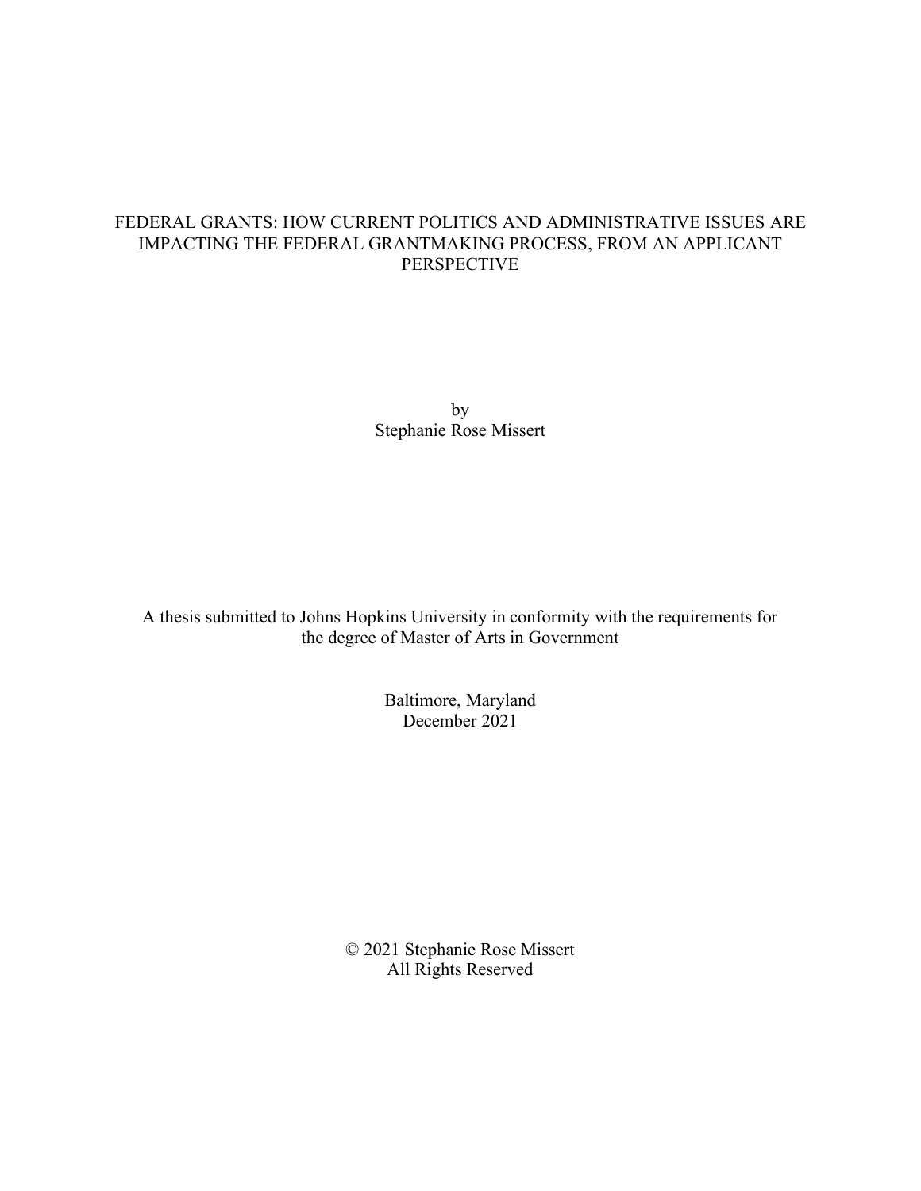# FEDERAL GRANTS: HOW CURRENT POLITICS AND ADMINISTRATIVE ISSUES ARE IMPACTING THE FEDERAL GRANTMAKING PROCESS, FROM AN APPLICANT PERSPECTIVE

by
Stephanie Rose Missert

A thesis submitted to Johns Hopkins University in conformity with the requirements for the degree of Master of Arts in Government

Baltimore, Maryland
December 2021

© 2021 Stephanie Rose Missert
All Rights Reserved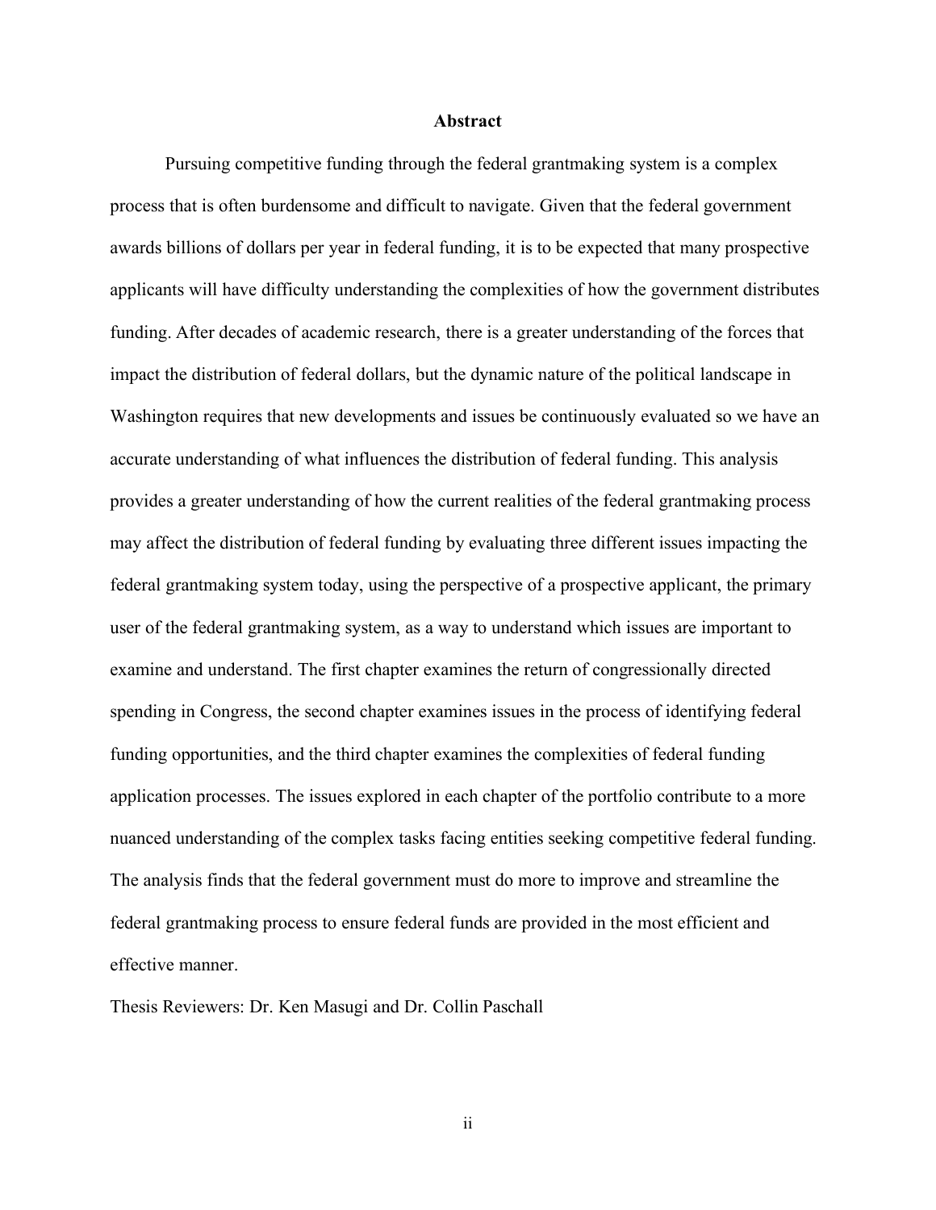# Abstract

Pursuing competitive funding through the federal grantmaking system is a complex process that is often burdensome and difficult to navigate. Given that the federal government awards billions of dollars per year in federal funding, it is to be expected that many prospective applicants will have difficulty understanding the complexities of how the government distributes funding. After decades of academic research, there is a greater understanding of the forces that impact the distribution of federal dollars, but the dynamic nature of the political landscape in Washington requires that new developments and issues be continuously evaluated so we have an accurate understanding of what influences the distribution of federal funding. This analysis provides a greater understanding of how the current realities of the federal grantmaking process may affect the distribution of federal funding by evaluating three different issues impacting the federal grantmaking system today, using the perspective of a prospective applicant, the primary user of the federal grantmaking system, as a way to understand which issues are important to examine and understand. The first chapter examines the return of congressionally directed spending in Congress, the second chapter examines issues in the process of identifying federal funding opportunities, and the third chapter examines the complexities of federal funding application processes. The issues explored in each chapter of the portfolio contribute to a more nuanced understanding of the complex tasks facing entities seeking competitive federal funding. The analysis finds that the federal government must do more to improve and streamline the federal grantmaking process to ensure federal funds are provided in the most efficient and effective manner.

Thesis Reviewers: Dr. Ken Masugi and Dr. Collin Paschall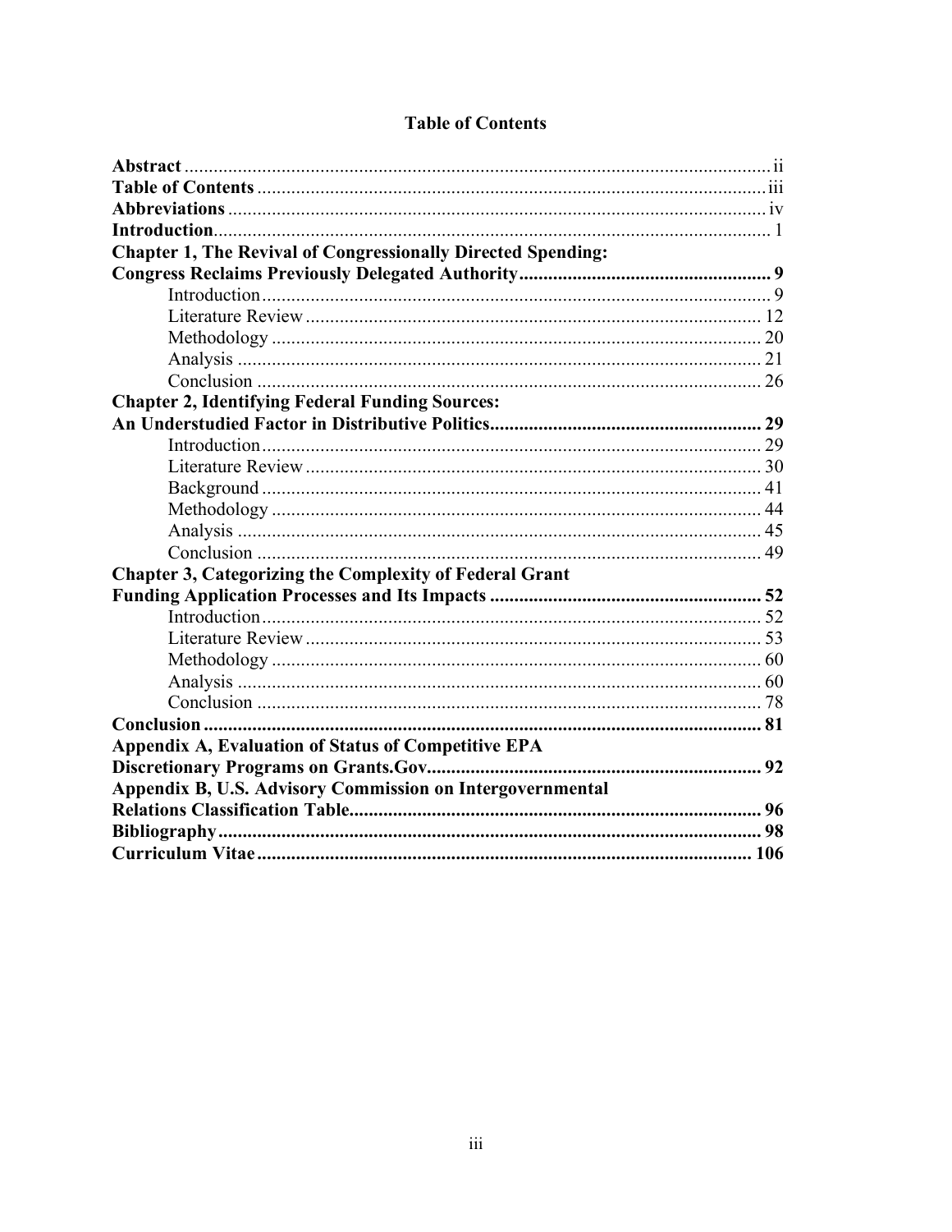# Table of Contents

| | |
|---|---|
| **Abstract** | ii |
| **Table of Contents** | iii |
| **Abbreviations** | iv |
| **Introduction** | 1 |
| **Chapter 1, The Revival of Congressionally Directed Spending: Congress Reclaims Previously Delegated Authority** | **9** |
| Introduction | 9 |
| Literature Review | 12 |
| Methodology | 20 |
| Analysis | 21 |
| Conclusion | 26 |
| **Chapter 2, Identifying Federal Funding Sources: An Understudied Factor in Distributive Politics** | **29** |
| Introduction | 29 |
| Literature Review | 30 |
| Background | 41 |
| Methodology | 44 |
| Analysis | 45 |
| Conclusion | 49 |
| **Chapter 3, Categorizing the Complexity of Federal Grant Funding Application Processes and Its Impacts** | **52** |
| Introduction | 52 |
| Literature Review | 53 |
| Methodology | 60 |
| Analysis | 60 |
| Conclusion | 78 |
| **Conclusion** | **81** |
| **Appendix A, Evaluation of Status of Competitive EPA Discretionary Programs on Grants.Gov** | **92** |
| **Appendix B, U.S. Advisory Commission on Intergovernmental Relations Classification Table** | **96** |
| **Bibliography** | **98** |
| **Curriculum Vitae** | **106** |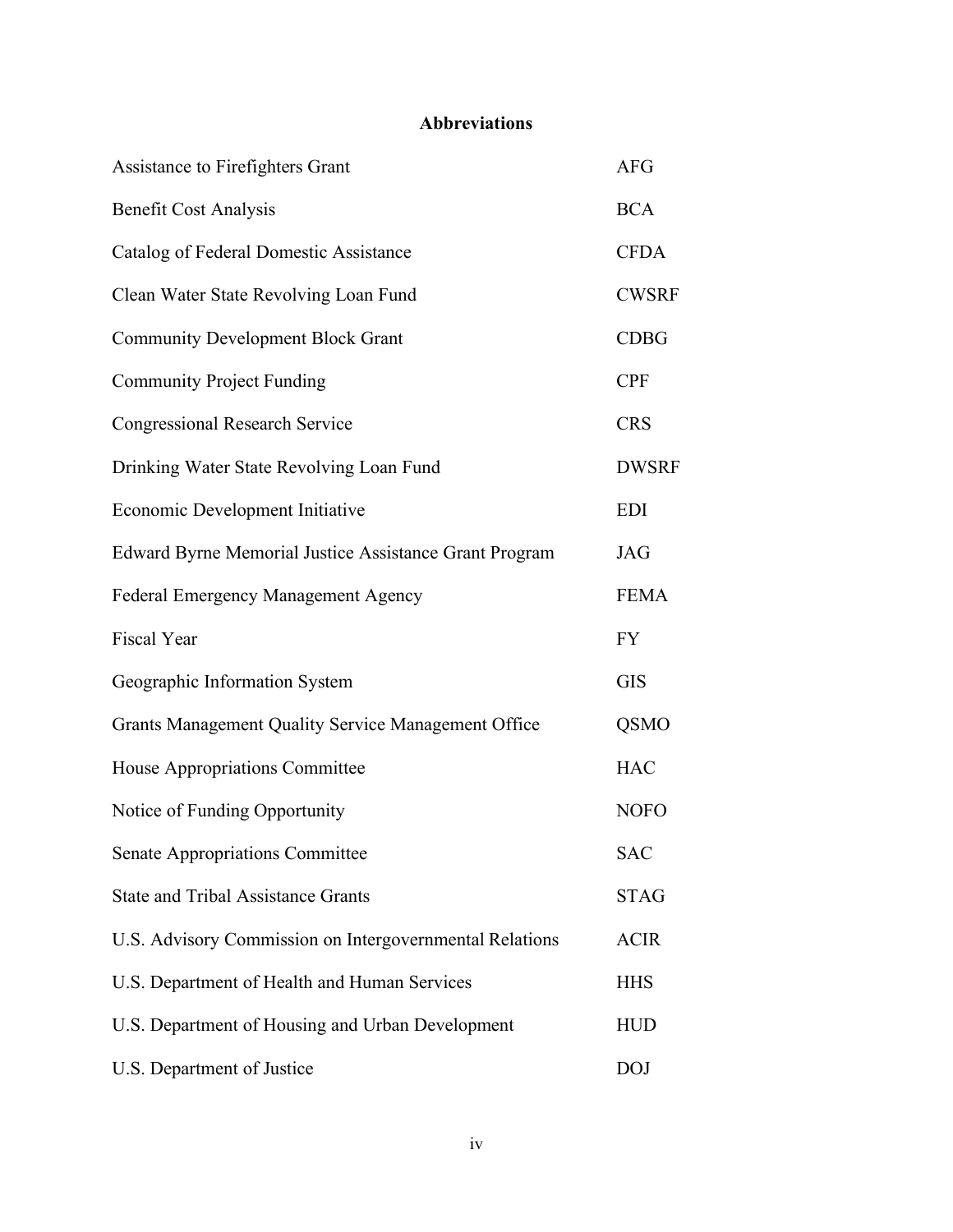## Abbreviations

| | |
|---|---|
| Assistance to Firefighters Grant | AFG |
| Benefit Cost Analysis | BCA |
| Catalog of Federal Domestic Assistance | CFDA |
| Clean Water State Revolving Loan Fund | CWSRF |
| Community Development Block Grant | CDBG |
| Community Project Funding | CPF |
| Congressional Research Service | CRS |
| Drinking Water State Revolving Loan Fund | DWSRF |
| Economic Development Initiative | EDI |
| Edward Byrne Memorial Justice Assistance Grant Program | JAG |
| Federal Emergency Management Agency | FEMA |
| Fiscal Year | FY |
| Geographic Information System | GIS |
| Grants Management Quality Service Management Office | QSMO |
| House Appropriations Committee | HAC |
| Notice of Funding Opportunity | NOFO |
| Senate Appropriations Committee | SAC |
| State and Tribal Assistance Grants | STAG |
| U.S. Advisory Commission on Intergovernmental Relations | ACIR |
| U.S. Department of Health and Human Services | HHS |
| U.S. Department of Housing and Urban Development | HUD |
| U.S. Department of Justice | DOJ |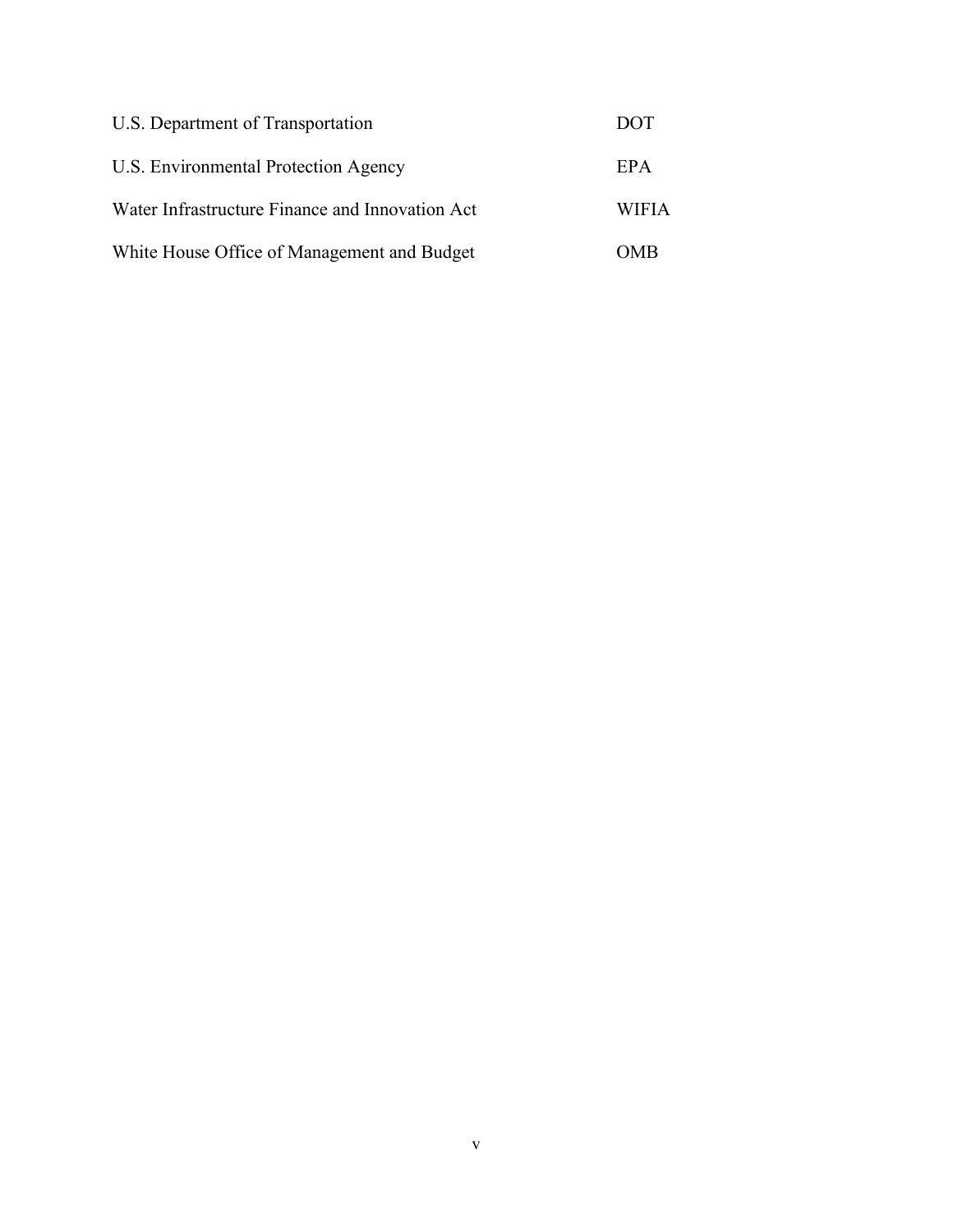| | |
|---|---|
| U.S. Department of Transportation | DOT |
| U.S. Environmental Protection Agency | EPA |
| Water Infrastructure Finance and Innovation Act | WIFIA |
| White House Office of Management and Budget | OMB |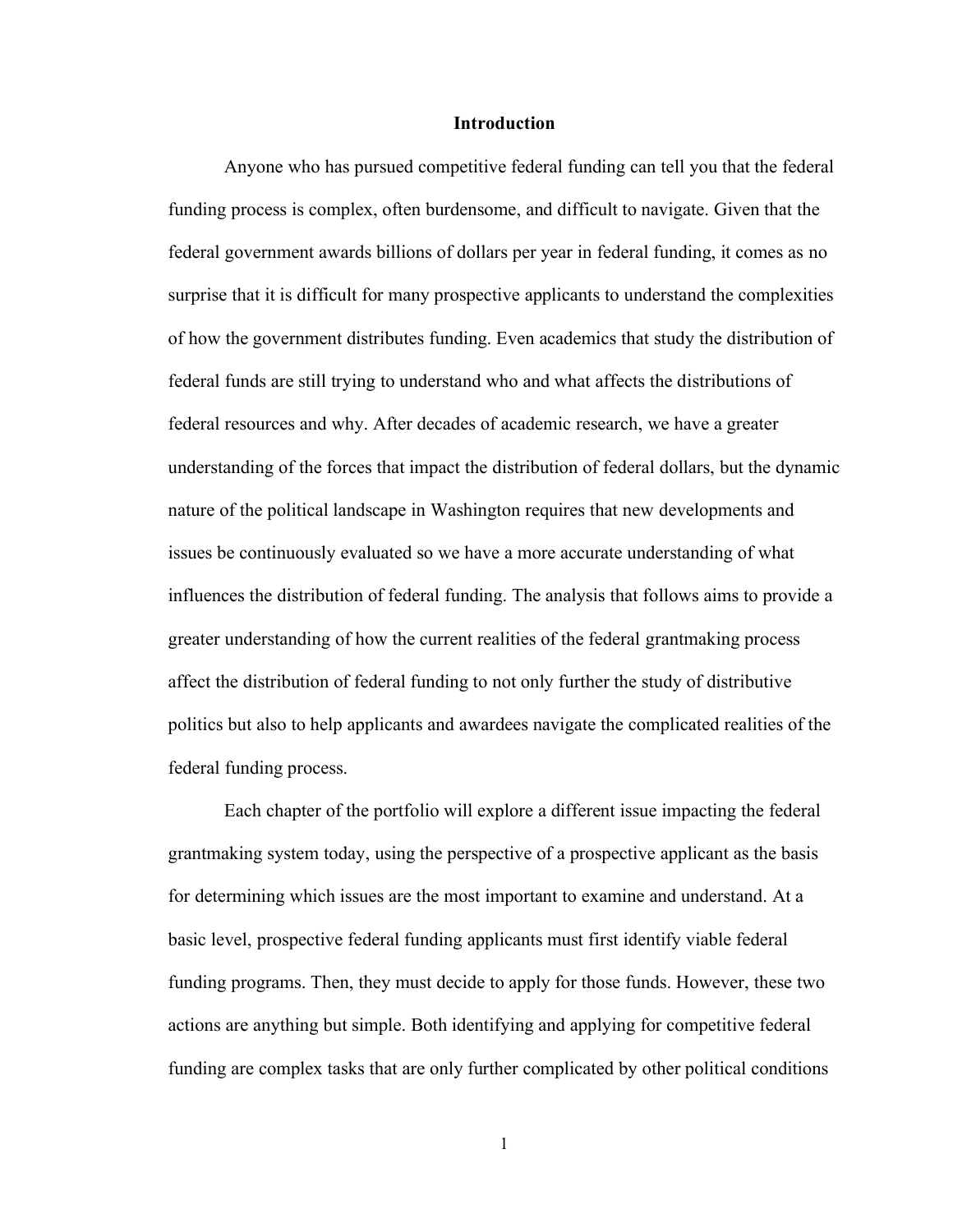# Introduction

Anyone who has pursued competitive federal funding can tell you that the federal funding process is complex, often burdensome, and difficult to navigate. Given that the federal government awards billions of dollars per year in federal funding, it comes as no surprise that it is difficult for many prospective applicants to understand the complexities of how the government distributes funding. Even academics that study the distribution of federal funds are still trying to understand who and what affects the distributions of federal resources and why. After decades of academic research, we have a greater understanding of the forces that impact the distribution of federal dollars, but the dynamic nature of the political landscape in Washington requires that new developments and issues be continuously evaluated so we have a more accurate understanding of what influences the distribution of federal funding. The analysis that follows aims to provide a greater understanding of how the current realities of the federal grantmaking process affect the distribution of federal funding to not only further the study of distributive politics but also to help applicants and awardees navigate the complicated realities of the federal funding process.

Each chapter of the portfolio will explore a different issue impacting the federal grantmaking system today, using the perspective of a prospective applicant as the basis for determining which issues are the most important to examine and understand. At a basic level, prospective federal funding applicants must first identify viable federal funding programs. Then, they must decide to apply for those funds. However, these two actions are anything but simple. Both identifying and applying for competitive federal funding are complex tasks that are only further complicated by other political conditions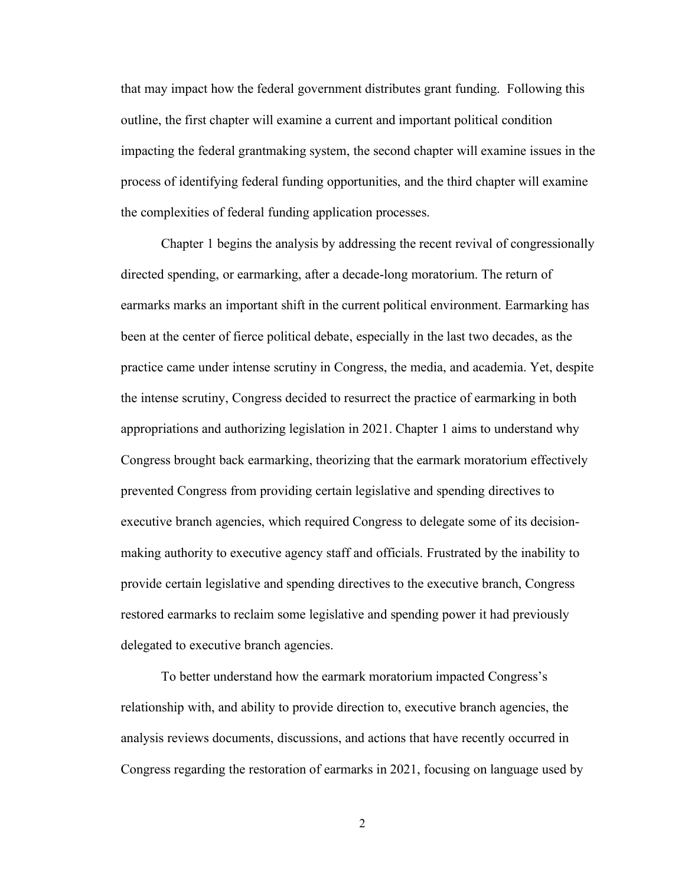that may impact how the federal government distributes grant funding. Following this outline, the first chapter will examine a current and important political condition impacting the federal grantmaking system, the second chapter will examine issues in the process of identifying federal funding opportunities, and the third chapter will examine the complexities of federal funding application processes.

Chapter 1 begins the analysis by addressing the recent revival of congressionally directed spending, or earmarking, after a decade-long moratorium. The return of earmarks marks an important shift in the current political environment. Earmarking has been at the center of fierce political debate, especially in the last two decades, as the practice came under intense scrutiny in Congress, the media, and academia. Yet, despite the intense scrutiny, Congress decided to resurrect the practice of earmarking in both appropriations and authorizing legislation in 2021. Chapter 1 aims to understand why Congress brought back earmarking, theorizing that the earmark moratorium effectively prevented Congress from providing certain legislative and spending directives to executive branch agencies, which required Congress to delegate some of its decision-making authority to executive agency staff and officials. Frustrated by the inability to provide certain legislative and spending directives to the executive branch, Congress restored earmarks to reclaim some legislative and spending power it had previously delegated to executive branch agencies.

To better understand how the earmark moratorium impacted Congress's relationship with, and ability to provide direction to, executive branch agencies, the analysis reviews documents, discussions, and actions that have recently occurred in Congress regarding the restoration of earmarks in 2021, focusing on language used by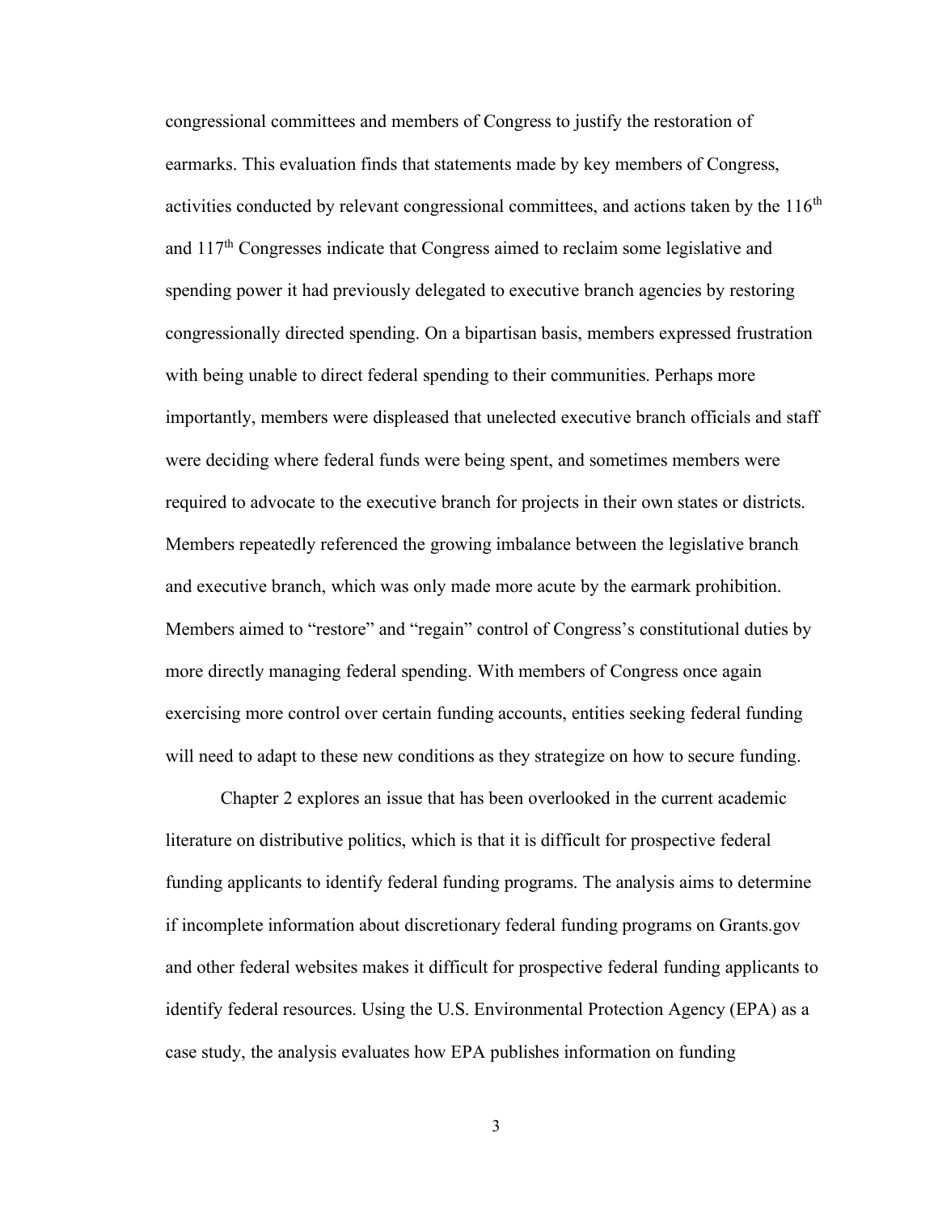congressional committees and members of Congress to justify the restoration of earmarks. This evaluation finds that statements made by key members of Congress, activities conducted by relevant congressional committees, and actions taken by the 116th and 117th Congresses indicate that Congress aimed to reclaim some legislative and spending power it had previously delegated to executive branch agencies by restoring congressionally directed spending. On a bipartisan basis, members expressed frustration with being unable to direct federal spending to their communities. Perhaps more importantly, members were displeased that unelected executive branch officials and staff were deciding where federal funds were being spent, and sometimes members were required to advocate to the executive branch for projects in their own states or districts. Members repeatedly referenced the growing imbalance between the legislative branch and executive branch, which was only made more acute by the earmark prohibition. Members aimed to "restore" and "regain" control of Congress's constitutional duties by more directly managing federal spending. With members of Congress once again exercising more control over certain funding accounts, entities seeking federal funding will need to adapt to these new conditions as they strategize on how to secure funding.

Chapter 2 explores an issue that has been overlooked in the current academic literature on distributive politics, which is that it is difficult for prospective federal funding applicants to identify federal funding programs. The analysis aims to determine if incomplete information about discretionary federal funding programs on Grants.gov and other federal websites makes it difficult for prospective federal funding applicants to identify federal resources. Using the U.S. Environmental Protection Agency (EPA) as a case study, the analysis evaluates how EPA publishes information on funding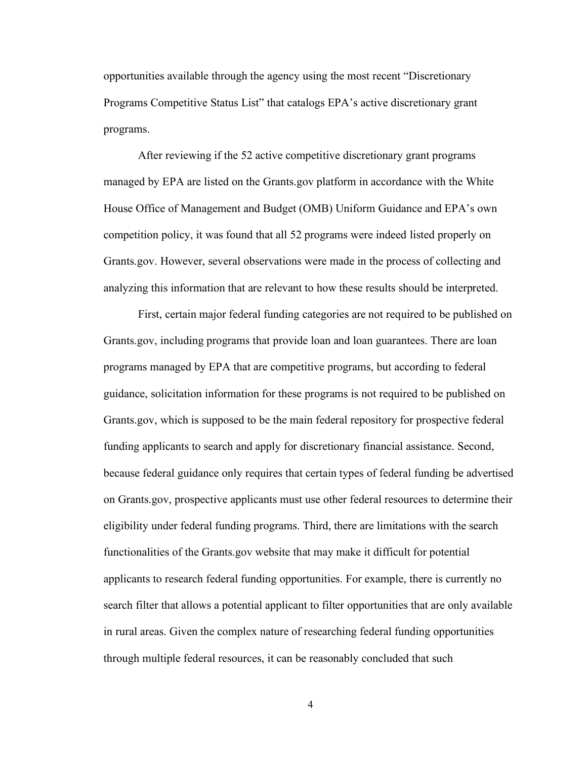opportunities available through the agency using the most recent "Discretionary Programs Competitive Status List" that catalogs EPA's active discretionary grant programs.

After reviewing if the 52 active competitive discretionary grant programs managed by EPA are listed on the Grants.gov platform in accordance with the White House Office of Management and Budget (OMB) Uniform Guidance and EPA's own competition policy, it was found that all 52 programs were indeed listed properly on Grants.gov. However, several observations were made in the process of collecting and analyzing this information that are relevant to how these results should be interpreted.

First, certain major federal funding categories are not required to be published on Grants.gov, including programs that provide loan and loan guarantees. There are loan programs managed by EPA that are competitive programs, but according to federal guidance, solicitation information for these programs is not required to be published on Grants.gov, which is supposed to be the main federal repository for prospective federal funding applicants to search and apply for discretionary financial assistance. Second, because federal guidance only requires that certain types of federal funding be advertised on Grants.gov, prospective applicants must use other federal resources to determine their eligibility under federal funding programs. Third, there are limitations with the search functionalities of the Grants.gov website that may make it difficult for potential applicants to research federal funding opportunities. For example, there is currently no search filter that allows a potential applicant to filter opportunities that are only available in rural areas. Given the complex nature of researching federal funding opportunities through multiple federal resources, it can be reasonably concluded that such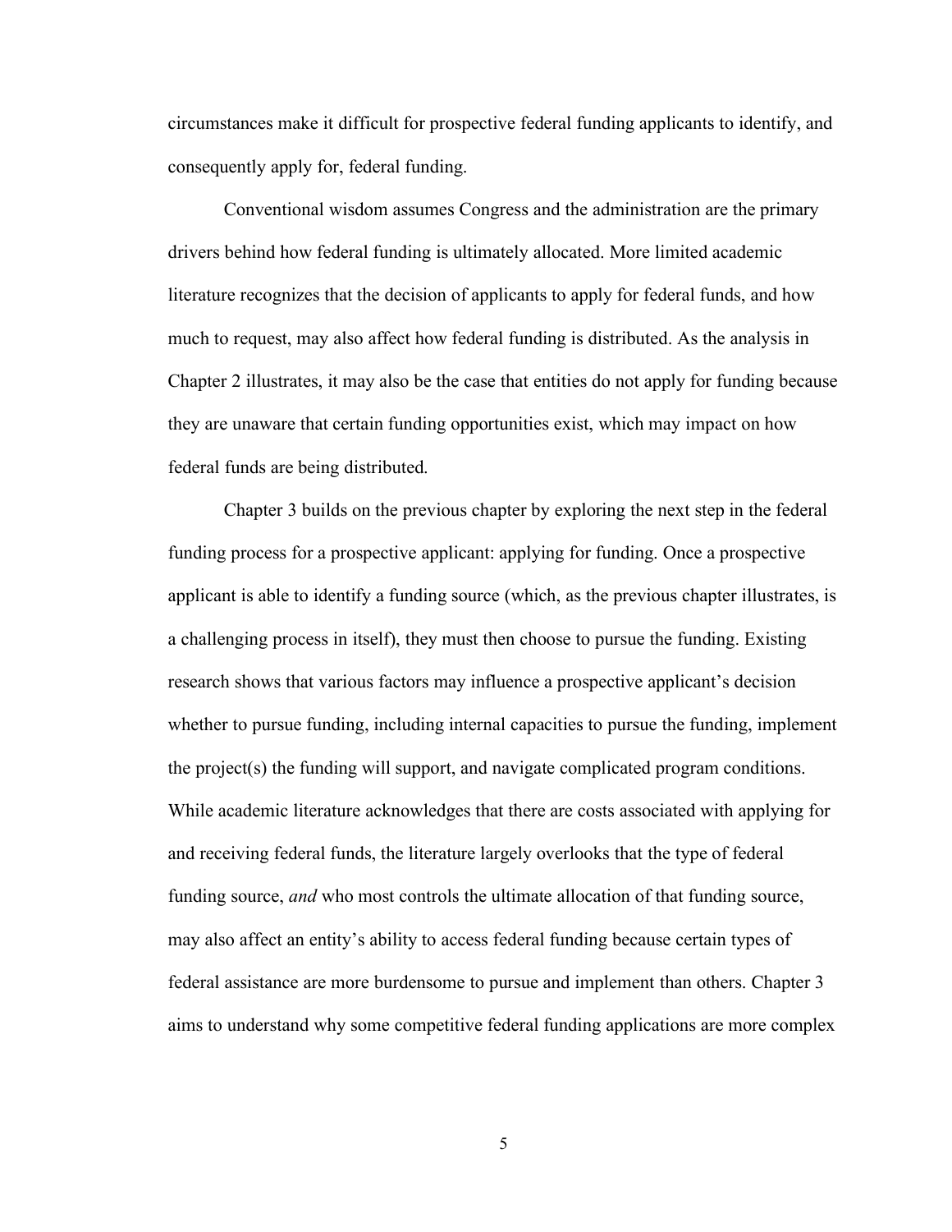circumstances make it difficult for prospective federal funding applicants to identify, and consequently apply for, federal funding.

Conventional wisdom assumes Congress and the administration are the primary drivers behind how federal funding is ultimately allocated. More limited academic literature recognizes that the decision of applicants to apply for federal funds, and how much to request, may also affect how federal funding is distributed. As the analysis in Chapter 2 illustrates, it may also be the case that entities do not apply for funding because they are unaware that certain funding opportunities exist, which may impact on how federal funds are being distributed.

Chapter 3 builds on the previous chapter by exploring the next step in the federal funding process for a prospective applicant: applying for funding. Once a prospective applicant is able to identify a funding source (which, as the previous chapter illustrates, is a challenging process in itself), they must then choose to pursue the funding. Existing research shows that various factors may influence a prospective applicant's decision whether to pursue funding, including internal capacities to pursue the funding, implement the project(s) the funding will support, and navigate complicated program conditions. While academic literature acknowledges that there are costs associated with applying for and receiving federal funds, the literature largely overlooks that the type of federal funding source, *and* who most controls the ultimate allocation of that funding source, may also affect an entity's ability to access federal funding because certain types of federal assistance are more burdensome to pursue and implement than others. Chapter 3 aims to understand why some competitive federal funding applications are more complex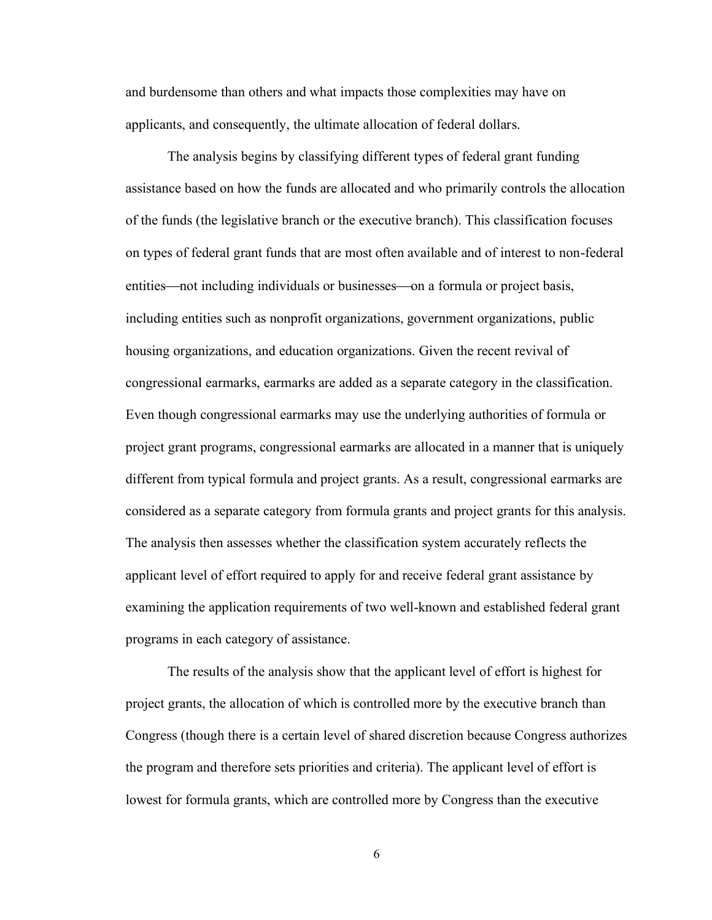and burdensome than others and what impacts those complexities may have on applicants, and consequently, the ultimate allocation of federal dollars.

The analysis begins by classifying different types of federal grant funding assistance based on how the funds are allocated and who primarily controls the allocation of the funds (the legislative branch or the executive branch). This classification focuses on types of federal grant funds that are most often available and of interest to non-federal entities—not including individuals or businesses—on a formula or project basis, including entities such as nonprofit organizations, government organizations, public housing organizations, and education organizations. Given the recent revival of congressional earmarks, earmarks are added as a separate category in the classification. Even though congressional earmarks may use the underlying authorities of formula or project grant programs, congressional earmarks are allocated in a manner that is uniquely different from typical formula and project grants. As a result, congressional earmarks are considered as a separate category from formula grants and project grants for this analysis. The analysis then assesses whether the classification system accurately reflects the applicant level of effort required to apply for and receive federal grant assistance by examining the application requirements of two well-known and established federal grant programs in each category of assistance.

The results of the analysis show that the applicant level of effort is highest for project grants, the allocation of which is controlled more by the executive branch than Congress (though there is a certain level of shared discretion because Congress authorizes the program and therefore sets priorities and criteria). The applicant level of effort is lowest for formula grants, which are controlled more by Congress than the executive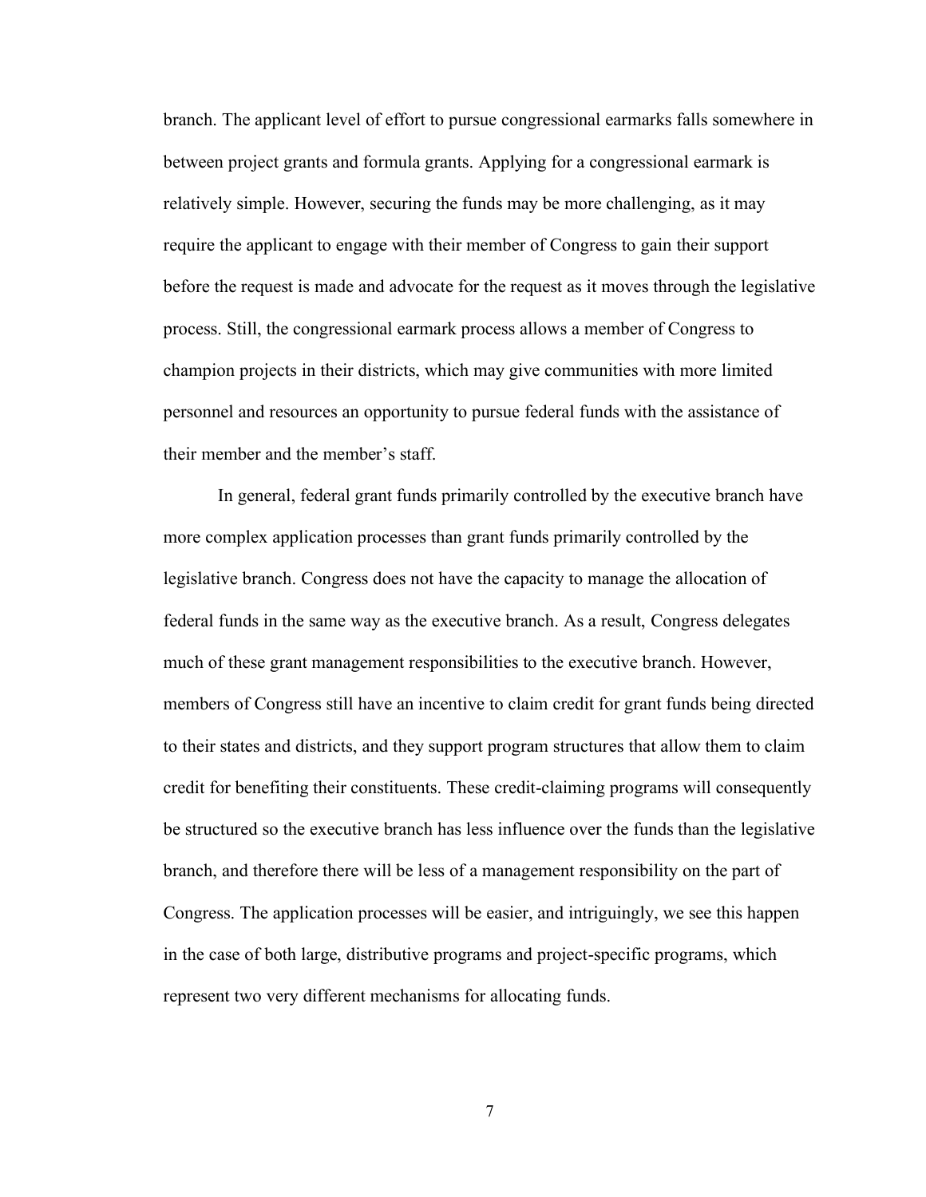branch. The applicant level of effort to pursue congressional earmarks falls somewhere in between project grants and formula grants. Applying for a congressional earmark is relatively simple. However, securing the funds may be more challenging, as it may require the applicant to engage with their member of Congress to gain their support before the request is made and advocate for the request as it moves through the legislative process. Still, the congressional earmark process allows a member of Congress to champion projects in their districts, which may give communities with more limited personnel and resources an opportunity to pursue federal funds with the assistance of their member and the member's staff.

In general, federal grant funds primarily controlled by the executive branch have more complex application processes than grant funds primarily controlled by the legislative branch. Congress does not have the capacity to manage the allocation of federal funds in the same way as the executive branch. As a result, Congress delegates much of these grant management responsibilities to the executive branch. However, members of Congress still have an incentive to claim credit for grant funds being directed to their states and districts, and they support program structures that allow them to claim credit for benefiting their constituents. These credit-claiming programs will consequently be structured so the executive branch has less influence over the funds than the legislative branch, and therefore there will be less of a management responsibility on the part of Congress. The application processes will be easier, and intriguingly, we see this happen in the case of both large, distributive programs and project-specific programs, which represent two very different mechanisms for allocating funds.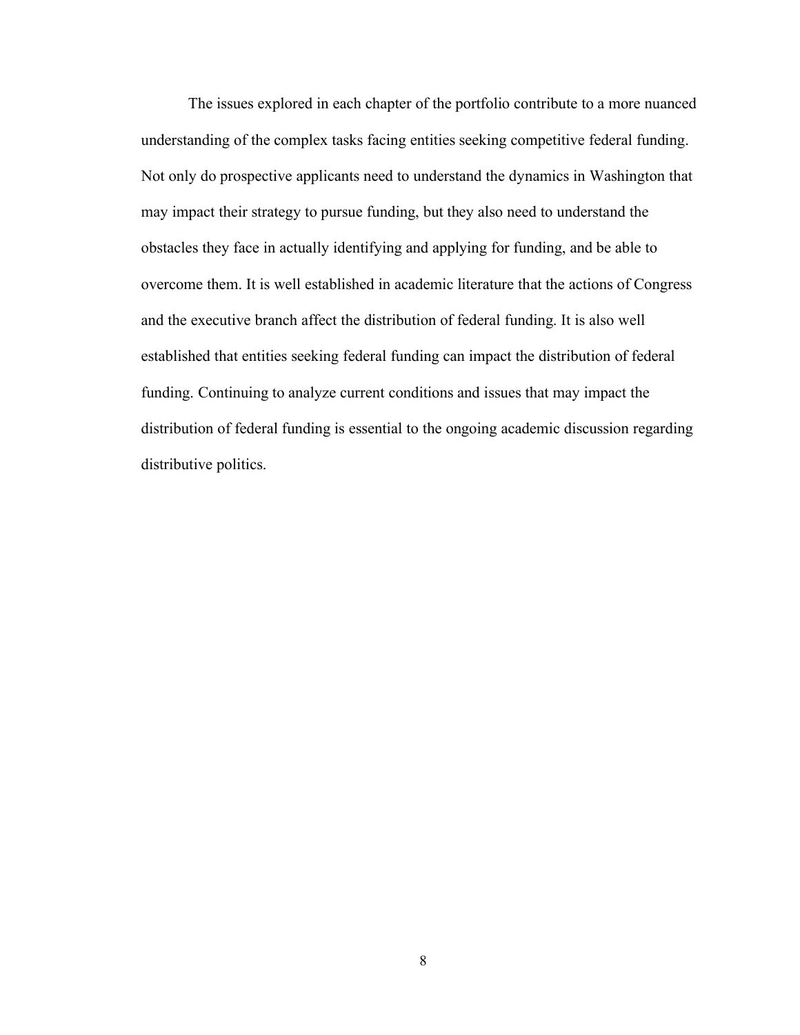The issues explored in each chapter of the portfolio contribute to a more nuanced understanding of the complex tasks facing entities seeking competitive federal funding. Not only do prospective applicants need to understand the dynamics in Washington that may impact their strategy to pursue funding, but they also need to understand the obstacles they face in actually identifying and applying for funding, and be able to overcome them. It is well established in academic literature that the actions of Congress and the executive branch affect the distribution of federal funding. It is also well established that entities seeking federal funding can impact the distribution of federal funding. Continuing to analyze current conditions and issues that may impact the distribution of federal funding is essential to the ongoing academic discussion regarding distributive politics.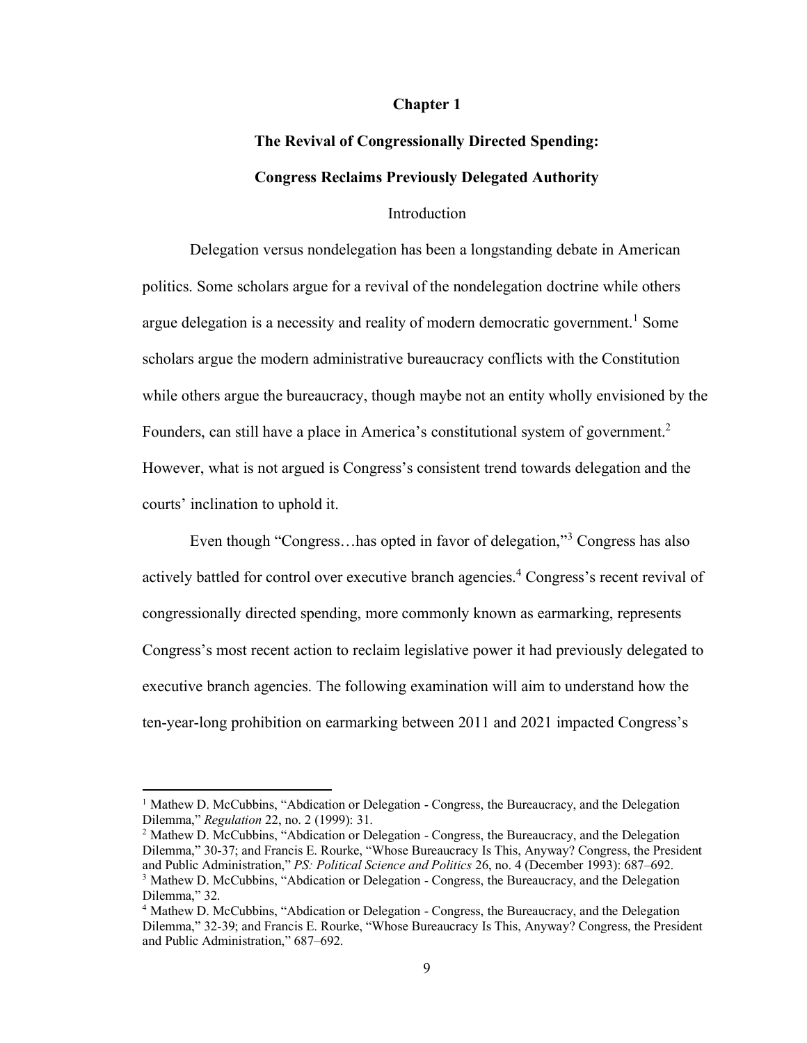# Chapter 1

## The Revival of Congressionally Directed Spending: Congress Reclaims Previously Delegated Authority

### Introduction

Delegation versus nondelegation has been a longstanding debate in American politics. Some scholars argue for a revival of the nondelegation doctrine while others argue delegation is a necessity and reality of modern democratic government.[1] Some scholars argue the modern administrative bureaucracy conflicts with the Constitution while others argue the bureaucracy, though maybe not an entity wholly envisioned by the Founders, can still have a place in America's constitutional system of government.[2] However, what is not argued is Congress's consistent trend towards delegation and the courts' inclination to uphold it.

Even though "Congress…has opted in favor of delegation,"[3] Congress has also actively battled for control over executive branch agencies.[4] Congress's recent revival of congressionally directed spending, more commonly known as earmarking, represents Congress's most recent action to reclaim legislative power it had previously delegated to executive branch agencies. The following examination will aim to understand how the ten-year-long prohibition on earmarking between 2011 and 2021 impacted Congress's

---

[1] Mathew D. McCubbins, "Abdication or Delegation - Congress, the Bureaucracy, and the Delegation Dilemma," *Regulation* 22, no. 2 (1999): 31.

[2] Mathew D. McCubbins, "Abdication or Delegation - Congress, the Bureaucracy, and the Delegation Dilemma," 30-37; and Francis E. Rourke, "Whose Bureaucracy Is This, Anyway? Congress, the President and Public Administration," *PS: Political Science and Politics* 26, no. 4 (December 1993): 687–692.

[3] Mathew D. McCubbins, "Abdication or Delegation - Congress, the Bureaucracy, and the Delegation Dilemma," 32.

[4] Mathew D. McCubbins, "Abdication or Delegation - Congress, the Bureaucracy, and the Delegation Dilemma," 32-39; and Francis E. Rourke, "Whose Bureaucracy Is This, Anyway? Congress, the President and Public Administration," 687–692.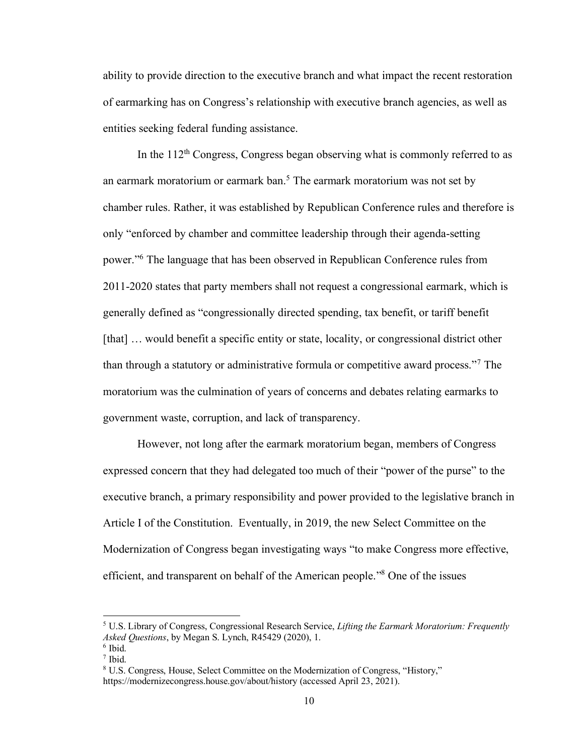ability to provide direction to the executive branch and what impact the recent restoration of earmarking has on Congress's relationship with executive branch agencies, as well as entities seeking federal funding assistance.

In the 112th Congress, Congress began observing what is commonly referred to as an earmark moratorium or earmark ban.[5] The earmark moratorium was not set by chamber rules. Rather, it was established by Republican Conference rules and therefore is only "enforced by chamber and committee leadership through their agenda-setting power."[6] The language that has been observed in Republican Conference rules from 2011-2020 states that party members shall not request a congressional earmark, which is generally defined as "congressionally directed spending, tax benefit, or tariff benefit [that] … would benefit a specific entity or state, locality, or congressional district other than through a statutory or administrative formula or competitive award process."[7] The moratorium was the culmination of years of concerns and debates relating earmarks to government waste, corruption, and lack of transparency.

However, not long after the earmark moratorium began, members of Congress expressed concern that they had delegated too much of their "power of the purse" to the executive branch, a primary responsibility and power provided to the legislative branch in Article I of the Constitution. Eventually, in 2019, the new Select Committee on the Modernization of Congress began investigating ways "to make Congress more effective, efficient, and transparent on behalf of the American people."[8] One of the issues

---

[5] U.S. Library of Congress, Congressional Research Service, *Lifting the Earmark Moratorium: Frequently Asked Questions*, by Megan S. Lynch, R45429 (2020), 1.

[6] Ibid.

[7] Ibid.

[8] U.S. Congress, House, Select Committee on the Modernization of Congress, "History," https://modernizecongress.house.gov/about/history (accessed April 23, 2021).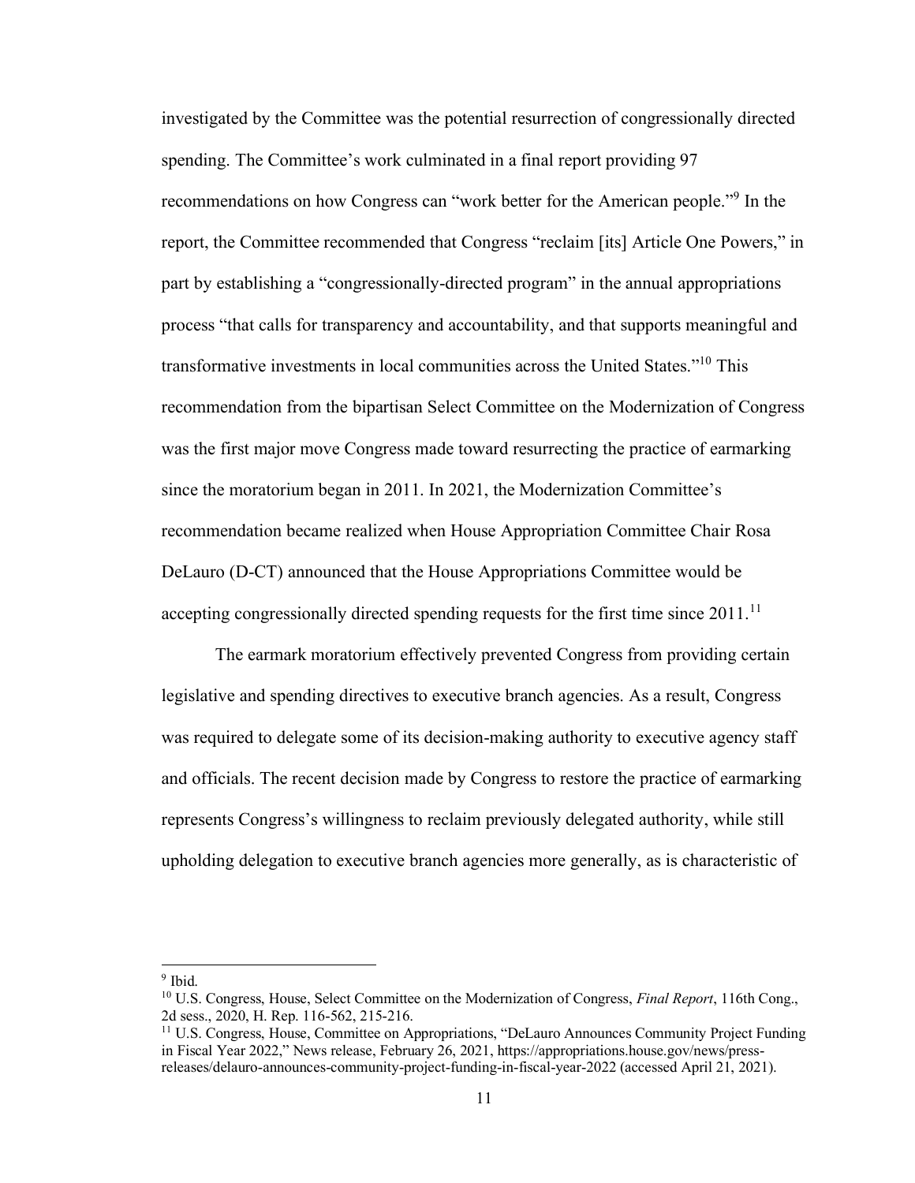investigated by the Committee was the potential resurrection of congressionally directed spending. The Committee's work culminated in a final report providing 97 recommendations on how Congress can "work better for the American people."[9] In the report, the Committee recommended that Congress "reclaim [its] Article One Powers," in part by establishing a "congressionally-directed program" in the annual appropriations process "that calls for transparency and accountability, and that supports meaningful and transformative investments in local communities across the United States."[10] This recommendation from the bipartisan Select Committee on the Modernization of Congress was the first major move Congress made toward resurrecting the practice of earmarking since the moratorium began in 2011. In 2021, the Modernization Committee's recommendation became realized when House Appropriation Committee Chair Rosa DeLauro (D-CT) announced that the House Appropriations Committee would be accepting congressionally directed spending requests for the first time since 2011.[11]

The earmark moratorium effectively prevented Congress from providing certain legislative and spending directives to executive branch agencies. As a result, Congress was required to delegate some of its decision-making authority to executive agency staff and officials. The recent decision made by Congress to restore the practice of earmarking represents Congress's willingness to reclaim previously delegated authority, while still upholding delegation to executive branch agencies more generally, as is characteristic of

---

[9] Ibid.

[10] U.S. Congress, House, Select Committee on the Modernization of Congress, *Final Report*, 116th Cong., 2d sess., 2020, H. Rep. 116-562, 215-216.

[11] U.S. Congress, House, Committee on Appropriations, "DeLauro Announces Community Project Funding in Fiscal Year 2022," News release, February 26, 2021, https://appropriations.house.gov/news/press-releases/delauro-announces-community-project-funding-in-fiscal-year-2022 (accessed April 21, 2021).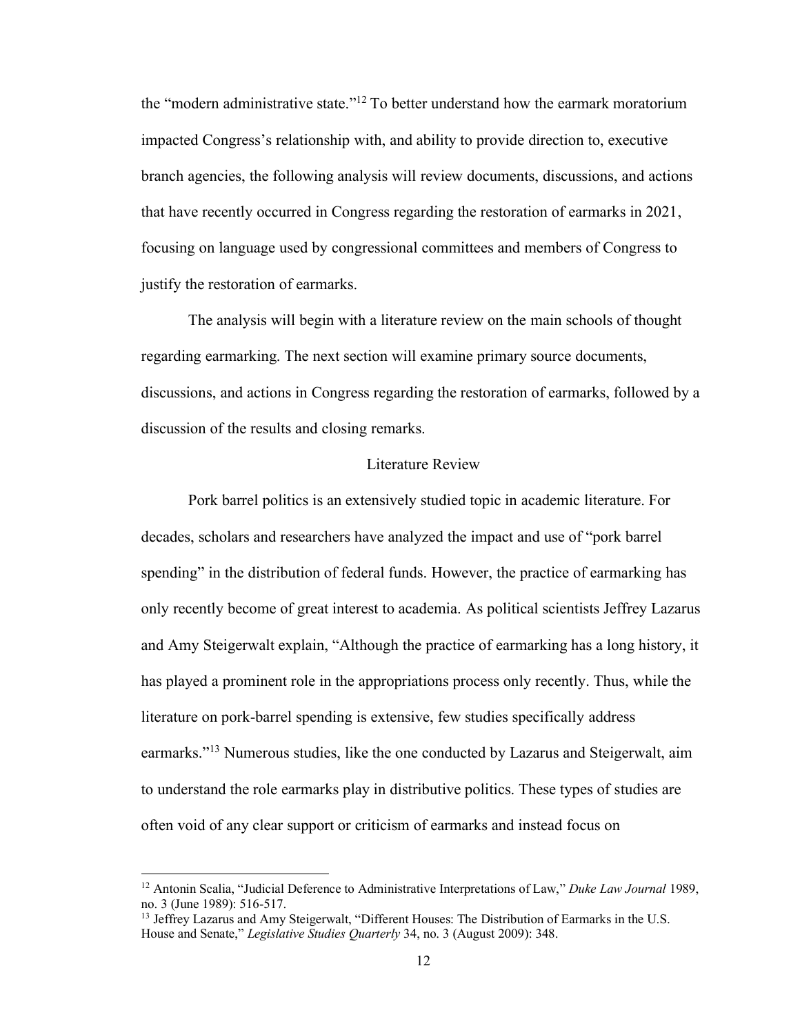the "modern administrative state."[12] To better understand how the earmark moratorium impacted Congress's relationship with, and ability to provide direction to, executive branch agencies, the following analysis will review documents, discussions, and actions that have recently occurred in Congress regarding the restoration of earmarks in 2021, focusing on language used by congressional committees and members of Congress to justify the restoration of earmarks.

The analysis will begin with a literature review on the main schools of thought regarding earmarking. The next section will examine primary source documents, discussions, and actions in Congress regarding the restoration of earmarks, followed by a discussion of the results and closing remarks.

## Literature Review

Pork barrel politics is an extensively studied topic in academic literature. For decades, scholars and researchers have analyzed the impact and use of "pork barrel spending" in the distribution of federal funds. However, the practice of earmarking has only recently become of great interest to academia. As political scientists Jeffrey Lazarus and Amy Steigerwalt explain, "Although the practice of earmarking has a long history, it has played a prominent role in the appropriations process only recently. Thus, while the literature on pork-barrel spending is extensive, few studies specifically address earmarks."[13] Numerous studies, like the one conducted by Lazarus and Steigerwalt, aim to understand the role earmarks play in distributive politics. These types of studies are often void of any clear support or criticism of earmarks and instead focus on

---

[12] Antonin Scalia, "Judicial Deference to Administrative Interpretations of Law," *Duke Law Journal* 1989, no. 3 (June 1989): 516-517.

[13] Jeffrey Lazarus and Amy Steigerwalt, "Different Houses: The Distribution of Earmarks in the U.S. House and Senate," *Legislative Studies Quarterly* 34, no. 3 (August 2009): 348.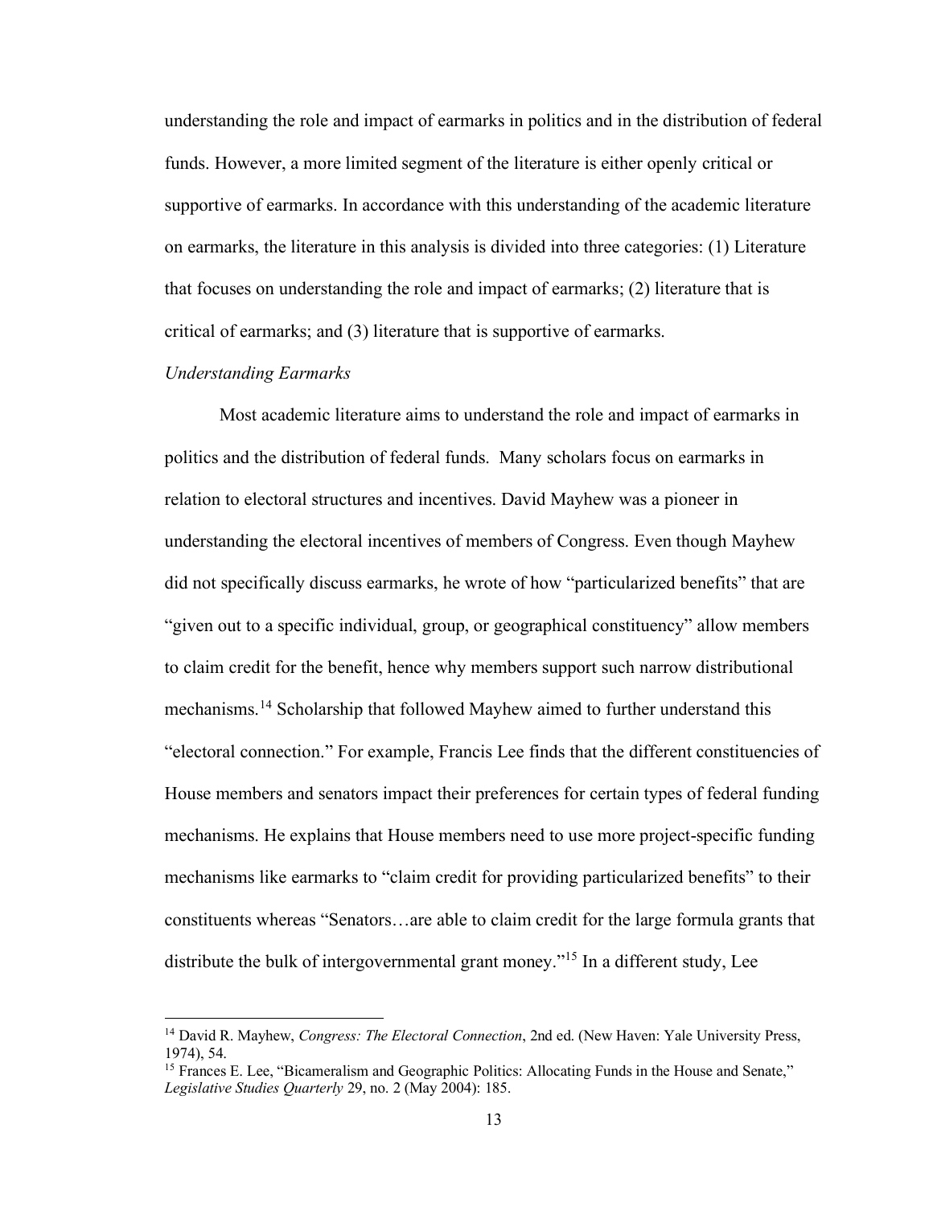understanding the role and impact of earmarks in politics and in the distribution of federal funds. However, a more limited segment of the literature is either openly critical or supportive of earmarks. In accordance with this understanding of the academic literature on earmarks, the literature in this analysis is divided into three categories: (1) Literature that focuses on understanding the role and impact of earmarks; (2) literature that is critical of earmarks; and (3) literature that is supportive of earmarks.

*Understanding Earmarks*

Most academic literature aims to understand the role and impact of earmarks in politics and the distribution of federal funds. Many scholars focus on earmarks in relation to electoral structures and incentives. David Mayhew was a pioneer in understanding the electoral incentives of members of Congress. Even though Mayhew did not specifically discuss earmarks, he wrote of how "particularized benefits" that are "given out to a specific individual, group, or geographical constituency" allow members to claim credit for the benefit, hence why members support such narrow distributional mechanisms.[14] Scholarship that followed Mayhew aimed to further understand this "electoral connection." For example, Francis Lee finds that the different constituencies of House members and senators impact their preferences for certain types of federal funding mechanisms. He explains that House members need to use more project-specific funding mechanisms like earmarks to "claim credit for providing particularized benefits" to their constituents whereas "Senators…are able to claim credit for the large formula grants that distribute the bulk of intergovernmental grant money."[15] In a different study, Lee

[14] David R. Mayhew, *Congress: The Electoral Connection*, 2nd ed. (New Haven: Yale University Press, 1974), 54.

[15] Frances E. Lee, "Bicameralism and Geographic Politics: Allocating Funds in the House and Senate," *Legislative Studies Quarterly* 29, no. 2 (May 2004): 185.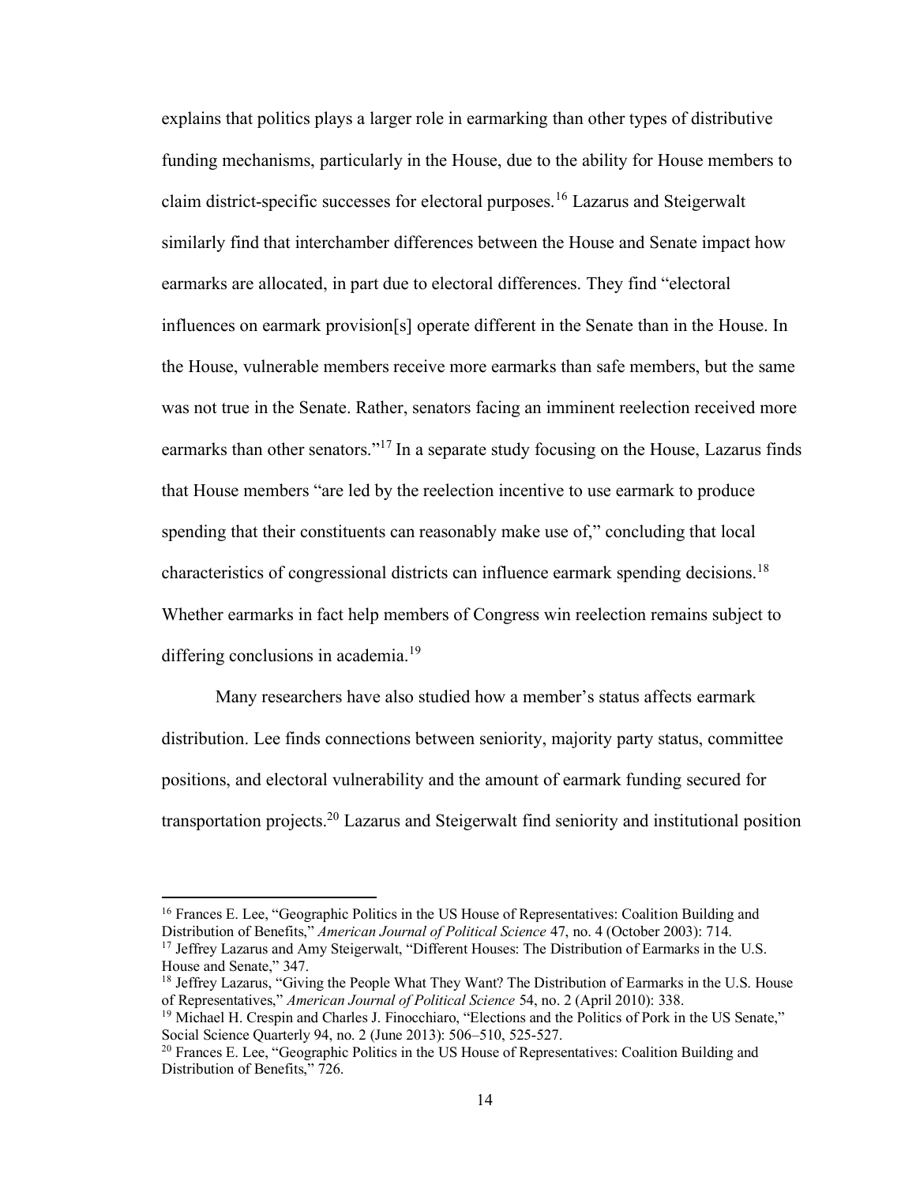explains that politics plays a larger role in earmarking than other types of distributive funding mechanisms, particularly in the House, due to the ability for House members to claim district-specific successes for electoral purposes.[16] Lazarus and Steigerwalt similarly find that interchamber differences between the House and Senate impact how earmarks are allocated, in part due to electoral differences. They find "electoral influences on earmark provision[s] operate different in the Senate than in the House. In the House, vulnerable members receive more earmarks than safe members, but the same was not true in the Senate. Rather, senators facing an imminent reelection received more earmarks than other senators."[17] In a separate study focusing on the House, Lazarus finds that House members "are led by the reelection incentive to use earmark to produce spending that their constituents can reasonably make use of," concluding that local characteristics of congressional districts can influence earmark spending decisions.[18] Whether earmarks in fact help members of Congress win reelection remains subject to differing conclusions in academia.[19]

Many researchers have also studied how a member's status affects earmark distribution. Lee finds connections between seniority, majority party status, committee positions, and electoral vulnerability and the amount of earmark funding secured for transportation projects.[20] Lazarus and Steigerwalt find seniority and institutional position

---

[16] Frances E. Lee, "Geographic Politics in the US House of Representatives: Coalition Building and Distribution of Benefits," *American Journal of Political Science* 47, no. 4 (October 2003): 714.

[17] Jeffrey Lazarus and Amy Steigerwalt, "Different Houses: The Distribution of Earmarks in the U.S. House and Senate," 347.

[18] Jeffrey Lazarus, "Giving the People What They Want? The Distribution of Earmarks in the U.S. House of Representatives," *American Journal of Political Science* 54, no. 2 (April 2010): 338.

[19] Michael H. Crespin and Charles J. Finocchiaro, "Elections and the Politics of Pork in the US Senate," Social Science Quarterly 94, no. 2 (June 2013): 506–510, 525-527.

[20] Frances E. Lee, "Geographic Politics in the US House of Representatives: Coalition Building and Distribution of Benefits," 726.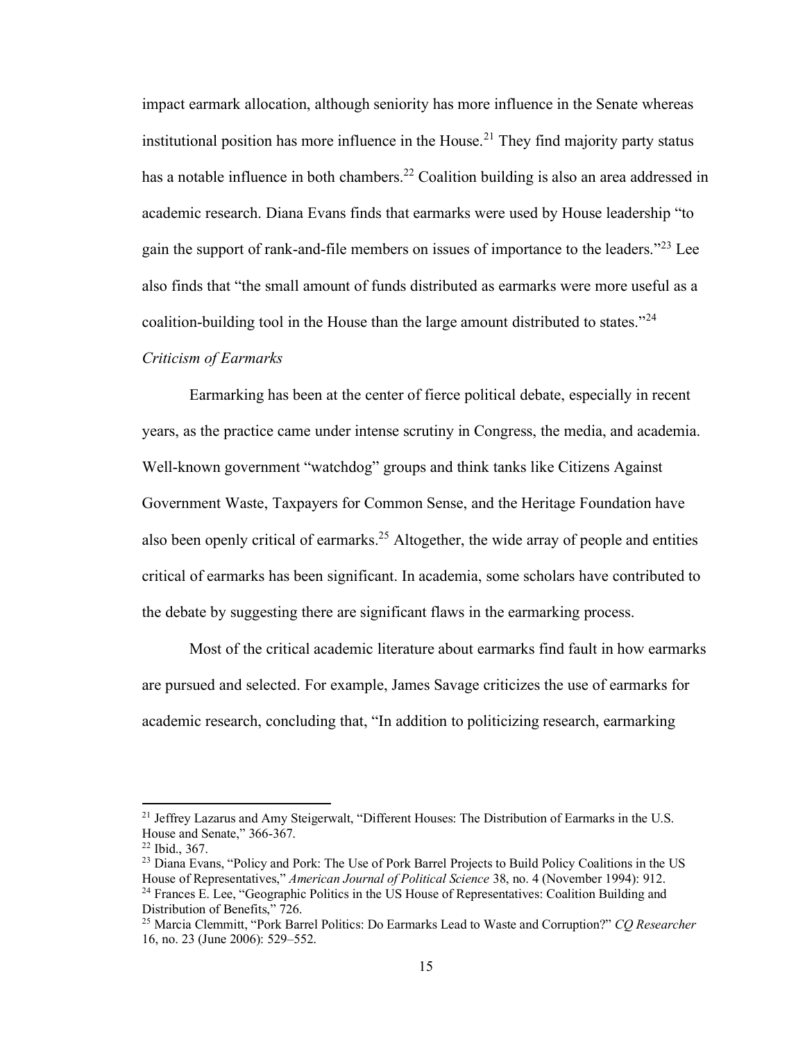impact earmark allocation, although seniority has more influence in the Senate whereas institutional position has more influence in the House.[21] They find majority party status has a notable influence in both chambers.[22] Coalition building is also an area addressed in academic research. Diana Evans finds that earmarks were used by House leadership "to gain the support of rank-and-file members on issues of importance to the leaders."[23] Lee also finds that "the small amount of funds distributed as earmarks were more useful as a coalition-building tool in the House than the large amount distributed to states."[24]

*Criticism of Earmarks*

Earmarking has been at the center of fierce political debate, especially in recent years, as the practice came under intense scrutiny in Congress, the media, and academia. Well-known government "watchdog" groups and think tanks like Citizens Against Government Waste, Taxpayers for Common Sense, and the Heritage Foundation have also been openly critical of earmarks.[25] Altogether, the wide array of people and entities critical of earmarks has been significant. In academia, some scholars have contributed to the debate by suggesting there are significant flaws in the earmarking process.

Most of the critical academic literature about earmarks find fault in how earmarks are pursued and selected. For example, James Savage criticizes the use of earmarks for academic research, concluding that, "In addition to politicizing research, earmarking

---

[21] Jeffrey Lazarus and Amy Steigerwalt, "Different Houses: The Distribution of Earmarks in the U.S. House and Senate," 366-367.

[22] Ibid., 367.

[23] Diana Evans, "Policy and Pork: The Use of Pork Barrel Projects to Build Policy Coalitions in the US House of Representatives," *American Journal of Political Science* 38, no. 4 (November 1994): 912.

[24] Frances E. Lee, "Geographic Politics in the US House of Representatives: Coalition Building and Distribution of Benefits," 726.

[25] Marcia Clemmitt, "Pork Barrel Politics: Do Earmarks Lead to Waste and Corruption?" *CQ Researcher* 16, no. 23 (June 2006): 529–552.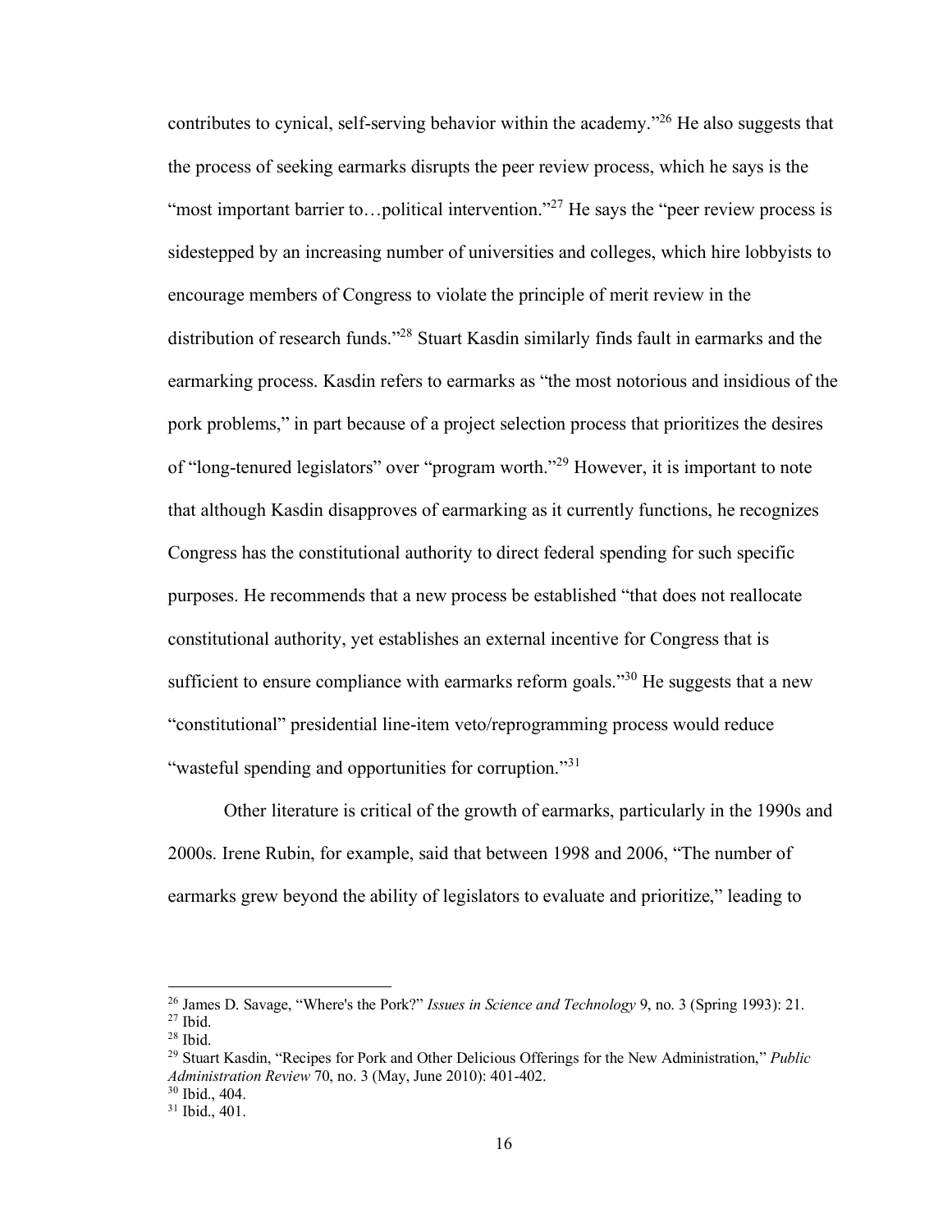contributes to cynical, self-serving behavior within the academy."[26] He also suggests that the process of seeking earmarks disrupts the peer review process, which he says is the "most important barrier to…political intervention."[27] He says the "peer review process is sidestepped by an increasing number of universities and colleges, which hire lobbyists to encourage members of Congress to violate the principle of merit review in the distribution of research funds."[28] Stuart Kasdin similarly finds fault in earmarks and the earmarking process. Kasdin refers to earmarks as "the most notorious and insidious of the pork problems," in part because of a project selection process that prioritizes the desires of "long-tenured legislators" over "program worth."[29] However, it is important to note that although Kasdin disapproves of earmarking as it currently functions, he recognizes Congress has the constitutional authority to direct federal spending for such specific purposes. He recommends that a new process be established "that does not reallocate constitutional authority, yet establishes an external incentive for Congress that is sufficient to ensure compliance with earmarks reform goals."[30] He suggests that a new "constitutional" presidential line-item veto/reprogramming process would reduce "wasteful spending and opportunities for corruption."[31]

Other literature is critical of the growth of earmarks, particularly in the 1990s and 2000s. Irene Rubin, for example, said that between 1998 and 2006, "The number of earmarks grew beyond the ability of legislators to evaluate and prioritize," leading to

---

[26] James D. Savage, "Where's the Pork?" *Issues in Science and Technology* 9, no. 3 (Spring 1993): 21.
[27] Ibid.
[28] Ibid.
[29] Stuart Kasdin, "Recipes for Pork and Other Delicious Offerings for the New Administration," *Public Administration Review* 70, no. 3 (May, June 2010): 401-402.
[30] Ibid., 404.
[31] Ibid., 401.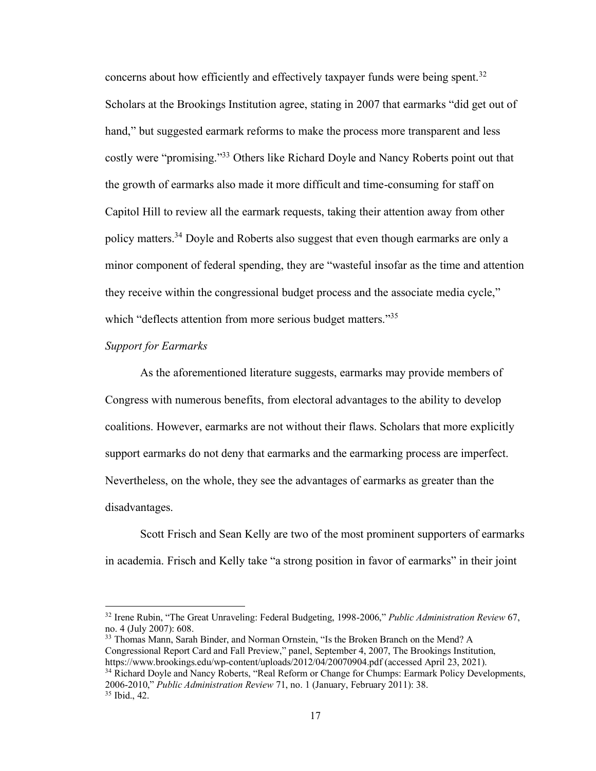concerns about how efficiently and effectively taxpayer funds were being spent.[32] Scholars at the Brookings Institution agree, stating in 2007 that earmarks "did get out of hand," but suggested earmark reforms to make the process more transparent and less costly were "promising."[33] Others like Richard Doyle and Nancy Roberts point out that the growth of earmarks also made it more difficult and time-consuming for staff on Capitol Hill to review all the earmark requests, taking their attention away from other policy matters.[34] Doyle and Roberts also suggest that even though earmarks are only a minor component of federal spending, they are "wasteful insofar as the time and attention they receive within the congressional budget process and the associate media cycle," which "deflects attention from more serious budget matters."[35]

*Support for Earmarks*

As the aforementioned literature suggests, earmarks may provide members of Congress with numerous benefits, from electoral advantages to the ability to develop coalitions. However, earmarks are not without their flaws. Scholars that more explicitly support earmarks do not deny that earmarks and the earmarking process are imperfect. Nevertheless, on the whole, they see the advantages of earmarks as greater than the disadvantages.

Scott Frisch and Sean Kelly are two of the most prominent supporters of earmarks in academia. Frisch and Kelly take "a strong position in favor of earmarks" in their joint

---

[32] Irene Rubin, "The Great Unraveling: Federal Budgeting, 1998-2006," *Public Administration Review* 67, no. 4 (July 2007): 608.

[33] Thomas Mann, Sarah Binder, and Norman Ornstein, "Is the Broken Branch on the Mend? A Congressional Report Card and Fall Preview," panel, September 4, 2007, The Brookings Institution, https://www.brookings.edu/wp-content/uploads/2012/04/20070904.pdf (accessed April 23, 2021).

[34] Richard Doyle and Nancy Roberts, "Real Reform or Change for Chumps: Earmark Policy Developments, 2006-2010," *Public Administration Review* 71, no. 1 (January, February 2011): 38.

[35] Ibid., 42.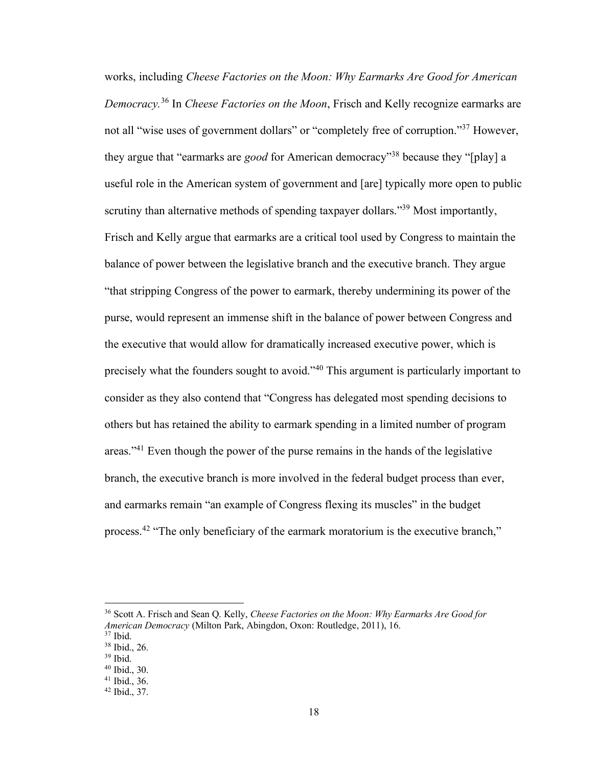works, including *Cheese Factories on the Moon: Why Earmarks Are Good for American Democracy.*[36] In *Cheese Factories on the Moon*, Frisch and Kelly recognize earmarks are not all "wise uses of government dollars" or "completely free of corruption."[37] However, they argue that "earmarks are *good* for American democracy"[38] because they "[play] a useful role in the American system of government and [are] typically more open to public scrutiny than alternative methods of spending taxpayer dollars."[39] Most importantly, Frisch and Kelly argue that earmarks are a critical tool used by Congress to maintain the balance of power between the legislative branch and the executive branch. They argue "that stripping Congress of the power to earmark, thereby undermining its power of the purse, would represent an immense shift in the balance of power between Congress and the executive that would allow for dramatically increased executive power, which is precisely what the founders sought to avoid."[40] This argument is particularly important to consider as they also contend that "Congress has delegated most spending decisions to others but has retained the ability to earmark spending in a limited number of program areas."[41] Even though the power of the purse remains in the hands of the legislative branch, the executive branch is more involved in the federal budget process than ever, and earmarks remain "an example of Congress flexing its muscles" in the budget process.[42] "The only beneficiary of the earmark moratorium is the executive branch,"

---

[36] Scott A. Frisch and Sean Q. Kelly, *Cheese Factories on the Moon: Why Earmarks Are Good for American Democracy* (Milton Park, Abingdon, Oxon: Routledge, 2011), 16.
[37] Ibid.
[38] Ibid., 26.
[39] Ibid.
[40] Ibid., 30.
[41] Ibid., 36.
[42] Ibid., 37.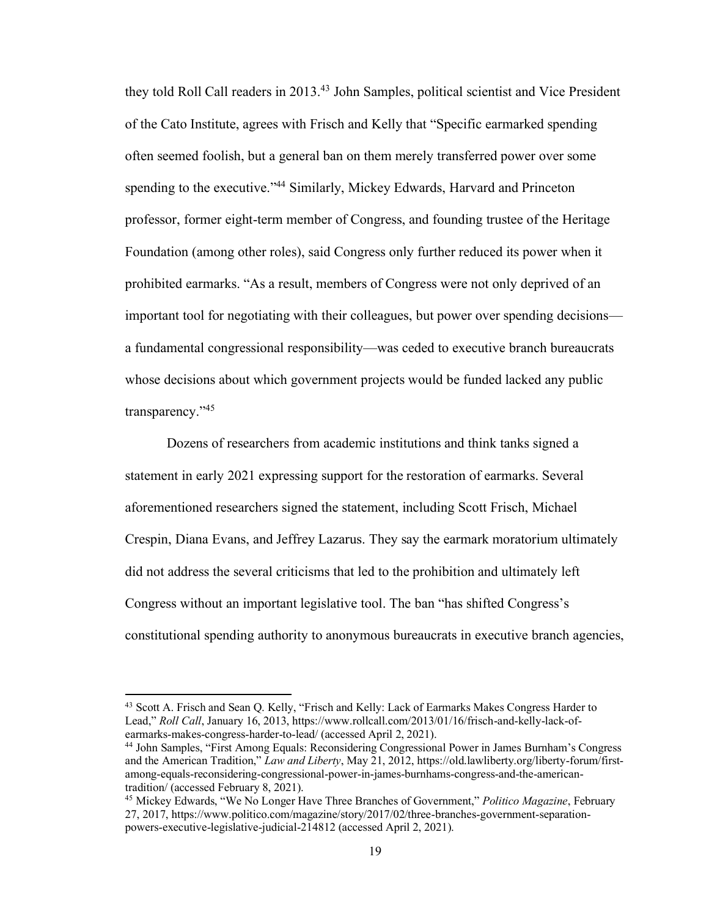they told Roll Call readers in 2013.[43] John Samples, political scientist and Vice President of the Cato Institute, agrees with Frisch and Kelly that "Specific earmarked spending often seemed foolish, but a general ban on them merely transferred power over some spending to the executive."[44] Similarly, Mickey Edwards, Harvard and Princeton professor, former eight-term member of Congress, and founding trustee of the Heritage Foundation (among other roles), said Congress only further reduced its power when it prohibited earmarks. "As a result, members of Congress were not only deprived of an important tool for negotiating with their colleagues, but power over spending decisions—a fundamental congressional responsibility—was ceded to executive branch bureaucrats whose decisions about which government projects would be funded lacked any public transparency."[45]

Dozens of researchers from academic institutions and think tanks signed a statement in early 2021 expressing support for the restoration of earmarks. Several aforementioned researchers signed the statement, including Scott Frisch, Michael Crespin, Diana Evans, and Jeffrey Lazarus. They say the earmark moratorium ultimately did not address the several criticisms that led to the prohibition and ultimately left Congress without an important legislative tool. The ban "has shifted Congress's constitutional spending authority to anonymous bureaucrats in executive branch agencies,

---

[43] Scott A. Frisch and Sean Q. Kelly, "Frisch and Kelly: Lack of Earmarks Makes Congress Harder to Lead," *Roll Call*, January 16, 2013, https://www.rollcall.com/2013/01/16/frisch-and-kelly-lack-of-earmarks-makes-congress-harder-to-lead/ (accessed April 2, 2021).

[44] John Samples, "First Among Equals: Reconsidering Congressional Power in James Burnham's Congress and the American Tradition," *Law and Liberty*, May 21, 2012, https://old.lawliberty.org/liberty-forum/first-among-equals-reconsidering-congressional-power-in-james-burnhams-congress-and-the-american-tradition/ (accessed February 8, 2021).

[45] Mickey Edwards, "We No Longer Have Three Branches of Government," *Politico Magazine*, February 27, 2017, https://www.politico.com/magazine/story/2017/02/three-branches-government-separation-powers-executive-legislative-judicial-214812 (accessed April 2, 2021).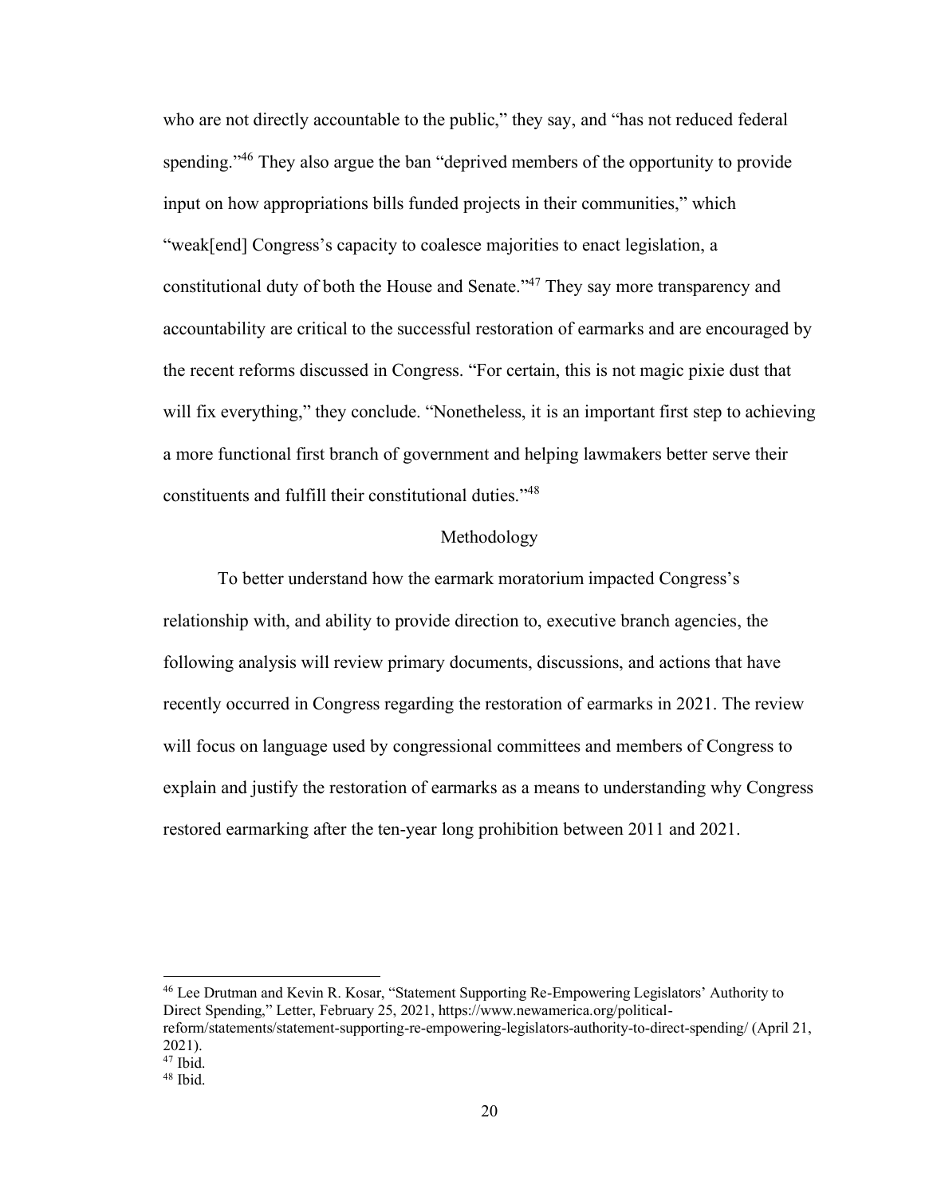who are not directly accountable to the public," they say, and "has not reduced federal spending."[46] They also argue the ban "deprived members of the opportunity to provide input on how appropriations bills funded projects in their communities," which "weak[end] Congress's capacity to coalesce majorities to enact legislation, a constitutional duty of both the House and Senate."[47] They say more transparency and accountability are critical to the successful restoration of earmarks and are encouraged by the recent reforms discussed in Congress. "For certain, this is not magic pixie dust that will fix everything," they conclude. "Nonetheless, it is an important first step to achieving a more functional first branch of government and helping lawmakers better serve their constituents and fulfill their constitutional duties."[48]

## Methodology

To better understand how the earmark moratorium impacted Congress's relationship with, and ability to provide direction to, executive branch agencies, the following analysis will review primary documents, discussions, and actions that have recently occurred in Congress regarding the restoration of earmarks in 2021. The review will focus on language used by congressional committees and members of Congress to explain and justify the restoration of earmarks as a means to understanding why Congress restored earmarking after the ten-year long prohibition between 2011 and 2021.

---

[46] Lee Drutman and Kevin R. Kosar, "Statement Supporting Re-Empowering Legislators' Authority to Direct Spending," Letter, February 25, 2021, https://www.newamerica.org/political-reform/statements/statement-supporting-re-empowering-legislators-authority-to-direct-spending/ (April 21, 2021).

[47] Ibid.

[48] Ibid.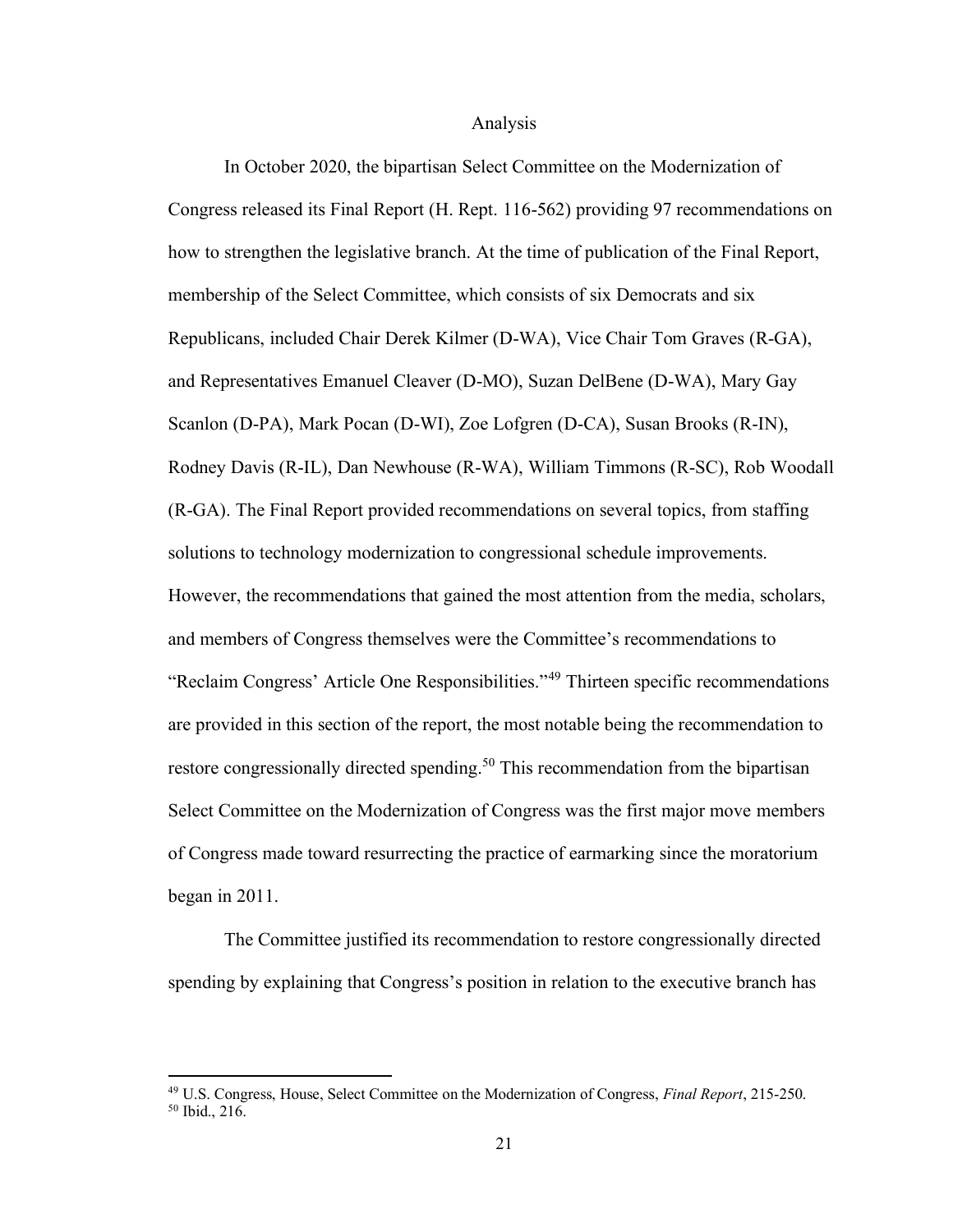## Analysis

In October 2020, the bipartisan Select Committee on the Modernization of Congress released its Final Report (H. Rept. 116-562) providing 97 recommendations on how to strengthen the legislative branch. At the time of publication of the Final Report, membership of the Select Committee, which consists of six Democrats and six Republicans, included Chair Derek Kilmer (D-WA), Vice Chair Tom Graves (R-GA), and Representatives Emanuel Cleaver (D-MO), Suzan DelBene (D-WA), Mary Gay Scanlon (D-PA), Mark Pocan (D-WI), Zoe Lofgren (D-CA), Susan Brooks (R-IN), Rodney Davis (R-IL), Dan Newhouse (R-WA), William Timmons (R-SC), Rob Woodall (R-GA). The Final Report provided recommendations on several topics, from staffing solutions to technology modernization to congressional schedule improvements. However, the recommendations that gained the most attention from the media, scholars, and members of Congress themselves were the Committee's recommendations to "Reclaim Congress' Article One Responsibilities."[49] Thirteen specific recommendations are provided in this section of the report, the most notable being the recommendation to restore congressionally directed spending.[50] This recommendation from the bipartisan Select Committee on the Modernization of Congress was the first major move members of Congress made toward resurrecting the practice of earmarking since the moratorium began in 2011.

The Committee justified its recommendation to restore congressionally directed spending by explaining that Congress's position in relation to the executive branch has

[49] U.S. Congress, House, Select Committee on the Modernization of Congress, *Final Report*, 215-250.
[50] Ibid., 216.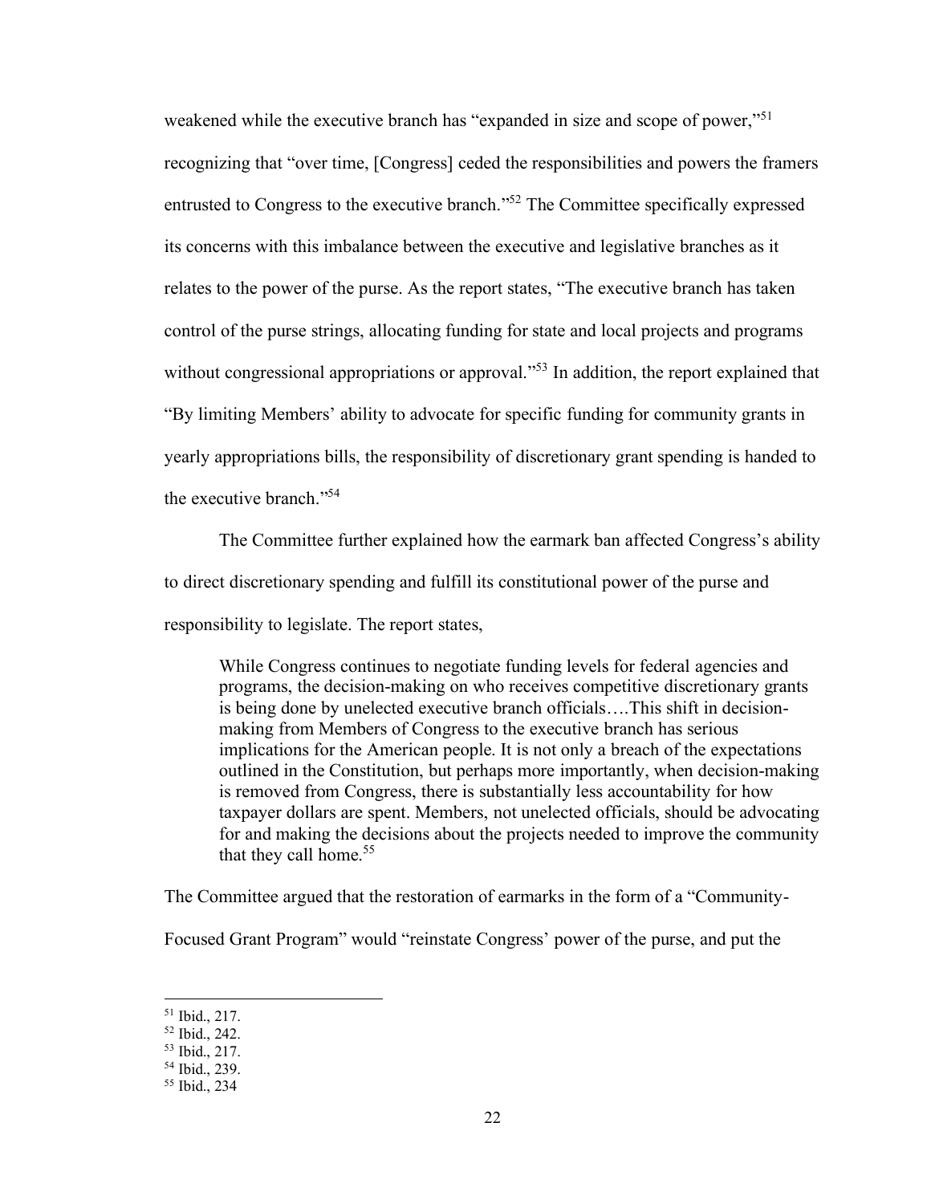weakened while the executive branch has "expanded in size and scope of power,"[51] recognizing that "over time, [Congress] ceded the responsibilities and powers the framers entrusted to Congress to the executive branch."[52] The Committee specifically expressed its concerns with this imbalance between the executive and legislative branches as it relates to the power of the purse. As the report states, "The executive branch has taken control of the purse strings, allocating funding for state and local projects and programs without congressional appropriations or approval."[53] In addition, the report explained that "By limiting Members' ability to advocate for specific funding for community grants in yearly appropriations bills, the responsibility of discretionary grant spending is handed to the executive branch."[54]

The Committee further explained how the earmark ban affected Congress's ability to direct discretionary spending and fulfill its constitutional power of the purse and responsibility to legislate. The report states,

> While Congress continues to negotiate funding levels for federal agencies and programs, the decision-making on who receives competitive discretionary grants is being done by unelected executive branch officials….This shift in decision-making from Members of Congress to the executive branch has serious implications for the American people. It is not only a breach of the expectations outlined in the Constitution, but perhaps more importantly, when decision-making is removed from Congress, there is substantially less accountability for how taxpayer dollars are spent. Members, not unelected officials, should be advocating for and making the decisions about the projects needed to improve the community that they call home.[55]

The Committee argued that the restoration of earmarks in the form of a "Community-Focused Grant Program" would "reinstate Congress' power of the purse, and put the

---

[51] Ibid., 217.
[52] Ibid., 242.
[53] Ibid., 217.
[54] Ibid., 239.
[55] Ibid., 234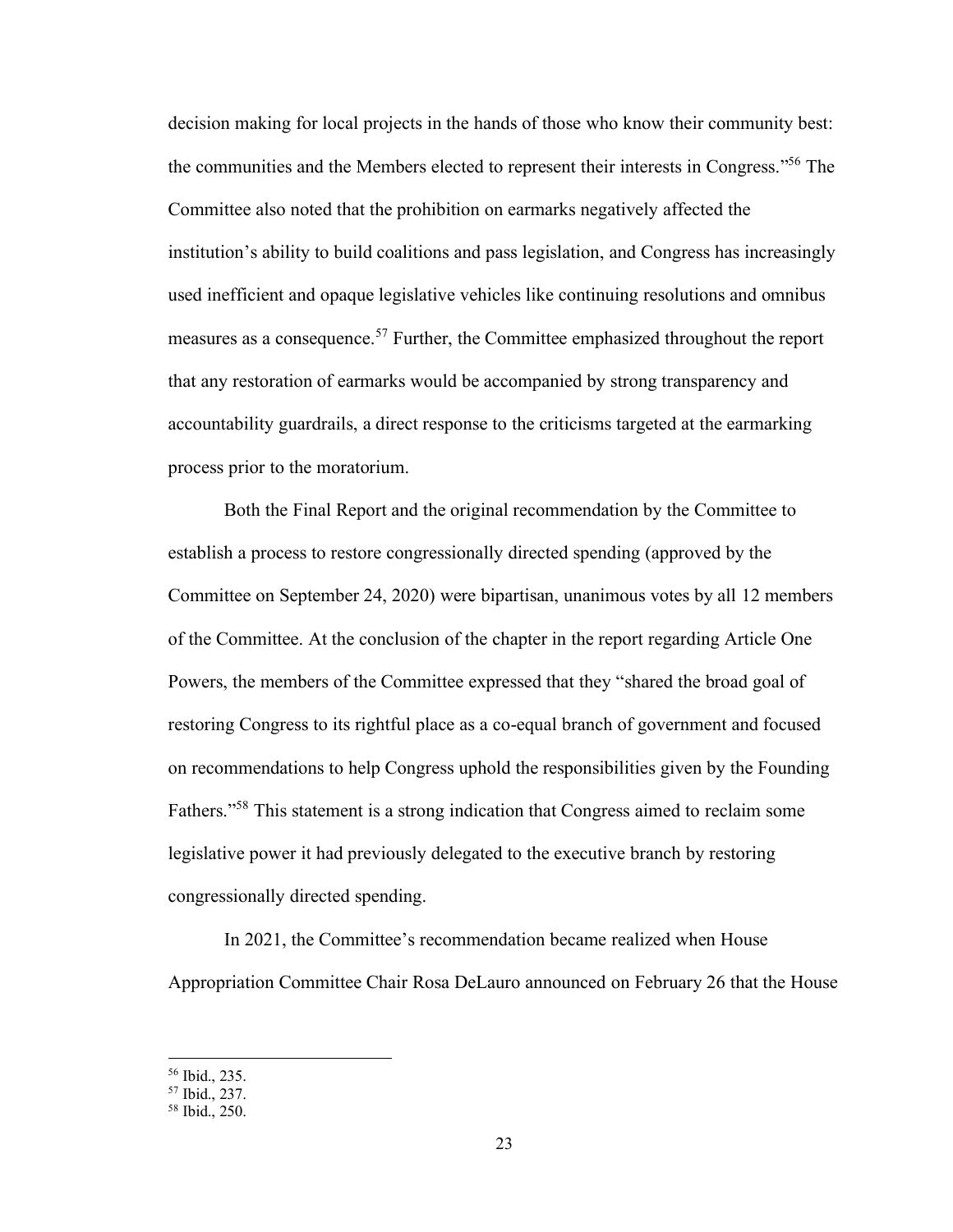decision making for local projects in the hands of those who know their community best: the communities and the Members elected to represent their interests in Congress."[56] The Committee also noted that the prohibition on earmarks negatively affected the institution's ability to build coalitions and pass legislation, and Congress has increasingly used inefficient and opaque legislative vehicles like continuing resolutions and omnibus measures as a consequence.[57] Further, the Committee emphasized throughout the report that any restoration of earmarks would be accompanied by strong transparency and accountability guardrails, a direct response to the criticisms targeted at the earmarking process prior to the moratorium.

Both the Final Report and the original recommendation by the Committee to establish a process to restore congressionally directed spending (approved by the Committee on September 24, 2020) were bipartisan, unanimous votes by all 12 members of the Committee. At the conclusion of the chapter in the report regarding Article One Powers, the members of the Committee expressed that they "shared the broad goal of restoring Congress to its rightful place as a co-equal branch of government and focused on recommendations to help Congress uphold the responsibilities given by the Founding Fathers."[58] This statement is a strong indication that Congress aimed to reclaim some legislative power it had previously delegated to the executive branch by restoring congressionally directed spending.

In 2021, the Committee's recommendation became realized when House Appropriation Committee Chair Rosa DeLauro announced on February 26 that the House

---

[56] Ibid., 235.

[57] Ibid., 237.

[58] Ibid., 250.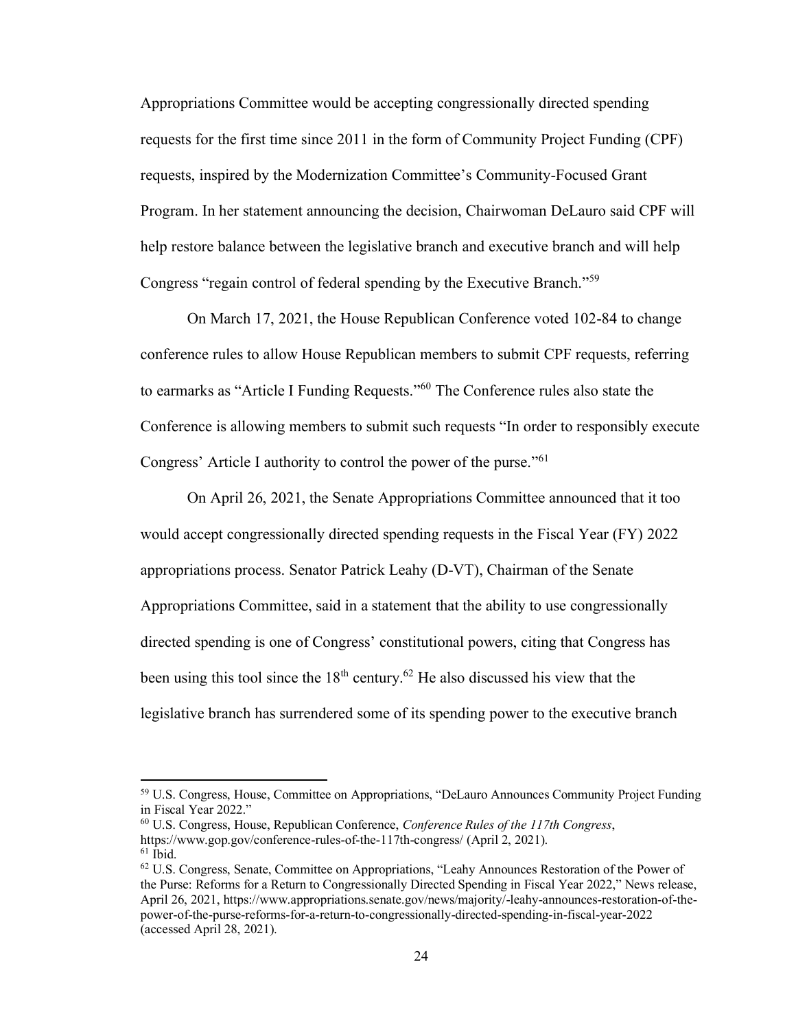Appropriations Committee would be accepting congressionally directed spending requests for the first time since 2011 in the form of Community Project Funding (CPF) requests, inspired by the Modernization Committee's Community-Focused Grant Program. In her statement announcing the decision, Chairwoman DeLauro said CPF will help restore balance between the legislative branch and executive branch and will help Congress "regain control of federal spending by the Executive Branch."[59]

On March 17, 2021, the House Republican Conference voted 102-84 to change conference rules to allow House Republican members to submit CPF requests, referring to earmarks as "Article I Funding Requests."[60] The Conference rules also state the Conference is allowing members to submit such requests "In order to responsibly execute Congress' Article I authority to control the power of the purse."[61]

On April 26, 2021, the Senate Appropriations Committee announced that it too would accept congressionally directed spending requests in the Fiscal Year (FY) 2022 appropriations process. Senator Patrick Leahy (D-VT), Chairman of the Senate Appropriations Committee, said in a statement that the ability to use congressionally directed spending is one of Congress' constitutional powers, citing that Congress has been using this tool since the 18th century.[62] He also discussed his view that the legislative branch has surrendered some of its spending power to the executive branch

---

[59] U.S. Congress, House, Committee on Appropriations, "DeLauro Announces Community Project Funding in Fiscal Year 2022."

[60] U.S. Congress, House, Republican Conference, *Conference Rules of the 117th Congress*, https://www.gop.gov/conference-rules-of-the-117th-congress/ (April 2, 2021).

[61] Ibid.

[62] U.S. Congress, Senate, Committee on Appropriations, "Leahy Announces Restoration of the Power of the Purse: Reforms for a Return to Congressionally Directed Spending in Fiscal Year 2022," News release, April 26, 2021, https://www.appropriations.senate.gov/news/majority/-leahy-announces-restoration-of-the-power-of-the-purse-reforms-for-a-return-to-congressionally-directed-spending-in-fiscal-year-2022 (accessed April 28, 2021).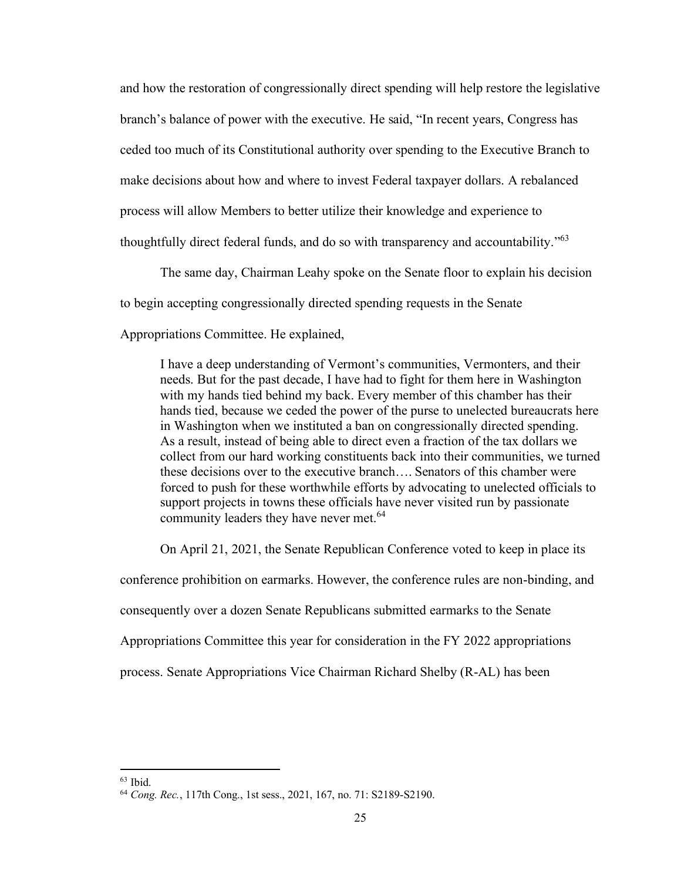and how the restoration of congressionally direct spending will help restore the legislative branch's balance of power with the executive. He said, "In recent years, Congress has ceded too much of its Constitutional authority over spending to the Executive Branch to make decisions about how and where to invest Federal taxpayer dollars. A rebalanced process will allow Members to better utilize their knowledge and experience to thoughtfully direct federal funds, and do so with transparency and accountability."[63]

The same day, Chairman Leahy spoke on the Senate floor to explain his decision to begin accepting congressionally directed spending requests in the Senate Appropriations Committee. He explained,

> I have a deep understanding of Vermont's communities, Vermonters, and their needs. But for the past decade, I have had to fight for them here in Washington with my hands tied behind my back. Every member of this chamber has their hands tied, because we ceded the power of the purse to unelected bureaucrats here in Washington when we instituted a ban on congressionally directed spending. As a result, instead of being able to direct even a fraction of the tax dollars we collect from our hard working constituents back into their communities, we turned these decisions over to the executive branch…. Senators of this chamber were forced to push for these worthwhile efforts by advocating to unelected officials to support projects in towns these officials have never visited run by passionate community leaders they have never met.[64]

On April 21, 2021, the Senate Republican Conference voted to keep in place its conference prohibition on earmarks. However, the conference rules are non-binding, and consequently over a dozen Senate Republicans submitted earmarks to the Senate Appropriations Committee this year for consideration in the FY 2022 appropriations process. Senate Appropriations Vice Chairman Richard Shelby (R-AL) has been

---

[63] Ibid.

[64] *Cong. Rec.*, 117th Cong., 1st sess., 2021, 167, no. 71: S2189-S2190.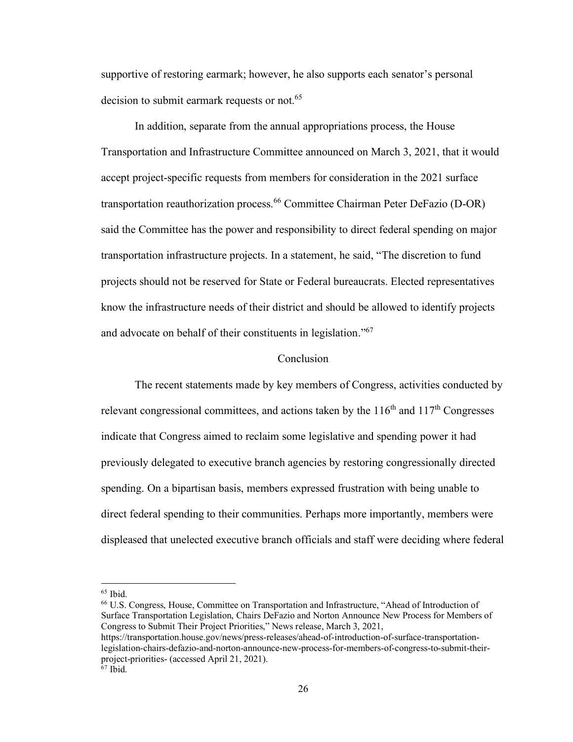supportive of restoring earmark; however, he also supports each senator's personal decision to submit earmark requests or not.[65]

In addition, separate from the annual appropriations process, the House Transportation and Infrastructure Committee announced on March 3, 2021, that it would accept project-specific requests from members for consideration in the 2021 surface transportation reauthorization process.[66] Committee Chairman Peter DeFazio (D-OR) said the Committee has the power and responsibility to direct federal spending on major transportation infrastructure projects. In a statement, he said, "The discretion to fund projects should not be reserved for State or Federal bureaucrats. Elected representatives know the infrastructure needs of their district and should be allowed to identify projects and advocate on behalf of their constituents in legislation."[67]

## Conclusion

The recent statements made by key members of Congress, activities conducted by relevant congressional committees, and actions taken by the 116th and 117th Congresses indicate that Congress aimed to reclaim some legislative and spending power it had previously delegated to executive branch agencies by restoring congressionally directed spending. On a bipartisan basis, members expressed frustration with being unable to direct federal spending to their communities. Perhaps more importantly, members were displeased that unelected executive branch officials and staff were deciding where federal

---

[65] Ibid.

[66] U.S. Congress, House, Committee on Transportation and Infrastructure, "Ahead of Introduction of Surface Transportation Legislation, Chairs DeFazio and Norton Announce New Process for Members of Congress to Submit Their Project Priorities," News release, March 3, 2021, https://transportation.house.gov/news/press-releases/ahead-of-introduction-of-surface-transportation-legislation-chairs-defazio-and-norton-announce-new-process-for-members-of-congress-to-submit-their-project-priorities- (accessed April 21, 2021).

[67] Ibid.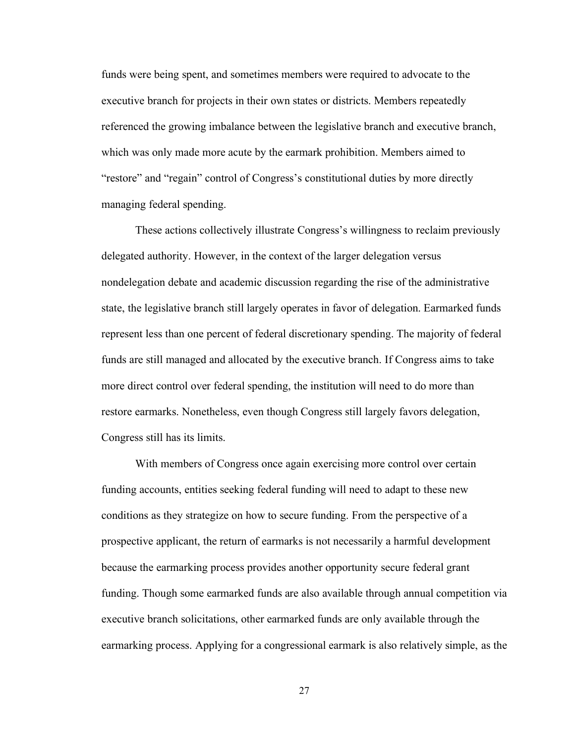funds were being spent, and sometimes members were required to advocate to the executive branch for projects in their own states or districts. Members repeatedly referenced the growing imbalance between the legislative branch and executive branch, which was only made more acute by the earmark prohibition. Members aimed to "restore" and "regain" control of Congress's constitutional duties by more directly managing federal spending.

These actions collectively illustrate Congress's willingness to reclaim previously delegated authority. However, in the context of the larger delegation versus nondelegation debate and academic discussion regarding the rise of the administrative state, the legislative branch still largely operates in favor of delegation. Earmarked funds represent less than one percent of federal discretionary spending. The majority of federal funds are still managed and allocated by the executive branch. If Congress aims to take more direct control over federal spending, the institution will need to do more than restore earmarks. Nonetheless, even though Congress still largely favors delegation, Congress still has its limits.

With members of Congress once again exercising more control over certain funding accounts, entities seeking federal funding will need to adapt to these new conditions as they strategize on how to secure funding. From the perspective of a prospective applicant, the return of earmarks is not necessarily a harmful development because the earmarking process provides another opportunity secure federal grant funding. Though some earmarked funds are also available through annual competition via executive branch solicitations, other earmarked funds are only available through the earmarking process. Applying for a congressional earmark is also relatively simple, as the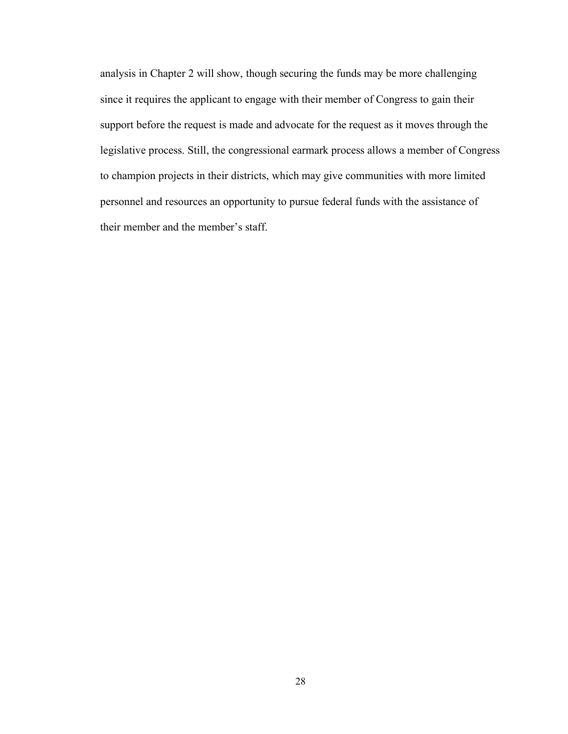analysis in Chapter 2 will show, though securing the funds may be more challenging since it requires the applicant to engage with their member of Congress to gain their support before the request is made and advocate for the request as it moves through the legislative process. Still, the congressional earmark process allows a member of Congress to champion projects in their districts, which may give communities with more limited personnel and resources an opportunity to pursue federal funds with the assistance of their member and the member's staff.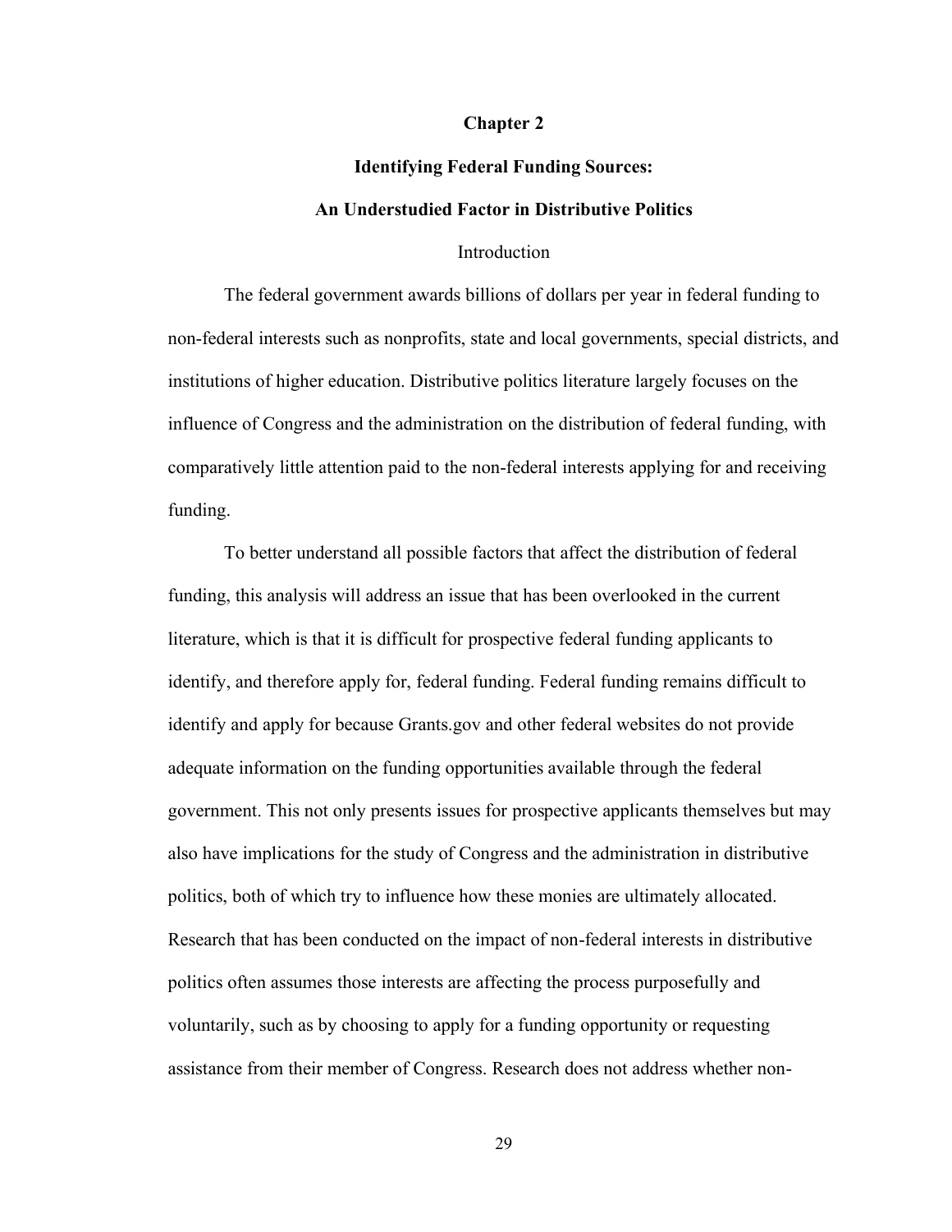# Chapter 2

## Identifying Federal Funding Sources: An Understudied Factor in Distributive Politics

### Introduction

The federal government awards billions of dollars per year in federal funding to non-federal interests such as nonprofits, state and local governments, special districts, and institutions of higher education. Distributive politics literature largely focuses on the influence of Congress and the administration on the distribution of federal funding, with comparatively little attention paid to the non-federal interests applying for and receiving funding.

To better understand all possible factors that affect the distribution of federal funding, this analysis will address an issue that has been overlooked in the current literature, which is that it is difficult for prospective federal funding applicants to identify, and therefore apply for, federal funding. Federal funding remains difficult to identify and apply for because Grants.gov and other federal websites do not provide adequate information on the funding opportunities available through the federal government. This not only presents issues for prospective applicants themselves but may also have implications for the study of Congress and the administration in distributive politics, both of which try to influence how these monies are ultimately allocated. Research that has been conducted on the impact of non-federal interests in distributive politics often assumes those interests are affecting the process purposefully and voluntarily, such as by choosing to apply for a funding opportunity or requesting assistance from their member of Congress. Research does not address whether non-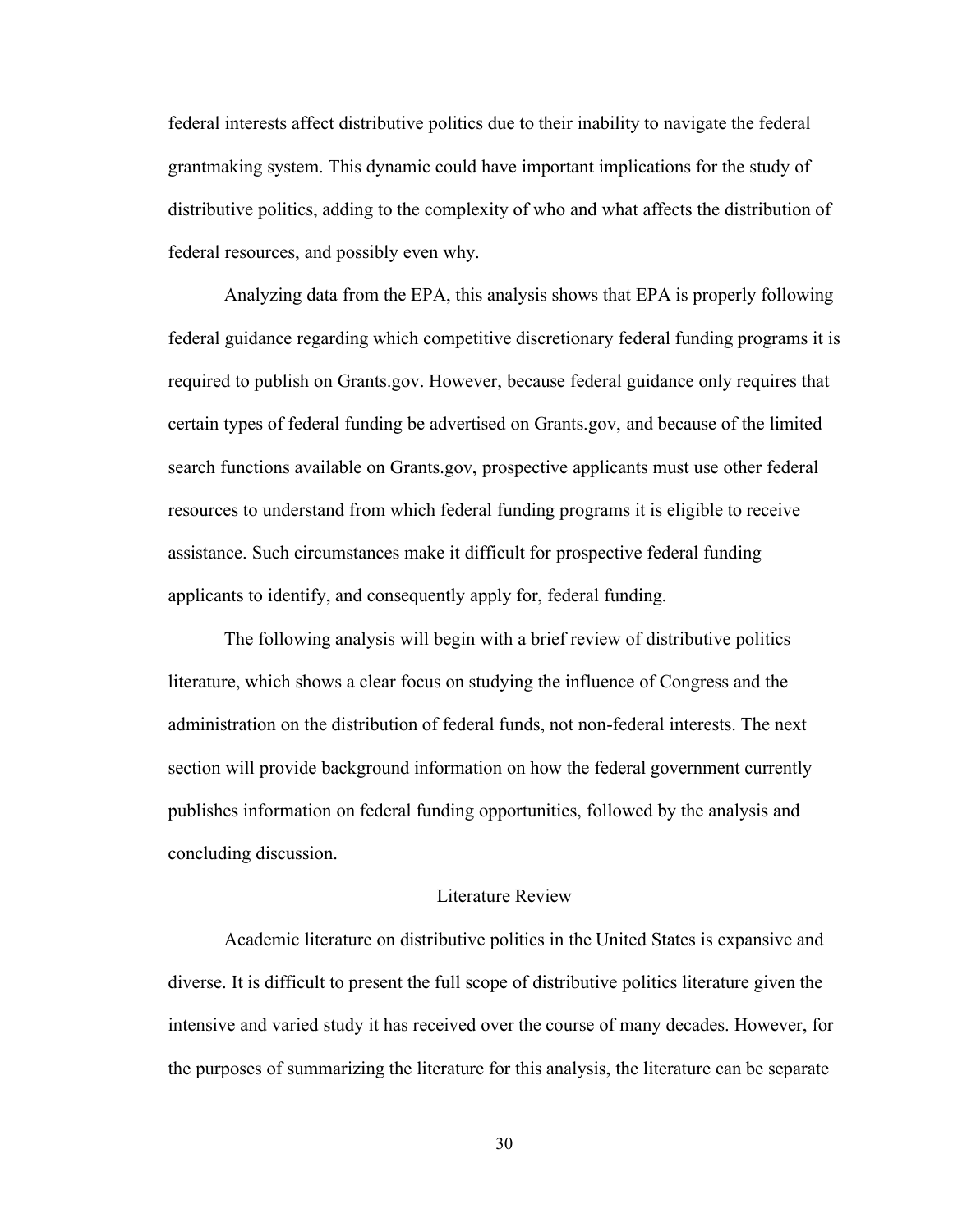federal interests affect distributive politics due to their inability to navigate the federal grantmaking system. This dynamic could have important implications for the study of distributive politics, adding to the complexity of who and what affects the distribution of federal resources, and possibly even why.

Analyzing data from the EPA, this analysis shows that EPA is properly following federal guidance regarding which competitive discretionary federal funding programs it is required to publish on Grants.gov. However, because federal guidance only requires that certain types of federal funding be advertised on Grants.gov, and because of the limited search functions available on Grants.gov, prospective applicants must use other federal resources to understand from which federal funding programs it is eligible to receive assistance. Such circumstances make it difficult for prospective federal funding applicants to identify, and consequently apply for, federal funding.

The following analysis will begin with a brief review of distributive politics literature, which shows a clear focus on studying the influence of Congress and the administration on the distribution of federal funds, not non-federal interests. The next section will provide background information on how the federal government currently publishes information on federal funding opportunities, followed by the analysis and concluding discussion.

## Literature Review

Academic literature on distributive politics in the United States is expansive and diverse. It is difficult to present the full scope of distributive politics literature given the intensive and varied study it has received over the course of many decades. However, for the purposes of summarizing the literature for this analysis, the literature can be separate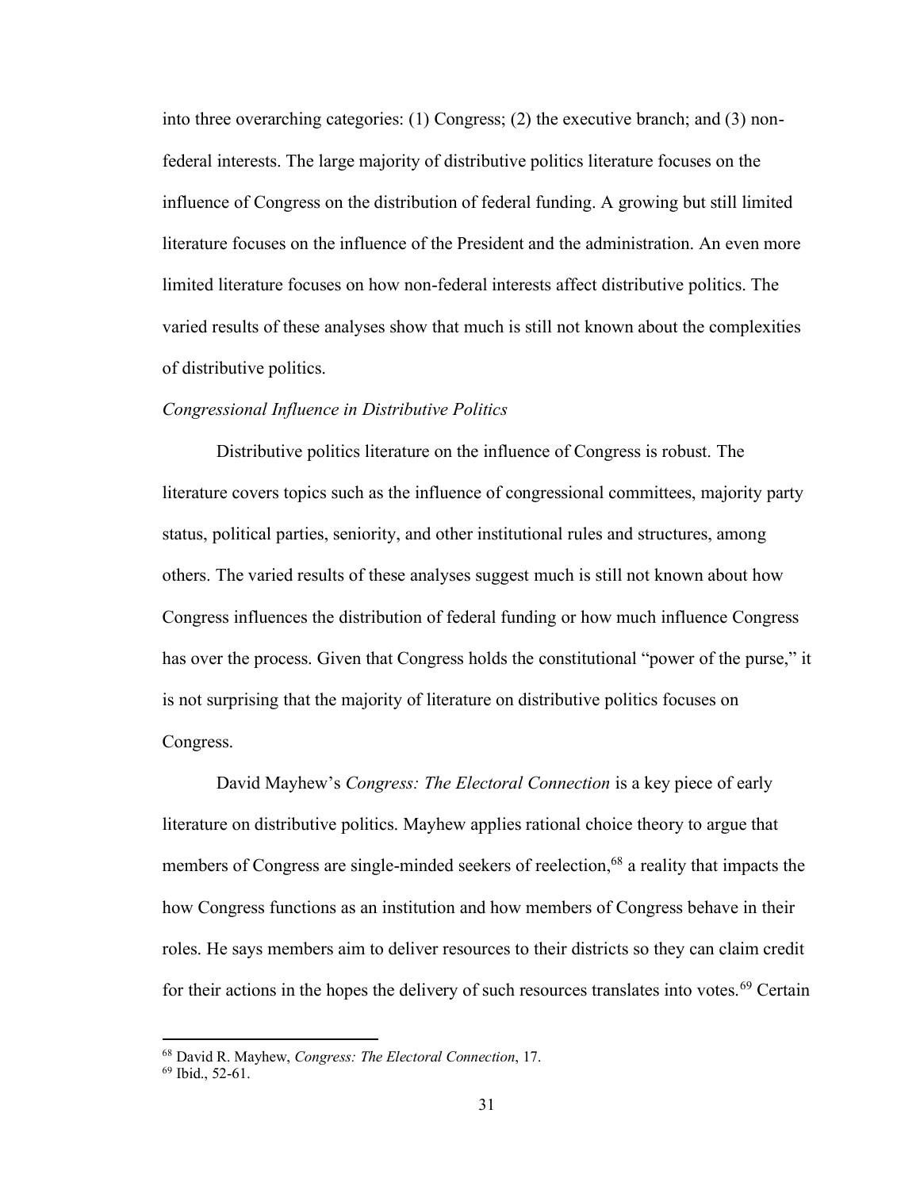into three overarching categories: (1) Congress; (2) the executive branch; and (3) non-federal interests. The large majority of distributive politics literature focuses on the influence of Congress on the distribution of federal funding. A growing but still limited literature focuses on the influence of the President and the administration. An even more limited literature focuses on how non-federal interests affect distributive politics. The varied results of these analyses show that much is still not known about the complexities of distributive politics.

*Congressional Influence in Distributive Politics*

Distributive politics literature on the influence of Congress is robust. The literature covers topics such as the influence of congressional committees, majority party status, political parties, seniority, and other institutional rules and structures, among others. The varied results of these analyses suggest much is still not known about how Congress influences the distribution of federal funding or how much influence Congress has over the process. Given that Congress holds the constitutional "power of the purse," it is not surprising that the majority of literature on distributive politics focuses on Congress.

David Mayhew's *Congress: The Electoral Connection* is a key piece of early literature on distributive politics. Mayhew applies rational choice theory to argue that members of Congress are single-minded seekers of reelection,[68] a reality that impacts the how Congress functions as an institution and how members of Congress behave in their roles. He says members aim to deliver resources to their districts so they can claim credit for their actions in the hopes the delivery of such resources translates into votes.[69] Certain

[68] David R. Mayhew, *Congress: The Electoral Connection*, 17.
[69] Ibid., 52-61.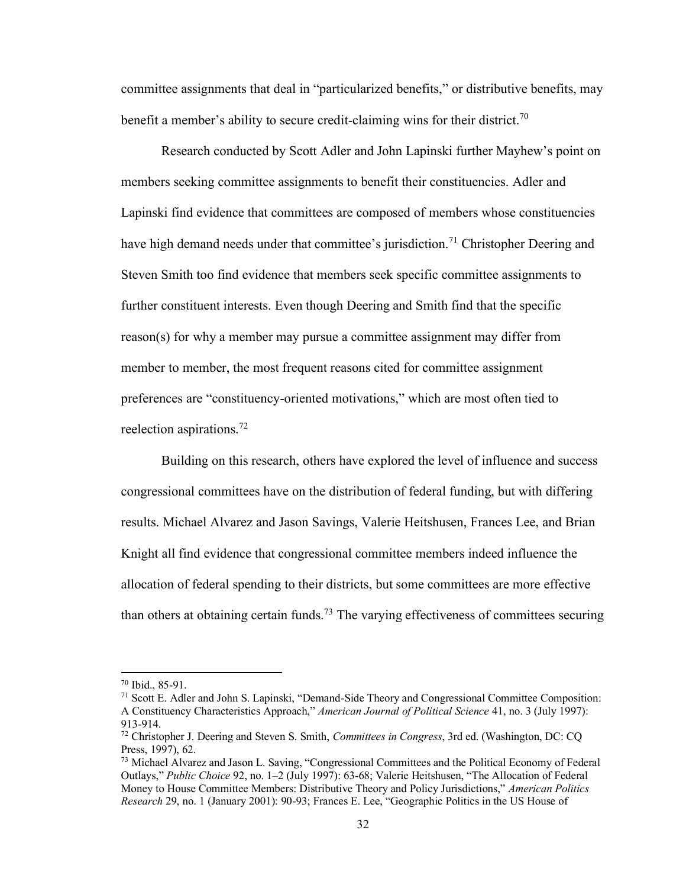committee assignments that deal in “particularized benefits,” or distributive benefits, may benefit a member’s ability to secure credit-claiming wins for their district.[70]

Research conducted by Scott Adler and John Lapinski further Mayhew’s point on members seeking committee assignments to benefit their constituencies. Adler and Lapinski find evidence that committees are composed of members whose constituencies have high demand needs under that committee’s jurisdiction.[71] Christopher Deering and Steven Smith too find evidence that members seek specific committee assignments to further constituent interests. Even though Deering and Smith find that the specific reason(s) for why a member may pursue a committee assignment may differ from member to member, the most frequent reasons cited for committee assignment preferences are “constituency-oriented motivations,” which are most often tied to reelection aspirations.[72]

Building on this research, others have explored the level of influence and success congressional committees have on the distribution of federal funding, but with differing results. Michael Alvarez and Jason Savings, Valerie Heitshusen, Frances Lee, and Brian Knight all find evidence that congressional committee members indeed influence the allocation of federal spending to their districts, but some committees are more effective than others at obtaining certain funds.[73] The varying effectiveness of committees securing

---

[70] Ibid., 85-91.

[71] Scott E. Adler and John S. Lapinski, “Demand-Side Theory and Congressional Committee Composition: A Constituency Characteristics Approach,” *American Journal of Political Science* 41, no. 3 (July 1997): 913-914.

[72] Christopher J. Deering and Steven S. Smith, *Committees in Congress*, 3rd ed. (Washington, DC: CQ Press, 1997), 62.

[73] Michael Alvarez and Jason L. Saving, “Congressional Committees and the Political Economy of Federal Outlays,” *Public Choice* 92, no. 1–2 (July 1997): 63-68; Valerie Heitshusen, “The Allocation of Federal Money to House Committee Members: Distributive Theory and Policy Jurisdictions,” *American Politics Research* 29, no. 1 (January 2001): 90-93; Frances E. Lee, “Geographic Politics in the US House of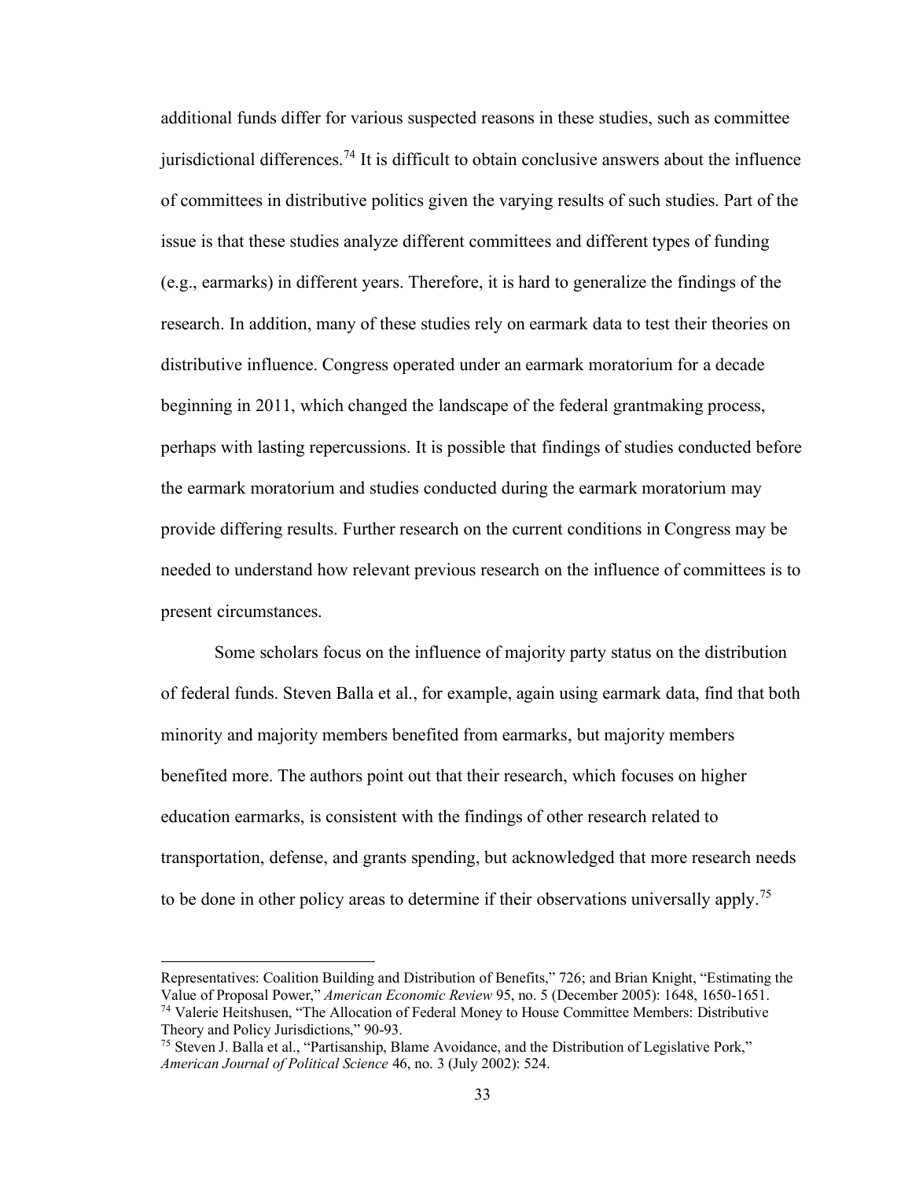additional funds differ for various suspected reasons in these studies, such as committee jurisdictional differences.[74] It is difficult to obtain conclusive answers about the influence of committees in distributive politics given the varying results of such studies. Part of the issue is that these studies analyze different committees and different types of funding (e.g., earmarks) in different years. Therefore, it is hard to generalize the findings of the research. In addition, many of these studies rely on earmark data to test their theories on distributive influence. Congress operated under an earmark moratorium for a decade beginning in 2011, which changed the landscape of the federal grantmaking process, perhaps with lasting repercussions. It is possible that findings of studies conducted before the earmark moratorium and studies conducted during the earmark moratorium may provide differing results. Further research on the current conditions in Congress may be needed to understand how relevant previous research on the influence of committees is to present circumstances.

Some scholars focus on the influence of majority party status on the distribution of federal funds. Steven Balla et al., for example, again using earmark data, find that both minority and majority members benefited from earmarks, but majority members benefited more. The authors point out that their research, which focuses on higher education earmarks, is consistent with the findings of other research related to transportation, defense, and grants spending, but acknowledged that more research needs to be done in other policy areas to determine if their observations universally apply.[75]

---

Representatives: Coalition Building and Distribution of Benefits," 726; and Brian Knight, "Estimating the Value of Proposal Power," *American Economic Review* 95, no. 5 (December 2005): 1648, 1650-1651.

[74] Valerie Heitshusen, "The Allocation of Federal Money to House Committee Members: Distributive Theory and Policy Jurisdictions," 90-93.

[75] Steven J. Balla et al., "Partisanship, Blame Avoidance, and the Distribution of Legislative Pork," *American Journal of Political Science* 46, no. 3 (July 2002): 524.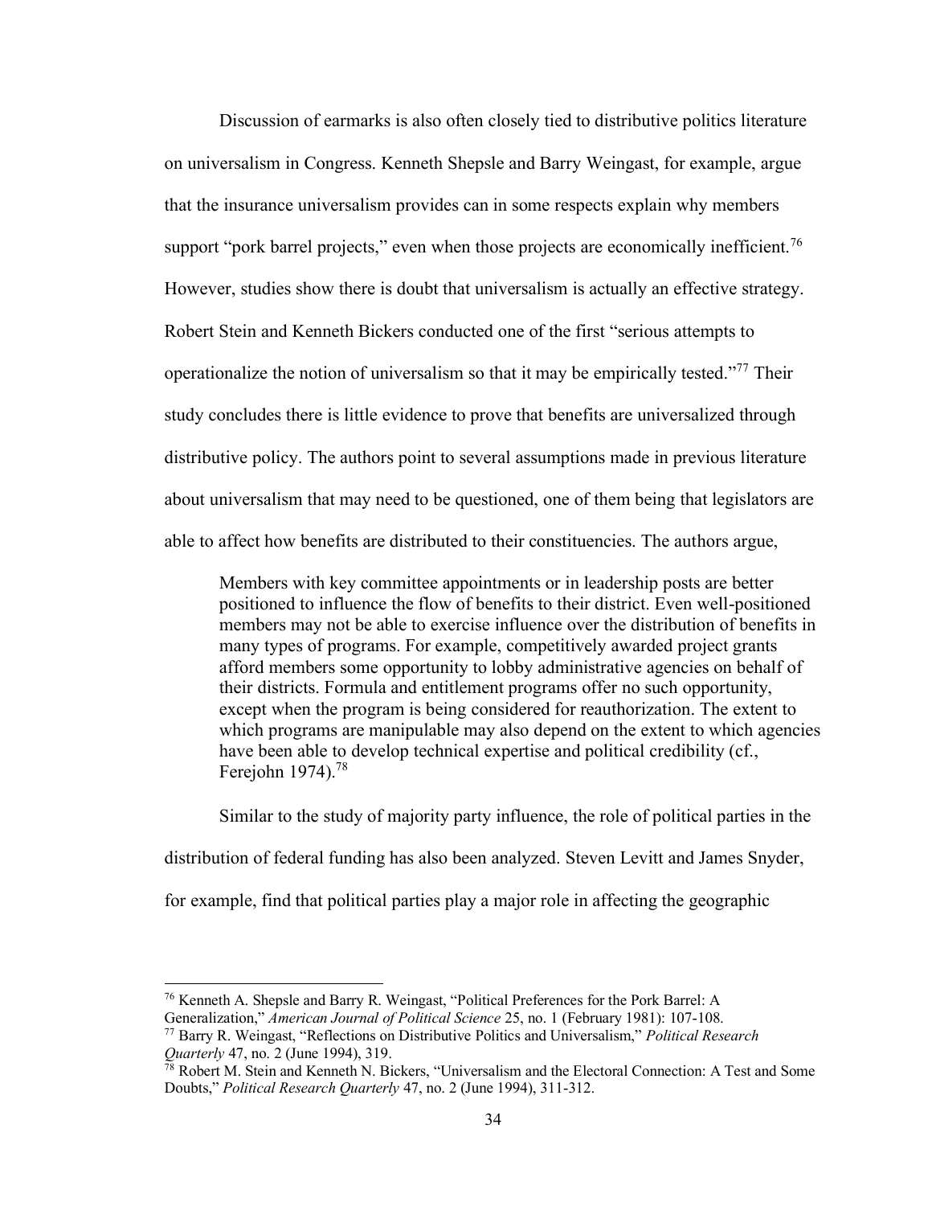Discussion of earmarks is also often closely tied to distributive politics literature on universalism in Congress. Kenneth Shepsle and Barry Weingast, for example, argue that the insurance universalism provides can in some respects explain why members support "pork barrel projects," even when those projects are economically inefficient.[76] However, studies show there is doubt that universalism is actually an effective strategy. Robert Stein and Kenneth Bickers conducted one of the first "serious attempts to operationalize the notion of universalism so that it may be empirically tested."[77] Their study concludes there is little evidence to prove that benefits are universalized through distributive policy. The authors point to several assumptions made in previous literature about universalism that may need to be questioned, one of them being that legislators are able to affect how benefits are distributed to their constituencies. The authors argue,

> Members with key committee appointments or in leadership posts are better positioned to influence the flow of benefits to their district. Even well-positioned members may not be able to exercise influence over the distribution of benefits in many types of programs. For example, competitively awarded project grants afford members some opportunity to lobby administrative agencies on behalf of their districts. Formula and entitlement programs offer no such opportunity, except when the program is being considered for reauthorization. The extent to which programs are manipulable may also depend on the extent to which agencies have been able to develop technical expertise and political credibility (cf., Ferejohn 1974).[78]

Similar to the study of majority party influence, the role of political parties in the distribution of federal funding has also been analyzed. Steven Levitt and James Snyder, for example, find that political parties play a major role in affecting the geographic

---

[76] Kenneth A. Shepsle and Barry R. Weingast, "Political Preferences for the Pork Barrel: A Generalization," *American Journal of Political Science* 25, no. 1 (February 1981): 107-108.

[77] Barry R. Weingast, "Reflections on Distributive Politics and Universalism," *Political Research Quarterly* 47, no. 2 (June 1994), 319.

[78] Robert M. Stein and Kenneth N. Bickers, "Universalism and the Electoral Connection: A Test and Some Doubts," *Political Research Quarterly* 47, no. 2 (June 1994), 311-312.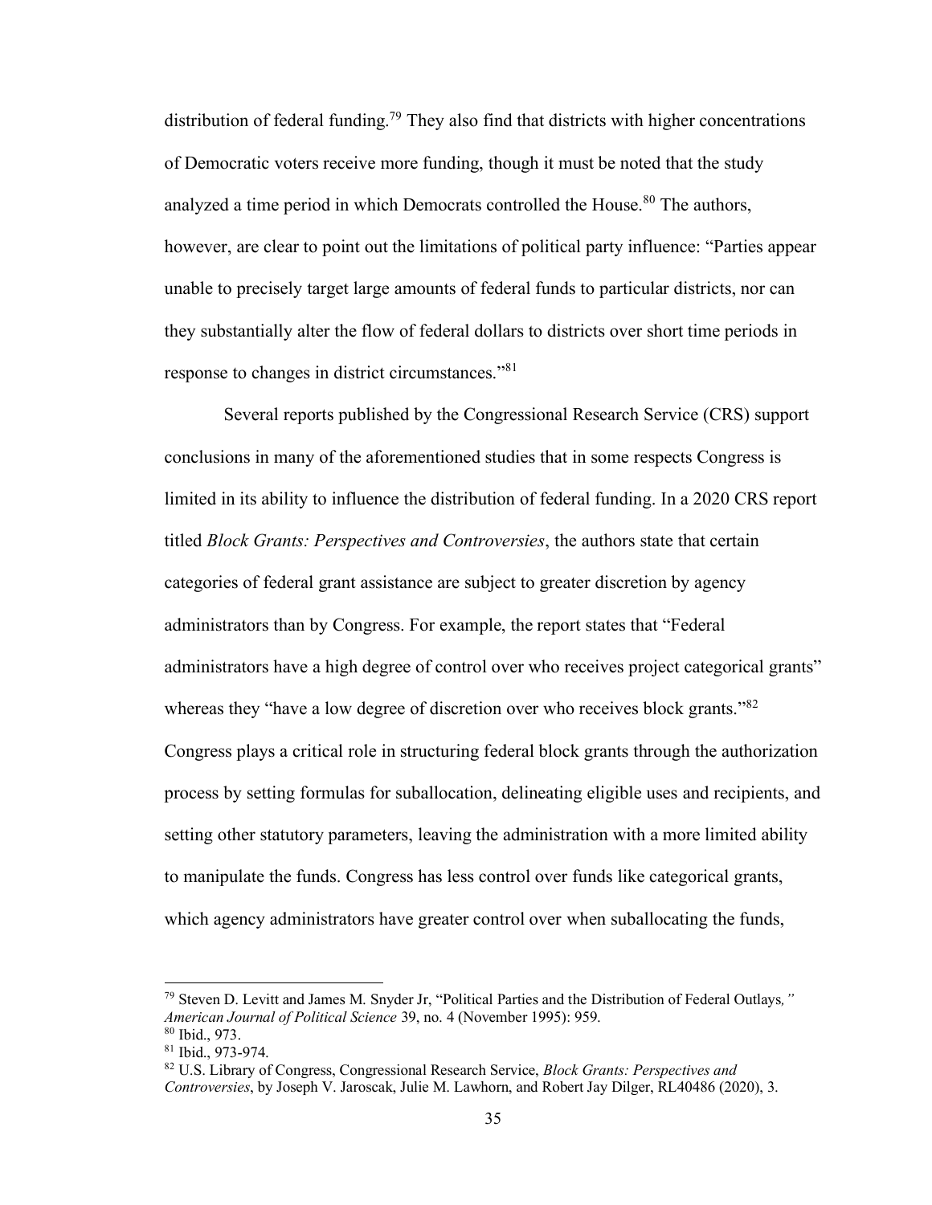distribution of federal funding.[79] They also find that districts with higher concentrations of Democratic voters receive more funding, though it must be noted that the study analyzed a time period in which Democrats controlled the House.[80] The authors, however, are clear to point out the limitations of political party influence: "Parties appear unable to precisely target large amounts of federal funds to particular districts, nor can they substantially alter the flow of federal dollars to districts over short time periods in response to changes in district circumstances."[81]

Several reports published by the Congressional Research Service (CRS) support conclusions in many of the aforementioned studies that in some respects Congress is limited in its ability to influence the distribution of federal funding. In a 2020 CRS report titled *Block Grants: Perspectives and Controversies*, the authors state that certain categories of federal grant assistance are subject to greater discretion by agency administrators than by Congress. For example, the report states that "Federal administrators have a high degree of control over who receives project categorical grants" whereas they "have a low degree of discretion over who receives block grants."[82] Congress plays a critical role in structuring federal block grants through the authorization process by setting formulas for suballocation, delineating eligible uses and recipients, and setting other statutory parameters, leaving the administration with a more limited ability to manipulate the funds. Congress has less control over funds like categorical grants, which agency administrators have greater control over when suballocating the funds,

---

[79] Steven D. Levitt and James M. Snyder Jr, "Political Parties and the Distribution of Federal Outlays," *American Journal of Political Science* 39, no. 4 (November 1995): 959.

[80] Ibid., 973.

[81] Ibid., 973-974.

[82] U.S. Library of Congress, Congressional Research Service, *Block Grants: Perspectives and Controversies*, by Joseph V. Jaroscak, Julie M. Lawhorn, and Robert Jay Dilger, RL40486 (2020), 3.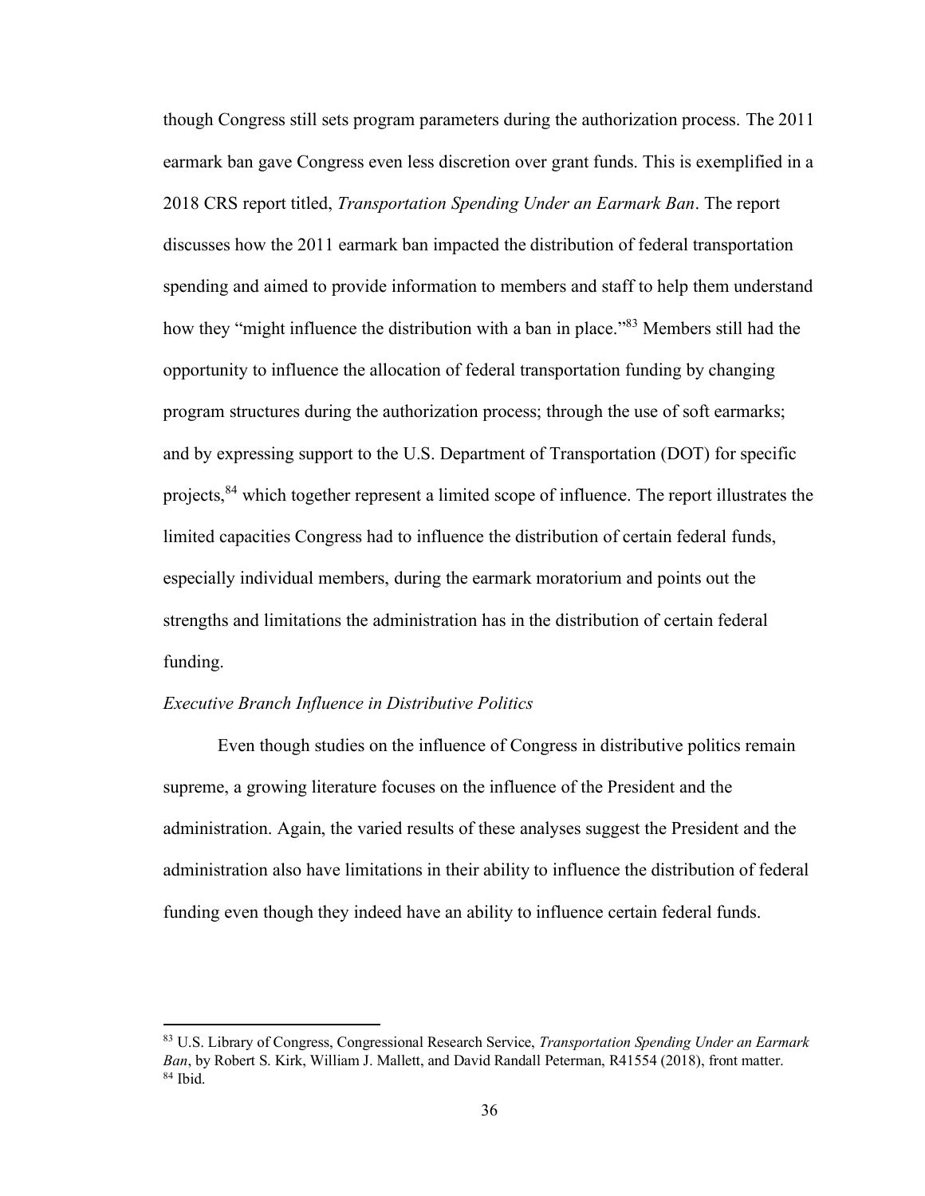though Congress still sets program parameters during the authorization process. The 2011 earmark ban gave Congress even less discretion over grant funds. This is exemplified in a 2018 CRS report titled, *Transportation Spending Under an Earmark Ban*. The report discusses how the 2011 earmark ban impacted the distribution of federal transportation spending and aimed to provide information to members and staff to help them understand how they "might influence the distribution with a ban in place."[83] Members still had the opportunity to influence the allocation of federal transportation funding by changing program structures during the authorization process; through the use of soft earmarks; and by expressing support to the U.S. Department of Transportation (DOT) for specific projects,[84] which together represent a limited scope of influence. The report illustrates the limited capacities Congress had to influence the distribution of certain federal funds, especially individual members, during the earmark moratorium and points out the strengths and limitations the administration has in the distribution of certain federal funding.

*Executive Branch Influence in Distributive Politics*

Even though studies on the influence of Congress in distributive politics remain supreme, a growing literature focuses on the influence of the President and the administration. Again, the varied results of these analyses suggest the President and the administration also have limitations in their ability to influence the distribution of federal funding even though they indeed have an ability to influence certain federal funds.

---

[83] U.S. Library of Congress, Congressional Research Service, *Transportation Spending Under an Earmark Ban*, by Robert S. Kirk, William J. Mallett, and David Randall Peterman, R41554 (2018), front matter.
[84] Ibid.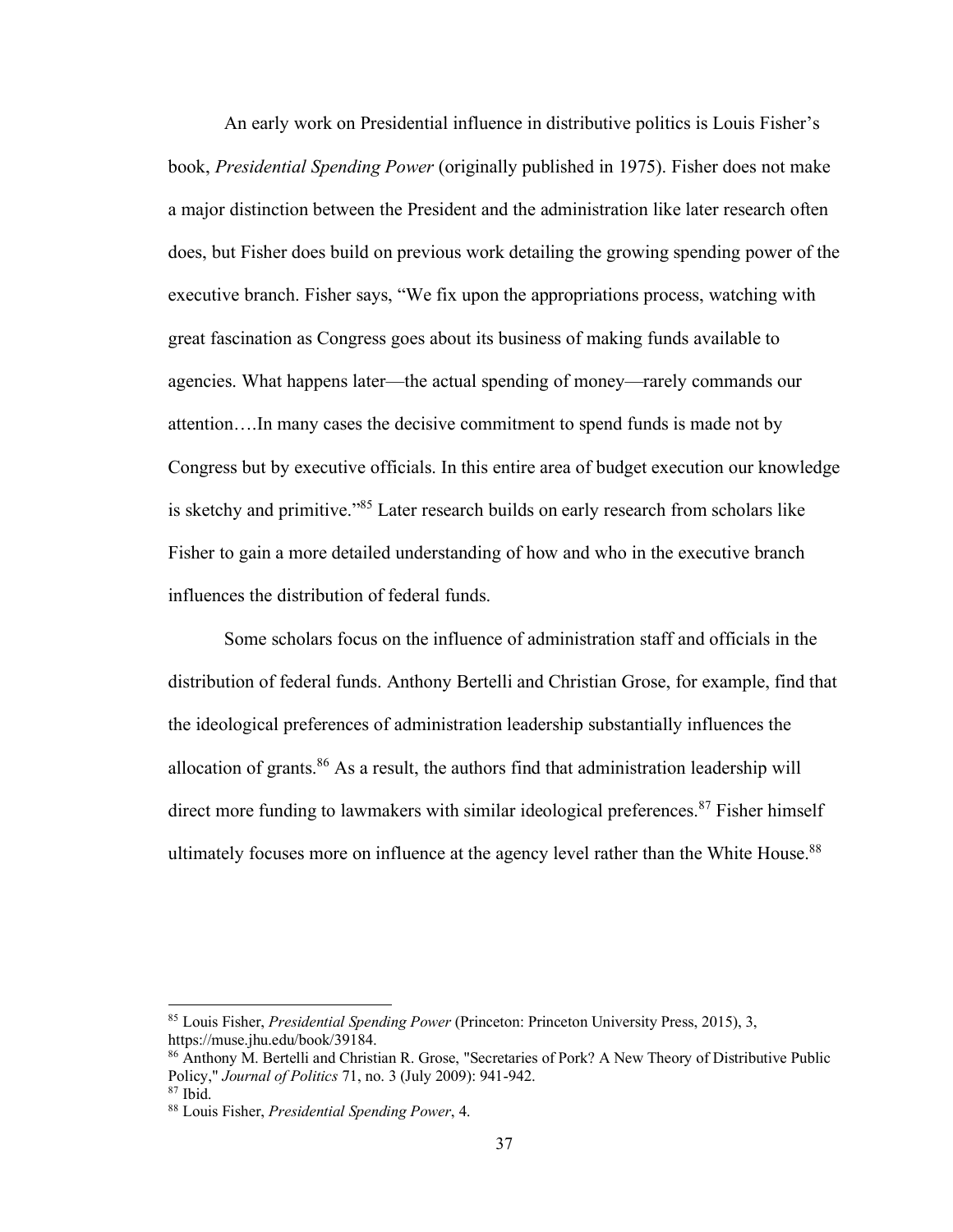An early work on Presidential influence in distributive politics is Louis Fisher's book, *Presidential Spending Power* (originally published in 1975). Fisher does not make a major distinction between the President and the administration like later research often does, but Fisher does build on previous work detailing the growing spending power of the executive branch. Fisher says, "We fix upon the appropriations process, watching with great fascination as Congress goes about its business of making funds available to agencies. What happens later—the actual spending of money—rarely commands our attention….In many cases the decisive commitment to spend funds is made not by Congress but by executive officials. In this entire area of budget execution our knowledge is sketchy and primitive."[85] Later research builds on early research from scholars like Fisher to gain a more detailed understanding of how and who in the executive branch influences the distribution of federal funds.

Some scholars focus on the influence of administration staff and officials in the distribution of federal funds. Anthony Bertelli and Christian Grose, for example, find that the ideological preferences of administration leadership substantially influences the allocation of grants.[86] As a result, the authors find that administration leadership will direct more funding to lawmakers with similar ideological preferences.[87] Fisher himself ultimately focuses more on influence at the agency level rather than the White House.[88]

---

[85] Louis Fisher, *Presidential Spending Power* (Princeton: Princeton University Press, 2015), 3, https://muse.jhu.edu/book/39184.

[86] Anthony M. Bertelli and Christian R. Grose, "Secretaries of Pork? A New Theory of Distributive Public Policy," *Journal of Politics* 71, no. 3 (July 2009): 941-942.

[87] Ibid.

[88] Louis Fisher, *Presidential Spending Power*, 4.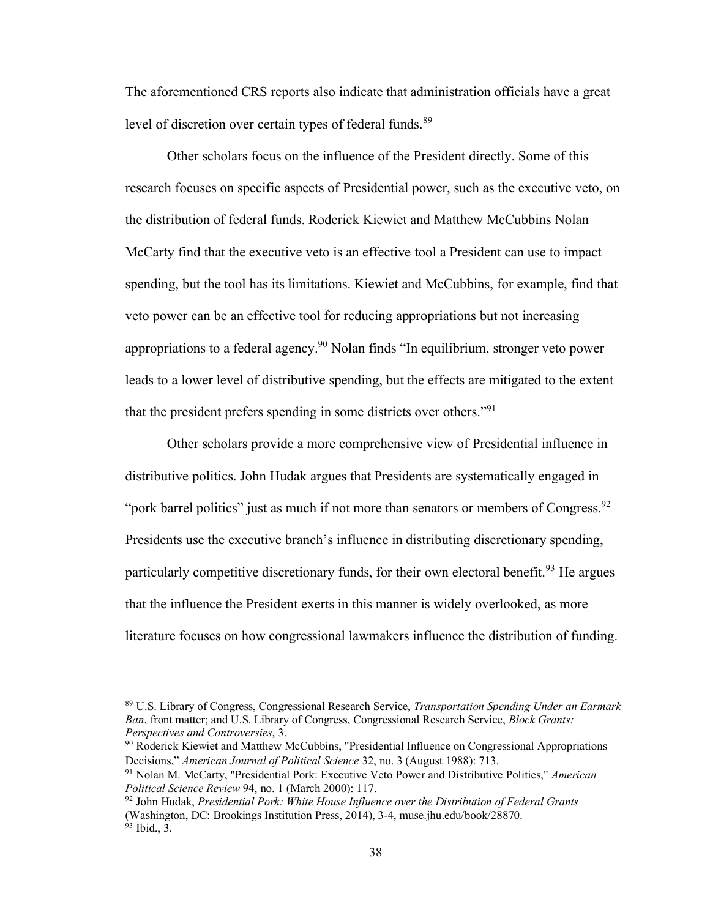The aforementioned CRS reports also indicate that administration officials have a great level of discretion over certain types of federal funds.[89]

Other scholars focus on the influence of the President directly. Some of this research focuses on specific aspects of Presidential power, such as the executive veto, on the distribution of federal funds. Roderick Kiewiet and Matthew McCubbins Nolan McCarty find that the executive veto is an effective tool a President can use to impact spending, but the tool has its limitations. Kiewiet and McCubbins, for example, find that veto power can be an effective tool for reducing appropriations but not increasing appropriations to a federal agency.[90] Nolan finds "In equilibrium, stronger veto power leads to a lower level of distributive spending, but the effects are mitigated to the extent that the president prefers spending in some districts over others."[91]

Other scholars provide a more comprehensive view of Presidential influence in distributive politics. John Hudak argues that Presidents are systematically engaged in "pork barrel politics" just as much if not more than senators or members of Congress.[92] Presidents use the executive branch's influence in distributing discretionary spending, particularly competitive discretionary funds, for their own electoral benefit.[93] He argues that the influence the President exerts in this manner is widely overlooked, as more literature focuses on how congressional lawmakers influence the distribution of funding.

---

[89] U.S. Library of Congress, Congressional Research Service, *Transportation Spending Under an Earmark Ban*, front matter; and U.S. Library of Congress, Congressional Research Service, *Block Grants: Perspectives and Controversies*, 3.

[90] Roderick Kiewiet and Matthew McCubbins, "Presidential Influence on Congressional Appropriations Decisions," *American Journal of Political Science* 32, no. 3 (August 1988): 713.

[91] Nolan M. McCarty, "Presidential Pork: Executive Veto Power and Distributive Politics," *American Political Science Review* 94, no. 1 (March 2000): 117.

[92] John Hudak, *Presidential Pork: White House Influence over the Distribution of Federal Grants* (Washington, DC: Brookings Institution Press, 2014), 3-4, muse.jhu.edu/book/28870.

[93] Ibid., 3.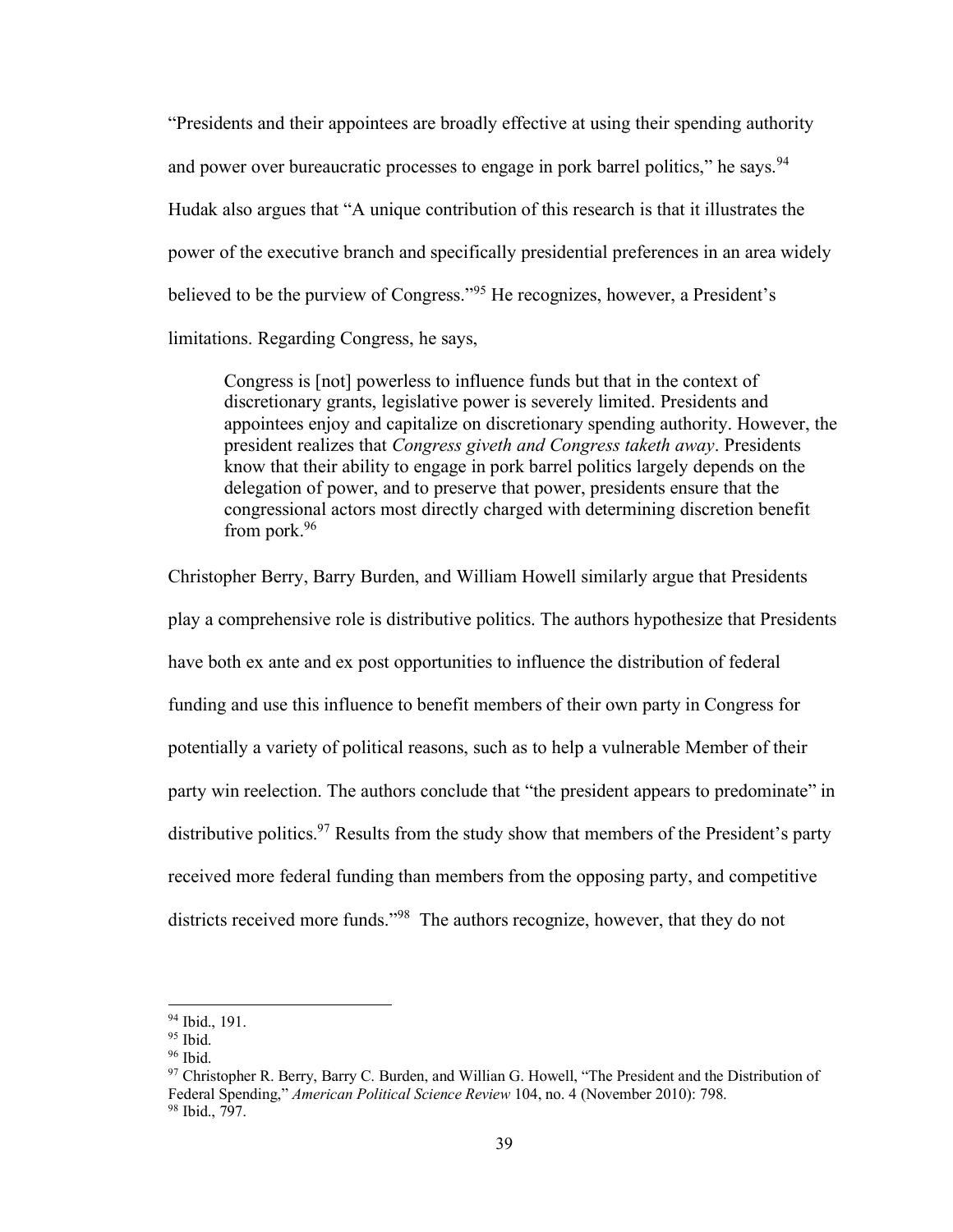"Presidents and their appointees are broadly effective at using their spending authority and power over bureaucratic processes to engage in pork barrel politics," he says.[94] Hudak also argues that "A unique contribution of this research is that it illustrates the power of the executive branch and specifically presidential preferences in an area widely believed to be the purview of Congress."[95] He recognizes, however, a President's limitations. Regarding Congress, he says,

> Congress is [not] powerless to influence funds but that in the context of discretionary grants, legislative power is severely limited. Presidents and appointees enjoy and capitalize on discretionary spending authority. However, the president realizes that *Congress giveth and Congress taketh away*. Presidents know that their ability to engage in pork barrel politics largely depends on the delegation of power, and to preserve that power, presidents ensure that the congressional actors most directly charged with determining discretion benefit from pork.[96]

Christopher Berry, Barry Burden, and William Howell similarly argue that Presidents play a comprehensive role is distributive politics. The authors hypothesize that Presidents have both ex ante and ex post opportunities to influence the distribution of federal funding and use this influence to benefit members of their own party in Congress for potentially a variety of political reasons, such as to help a vulnerable Member of their party win reelection. The authors conclude that "the president appears to predominate" in distributive politics.[97] Results from the study show that members of the President's party received more federal funding than members from the opposing party, and competitive districts received more funds."[98] The authors recognize, however, that they do not

---

[94] Ibid., 191.

[95] Ibid.

[96] Ibid.

[97] Christopher R. Berry, Barry C. Burden, and Willian G. Howell, "The President and the Distribution of Federal Spending," *American Political Science Review* 104, no. 4 (November 2010): 798.

[98] Ibid., 797.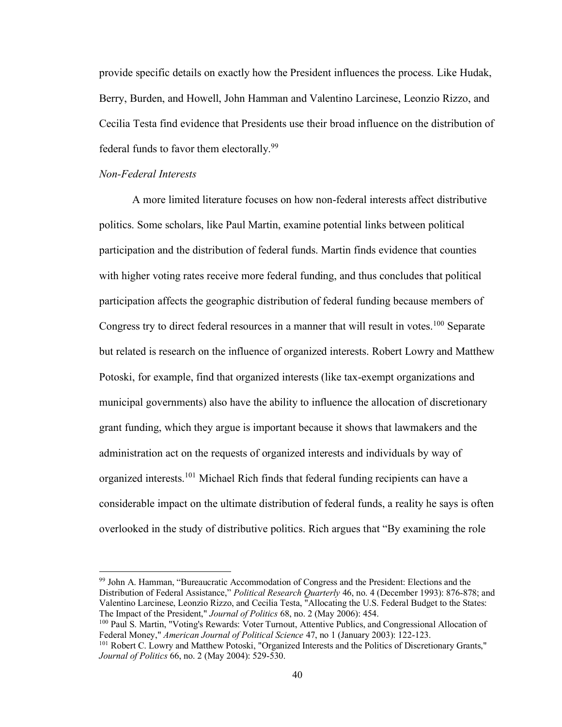provide specific details on exactly how the President influences the process. Like Hudak, Berry, Burden, and Howell, John Hamman and Valentino Larcinese, Leonzio Rizzo, and Cecilia Testa find evidence that Presidents use their broad influence on the distribution of federal funds to favor them electorally.[99]

*Non-Federal Interests*

A more limited literature focuses on how non-federal interests affect distributive politics. Some scholars, like Paul Martin, examine potential links between political participation and the distribution of federal funds. Martin finds evidence that counties with higher voting rates receive more federal funding, and thus concludes that political participation affects the geographic distribution of federal funding because members of Congress try to direct federal resources in a manner that will result in votes.[100] Separate but related is research on the influence of organized interests. Robert Lowry and Matthew Potoski, for example, find that organized interests (like tax-exempt organizations and municipal governments) also have the ability to influence the allocation of discretionary grant funding, which they argue is important because it shows that lawmakers and the administration act on the requests of organized interests and individuals by way of organized interests.[101] Michael Rich finds that federal funding recipients can have a considerable impact on the ultimate distribution of federal funds, a reality he says is often overlooked in the study of distributive politics. Rich argues that "By examining the role

---

[99] John A. Hamman, "Bureaucratic Accommodation of Congress and the President: Elections and the Distribution of Federal Assistance," *Political Research Quarterly* 46, no. 4 (December 1993): 876-878; and Valentino Larcinese, Leonzio Rizzo, and Cecilia Testa, "Allocating the U.S. Federal Budget to the States: The Impact of the President," *Journal of Politics* 68, no. 2 (May 2006): 454.

[100] Paul S. Martin, "Voting's Rewards: Voter Turnout, Attentive Publics, and Congressional Allocation of Federal Money," *American Journal of Political Science* 47, no 1 (January 2003): 122-123.

[101] Robert C. Lowry and Matthew Potoski, "Organized Interests and the Politics of Discretionary Grants," *Journal of Politics* 66, no. 2 (May 2004): 529-530.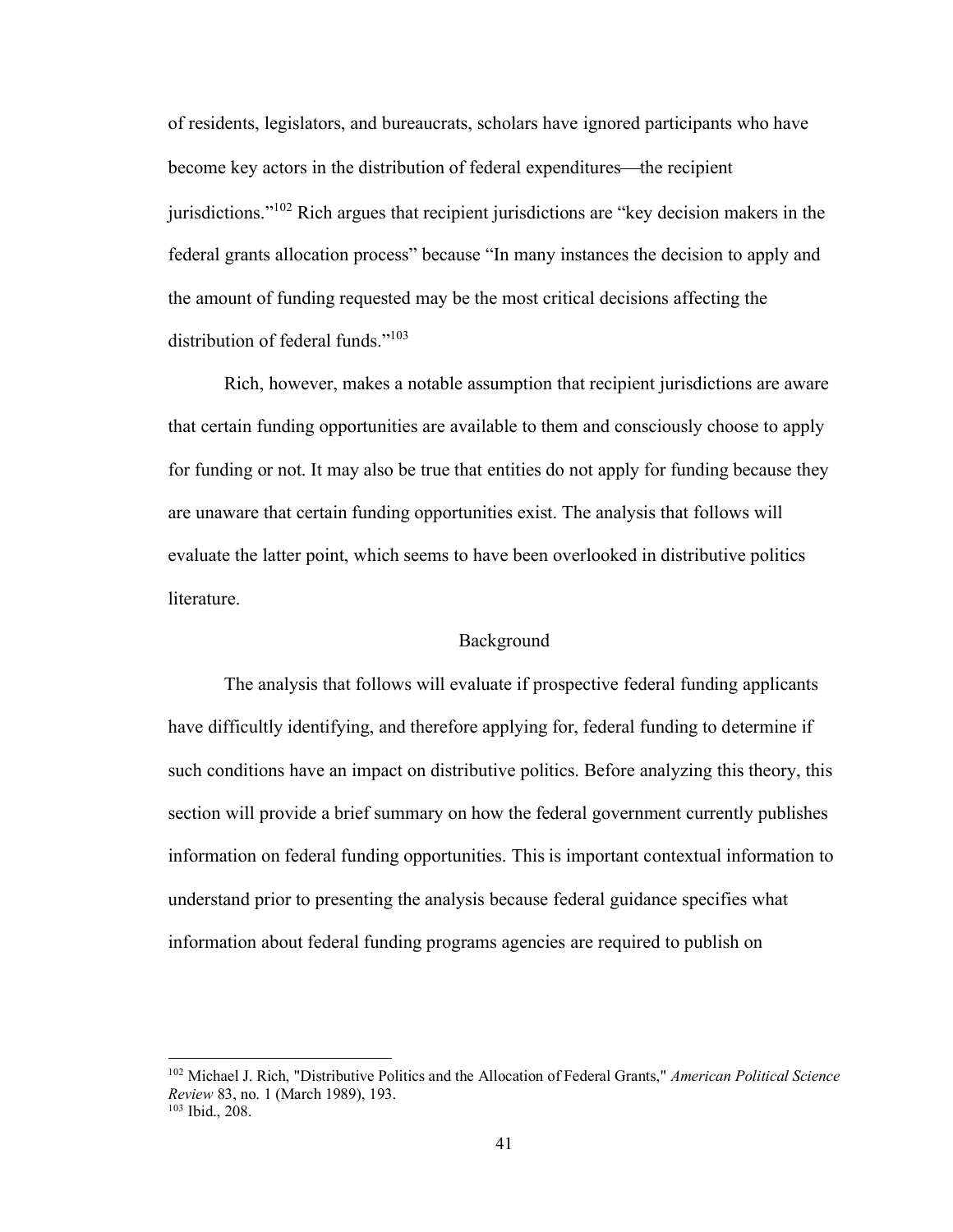of residents, legislators, and bureaucrats, scholars have ignored participants who have become key actors in the distribution of federal expenditures—the recipient jurisdictions."[102] Rich argues that recipient jurisdictions are "key decision makers in the federal grants allocation process" because "In many instances the decision to apply and the amount of funding requested may be the most critical decisions affecting the distribution of federal funds."[103]

Rich, however, makes a notable assumption that recipient jurisdictions are aware that certain funding opportunities are available to them and consciously choose to apply for funding or not. It may also be true that entities do not apply for funding because they are unaware that certain funding opportunities exist. The analysis that follows will evaluate the latter point, which seems to have been overlooked in distributive politics literature.

## Background

The analysis that follows will evaluate if prospective federal funding applicants have difficultly identifying, and therefore applying for, federal funding to determine if such conditions have an impact on distributive politics. Before analyzing this theory, this section will provide a brief summary on how the federal government currently publishes information on federal funding opportunities. This is important contextual information to understand prior to presenting the analysis because federal guidance specifies what information about federal funding programs agencies are required to publish on

---

[102] Michael J. Rich, "Distributive Politics and the Allocation of Federal Grants," *American Political Science Review* 83, no. 1 (March 1989), 193.

[103] Ibid., 208.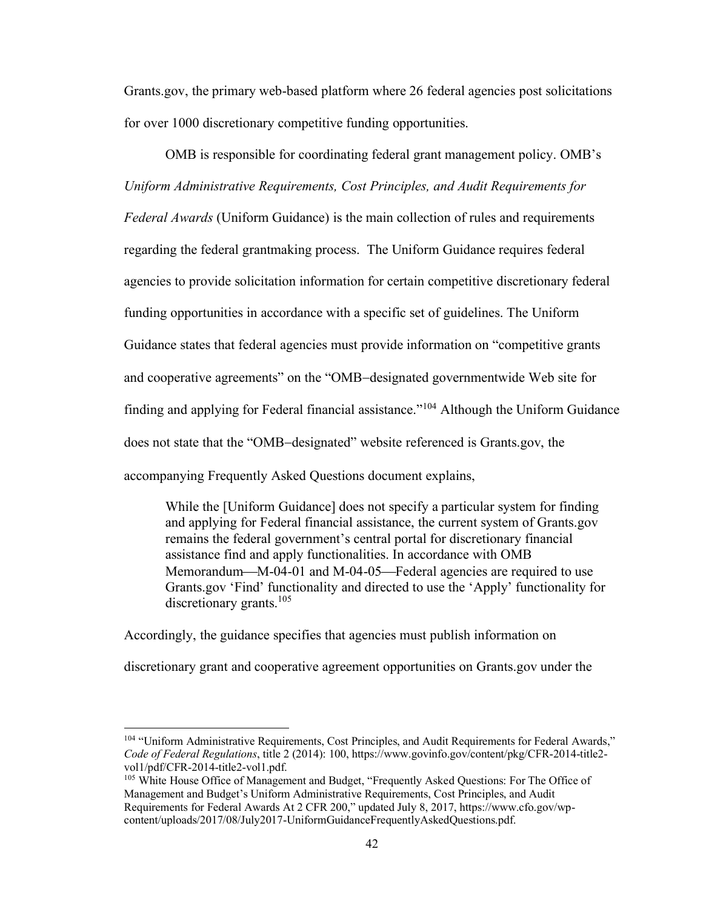Grants.gov, the primary web-based platform where 26 federal agencies post solicitations for over 1000 discretionary competitive funding opportunities.

OMB is responsible for coordinating federal grant management policy. OMB's *Uniform Administrative Requirements, Cost Principles, and Audit Requirements for Federal Awards* (Uniform Guidance) is the main collection of rules and requirements regarding the federal grantmaking process. The Uniform Guidance requires federal agencies to provide solicitation information for certain competitive discretionary federal funding opportunities in accordance with a specific set of guidelines. The Uniform Guidance states that federal agencies must provide information on "competitive grants and cooperative agreements" on the "OMB−designated governmentwide Web site for finding and applying for Federal financial assistance."[104] Although the Uniform Guidance does not state that the "OMB−designated" website referenced is Grants.gov, the accompanying Frequently Asked Questions document explains,

> While the [Uniform Guidance] does not specify a particular system for finding and applying for Federal financial assistance, the current system of Grants.gov remains the federal government's central portal for discretionary financial assistance find and apply functionalities. In accordance with OMB Memorandum—M-04-01 and M-04-05—Federal agencies are required to use Grants.gov 'Find' functionality and directed to use the 'Apply' functionality for discretionary grants.[105]

Accordingly, the guidance specifies that agencies must publish information on discretionary grant and cooperative agreement opportunities on Grants.gov under the

---

[104] "Uniform Administrative Requirements, Cost Principles, and Audit Requirements for Federal Awards," *Code of Federal Regulations*, title 2 (2014): 100, https://www.govinfo.gov/content/pkg/CFR-2014-title2-vol1/pdf/CFR-2014-title2-vol1.pdf.

[105] White House Office of Management and Budget, "Frequently Asked Questions: For The Office of Management and Budget's Uniform Administrative Requirements, Cost Principles, and Audit Requirements for Federal Awards At 2 CFR 200," updated July 8, 2017, https://www.cfo.gov/wp-content/uploads/2017/08/July2017-UniformGuidanceFrequentlyAskedQuestions.pdf.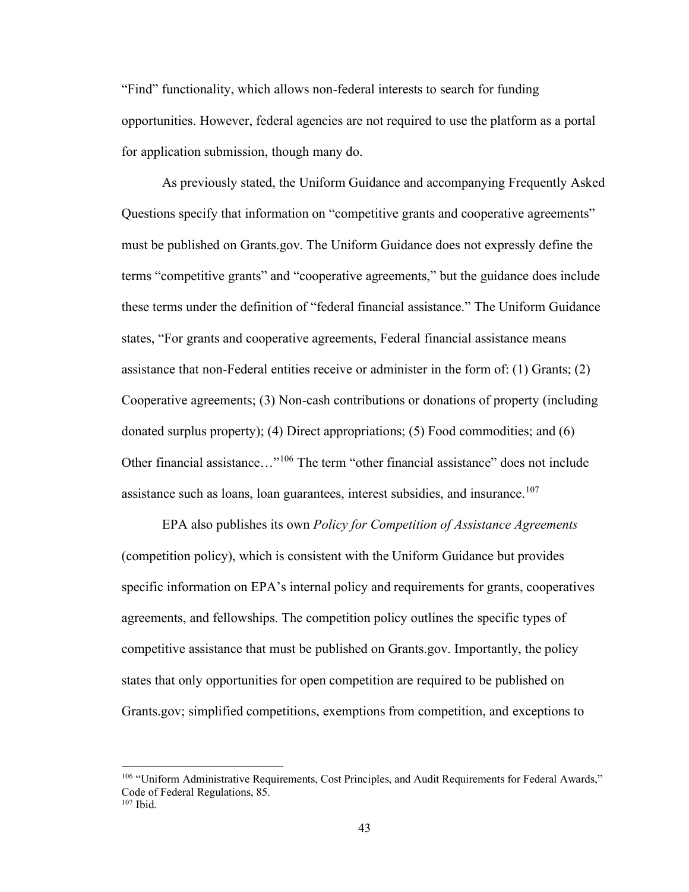"Find" functionality, which allows non-federal interests to search for funding opportunities. However, federal agencies are not required to use the platform as a portal for application submission, though many do.

As previously stated, the Uniform Guidance and accompanying Frequently Asked Questions specify that information on "competitive grants and cooperative agreements" must be published on Grants.gov. The Uniform Guidance does not expressly define the terms "competitive grants" and "cooperative agreements," but the guidance does include these terms under the definition of "federal financial assistance." The Uniform Guidance states, "For grants and cooperative agreements, Federal financial assistance means assistance that non-Federal entities receive or administer in the form of: (1) Grants; (2) Cooperative agreements; (3) Non-cash contributions or donations of property (including donated surplus property); (4) Direct appropriations; (5) Food commodities; and (6) Other financial assistance…"[106] The term "other financial assistance" does not include assistance such as loans, loan guarantees, interest subsidies, and insurance.[107]

EPA also publishes its own *Policy for Competition of Assistance Agreements* (competition policy), which is consistent with the Uniform Guidance but provides specific information on EPA's internal policy and requirements for grants, cooperatives agreements, and fellowships. The competition policy outlines the specific types of competitive assistance that must be published on Grants.gov. Importantly, the policy states that only opportunities for open competition are required to be published on Grants.gov; simplified competitions, exemptions from competition, and exceptions to

---

[106] "Uniform Administrative Requirements, Cost Principles, and Audit Requirements for Federal Awards," Code of Federal Regulations, 85.

[107] Ibid.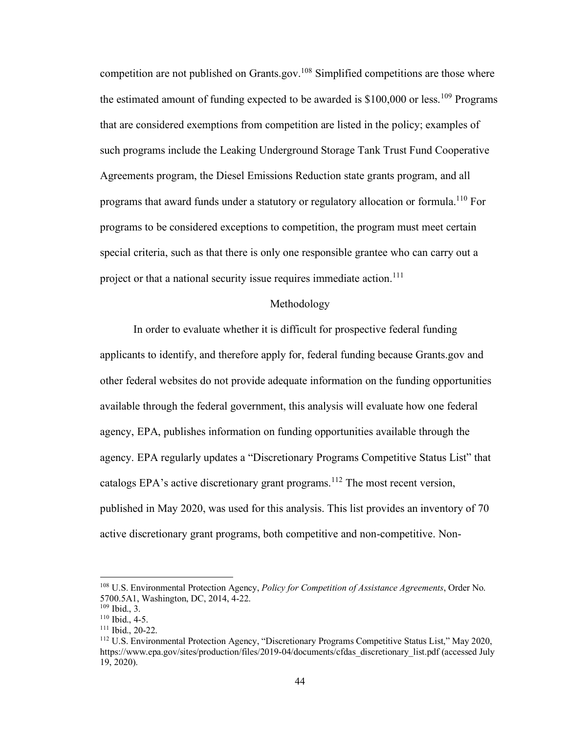competition are not published on Grants.gov.[108] Simplified competitions are those where the estimated amount of funding expected to be awarded is $100,000 or less.[109] Programs that are considered exemptions from competition are listed in the policy; examples of such programs include the Leaking Underground Storage Tank Trust Fund Cooperative Agreements program, the Diesel Emissions Reduction state grants program, and all programs that award funds under a statutory or regulatory allocation or formula.[110] For programs to be considered exceptions to competition, the program must meet certain special criteria, such as that there is only one responsible grantee who can carry out a project or that a national security issue requires immediate action.[111]

## Methodology

In order to evaluate whether it is difficult for prospective federal funding applicants to identify, and therefore apply for, federal funding because Grants.gov and other federal websites do not provide adequate information on the funding opportunities available through the federal government, this analysis will evaluate how one federal agency, EPA, publishes information on funding opportunities available through the agency. EPA regularly updates a "Discretionary Programs Competitive Status List" that catalogs EPA's active discretionary grant programs.[112] The most recent version, published in May 2020, was used for this analysis. This list provides an inventory of 70 active discretionary grant programs, both competitive and non-competitive. Non-

---

[108] U.S. Environmental Protection Agency, *Policy for Competition of Assistance Agreements*, Order No. 5700.5A1, Washington, DC, 2014, 4-22.

[109] Ibid., 3.

[110] Ibid., 4-5.

[111] Ibid., 20-22.

[112] U.S. Environmental Protection Agency, "Discretionary Programs Competitive Status List," May 2020, https://www.epa.gov/sites/production/files/2019-04/documents/cfdas_discretionary_list.pdf (accessed July 19, 2020).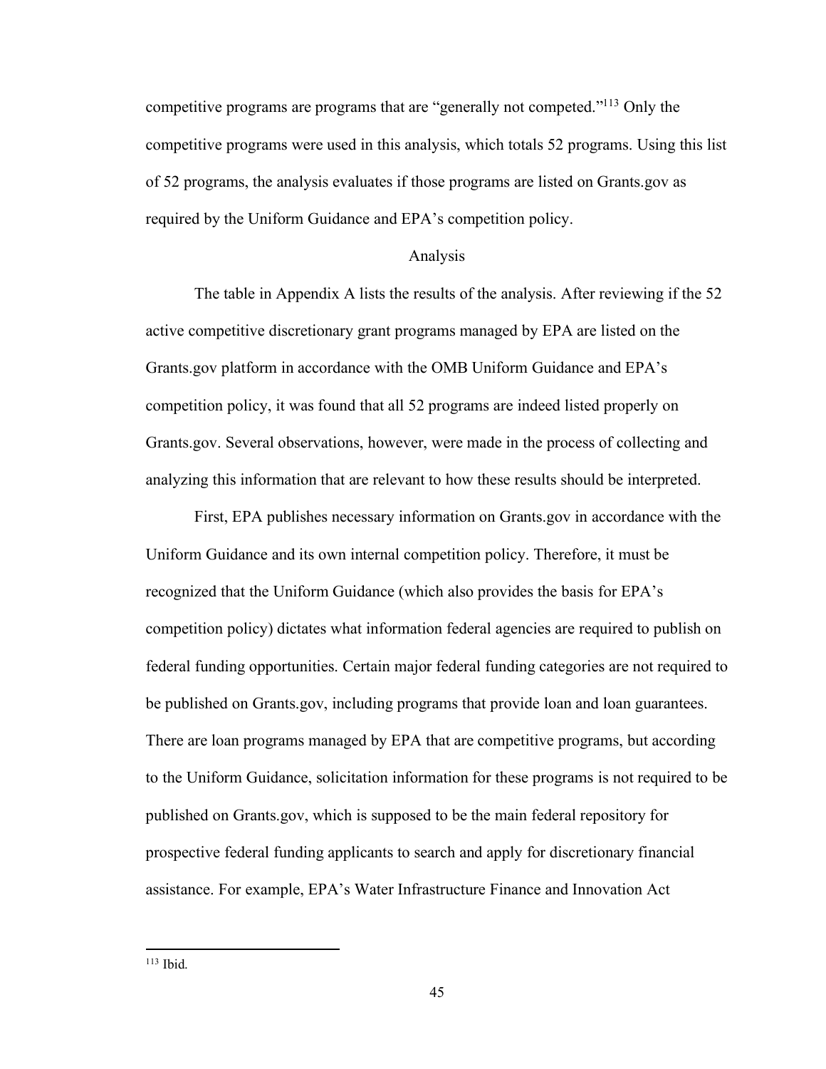competitive programs are programs that are "generally not competed."[113] Only the competitive programs were used in this analysis, which totals 52 programs. Using this list of 52 programs, the analysis evaluates if those programs are listed on Grants.gov as required by the Uniform Guidance and EPA's competition policy.

## Analysis

The table in Appendix A lists the results of the analysis. After reviewing if the 52 active competitive discretionary grant programs managed by EPA are listed on the Grants.gov platform in accordance with the OMB Uniform Guidance and EPA's competition policy, it was found that all 52 programs are indeed listed properly on Grants.gov. Several observations, however, were made in the process of collecting and analyzing this information that are relevant to how these results should be interpreted.

First, EPA publishes necessary information on Grants.gov in accordance with the Uniform Guidance and its own internal competition policy. Therefore, it must be recognized that the Uniform Guidance (which also provides the basis for EPA's competition policy) dictates what information federal agencies are required to publish on federal funding opportunities. Certain major federal funding categories are not required to be published on Grants.gov, including programs that provide loan and loan guarantees. There are loan programs managed by EPA that are competitive programs, but according to the Uniform Guidance, solicitation information for these programs is not required to be published on Grants.gov, which is supposed to be the main federal repository for prospective federal funding applicants to search and apply for discretionary financial assistance. For example, EPA's Water Infrastructure Finance and Innovation Act

---

[113] Ibid.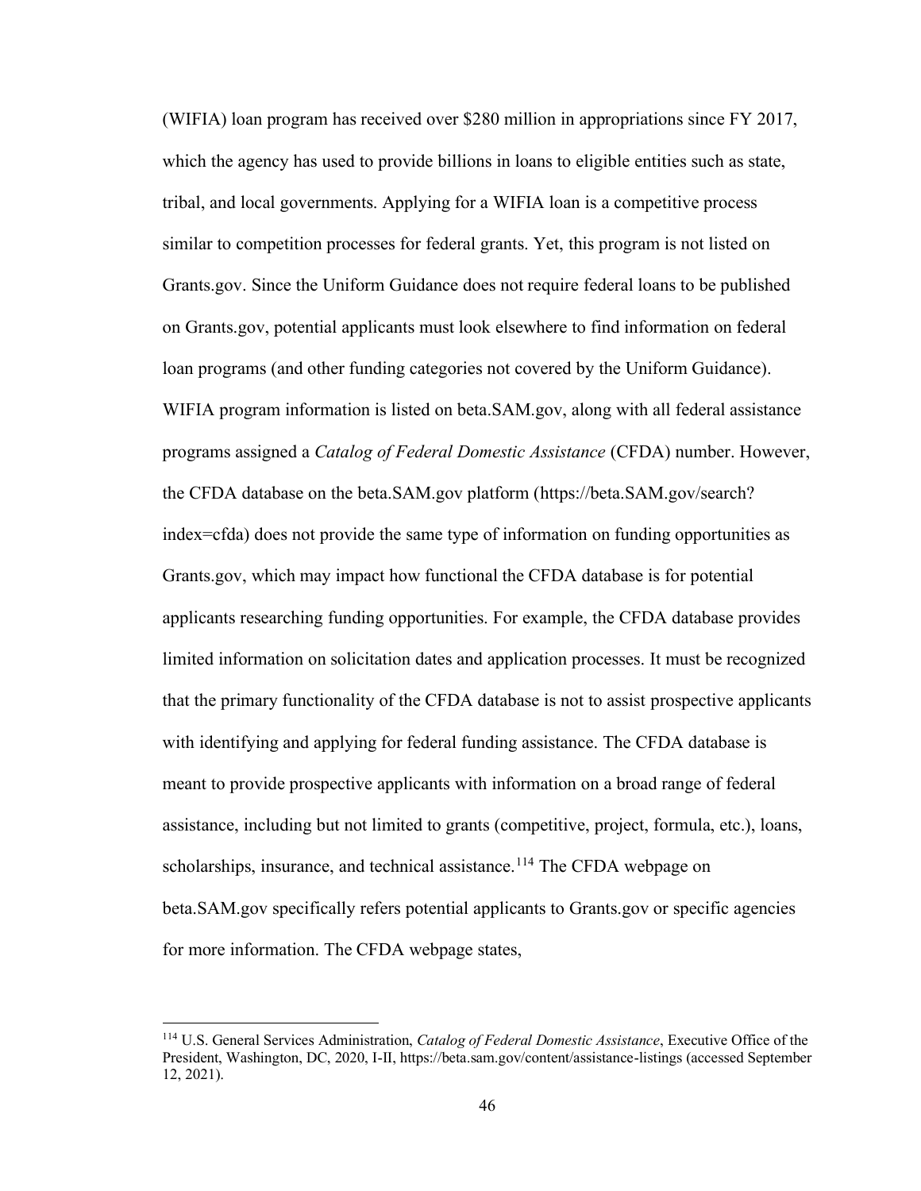(WIFIA) loan program has received over $280 million in appropriations since FY 2017, which the agency has used to provide billions in loans to eligible entities such as state, tribal, and local governments. Applying for a WIFIA loan is a competitive process similar to competition processes for federal grants. Yet, this program is not listed on Grants.gov. Since the Uniform Guidance does not require federal loans to be published on Grants.gov, potential applicants must look elsewhere to find information on federal loan programs (and other funding categories not covered by the Uniform Guidance). WIFIA program information is listed on beta.SAM.gov, along with all federal assistance programs assigned a *Catalog of Federal Domestic Assistance* (CFDA) number. However, the CFDA database on the beta.SAM.gov platform (https://beta.SAM.gov/search?index=cfda) does not provide the same type of information on funding opportunities as Grants.gov, which may impact how functional the CFDA database is for potential applicants researching funding opportunities. For example, the CFDA database provides limited information on solicitation dates and application processes. It must be recognized that the primary functionality of the CFDA database is not to assist prospective applicants with identifying and applying for federal funding assistance. The CFDA database is meant to provide prospective applicants with information on a broad range of federal assistance, including but not limited to grants (competitive, project, formula, etc.), loans, scholarships, insurance, and technical assistance.[114] The CFDA webpage on beta.SAM.gov specifically refers potential applicants to Grants.gov or specific agencies for more information. The CFDA webpage states,

---

[114] U.S. General Services Administration, *Catalog of Federal Domestic Assistance*, Executive Office of the President, Washington, DC, 2020, I-II, https://beta.sam.gov/content/assistance-listings (accessed September 12, 2021).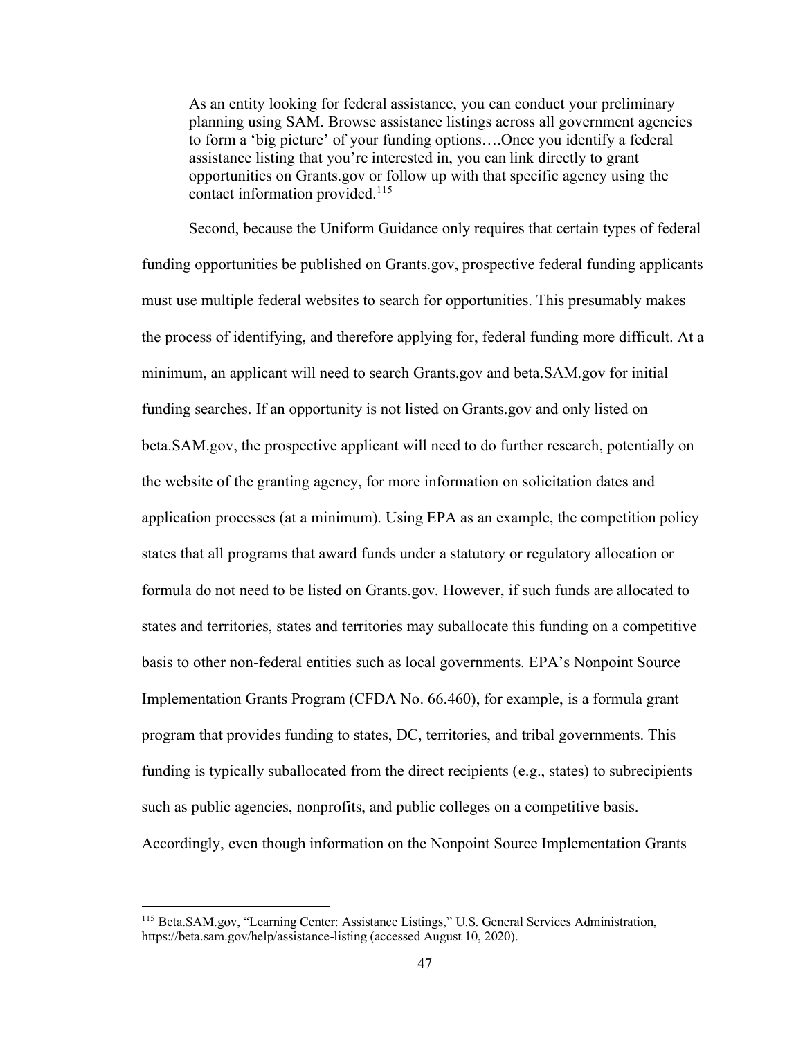> As an entity looking for federal assistance, you can conduct your preliminary planning using SAM. Browse assistance listings across all government agencies to form a 'big picture' of your funding options….Once you identify a federal assistance listing that you're interested in, you can link directly to grant opportunities on Grants.gov or follow up with that specific agency using the contact information provided.[115]

Second, because the Uniform Guidance only requires that certain types of federal funding opportunities be published on Grants.gov, prospective federal funding applicants must use multiple federal websites to search for opportunities. This presumably makes the process of identifying, and therefore applying for, federal funding more difficult. At a minimum, an applicant will need to search Grants.gov and beta.SAM.gov for initial funding searches. If an opportunity is not listed on Grants.gov and only listed on beta.SAM.gov, the prospective applicant will need to do further research, potentially on the website of the granting agency, for more information on solicitation dates and application processes (at a minimum). Using EPA as an example, the competition policy states that all programs that award funds under a statutory or regulatory allocation or formula do not need to be listed on Grants.gov. However, if such funds are allocated to states and territories, states and territories may suballocate this funding on a competitive basis to other non-federal entities such as local governments. EPA's Nonpoint Source Implementation Grants Program (CFDA No. 66.460), for example, is a formula grant program that provides funding to states, DC, territories, and tribal governments. This funding is typically suballocated from the direct recipients (e.g., states) to subrecipients such as public agencies, nonprofits, and public colleges on a competitive basis. Accordingly, even though information on the Nonpoint Source Implementation Grants

[115] Beta.SAM.gov, "Learning Center: Assistance Listings," U.S. General Services Administration, https://beta.sam.gov/help/assistance-listing (accessed August 10, 2020).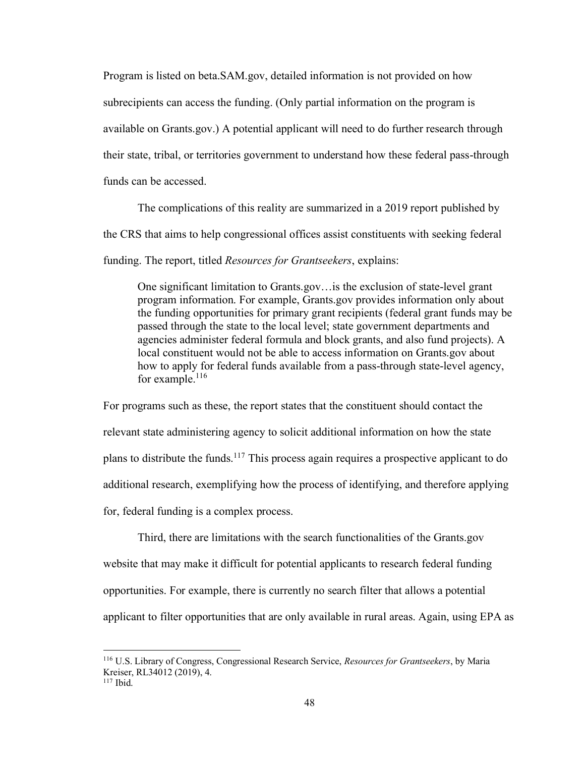Program is listed on beta.SAM.gov, detailed information is not provided on how subrecipients can access the funding. (Only partial information on the program is available on Grants.gov.) A potential applicant will need to do further research through their state, tribal, or territories government to understand how these federal pass-through funds can be accessed.

The complications of this reality are summarized in a 2019 report published by the CRS that aims to help congressional offices assist constituents with seeking federal funding. The report, titled *Resources for Grantseekers*, explains:

> One significant limitation to Grants.gov…is the exclusion of state-level grant program information. For example, Grants.gov provides information only about the funding opportunities for primary grant recipients (federal grant funds may be passed through the state to the local level; state government departments and agencies administer federal formula and block grants, and also fund projects). A local constituent would not be able to access information on Grants.gov about how to apply for federal funds available from a pass-through state-level agency, for example.[116]

For programs such as these, the report states that the constituent should contact the relevant state administering agency to solicit additional information on how the state plans to distribute the funds.[117] This process again requires a prospective applicant to do additional research, exemplifying how the process of identifying, and therefore applying for, federal funding is a complex process.

Third, there are limitations with the search functionalities of the Grants.gov website that may make it difficult for potential applicants to research federal funding opportunities. For example, there is currently no search filter that allows a potential applicant to filter opportunities that are only available in rural areas. Again, using EPA as

---

[116] U.S. Library of Congress, Congressional Research Service, *Resources for Grantseekers*, by Maria Kreiser, RL34012 (2019), 4.

[117] Ibid.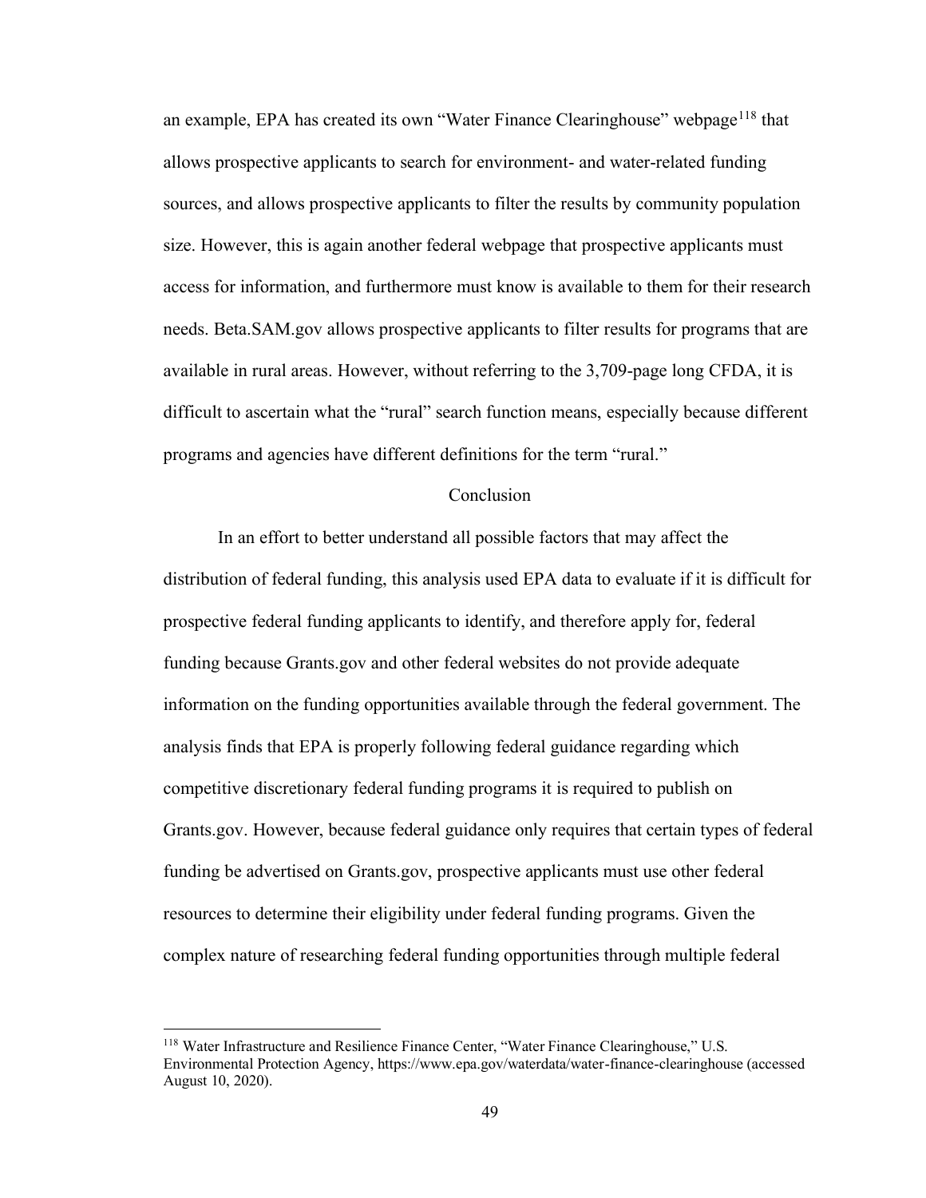an example, EPA has created its own "Water Finance Clearinghouse" webpage[118] that allows prospective applicants to search for environment- and water-related funding sources, and allows prospective applicants to filter the results by community population size. However, this is again another federal webpage that prospective applicants must access for information, and furthermore must know is available to them for their research needs. Beta.SAM.gov allows prospective applicants to filter results for programs that are available in rural areas. However, without referring to the 3,709-page long CFDA, it is difficult to ascertain what the "rural" search function means, especially because different programs and agencies have different definitions for the term "rural."

## Conclusion

In an effort to better understand all possible factors that may affect the distribution of federal funding, this analysis used EPA data to evaluate if it is difficult for prospective federal funding applicants to identify, and therefore apply for, federal funding because Grants.gov and other federal websites do not provide adequate information on the funding opportunities available through the federal government. The analysis finds that EPA is properly following federal guidance regarding which competitive discretionary federal funding programs it is required to publish on Grants.gov. However, because federal guidance only requires that certain types of federal funding be advertised on Grants.gov, prospective applicants must use other federal resources to determine their eligibility under federal funding programs. Given the complex nature of researching federal funding opportunities through multiple federal

[118] Water Infrastructure and Resilience Finance Center, "Water Finance Clearinghouse," U.S. Environmental Protection Agency, https://www.epa.gov/waterdata/water-finance-clearinghouse (accessed August 10, 2020).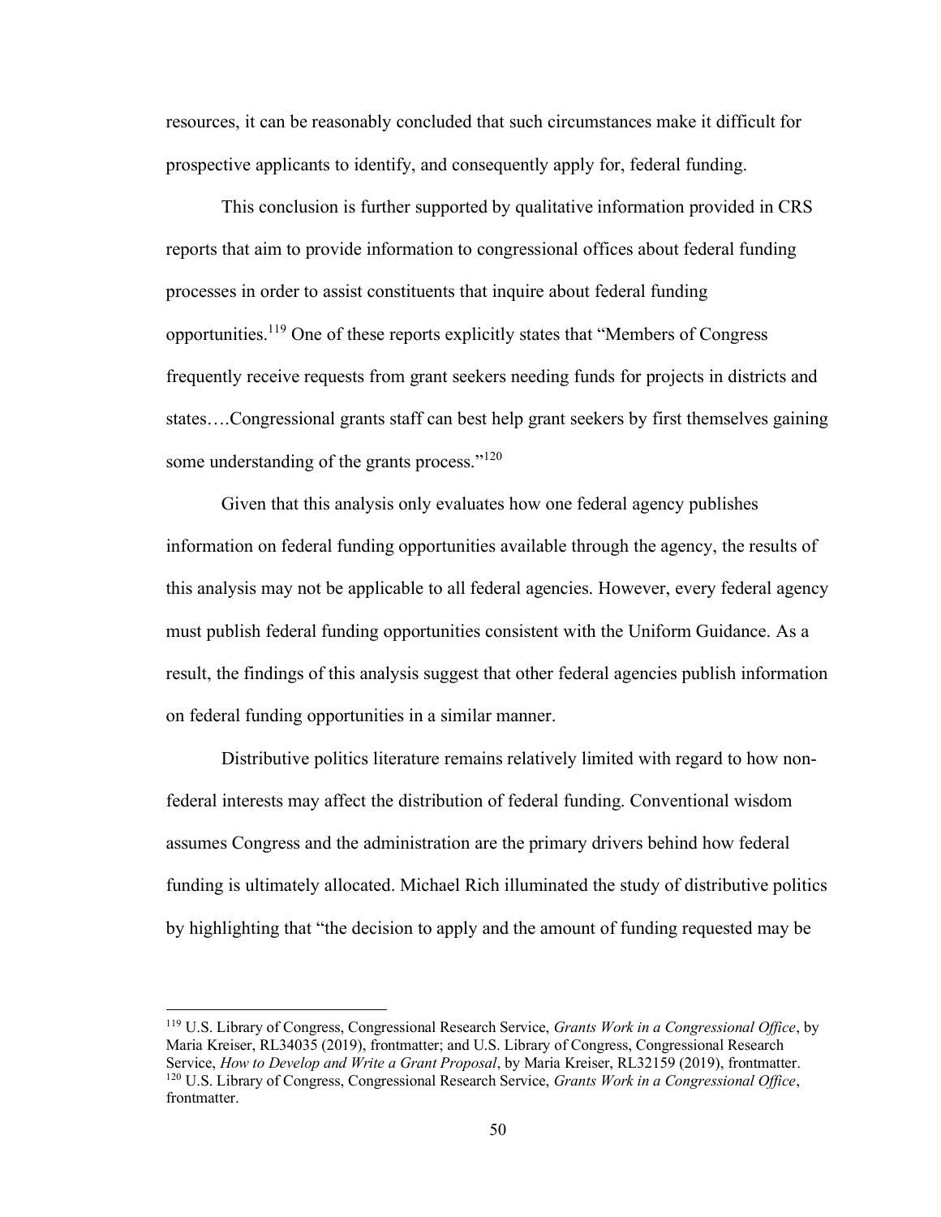resources, it can be reasonably concluded that such circumstances make it difficult for prospective applicants to identify, and consequently apply for, federal funding.

This conclusion is further supported by qualitative information provided in CRS reports that aim to provide information to congressional offices about federal funding processes in order to assist constituents that inquire about federal funding opportunities.[119] One of these reports explicitly states that "Members of Congress frequently receive requests from grant seekers needing funds for projects in districts and states….Congressional grants staff can best help grant seekers by first themselves gaining some understanding of the grants process."[120]

Given that this analysis only evaluates how one federal agency publishes information on federal funding opportunities available through the agency, the results of this analysis may not be applicable to all federal agencies. However, every federal agency must publish federal funding opportunities consistent with the Uniform Guidance. As a result, the findings of this analysis suggest that other federal agencies publish information on federal funding opportunities in a similar manner.

Distributive politics literature remains relatively limited with regard to how non-federal interests may affect the distribution of federal funding. Conventional wisdom assumes Congress and the administration are the primary drivers behind how federal funding is ultimately allocated. Michael Rich illuminated the study of distributive politics by highlighting that "the decision to apply and the amount of funding requested may be

---

[119] U.S. Library of Congress, Congressional Research Service, *Grants Work in a Congressional Office*, by Maria Kreiser, RL34035 (2019), frontmatter; and U.S. Library of Congress, Congressional Research Service, *How to Develop and Write a Grant Proposal*, by Maria Kreiser, RL32159 (2019), frontmatter.

[120] U.S. Library of Congress, Congressional Research Service, *Grants Work in a Congressional Office*, frontmatter.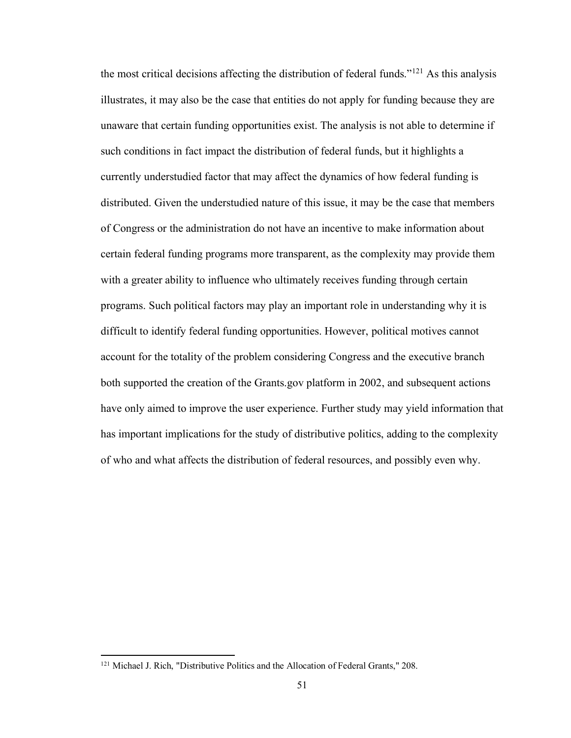the most critical decisions affecting the distribution of federal funds."[121] As this analysis illustrates, it may also be the case that entities do not apply for funding because they are unaware that certain funding opportunities exist. The analysis is not able to determine if such conditions in fact impact the distribution of federal funds, but it highlights a currently understudied factor that may affect the dynamics of how federal funding is distributed. Given the understudied nature of this issue, it may be the case that members of Congress or the administration do not have an incentive to make information about certain federal funding programs more transparent, as the complexity may provide them with a greater ability to influence who ultimately receives funding through certain programs. Such political factors may play an important role in understanding why it is difficult to identify federal funding opportunities. However, political motives cannot account for the totality of the problem considering Congress and the executive branch both supported the creation of the Grants.gov platform in 2002, and subsequent actions have only aimed to improve the user experience. Further study may yield information that has important implications for the study of distributive politics, adding to the complexity of who and what affects the distribution of federal resources, and possibly even why.

[121] Michael J. Rich, "Distributive Politics and the Allocation of Federal Grants," 208.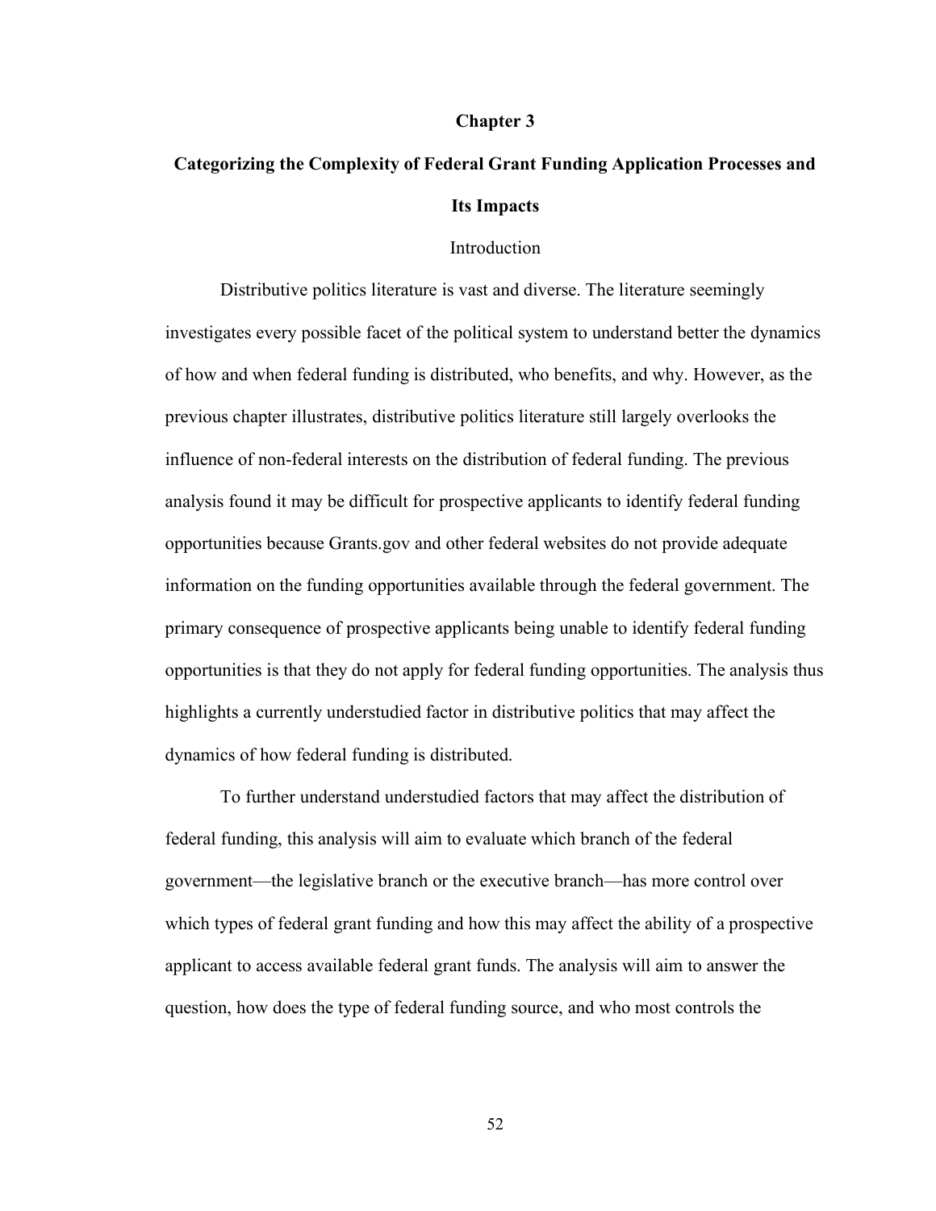# Chapter 3

## Categorizing the Complexity of Federal Grant Funding Application Processes and Its Impacts

### Introduction

Distributive politics literature is vast and diverse. The literature seemingly investigates every possible facet of the political system to understand better the dynamics of how and when federal funding is distributed, who benefits, and why. However, as the previous chapter illustrates, distributive politics literature still largely overlooks the influence of non-federal interests on the distribution of federal funding. The previous analysis found it may be difficult for prospective applicants to identify federal funding opportunities because Grants.gov and other federal websites do not provide adequate information on the funding opportunities available through the federal government. The primary consequence of prospective applicants being unable to identify federal funding opportunities is that they do not apply for federal funding opportunities. The analysis thus highlights a currently understudied factor in distributive politics that may affect the dynamics of how federal funding is distributed.

To further understand understudied factors that may affect the distribution of federal funding, this analysis will aim to evaluate which branch of the federal government—the legislative branch or the executive branch—has more control over which types of federal grant funding and how this may affect the ability of a prospective applicant to access available federal grant funds. The analysis will aim to answer the question, how does the type of federal funding source, and who most controls the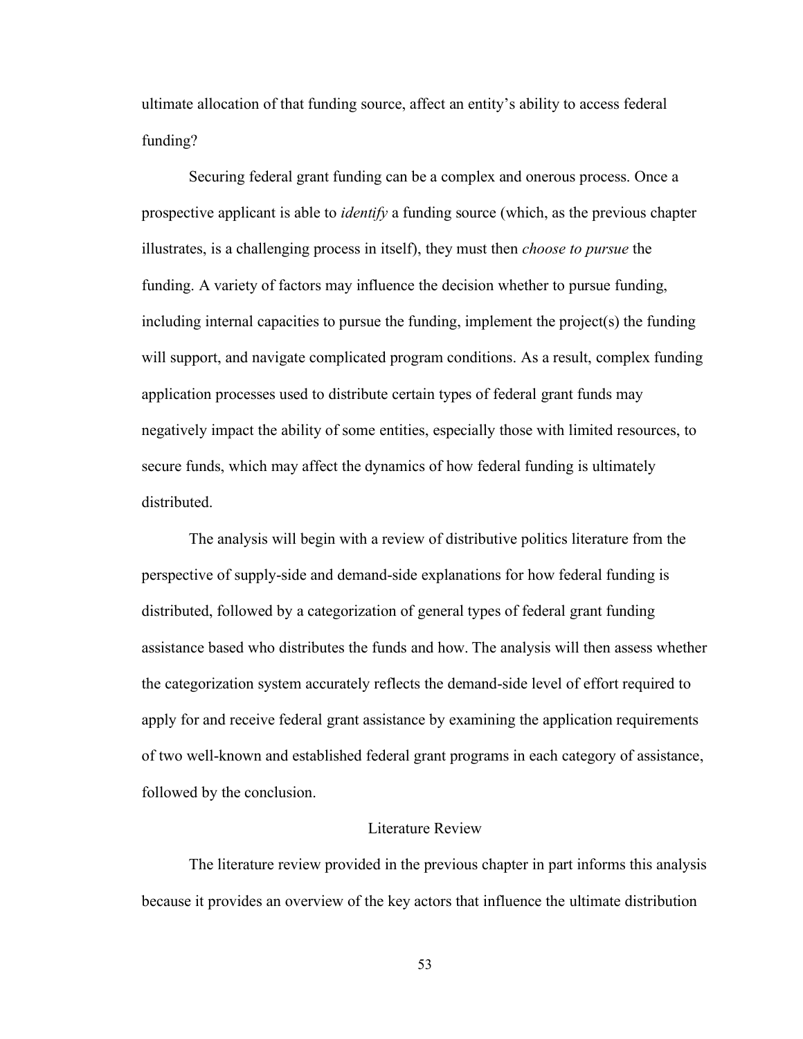ultimate allocation of that funding source, affect an entity's ability to access federal funding?

Securing federal grant funding can be a complex and onerous process. Once a prospective applicant is able to *identify* a funding source (which, as the previous chapter illustrates, is a challenging process in itself), they must then *choose to pursue* the funding. A variety of factors may influence the decision whether to pursue funding, including internal capacities to pursue the funding, implement the project(s) the funding will support, and navigate complicated program conditions. As a result, complex funding application processes used to distribute certain types of federal grant funds may negatively impact the ability of some entities, especially those with limited resources, to secure funds, which may affect the dynamics of how federal funding is ultimately distributed.

The analysis will begin with a review of distributive politics literature from the perspective of supply-side and demand-side explanations for how federal funding is distributed, followed by a categorization of general types of federal grant funding assistance based who distributes the funds and how. The analysis will then assess whether the categorization system accurately reflects the demand-side level of effort required to apply for and receive federal grant assistance by examining the application requirements of two well-known and established federal grant programs in each category of assistance, followed by the conclusion.

## Literature Review

The literature review provided in the previous chapter in part informs this analysis because it provides an overview of the key actors that influence the ultimate distribution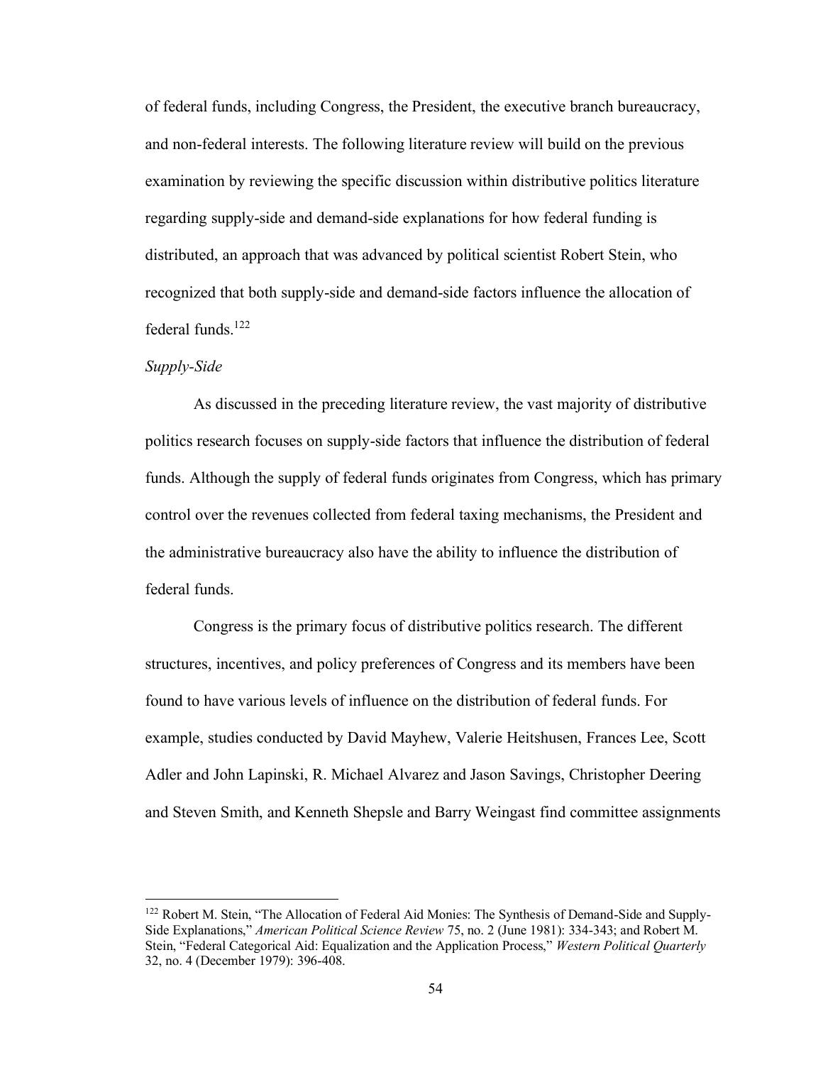of federal funds, including Congress, the President, the executive branch bureaucracy, and non-federal interests. The following literature review will build on the previous examination by reviewing the specific discussion within distributive politics literature regarding supply-side and demand-side explanations for how federal funding is distributed, an approach that was advanced by political scientist Robert Stein, who recognized that both supply-side and demand-side factors influence the allocation of federal funds.[122]

*Supply-Side*

As discussed in the preceding literature review, the vast majority of distributive politics research focuses on supply-side factors that influence the distribution of federal funds. Although the supply of federal funds originates from Congress, which has primary control over the revenues collected from federal taxing mechanisms, the President and the administrative bureaucracy also have the ability to influence the distribution of federal funds.

Congress is the primary focus of distributive politics research. The different structures, incentives, and policy preferences of Congress and its members have been found to have various levels of influence on the distribution of federal funds. For example, studies conducted by David Mayhew, Valerie Heitshusen, Frances Lee, Scott Adler and John Lapinski, R. Michael Alvarez and Jason Savings, Christopher Deering and Steven Smith, and Kenneth Shepsle and Barry Weingast find committee assignments

---

[122] Robert M. Stein, "The Allocation of Federal Aid Monies: The Synthesis of Demand-Side and Supply-Side Explanations," *American Political Science Review* 75, no. 2 (June 1981): 334-343; and Robert M. Stein, "Federal Categorical Aid: Equalization and the Application Process," *Western Political Quarterly* 32, no. 4 (December 1979): 396-408.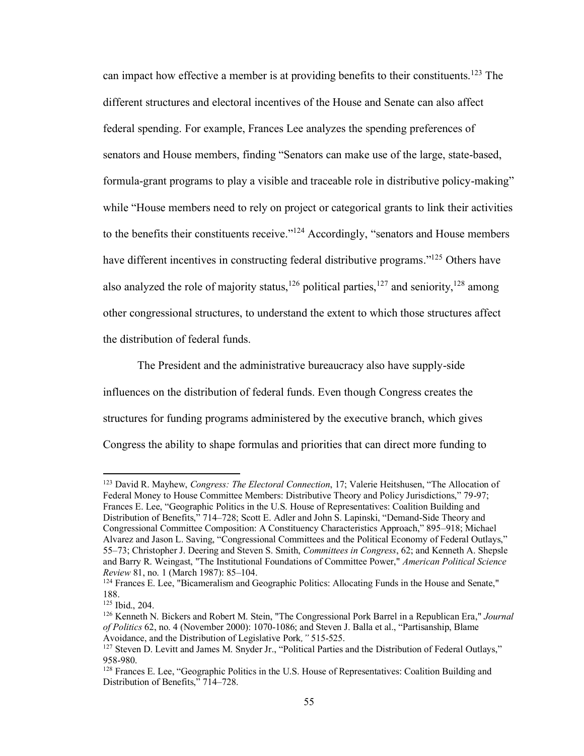can impact how effective a member is at providing benefits to their constituents.[123] The different structures and electoral incentives of the House and Senate can also affect federal spending. For example, Frances Lee analyzes the spending preferences of senators and House members, finding "Senators can make use of the large, state-based, formula-grant programs to play a visible and traceable role in distributive policy-making" while "House members need to rely on project or categorical grants to link their activities to the benefits their constituents receive."[124] Accordingly, "senators and House members have different incentives in constructing federal distributive programs."[125] Others have also analyzed the role of majority status,[126] political parties,[127] and seniority,[128] among other congressional structures, to understand the extent to which those structures affect the distribution of federal funds.

The President and the administrative bureaucracy also have supply-side influences on the distribution of federal funds. Even though Congress creates the structures for funding programs administered by the executive branch, which gives Congress the ability to shape formulas and priorities that can direct more funding to

---

[123] David R. Mayhew, *Congress: The Electoral Connection*, 17; Valerie Heitshusen, "The Allocation of Federal Money to House Committee Members: Distributive Theory and Policy Jurisdictions," 79-97; Frances E. Lee, "Geographic Politics in the U.S. House of Representatives: Coalition Building and Distribution of Benefits," 714–728; Scott E. Adler and John S. Lapinski, "Demand-Side Theory and Congressional Committee Composition: A Constituency Characteristics Approach," 895–918; Michael Alvarez and Jason L. Saving, "Congressional Committees and the Political Economy of Federal Outlays," 55–73; Christopher J. Deering and Steven S. Smith, *Committees in Congress*, 62; and Kenneth A. Shepsle and Barry R. Weingast, "The Institutional Foundations of Committee Power," *American Political Science Review* 81, no. 1 (March 1987): 85–104.

[124] Frances E. Lee, "Bicameralism and Geographic Politics: Allocating Funds in the House and Senate," 188.

[125] Ibid., 204.

[126] Kenneth N. Bickers and Robert M. Stein, "The Congressional Pork Barrel in a Republican Era," *Journal of Politics* 62, no. 4 (November 2000): 1070-1086; and Steven J. Balla et al., "Partisanship, Blame Avoidance, and the Distribution of Legislative Pork*,"* 515-525.

[127] Steven D. Levitt and James M. Snyder Jr., "Political Parties and the Distribution of Federal Outlays," 958-980.

[128] Frances E. Lee, "Geographic Politics in the U.S. House of Representatives: Coalition Building and Distribution of Benefits," 714–728.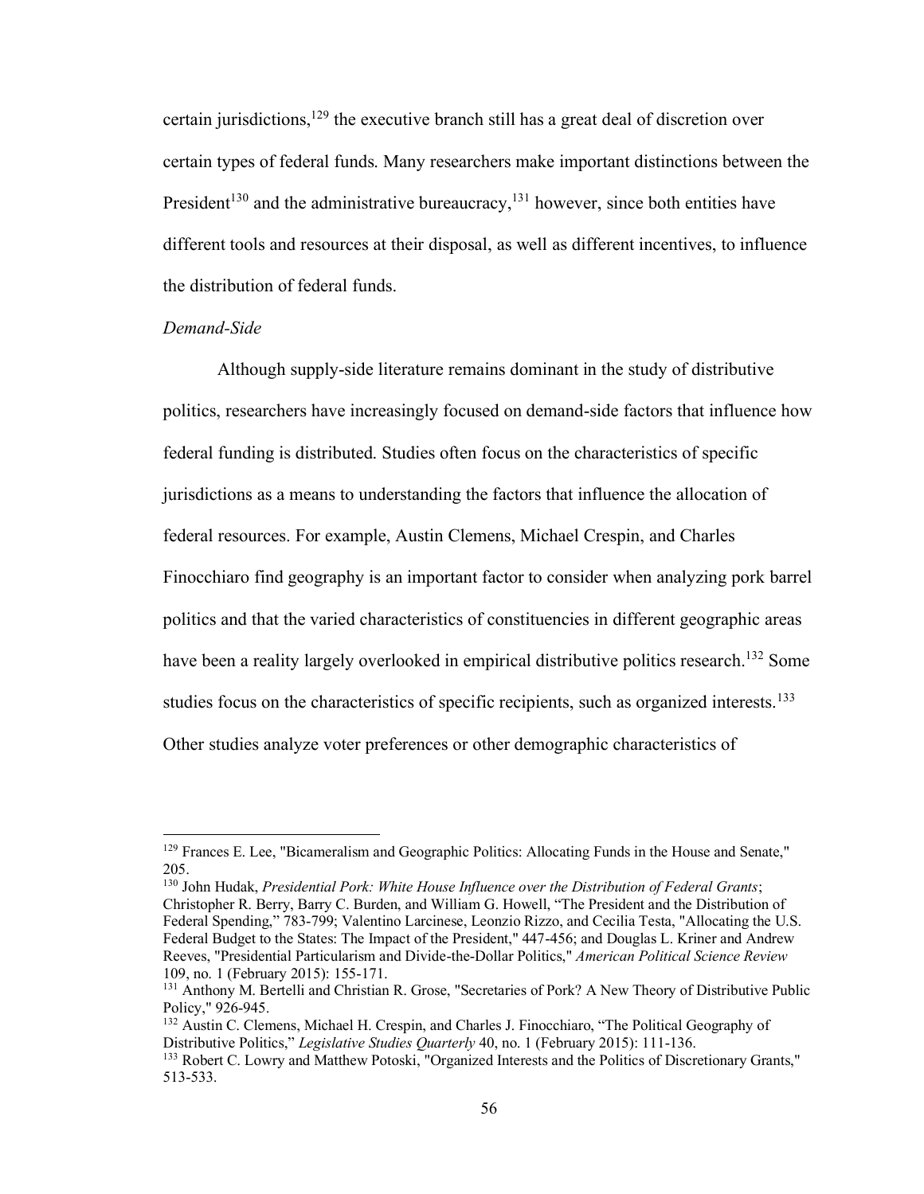certain jurisdictions,[129] the executive branch still has a great deal of discretion over certain types of federal funds. Many researchers make important distinctions between the President[130] and the administrative bureaucracy,[131] however, since both entities have different tools and resources at their disposal, as well as different incentives, to influence the distribution of federal funds.

*Demand-Side*

Although supply-side literature remains dominant in the study of distributive politics, researchers have increasingly focused on demand-side factors that influence how federal funding is distributed. Studies often focus on the characteristics of specific jurisdictions as a means to understanding the factors that influence the allocation of federal resources. For example, Austin Clemens, Michael Crespin, and Charles Finocchiaro find geography is an important factor to consider when analyzing pork barrel politics and that the varied characteristics of constituencies in different geographic areas have been a reality largely overlooked in empirical distributive politics research.[132] Some studies focus on the characteristics of specific recipients, such as organized interests.[133] Other studies analyze voter preferences or other demographic characteristics of

---

[129] Frances E. Lee, "Bicameralism and Geographic Politics: Allocating Funds in the House and Senate," 205.

[130] John Hudak, *Presidential Pork: White House Influence over the Distribution of Federal Grants*; Christopher R. Berry, Barry C. Burden, and William G. Howell, "The President and the Distribution of Federal Spending," 783-799; Valentino Larcinese, Leonzio Rizzo, and Cecilia Testa, "Allocating the U.S. Federal Budget to the States: The Impact of the President," 447-456; and Douglas L. Kriner and Andrew Reeves, "Presidential Particularism and Divide-the-Dollar Politics," *American Political Science Review* 109, no. 1 (February 2015): 155-171.

[131] Anthony M. Bertelli and Christian R. Grose, "Secretaries of Pork? A New Theory of Distributive Public Policy," 926-945.

[132] Austin C. Clemens, Michael H. Crespin, and Charles J. Finocchiaro, "The Political Geography of Distributive Politics," *Legislative Studies Quarterly* 40, no. 1 (February 2015): 111-136.

[133] Robert C. Lowry and Matthew Potoski, "Organized Interests and the Politics of Discretionary Grants," 513-533.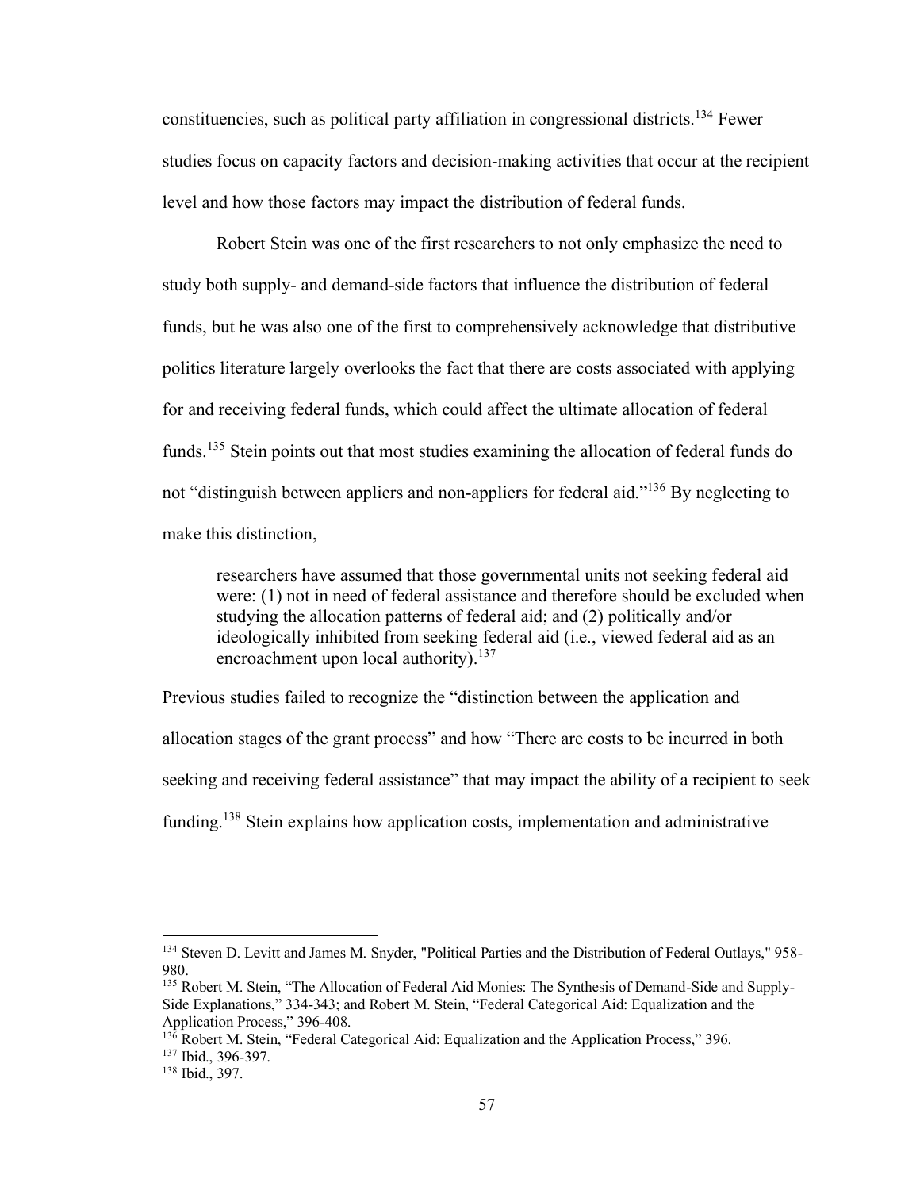constituencies, such as political party affiliation in congressional districts.[134] Fewer studies focus on capacity factors and decision-making activities that occur at the recipient level and how those factors may impact the distribution of federal funds.

Robert Stein was one of the first researchers to not only emphasize the need to study both supply- and demand-side factors that influence the distribution of federal funds, but he was also one of the first to comprehensively acknowledge that distributive politics literature largely overlooks the fact that there are costs associated with applying for and receiving federal funds, which could affect the ultimate allocation of federal funds.[135] Stein points out that most studies examining the allocation of federal funds do not "distinguish between appliers and non-appliers for federal aid."[136] By neglecting to make this distinction,

> researchers have assumed that those governmental units not seeking federal aid were: (1) not in need of federal assistance and therefore should be excluded when studying the allocation patterns of federal aid; and (2) politically and/or ideologically inhibited from seeking federal aid (i.e., viewed federal aid as an encroachment upon local authority).[137]

Previous studies failed to recognize the "distinction between the application and allocation stages of the grant process" and how "There are costs to be incurred in both seeking and receiving federal assistance" that may impact the ability of a recipient to seek funding.[138] Stein explains how application costs, implementation and administrative

---

[134] Steven D. Levitt and James M. Snyder, "Political Parties and the Distribution of Federal Outlays," 958-980.

[135] Robert M. Stein, "The Allocation of Federal Aid Monies: The Synthesis of Demand-Side and Supply-Side Explanations," 334-343; and Robert M. Stein, "Federal Categorical Aid: Equalization and the Application Process," 396-408.

[136] Robert M. Stein, "Federal Categorical Aid: Equalization and the Application Process," 396.

[137] Ibid., 396-397.

[138] Ibid., 397.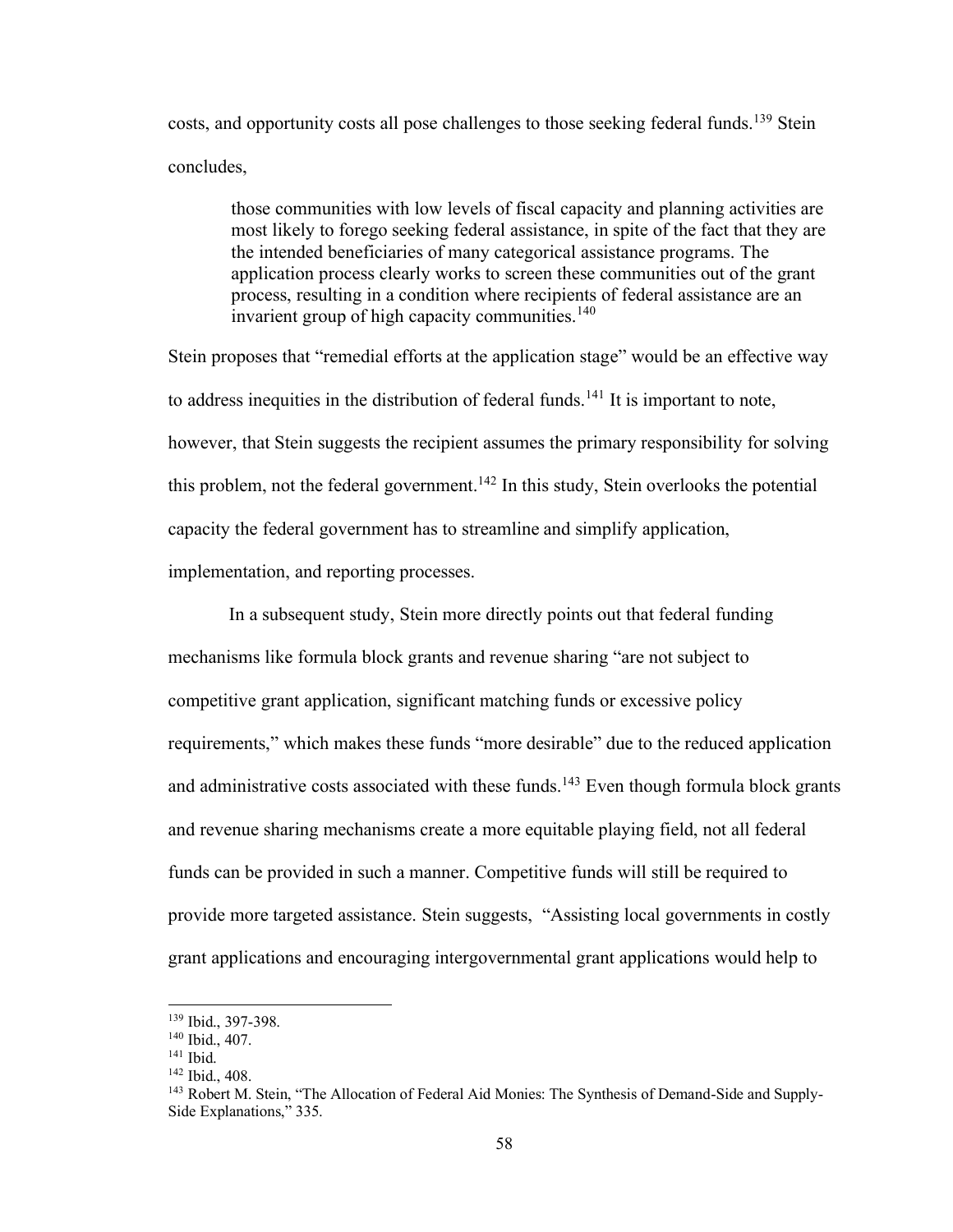costs, and opportunity costs all pose challenges to those seeking federal funds.[139] Stein concludes,

> those communities with low levels of fiscal capacity and planning activities are most likely to forego seeking federal assistance, in spite of the fact that they are the intended beneficiaries of many categorical assistance programs. The application process clearly works to screen these communities out of the grant process, resulting in a condition where recipients of federal assistance are an invarient group of high capacity communities.[140]

Stein proposes that "remedial efforts at the application stage" would be an effective way to address inequities in the distribution of federal funds.[141] It is important to note, however, that Stein suggests the recipient assumes the primary responsibility for solving this problem, not the federal government.[142] In this study, Stein overlooks the potential capacity the federal government has to streamline and simplify application, implementation, and reporting processes.

In a subsequent study, Stein more directly points out that federal funding mechanisms like formula block grants and revenue sharing "are not subject to competitive grant application, significant matching funds or excessive policy requirements," which makes these funds "more desirable" due to the reduced application and administrative costs associated with these funds.[143] Even though formula block grants and revenue sharing mechanisms create a more equitable playing field, not all federal funds can be provided in such a manner. Competitive funds will still be required to provide more targeted assistance. Stein suggests, "Assisting local governments in costly grant applications and encouraging intergovernmental grant applications would help to

---

[139] Ibid., 397-398.

[140] Ibid., 407.

[141] Ibid.

[142] Ibid., 408.

[143] Robert M. Stein, "The Allocation of Federal Aid Monies: The Synthesis of Demand-Side and Supply-Side Explanations," 335.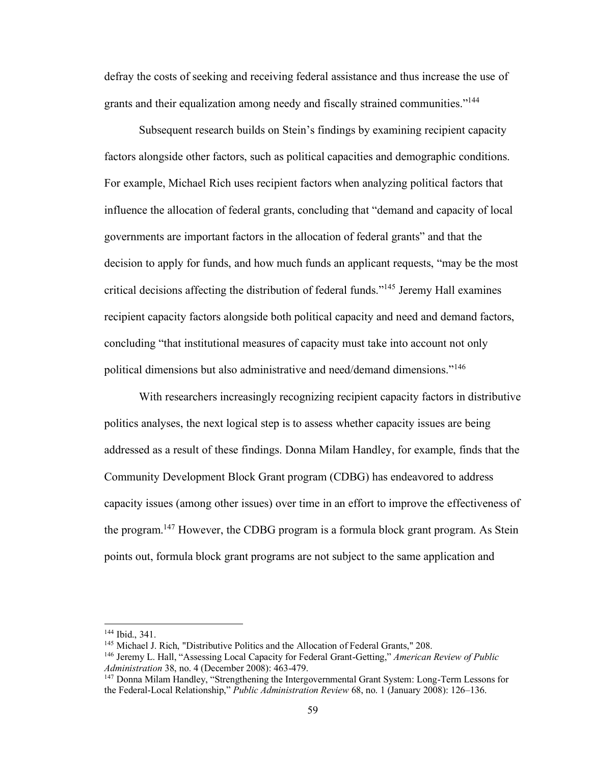defray the costs of seeking and receiving federal assistance and thus increase the use of grants and their equalization among needy and fiscally strained communities."[144]

Subsequent research builds on Stein's findings by examining recipient capacity factors alongside other factors, such as political capacities and demographic conditions. For example, Michael Rich uses recipient factors when analyzing political factors that influence the allocation of federal grants, concluding that "demand and capacity of local governments are important factors in the allocation of federal grants" and that the decision to apply for funds, and how much funds an applicant requests, "may be the most critical decisions affecting the distribution of federal funds."[145] Jeremy Hall examines recipient capacity factors alongside both political capacity and need and demand factors, concluding "that institutional measures of capacity must take into account not only political dimensions but also administrative and need/demand dimensions."[146]

With researchers increasingly recognizing recipient capacity factors in distributive politics analyses, the next logical step is to assess whether capacity issues are being addressed as a result of these findings. Donna Milam Handley, for example, finds that the Community Development Block Grant program (CDBG) has endeavored to address capacity issues (among other issues) over time in an effort to improve the effectiveness of the program.[147] However, the CDBG program is a formula block grant program. As Stein points out, formula block grant programs are not subject to the same application and

---

[144] Ibid., 341.

[145] Michael J. Rich, "Distributive Politics and the Allocation of Federal Grants," 208.

[146] Jeremy L. Hall, "Assessing Local Capacity for Federal Grant-Getting," *American Review of Public Administration* 38, no. 4 (December 2008): 463-479.

[147] Donna Milam Handley, "Strengthening the Intergovernmental Grant System: Long-Term Lessons for the Federal-Local Relationship," *Public Administration Review* 68, no. 1 (January 2008): 126–136.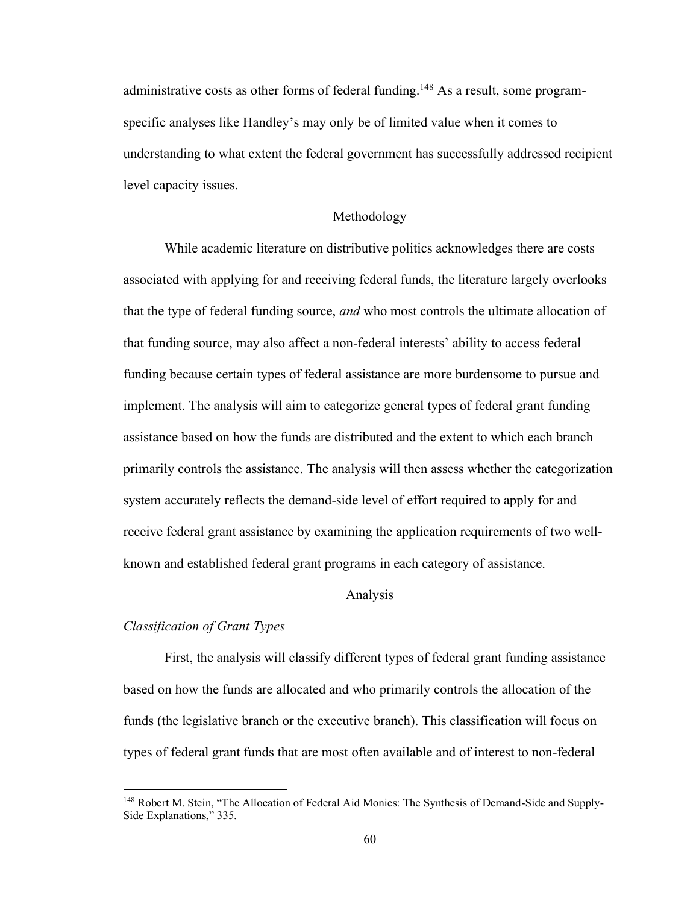administrative costs as other forms of federal funding.[148] As a result, some program-specific analyses like Handley's may only be of limited value when it comes to understanding to what extent the federal government has successfully addressed recipient level capacity issues.

## Methodology

While academic literature on distributive politics acknowledges there are costs associated with applying for and receiving federal funds, the literature largely overlooks that the type of federal funding source, *and* who most controls the ultimate allocation of that funding source, may also affect a non-federal interests' ability to access federal funding because certain types of federal assistance are more burdensome to pursue and implement. The analysis will aim to categorize general types of federal grant funding assistance based on how the funds are distributed and the extent to which each branch primarily controls the assistance. The analysis will then assess whether the categorization system accurately reflects the demand-side level of effort required to apply for and receive federal grant assistance by examining the application requirements of two well-known and established federal grant programs in each category of assistance.

## Analysis

### *Classification of Grant Types*

First, the analysis will classify different types of federal grant funding assistance based on how the funds are allocated and who primarily controls the allocation of the funds (the legislative branch or the executive branch). This classification will focus on types of federal grant funds that are most often available and of interest to non-federal

[148] Robert M. Stein, "The Allocation of Federal Aid Monies: The Synthesis of Demand-Side and Supply-Side Explanations," 335.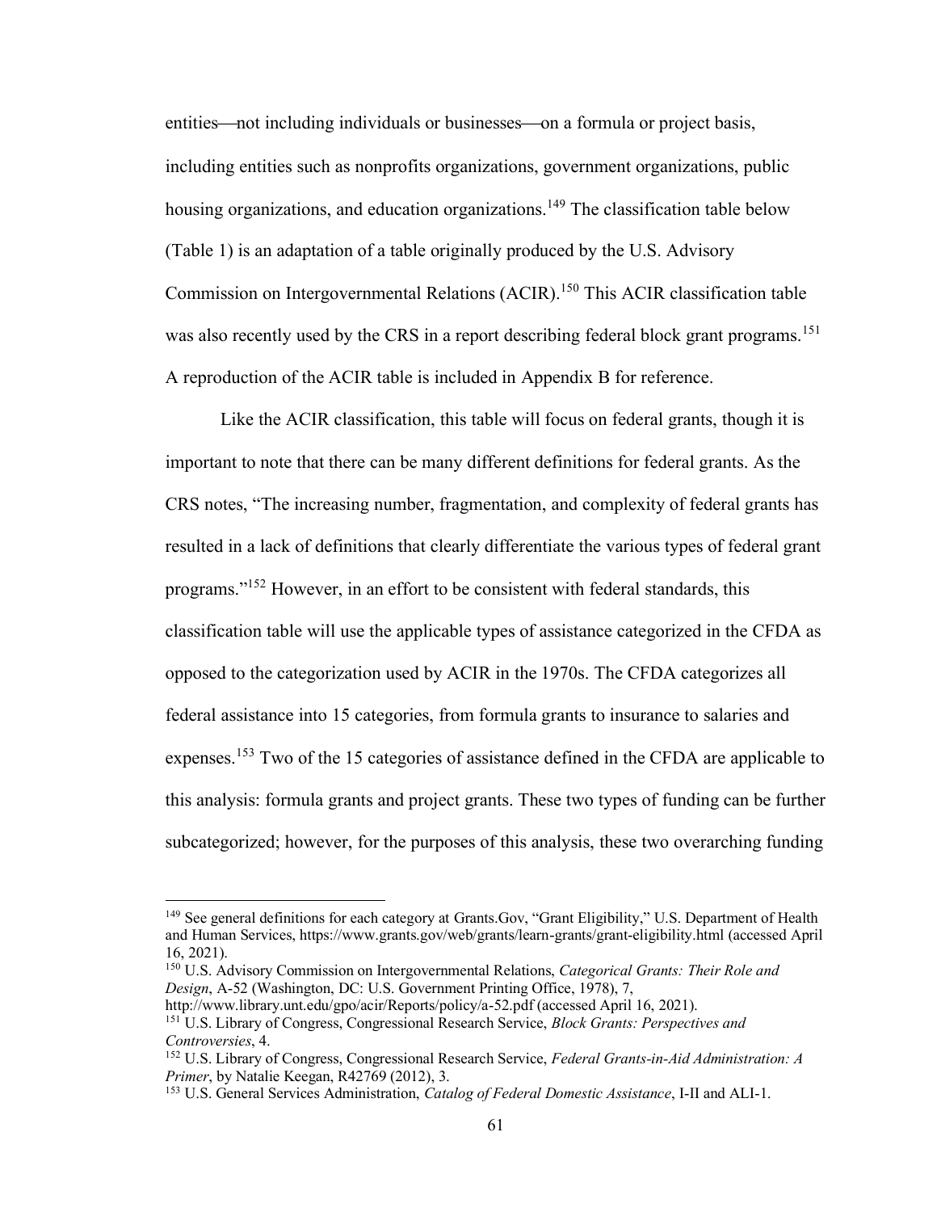entities—not including individuals or businesses—on a formula or project basis, including entities such as nonprofits organizations, government organizations, public housing organizations, and education organizations.[149] The classification table below (Table 1) is an adaptation of a table originally produced by the U.S. Advisory Commission on Intergovernmental Relations (ACIR).[150] This ACIR classification table was also recently used by the CRS in a report describing federal block grant programs.[151] A reproduction of the ACIR table is included in Appendix B for reference.

Like the ACIR classification, this table will focus on federal grants, though it is important to note that there can be many different definitions for federal grants. As the CRS notes, "The increasing number, fragmentation, and complexity of federal grants has resulted in a lack of definitions that clearly differentiate the various types of federal grant programs."[152] However, in an effort to be consistent with federal standards, this classification table will use the applicable types of assistance categorized in the CFDA as opposed to the categorization used by ACIR in the 1970s. The CFDA categorizes all federal assistance into 15 categories, from formula grants to insurance to salaries and expenses.[153] Two of the 15 categories of assistance defined in the CFDA are applicable to this analysis: formula grants and project grants. These two types of funding can be further subcategorized; however, for the purposes of this analysis, these two overarching funding

---

[149] See general definitions for each category at Grants.Gov, "Grant Eligibility," U.S. Department of Health and Human Services, https://www.grants.gov/web/grants/learn-grants/grant-eligibility.html (accessed April 16, 2021).

[150] U.S. Advisory Commission on Intergovernmental Relations, *Categorical Grants: Their Role and Design*, A-52 (Washington, DC: U.S. Government Printing Office, 1978), 7, http://www.library.unt.edu/gpo/acir/Reports/policy/a-52.pdf (accessed April 16, 2021).

[151] U.S. Library of Congress, Congressional Research Service, *Block Grants: Perspectives and Controversies*, 4.

[152] U.S. Library of Congress, Congressional Research Service, *Federal Grants-in-Aid Administration: A Primer*, by Natalie Keegan, R42769 (2012), 3.

[153] U.S. General Services Administration, *Catalog of Federal Domestic Assistance*, I-II and ALI-1.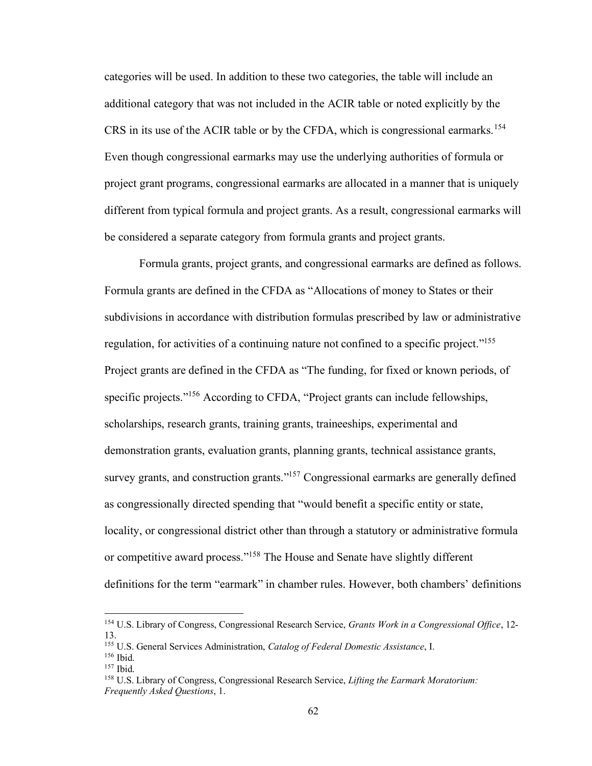categories will be used. In addition to these two categories, the table will include an additional category that was not included in the ACIR table or noted explicitly by the CRS in its use of the ACIR table or by the CFDA, which is congressional earmarks.[154] Even though congressional earmarks may use the underlying authorities of formula or project grant programs, congressional earmarks are allocated in a manner that is uniquely different from typical formula and project grants. As a result, congressional earmarks will be considered a separate category from formula grants and project grants.

Formula grants, project grants, and congressional earmarks are defined as follows. Formula grants are defined in the CFDA as "Allocations of money to States or their subdivisions in accordance with distribution formulas prescribed by law or administrative regulation, for activities of a continuing nature not confined to a specific project."[155] Project grants are defined in the CFDA as "The funding, for fixed or known periods, of specific projects."[156] According to CFDA, "Project grants can include fellowships, scholarships, research grants, training grants, traineeships, experimental and demonstration grants, evaluation grants, planning grants, technical assistance grants, survey grants, and construction grants."[157] Congressional earmarks are generally defined as congressionally directed spending that "would benefit a specific entity or state, locality, or congressional district other than through a statutory or administrative formula or competitive award process."[158] The House and Senate have slightly different definitions for the term "earmark" in chamber rules. However, both chambers' definitions

---

[154] U.S. Library of Congress, Congressional Research Service, *Grants Work in a Congressional Office*, 12-13.

[155] U.S. General Services Administration, *Catalog of Federal Domestic Assistance*, I.

[156] Ibid.

[157] Ibid.

[158] U.S. Library of Congress, Congressional Research Service, *Lifting the Earmark Moratorium: Frequently Asked Questions*, 1.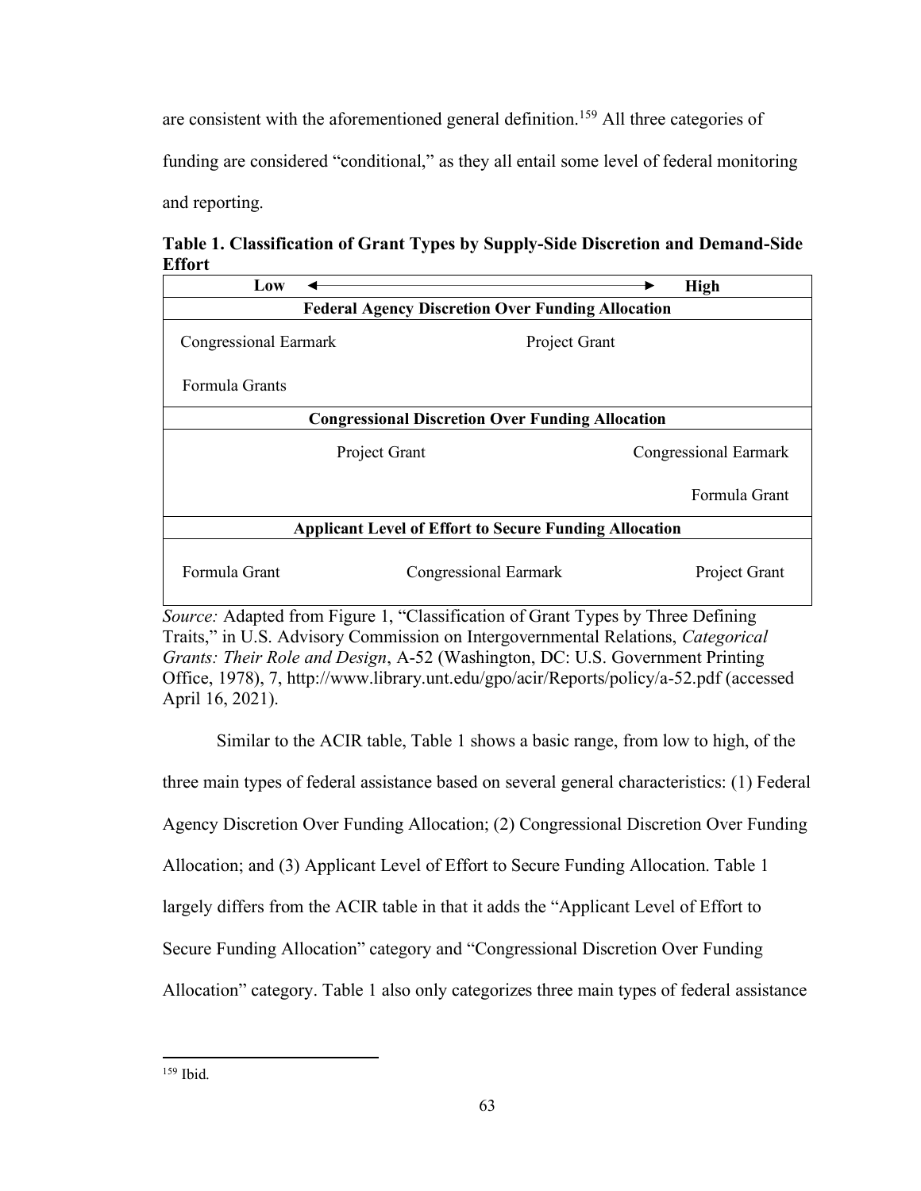are consistent with the aforementioned general definition.[159] All three categories of funding are considered "conditional," as they all entail some level of federal monitoring and reporting.

**Table 1. Classification of Grant Types by Supply-Side Discretion and Demand-Side Effort**

| Low | ◄──────────► | High |
|---|---|---|
| **Federal Agency Discretion Over Funding Allocation** | | |
| Congressional Earmark | Project Grant | |
| Formula Grants | | |
| **Congressional Discretion Over Funding Allocation** | | |
| | Project Grant | Congressional Earmark |
| | | Formula Grant |
| **Applicant Level of Effort to Secure Funding Allocation** | | |
| Formula Grant | Congressional Earmark | Project Grant |

*Source:* Adapted from Figure 1, "Classification of Grant Types by Three Defining Traits," in U.S. Advisory Commission on Intergovernmental Relations, *Categorical Grants: Their Role and Design*, A-52 (Washington, DC: U.S. Government Printing Office, 1978), 7, http://www.library.unt.edu/gpo/acir/Reports/policy/a-52.pdf (accessed April 16, 2021).

Similar to the ACIR table, Table 1 shows a basic range, from low to high, of the three main types of federal assistance based on several general characteristics: (1) Federal Agency Discretion Over Funding Allocation; (2) Congressional Discretion Over Funding Allocation; and (3) Applicant Level of Effort to Secure Funding Allocation. Table 1 largely differs from the ACIR table in that it adds the "Applicant Level of Effort to Secure Funding Allocation" category and "Congressional Discretion Over Funding Allocation" category. Table 1 also only categorizes three main types of federal assistance

[159] Ibid.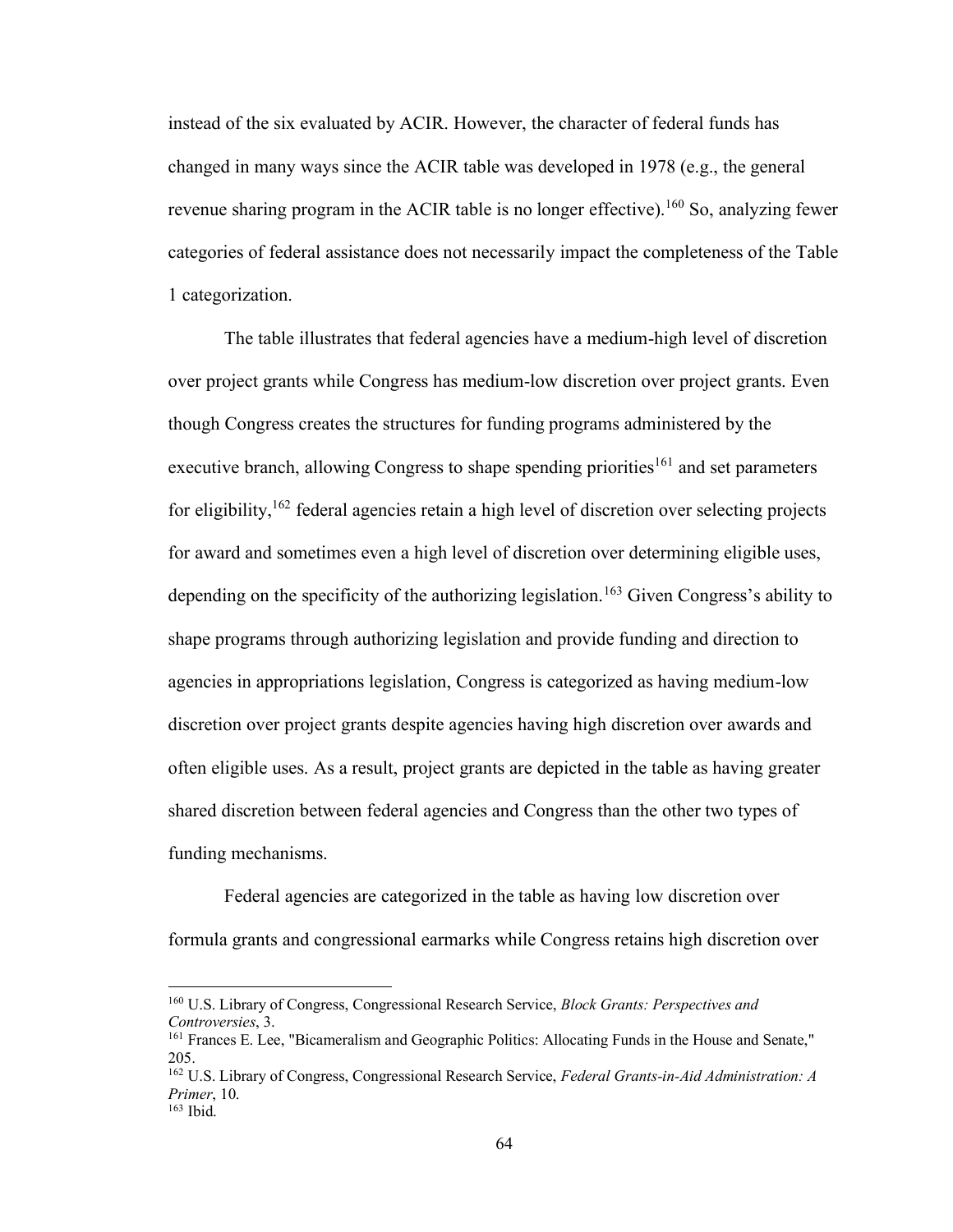instead of the six evaluated by ACIR. However, the character of federal funds has changed in many ways since the ACIR table was developed in 1978 (e.g., the general revenue sharing program in the ACIR table is no longer effective).[160] So, analyzing fewer categories of federal assistance does not necessarily impact the completeness of the Table 1 categorization.

The table illustrates that federal agencies have a medium-high level of discretion over project grants while Congress has medium-low discretion over project grants. Even though Congress creates the structures for funding programs administered by the executive branch, allowing Congress to shape spending priorities[161] and set parameters for eligibility,[162] federal agencies retain a high level of discretion over selecting projects for award and sometimes even a high level of discretion over determining eligible uses, depending on the specificity of the authorizing legislation.[163] Given Congress's ability to shape programs through authorizing legislation and provide funding and direction to agencies in appropriations legislation, Congress is categorized as having medium-low discretion over project grants despite agencies having high discretion over awards and often eligible uses. As a result, project grants are depicted in the table as having greater shared discretion between federal agencies and Congress than the other two types of funding mechanisms.

Federal agencies are categorized in the table as having low discretion over formula grants and congressional earmarks while Congress retains high discretion over

---

[160] U.S. Library of Congress, Congressional Research Service, *Block Grants: Perspectives and Controversies*, 3.

[161] Frances E. Lee, "Bicameralism and Geographic Politics: Allocating Funds in the House and Senate," 205.

[162] U.S. Library of Congress, Congressional Research Service, *Federal Grants-in-Aid Administration: A Primer*, 10.

[163] Ibid.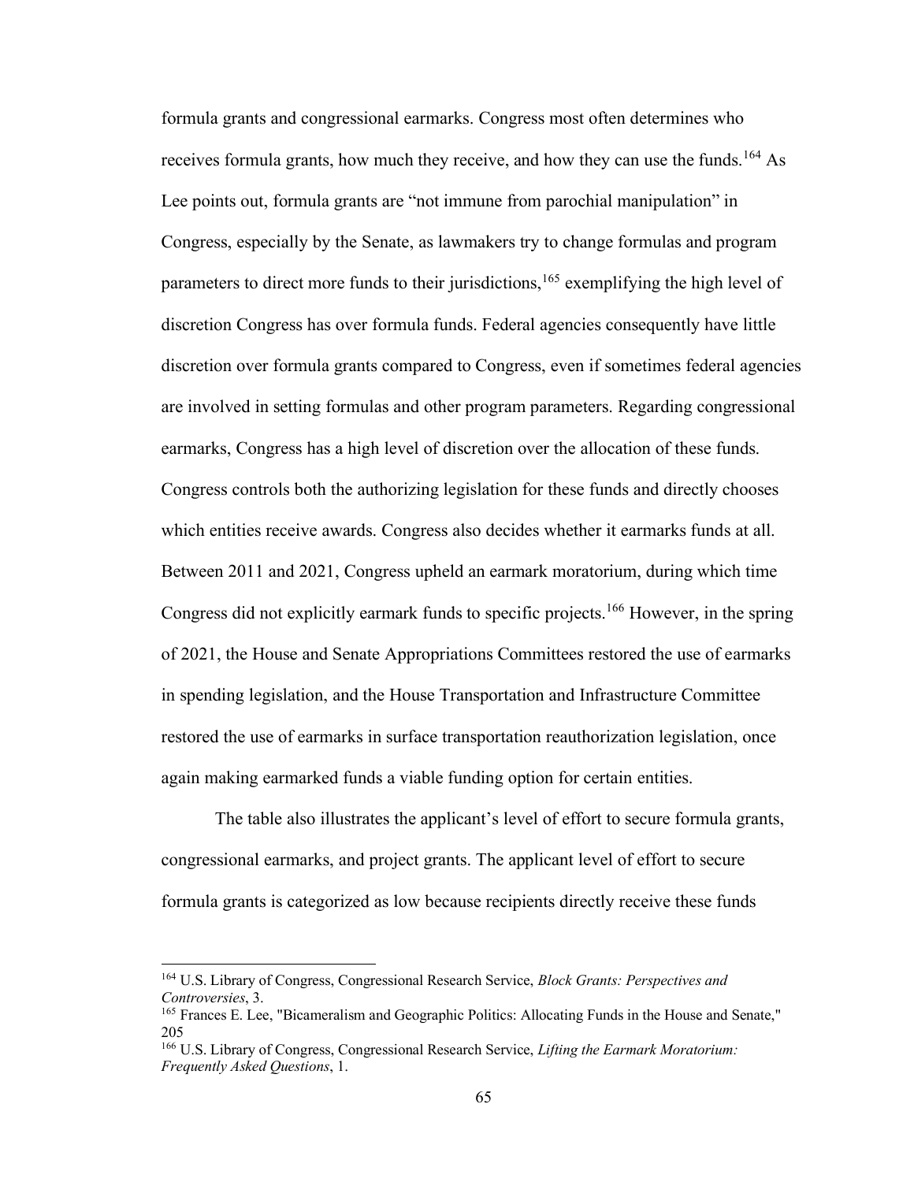formula grants and congressional earmarks. Congress most often determines who receives formula grants, how much they receive, and how they can use the funds.[164] As Lee points out, formula grants are "not immune from parochial manipulation" in Congress, especially by the Senate, as lawmakers try to change formulas and program parameters to direct more funds to their jurisdictions,[165] exemplifying the high level of discretion Congress has over formula funds. Federal agencies consequently have little discretion over formula grants compared to Congress, even if sometimes federal agencies are involved in setting formulas and other program parameters. Regarding congressional earmarks, Congress has a high level of discretion over the allocation of these funds. Congress controls both the authorizing legislation for these funds and directly chooses which entities receive awards. Congress also decides whether it earmarks funds at all. Between 2011 and 2021, Congress upheld an earmark moratorium, during which time Congress did not explicitly earmark funds to specific projects.[166] However, in the spring of 2021, the House and Senate Appropriations Committees restored the use of earmarks in spending legislation, and the House Transportation and Infrastructure Committee restored the use of earmarks in surface transportation reauthorization legislation, once again making earmarked funds a viable funding option for certain entities.

The table also illustrates the applicant's level of effort to secure formula grants, congressional earmarks, and project grants. The applicant level of effort to secure formula grants is categorized as low because recipients directly receive these funds

---

[164] U.S. Library of Congress, Congressional Research Service, *Block Grants: Perspectives and Controversies*, 3.

[165] Frances E. Lee, "Bicameralism and Geographic Politics: Allocating Funds in the House and Senate," 205

[166] U.S. Library of Congress, Congressional Research Service, *Lifting the Earmark Moratorium: Frequently Asked Questions*, 1.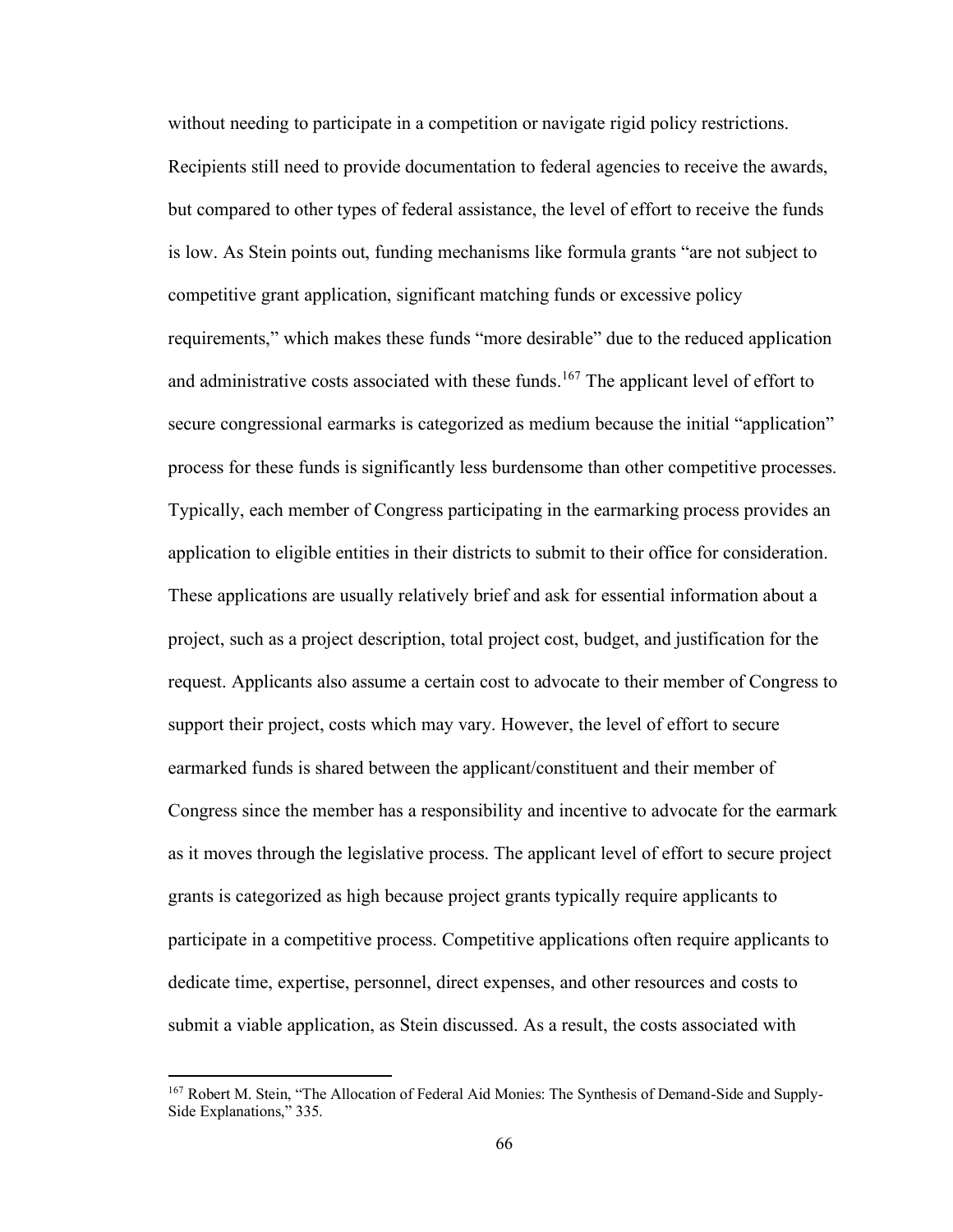without needing to participate in a competition or navigate rigid policy restrictions. Recipients still need to provide documentation to federal agencies to receive the awards, but compared to other types of federal assistance, the level of effort to receive the funds is low. As Stein points out, funding mechanisms like formula grants "are not subject to competitive grant application, significant matching funds or excessive policy requirements," which makes these funds "more desirable" due to the reduced application and administrative costs associated with these funds.[167] The applicant level of effort to secure congressional earmarks is categorized as medium because the initial "application" process for these funds is significantly less burdensome than other competitive processes. Typically, each member of Congress participating in the earmarking process provides an application to eligible entities in their districts to submit to their office for consideration. These applications are usually relatively brief and ask for essential information about a project, such as a project description, total project cost, budget, and justification for the request. Applicants also assume a certain cost to advocate to their member of Congress to support their project, costs which may vary. However, the level of effort to secure earmarked funds is shared between the applicant/constituent and their member of Congress since the member has a responsibility and incentive to advocate for the earmark as it moves through the legislative process. The applicant level of effort to secure project grants is categorized as high because project grants typically require applicants to participate in a competitive process. Competitive applications often require applicants to dedicate time, expertise, personnel, direct expenses, and other resources and costs to submit a viable application, as Stein discussed. As a result, the costs associated with

[167] Robert M. Stein, "The Allocation of Federal Aid Monies: The Synthesis of Demand-Side and Supply-Side Explanations," 335.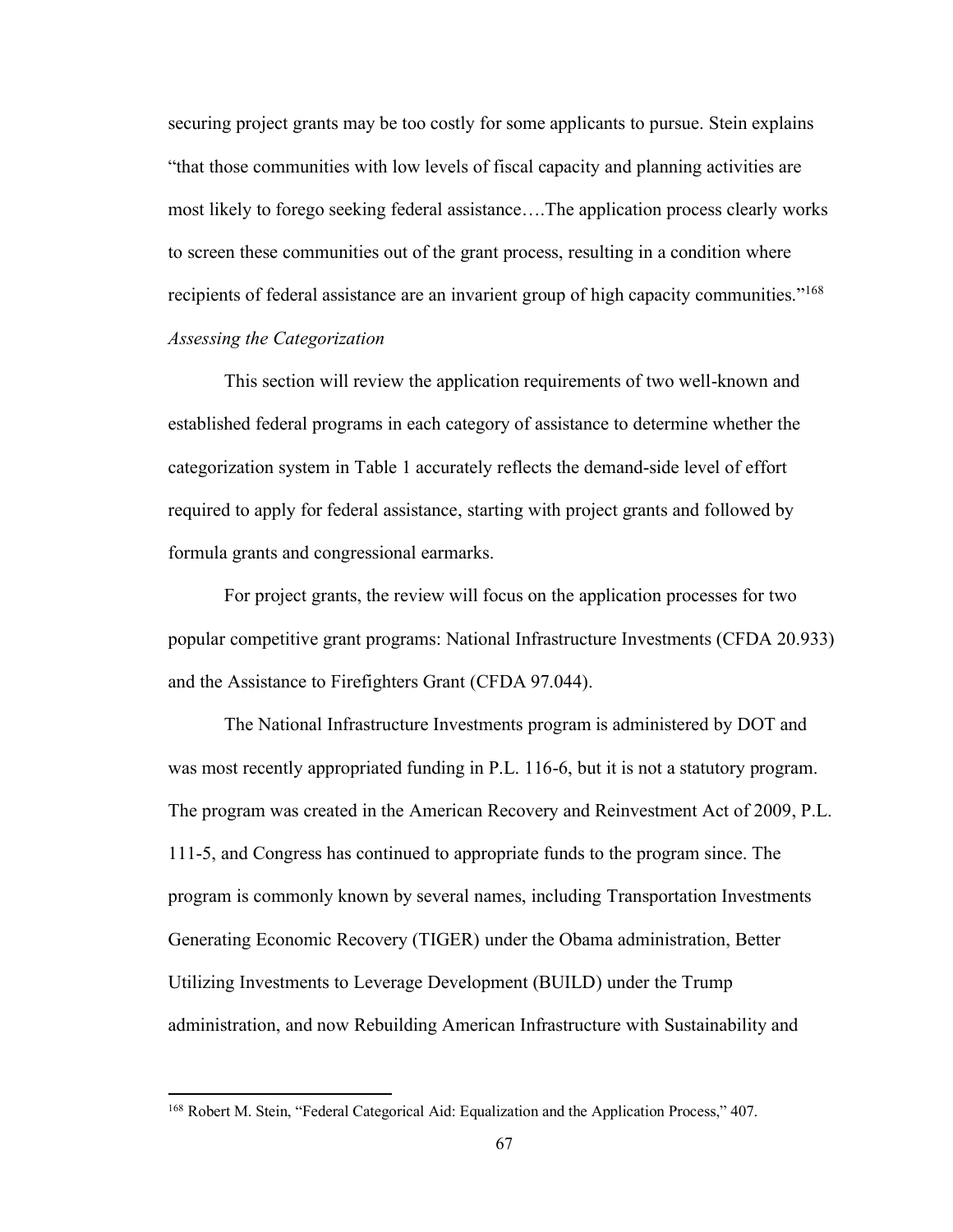securing project grants may be too costly for some applicants to pursue. Stein explains "that those communities with low levels of fiscal capacity and planning activities are most likely to forego seeking federal assistance….The application process clearly works to screen these communities out of the grant process, resulting in a condition where recipients of federal assistance are an invarient group of high capacity communities."[168]

*Assessing the Categorization*

This section will review the application requirements of two well-known and established federal programs in each category of assistance to determine whether the categorization system in Table 1 accurately reflects the demand-side level of effort required to apply for federal assistance, starting with project grants and followed by formula grants and congressional earmarks.

For project grants, the review will focus on the application processes for two popular competitive grant programs: National Infrastructure Investments (CFDA 20.933) and the Assistance to Firefighters Grant (CFDA 97.044).

The National Infrastructure Investments program is administered by DOT and was most recently appropriated funding in P.L. 116-6, but it is not a statutory program. The program was created in the American Recovery and Reinvestment Act of 2009, P.L. 111-5, and Congress has continued to appropriate funds to the program since. The program is commonly known by several names, including Transportation Investments Generating Economic Recovery (TIGER) under the Obama administration, Better Utilizing Investments to Leverage Development (BUILD) under the Trump administration, and now Rebuilding American Infrastructure with Sustainability and

[168] Robert M. Stein, "Federal Categorical Aid: Equalization and the Application Process," 407.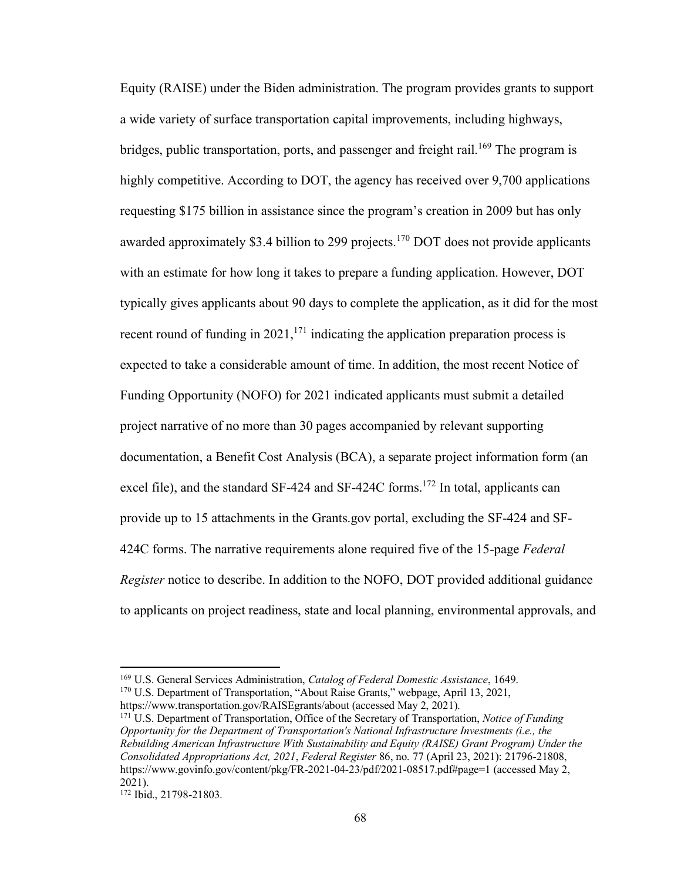Equity (RAISE) under the Biden administration. The program provides grants to support a wide variety of surface transportation capital improvements, including highways, bridges, public transportation, ports, and passenger and freight rail.[169] The program is highly competitive. According to DOT, the agency has received over 9,700 applications requesting $175 billion in assistance since the program's creation in 2009 but has only awarded approximately $3.4 billion to 299 projects.[170] DOT does not provide applicants with an estimate for how long it takes to prepare a funding application. However, DOT typically gives applicants about 90 days to complete the application, as it did for the most recent round of funding in 2021,[171] indicating the application preparation process is expected to take a considerable amount of time. In addition, the most recent Notice of Funding Opportunity (NOFO) for 2021 indicated applicants must submit a detailed project narrative of no more than 30 pages accompanied by relevant supporting documentation, a Benefit Cost Analysis (BCA), a separate project information form (an excel file), and the standard SF-424 and SF-424C forms.[172] In total, applicants can provide up to 15 attachments in the Grants.gov portal, excluding the SF-424 and SF-424C forms. The narrative requirements alone required five of the 15-page *Federal Register* notice to describe. In addition to the NOFO, DOT provided additional guidance to applicants on project readiness, state and local planning, environmental approvals, and

---

[169] U.S. General Services Administration, *Catalog of Federal Domestic Assistance*, 1649.

[170] U.S. Department of Transportation, "About Raise Grants," webpage, April 13, 2021, https://www.transportation.gov/RAISEgrants/about (accessed May 2, 2021).

[171] U.S. Department of Transportation, Office of the Secretary of Transportation, *Notice of Funding Opportunity for the Department of Transportation's National Infrastructure Investments (i.e., the Rebuilding American Infrastructure With Sustainability and Equity (RAISE) Grant Program) Under the Consolidated Appropriations Act, 2021*, *Federal Register* 86, no. 77 (April 23, 2021): 21796-21808, https://www.govinfo.gov/content/pkg/FR-2021-04-23/pdf/2021-08517.pdf#page=1 (accessed May 2, 2021).

[172] Ibid., 21798-21803.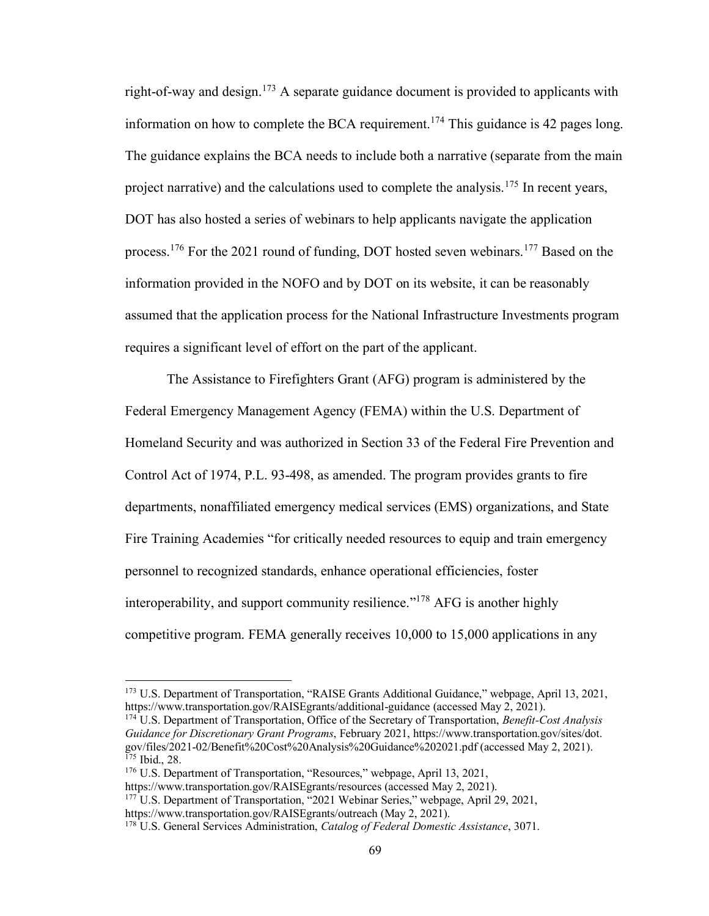right-of-way and design.[173] A separate guidance document is provided to applicants with information on how to complete the BCA requirement.[174] This guidance is 42 pages long. The guidance explains the BCA needs to include both a narrative (separate from the main project narrative) and the calculations used to complete the analysis.[175] In recent years, DOT has also hosted a series of webinars to help applicants navigate the application process.[176] For the 2021 round of funding, DOT hosted seven webinars.[177] Based on the information provided in the NOFO and by DOT on its website, it can be reasonably assumed that the application process for the National Infrastructure Investments program requires a significant level of effort on the part of the applicant.

The Assistance to Firefighters Grant (AFG) program is administered by the Federal Emergency Management Agency (FEMA) within the U.S. Department of Homeland Security and was authorized in Section 33 of the Federal Fire Prevention and Control Act of 1974, P.L. 93-498, as amended. The program provides grants to fire departments, nonaffiliated emergency medical services (EMS) organizations, and State Fire Training Academies "for critically needed resources to equip and train emergency personnel to recognized standards, enhance operational efficiencies, foster interoperability, and support community resilience."[178] AFG is another highly competitive program. FEMA generally receives 10,000 to 15,000 applications in any

---

[173] U.S. Department of Transportation, "RAISE Grants Additional Guidance," webpage, April 13, 2021, https://www.transportation.gov/RAISEgrants/additional-guidance (accessed May 2, 2021).

[174] U.S. Department of Transportation, Office of the Secretary of Transportation, *Benefit-Cost Analysis Guidance for Discretionary Grant Programs*, February 2021, https://www.transportation.gov/sites/dot.gov/files/2021-02/Benefit%20Cost%20Analysis%20Guidance%202021.pdf (accessed May 2, 2021).

[175] Ibid., 28.

[176] U.S. Department of Transportation, "Resources," webpage, April 13, 2021, https://www.transportation.gov/RAISEgrants/resources (accessed May 2, 2021).

[177] U.S. Department of Transportation, "2021 Webinar Series," webpage, April 29, 2021, https://www.transportation.gov/RAISEgrants/outreach (May 2, 2021).

[178] U.S. General Services Administration, *Catalog of Federal Domestic Assistance*, 3071.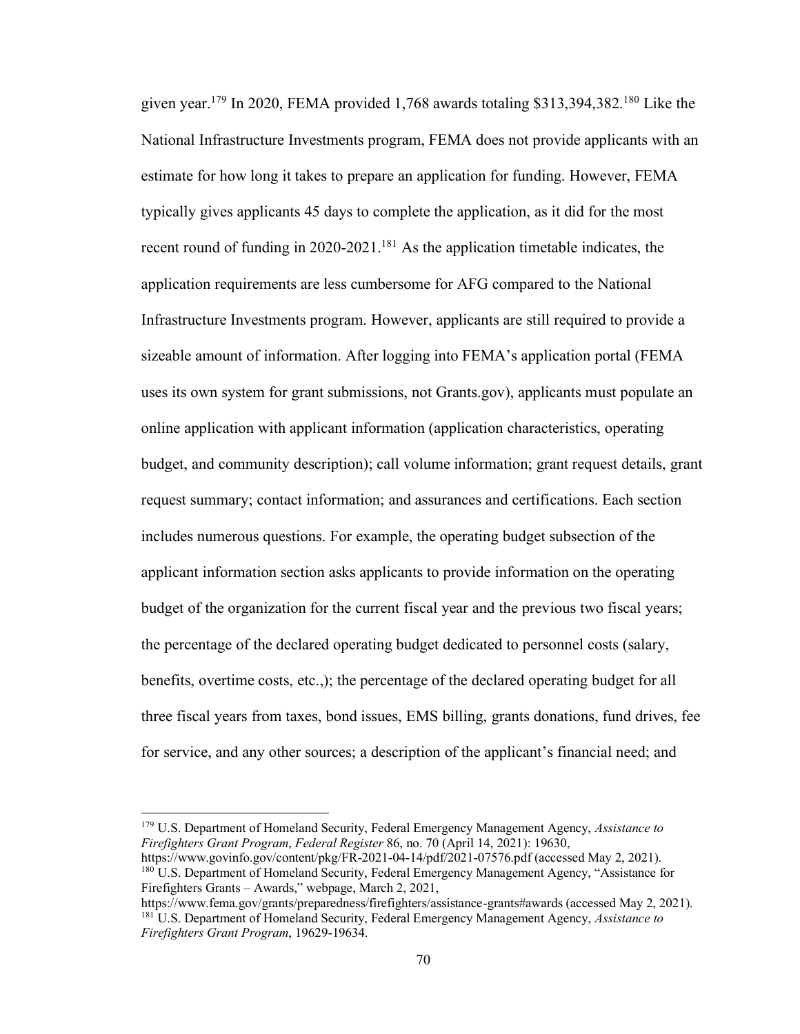given year.[179] In 2020, FEMA provided 1,768 awards totaling $313,394,382.[180] Like the National Infrastructure Investments program, FEMA does not provide applicants with an estimate for how long it takes to prepare an application for funding. However, FEMA typically gives applicants 45 days to complete the application, as it did for the most recent round of funding in 2020-2021.[181] As the application timetable indicates, the application requirements are less cumbersome for AFG compared to the National Infrastructure Investments program. However, applicants are still required to provide a sizeable amount of information. After logging into FEMA's application portal (FEMA uses its own system for grant submissions, not Grants.gov), applicants must populate an online application with applicant information (application characteristics, operating budget, and community description); call volume information; grant request details, grant request summary; contact information; and assurances and certifications. Each section includes numerous questions. For example, the operating budget subsection of the applicant information section asks applicants to provide information on the operating budget of the organization for the current fiscal year and the previous two fiscal years; the percentage of the declared operating budget dedicated to personnel costs (salary, benefits, overtime costs, etc.,); the percentage of the declared operating budget for all three fiscal years from taxes, bond issues, EMS billing, grants donations, fund drives, fee for service, and any other sources; a description of the applicant's financial need; and

---

[179] U.S. Department of Homeland Security, Federal Emergency Management Agency, *Assistance to Firefighters Grant Program*, *Federal Register* 86, no. 70 (April 14, 2021): 19630, https://www.govinfo.gov/content/pkg/FR-2021-04-14/pdf/2021-07576.pdf (accessed May 2, 2021).

[180] U.S. Department of Homeland Security, Federal Emergency Management Agency, "Assistance for Firefighters Grants – Awards," webpage, March 2, 2021, https://www.fema.gov/grants/preparedness/firefighters/assistance-grants#awards (accessed May 2, 2021).

[181] U.S. Department of Homeland Security, Federal Emergency Management Agency, *Assistance to Firefighters Grant Program*, 19629-19634.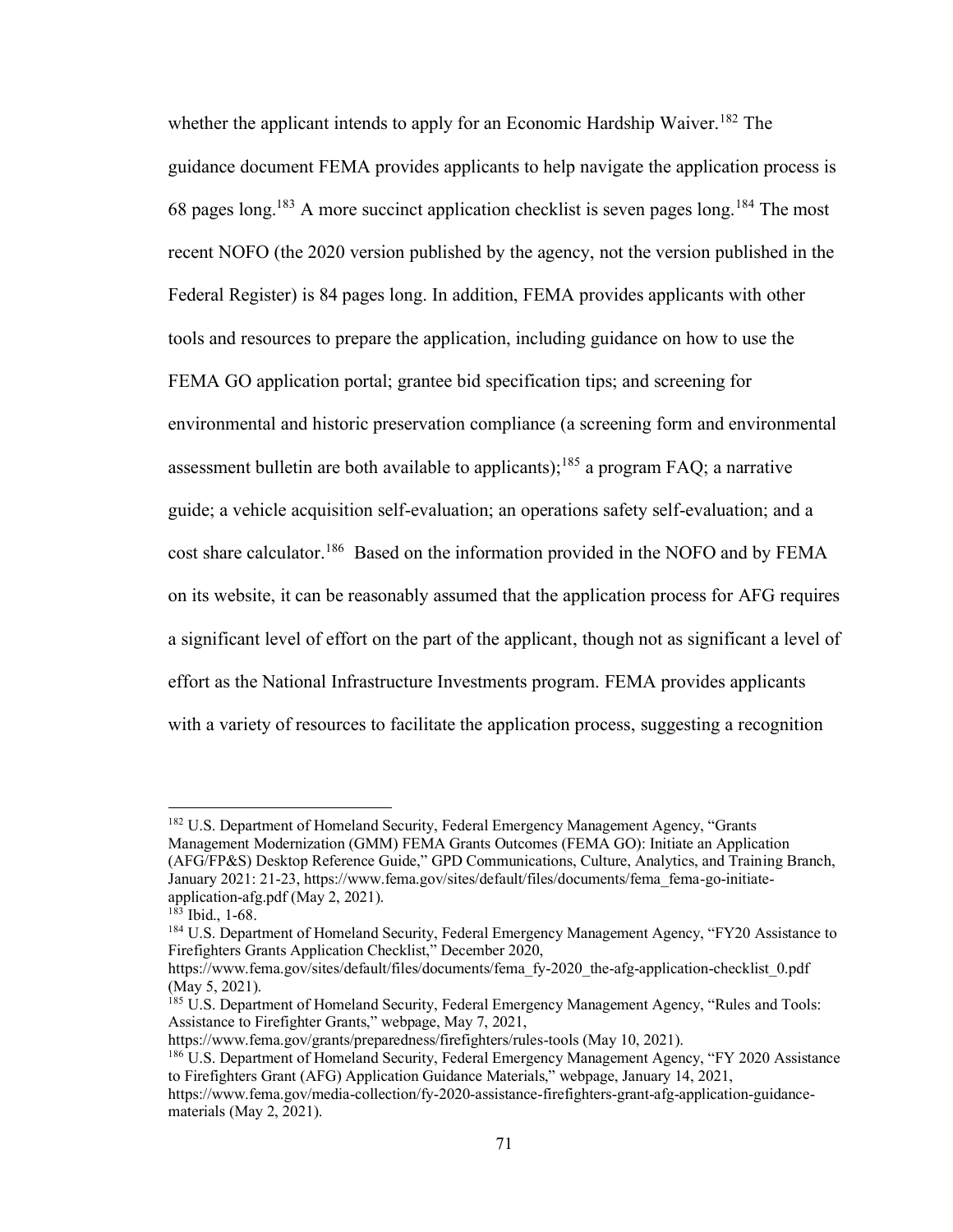whether the applicant intends to apply for an Economic Hardship Waiver.[182] The guidance document FEMA provides applicants to help navigate the application process is 68 pages long.[183] A more succinct application checklist is seven pages long.[184] The most recent NOFO (the 2020 version published by the agency, not the version published in the Federal Register) is 84 pages long. In addition, FEMA provides applicants with other tools and resources to prepare the application, including guidance on how to use the FEMA GO application portal; grantee bid specification tips; and screening for environmental and historic preservation compliance (a screening form and environmental assessment bulletin are both available to applicants);[185] a program FAQ; a narrative guide; a vehicle acquisition self-evaluation; an operations safety self-evaluation; and a cost share calculator.[186] Based on the information provided in the NOFO and by FEMA on its website, it can be reasonably assumed that the application process for AFG requires a significant level of effort on the part of the applicant, though not as significant a level of effort as the National Infrastructure Investments program. FEMA provides applicants with a variety of resources to facilitate the application process, suggesting a recognition

---

[182] U.S. Department of Homeland Security, Federal Emergency Management Agency, "Grants Management Modernization (GMM) FEMA Grants Outcomes (FEMA GO): Initiate an Application (AFG/FP&S) Desktop Reference Guide," GPD Communications, Culture, Analytics, and Training Branch, January 2021: 21-23, https://www.fema.gov/sites/default/files/documents/fema_fema-go-initiate-application-afg.pdf (May 2, 2021).

[183] Ibid., 1-68.

[184] U.S. Department of Homeland Security, Federal Emergency Management Agency, "FY20 Assistance to Firefighters Grants Application Checklist," December 2020, https://www.fema.gov/sites/default/files/documents/fema_fy-2020_the-afg-application-checklist_0.pdf (May 5, 2021).

[185] U.S. Department of Homeland Security, Federal Emergency Management Agency, "Rules and Tools: Assistance to Firefighter Grants," webpage, May 7, 2021, https://www.fema.gov/grants/preparedness/firefighters/rules-tools (May 10, 2021).

[186] U.S. Department of Homeland Security, Federal Emergency Management Agency, "FY 2020 Assistance to Firefighters Grant (AFG) Application Guidance Materials," webpage, January 14, 2021, https://www.fema.gov/media-collection/fy-2020-assistance-firefighters-grant-afg-application-guidance-materials (May 2, 2021).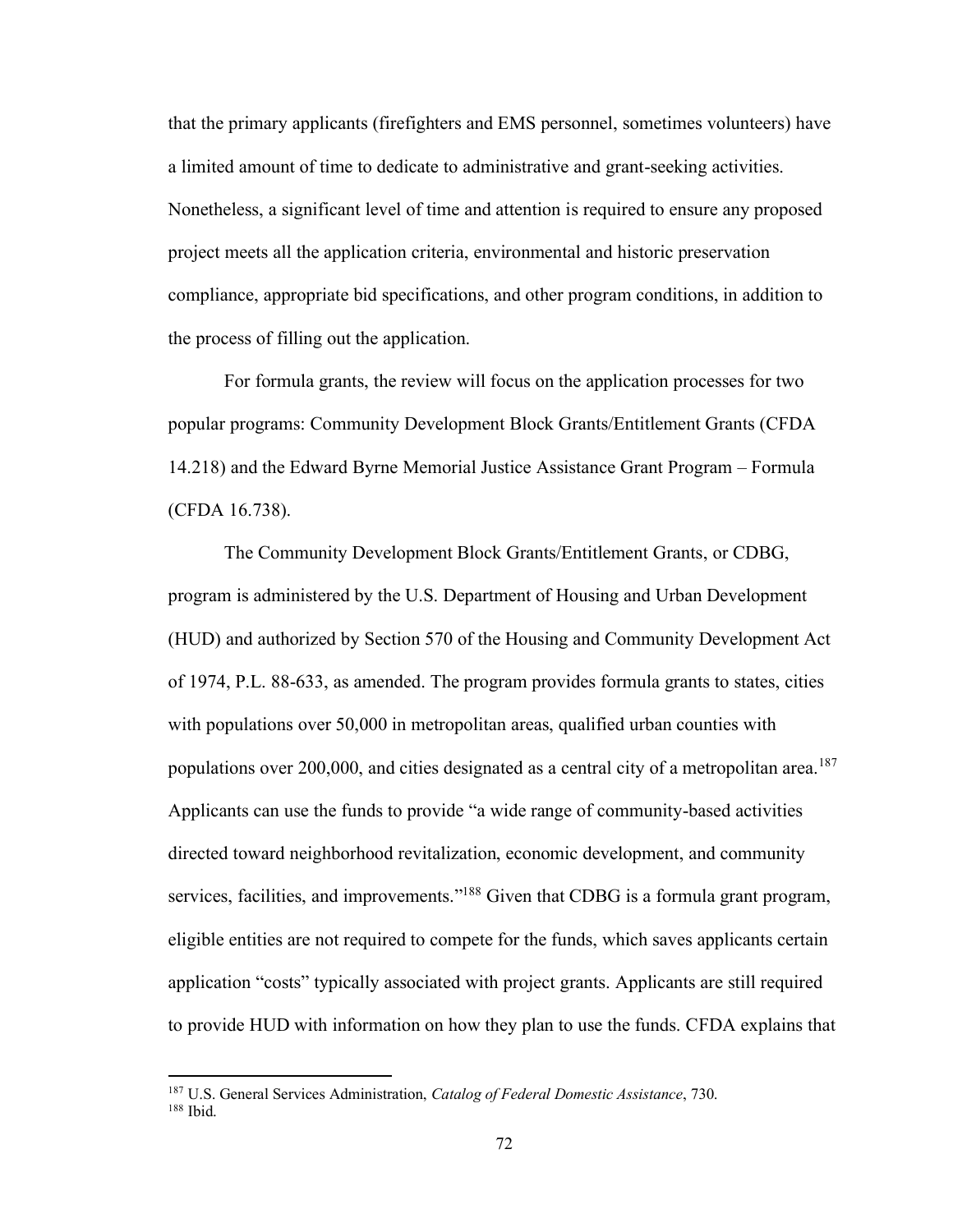that the primary applicants (firefighters and EMS personnel, sometimes volunteers) have a limited amount of time to dedicate to administrative and grant-seeking activities. Nonetheless, a significant level of time and attention is required to ensure any proposed project meets all the application criteria, environmental and historic preservation compliance, appropriate bid specifications, and other program conditions, in addition to the process of filling out the application.

For formula grants, the review will focus on the application processes for two popular programs: Community Development Block Grants/Entitlement Grants (CFDA 14.218) and the Edward Byrne Memorial Justice Assistance Grant Program – Formula (CFDA 16.738).

The Community Development Block Grants/Entitlement Grants, or CDBG, program is administered by the U.S. Department of Housing and Urban Development (HUD) and authorized by Section 570 of the Housing and Community Development Act of 1974, P.L. 88-633, as amended. The program provides formula grants to states, cities with populations over 50,000 in metropolitan areas, qualified urban counties with populations over 200,000, and cities designated as a central city of a metropolitan area.[187] Applicants can use the funds to provide "a wide range of community-based activities directed toward neighborhood revitalization, economic development, and community services, facilities, and improvements."[188] Given that CDBG is a formula grant program, eligible entities are not required to compete for the funds, which saves applicants certain application "costs" typically associated with project grants. Applicants are still required to provide HUD with information on how they plan to use the funds. CFDA explains that

[187] U.S. General Services Administration, *Catalog of Federal Domestic Assistance*, 730.
[188] Ibid.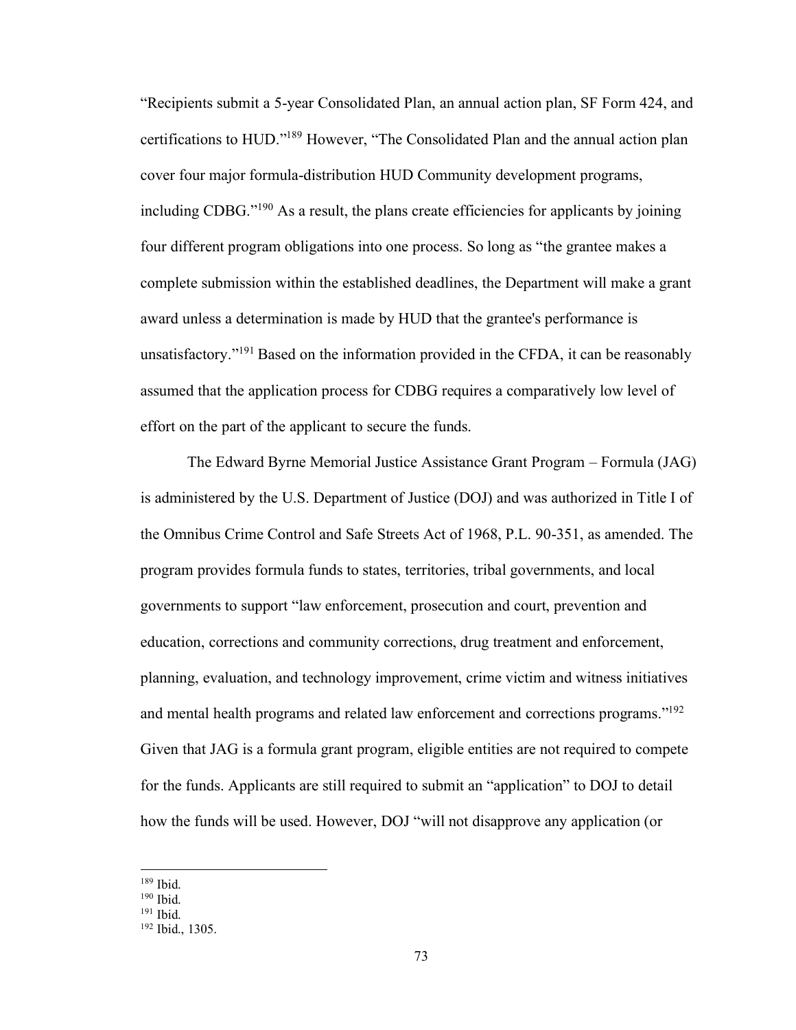“Recipients submit a 5-year Consolidated Plan, an annual action plan, SF Form 424, and certifications to HUD.”[189] However, “The Consolidated Plan and the annual action plan cover four major formula-distribution HUD Community development programs, including CDBG.”[190] As a result, the plans create efficiencies for applicants by joining four different program obligations into one process. So long as “the grantee makes a complete submission within the established deadlines, the Department will make a grant award unless a determination is made by HUD that the grantee's performance is unsatisfactory.”[191] Based on the information provided in the CFDA, it can be reasonably assumed that the application process for CDBG requires a comparatively low level of effort on the part of the applicant to secure the funds.

The Edward Byrne Memorial Justice Assistance Grant Program – Formula (JAG) is administered by the U.S. Department of Justice (DOJ) and was authorized in Title I of the Omnibus Crime Control and Safe Streets Act of 1968, P.L. 90-351, as amended. The program provides formula funds to states, territories, tribal governments, and local governments to support “law enforcement, prosecution and court, prevention and education, corrections and community corrections, drug treatment and enforcement, planning, evaluation, and technology improvement, crime victim and witness initiatives and mental health programs and related law enforcement and corrections programs.”[192] Given that JAG is a formula grant program, eligible entities are not required to compete for the funds. Applicants are still required to submit an “application” to DOJ to detail how the funds will be used. However, DOJ “will not disapprove any application (or

---

[189] Ibid.
[190] Ibid.
[191] Ibid.
[192] Ibid., 1305.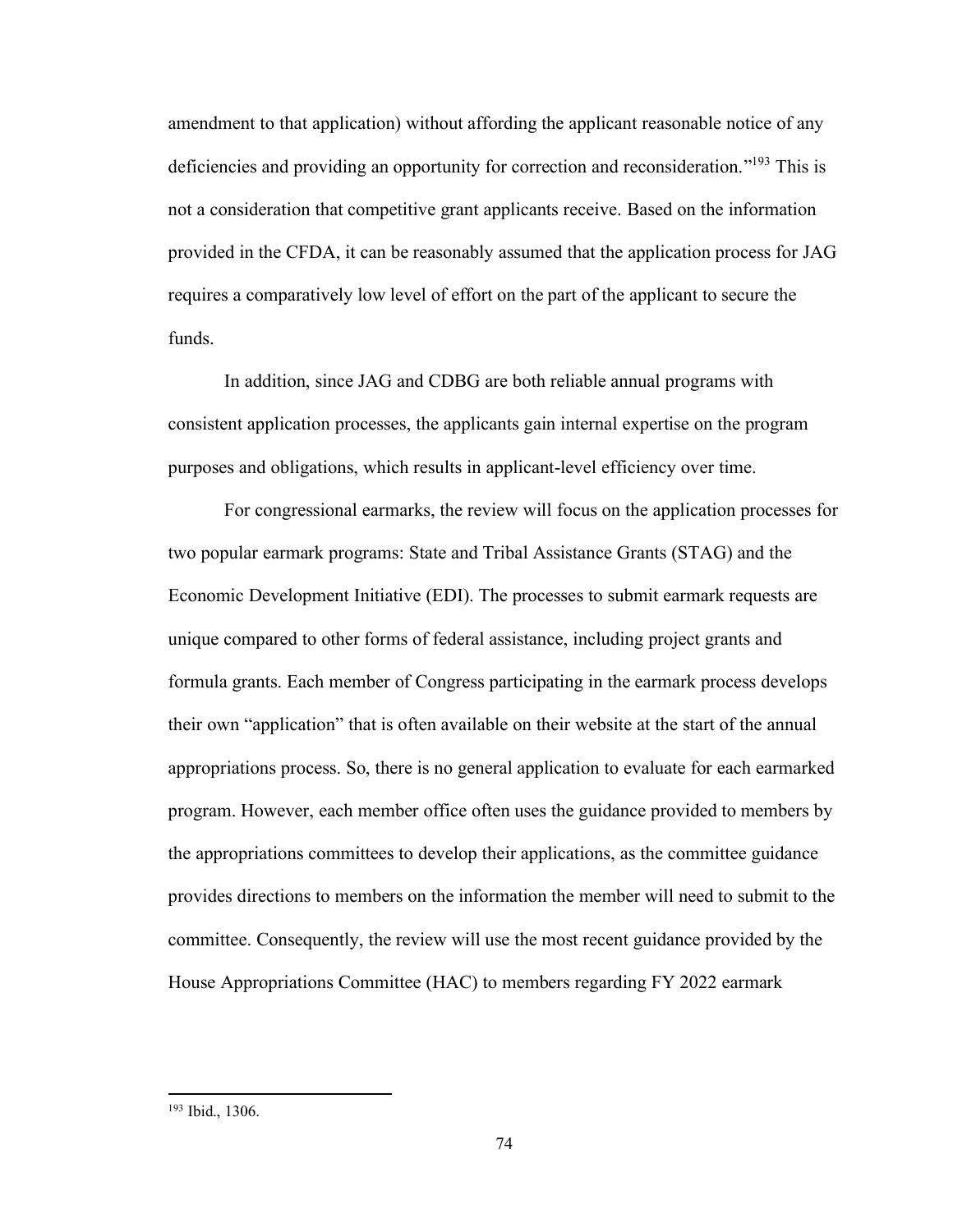amendment to that application) without affording the applicant reasonable notice of any deficiencies and providing an opportunity for correction and reconsideration."[193] This is not a consideration that competitive grant applicants receive. Based on the information provided in the CFDA, it can be reasonably assumed that the application process for JAG requires a comparatively low level of effort on the part of the applicant to secure the funds.

In addition, since JAG and CDBG are both reliable annual programs with consistent application processes, the applicants gain internal expertise on the program purposes and obligations, which results in applicant-level efficiency over time.

For congressional earmarks, the review will focus on the application processes for two popular earmark programs: State and Tribal Assistance Grants (STAG) and the Economic Development Initiative (EDI). The processes to submit earmark requests are unique compared to other forms of federal assistance, including project grants and formula grants. Each member of Congress participating in the earmark process develops their own "application" that is often available on their website at the start of the annual appropriations process. So, there is no general application to evaluate for each earmarked program. However, each member office often uses the guidance provided to members by the appropriations committees to develop their applications, as the committee guidance provides directions to members on the information the member will need to submit to the committee. Consequently, the review will use the most recent guidance provided by the House Appropriations Committee (HAC) to members regarding FY 2022 earmark

[193] Ibid., 1306.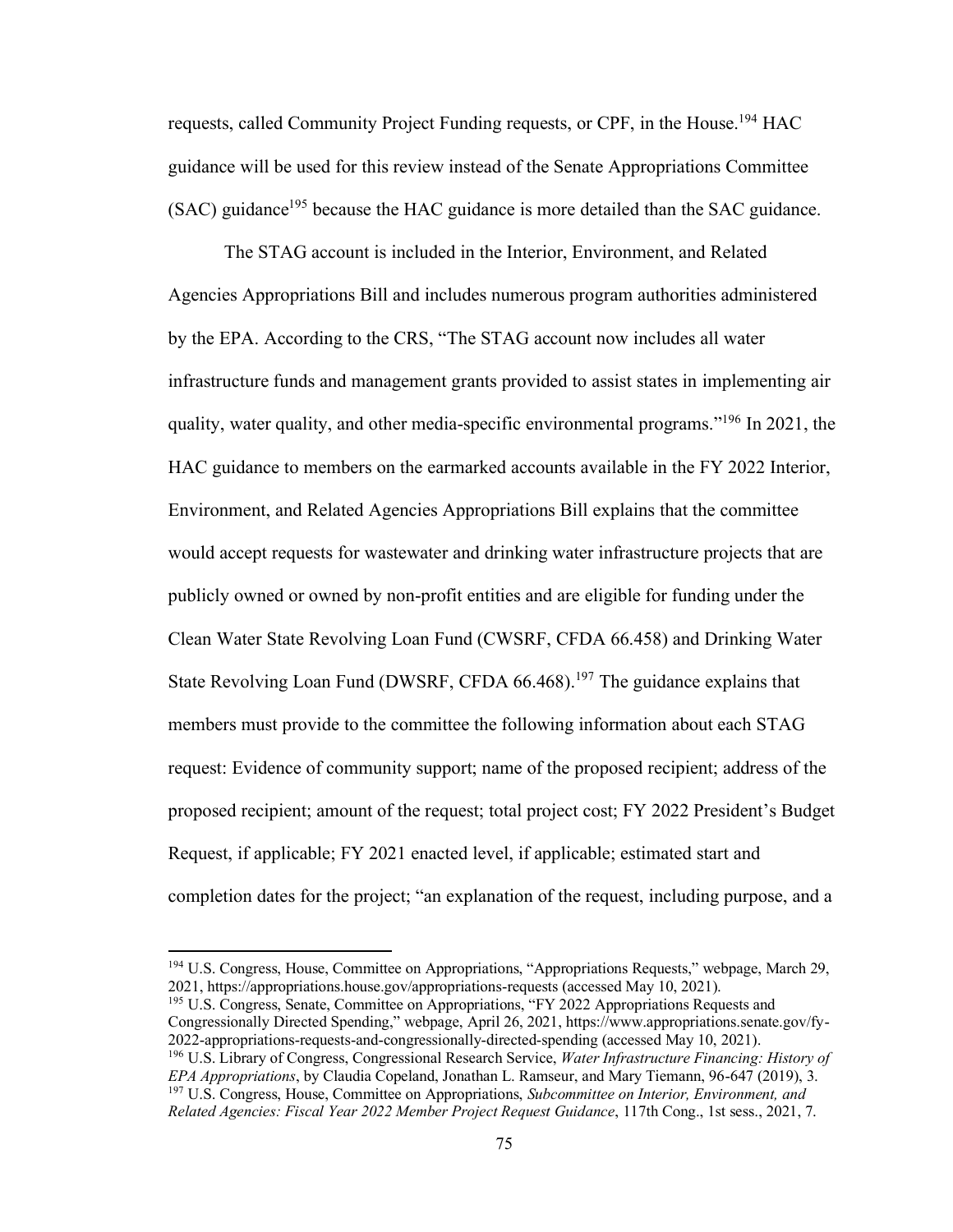requests, called Community Project Funding requests, or CPF, in the House.[194] HAC guidance will be used for this review instead of the Senate Appropriations Committee (SAC) guidance[195] because the HAC guidance is more detailed than the SAC guidance.

The STAG account is included in the Interior, Environment, and Related Agencies Appropriations Bill and includes numerous program authorities administered by the EPA. According to the CRS, "The STAG account now includes all water infrastructure funds and management grants provided to assist states in implementing air quality, water quality, and other media-specific environmental programs."[196] In 2021, the HAC guidance to members on the earmarked accounts available in the FY 2022 Interior, Environment, and Related Agencies Appropriations Bill explains that the committee would accept requests for wastewater and drinking water infrastructure projects that are publicly owned or owned by non-profit entities and are eligible for funding under the Clean Water State Revolving Loan Fund (CWSRF, CFDA 66.458) and Drinking Water State Revolving Loan Fund (DWSRF, CFDA 66.468).[197] The guidance explains that members must provide to the committee the following information about each STAG request: Evidence of community support; name of the proposed recipient; address of the proposed recipient; amount of the request; total project cost; FY 2022 President's Budget Request, if applicable; FY 2021 enacted level, if applicable; estimated start and completion dates for the project; "an explanation of the request, including purpose, and a

---

[194] U.S. Congress, House, Committee on Appropriations, "Appropriations Requests," webpage, March 29, 2021, https://appropriations.house.gov/appropriations-requests (accessed May 10, 2021).

[195] U.S. Congress, Senate, Committee on Appropriations, "FY 2022 Appropriations Requests and Congressionally Directed Spending," webpage, April 26, 2021, https://www.appropriations.senate.gov/fy-2022-appropriations-requests-and-congressionally-directed-spending (accessed May 10, 2021).

[196] U.S. Library of Congress, Congressional Research Service, *Water Infrastructure Financing: History of EPA Appropriations*, by Claudia Copeland, Jonathan L. Ramseur, and Mary Tiemann, 96-647 (2019), 3.

[197] U.S. Congress, House, Committee on Appropriations, *Subcommittee on Interior, Environment, and Related Agencies: Fiscal Year 2022 Member Project Request Guidance*, 117th Cong., 1st sess., 2021, 7.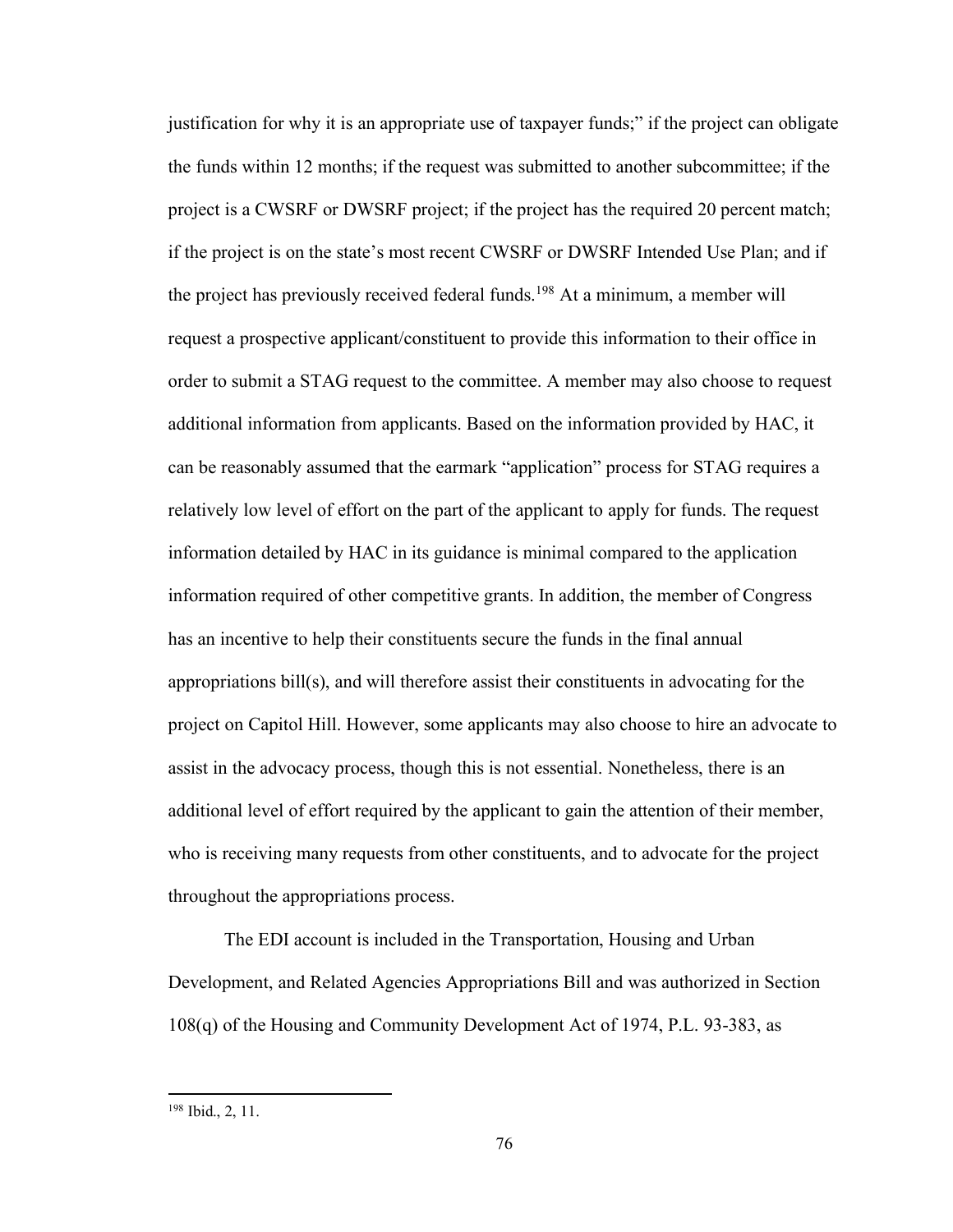justification for why it is an appropriate use of taxpayer funds;" if the project can obligate the funds within 12 months; if the request was submitted to another subcommittee; if the project is a CWSRF or DWSRF project; if the project has the required 20 percent match; if the project is on the state's most recent CWSRF or DWSRF Intended Use Plan; and if the project has previously received federal funds.[198] At a minimum, a member will request a prospective applicant/constituent to provide this information to their office in order to submit a STAG request to the committee. A member may also choose to request additional information from applicants. Based on the information provided by HAC, it can be reasonably assumed that the earmark "application" process for STAG requires a relatively low level of effort on the part of the applicant to apply for funds. The request information detailed by HAC in its guidance is minimal compared to the application information required of other competitive grants. In addition, the member of Congress has an incentive to help their constituents secure the funds in the final annual appropriations bill(s), and will therefore assist their constituents in advocating for the project on Capitol Hill. However, some applicants may also choose to hire an advocate to assist in the advocacy process, though this is not essential. Nonetheless, there is an additional level of effort required by the applicant to gain the attention of their member, who is receiving many requests from other constituents, and to advocate for the project throughout the appropriations process.

The EDI account is included in the Transportation, Housing and Urban Development, and Related Agencies Appropriations Bill and was authorized in Section 108(q) of the Housing and Community Development Act of 1974, P.L. 93-383, as

[198] Ibid., 2, 11.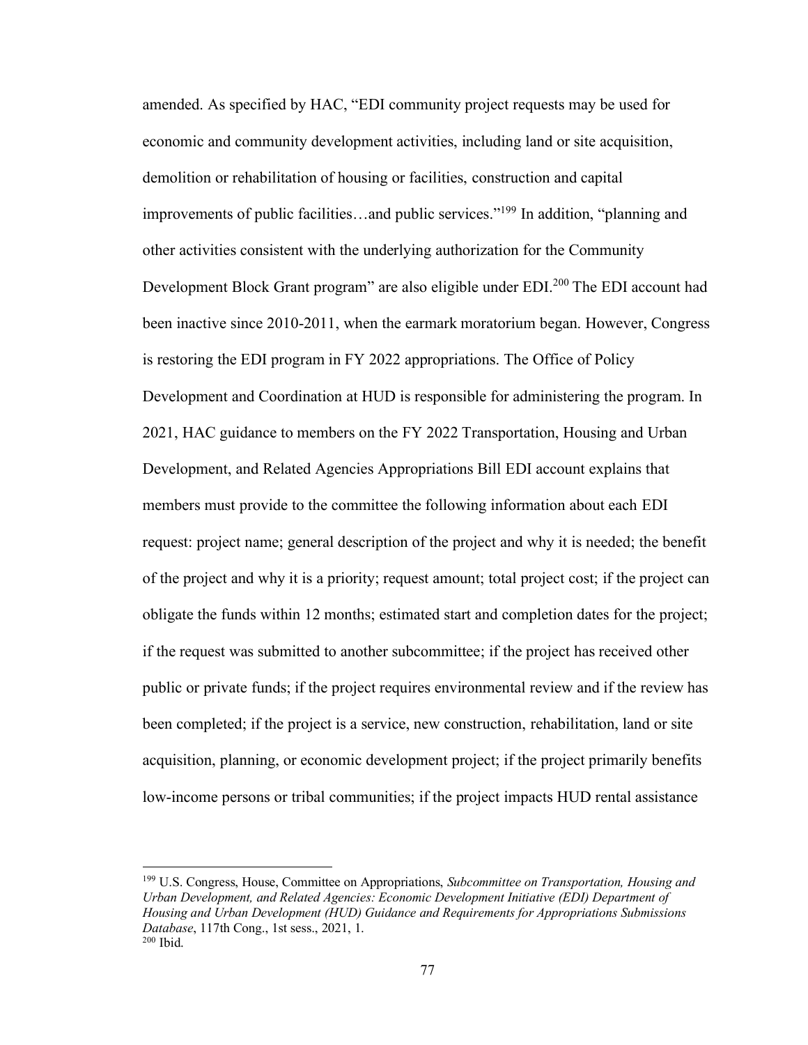amended. As specified by HAC, "EDI community project requests may be used for economic and community development activities, including land or site acquisition, demolition or rehabilitation of housing or facilities, construction and capital improvements of public facilities…and public services."[199] In addition, "planning and other activities consistent with the underlying authorization for the Community Development Block Grant program" are also eligible under EDI.[200] The EDI account had been inactive since 2010-2011, when the earmark moratorium began. However, Congress is restoring the EDI program in FY 2022 appropriations. The Office of Policy Development and Coordination at HUD is responsible for administering the program. In 2021, HAC guidance to members on the FY 2022 Transportation, Housing and Urban Development, and Related Agencies Appropriations Bill EDI account explains that members must provide to the committee the following information about each EDI request: project name; general description of the project and why it is needed; the benefit of the project and why it is a priority; request amount; total project cost; if the project can obligate the funds within 12 months; estimated start and completion dates for the project; if the request was submitted to another subcommittee; if the project has received other public or private funds; if the project requires environmental review and if the review has been completed; if the project is a service, new construction, rehabilitation, land or site acquisition, planning, or economic development project; if the project primarily benefits low-income persons or tribal communities; if the project impacts HUD rental assistance

---

[199] U.S. Congress, House, Committee on Appropriations, *Subcommittee on Transportation, Housing and Urban Development, and Related Agencies: Economic Development Initiative (EDI) Department of Housing and Urban Development (HUD) Guidance and Requirements for Appropriations Submissions Database*, 117th Cong., 1st sess., 2021, 1.

[200] Ibid.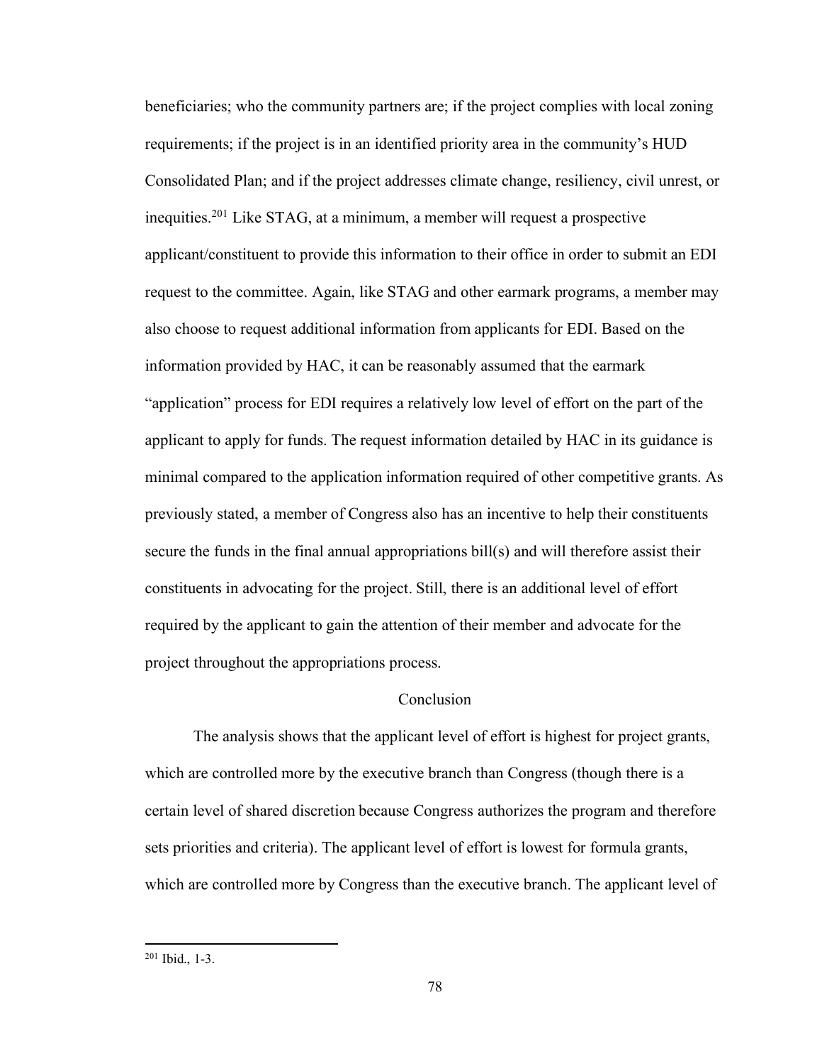beneficiaries; who the community partners are; if the project complies with local zoning requirements; if the project is in an identified priority area in the community's HUD Consolidated Plan; and if the project addresses climate change, resiliency, civil unrest, or inequities.[201] Like STAG, at a minimum, a member will request a prospective applicant/constituent to provide this information to their office in order to submit an EDI request to the committee. Again, like STAG and other earmark programs, a member may also choose to request additional information from applicants for EDI. Based on the information provided by HAC, it can be reasonably assumed that the earmark "application" process for EDI requires a relatively low level of effort on the part of the applicant to apply for funds. The request information detailed by HAC in its guidance is minimal compared to the application information required of other competitive grants. As previously stated, a member of Congress also has an incentive to help their constituents secure the funds in the final annual appropriations bill(s) and will therefore assist their constituents in advocating for the project. Still, there is an additional level of effort required by the applicant to gain the attention of their member and advocate for the project throughout the appropriations process.

## Conclusion

The analysis shows that the applicant level of effort is highest for project grants, which are controlled more by the executive branch than Congress (though there is a certain level of shared discretion because Congress authorizes the program and therefore sets priorities and criteria). The applicant level of effort is lowest for formula grants, which are controlled more by Congress than the executive branch. The applicant level of

[201] Ibid., 1-3.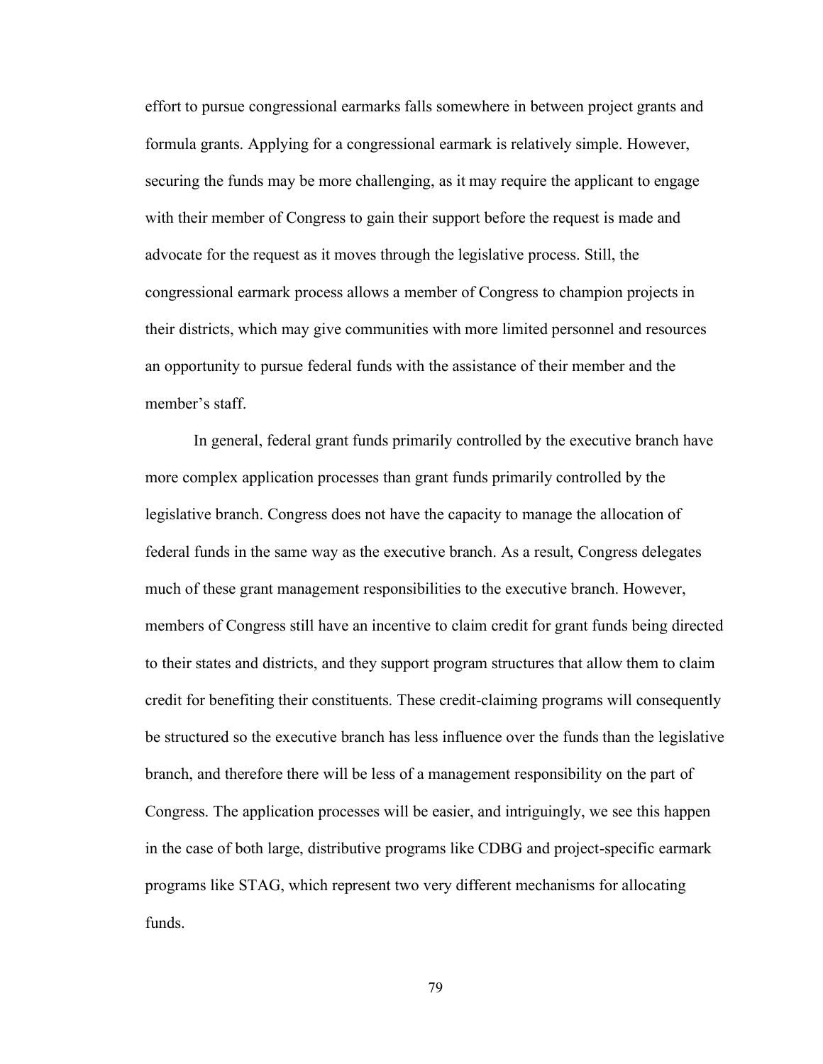effort to pursue congressional earmarks falls somewhere in between project grants and formula grants. Applying for a congressional earmark is relatively simple. However, securing the funds may be more challenging, as it may require the applicant to engage with their member of Congress to gain their support before the request is made and advocate for the request as it moves through the legislative process. Still, the congressional earmark process allows a member of Congress to champion projects in their districts, which may give communities with more limited personnel and resources an opportunity to pursue federal funds with the assistance of their member and the member's staff.

In general, federal grant funds primarily controlled by the executive branch have more complex application processes than grant funds primarily controlled by the legislative branch. Congress does not have the capacity to manage the allocation of federal funds in the same way as the executive branch. As a result, Congress delegates much of these grant management responsibilities to the executive branch. However, members of Congress still have an incentive to claim credit for grant funds being directed to their states and districts, and they support program structures that allow them to claim credit for benefiting their constituents. These credit-claiming programs will consequently be structured so the executive branch has less influence over the funds than the legislative branch, and therefore there will be less of a management responsibility on the part of Congress. The application processes will be easier, and intriguingly, we see this happen in the case of both large, distributive programs like CDBG and project-specific earmark programs like STAG, which represent two very different mechanisms for allocating funds.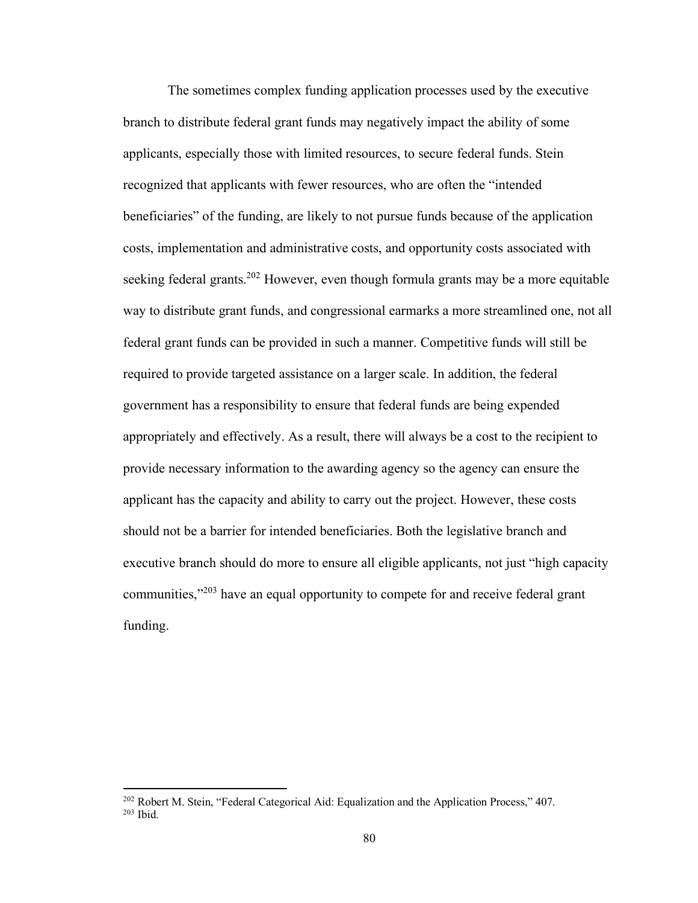The sometimes complex funding application processes used by the executive branch to distribute federal grant funds may negatively impact the ability of some applicants, especially those with limited resources, to secure federal funds. Stein recognized that applicants with fewer resources, who are often the "intended beneficiaries" of the funding, are likely to not pursue funds because of the application costs, implementation and administrative costs, and opportunity costs associated with seeking federal grants.[202] However, even though formula grants may be a more equitable way to distribute grant funds, and congressional earmarks a more streamlined one, not all federal grant funds can be provided in such a manner. Competitive funds will still be required to provide targeted assistance on a larger scale. In addition, the federal government has a responsibility to ensure that federal funds are being expended appropriately and effectively. As a result, there will always be a cost to the recipient to provide necessary information to the awarding agency so the agency can ensure the applicant has the capacity and ability to carry out the project. However, these costs should not be a barrier for intended beneficiaries. Both the legislative branch and executive branch should do more to ensure all eligible applicants, not just "high capacity communities,"[203] have an equal opportunity to compete for and receive federal grant funding.

---

[202] Robert M. Stein, "Federal Categorical Aid: Equalization and the Application Process," 407.
[203] Ibid.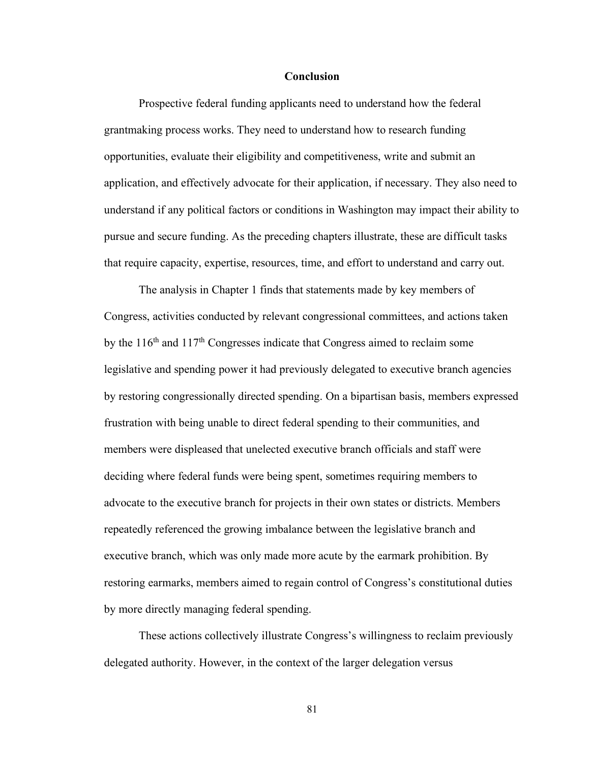# Conclusion

Prospective federal funding applicants need to understand how the federal grantmaking process works. They need to understand how to research funding opportunities, evaluate their eligibility and competitiveness, write and submit an application, and effectively advocate for their application, if necessary. They also need to understand if any political factors or conditions in Washington may impact their ability to pursue and secure funding. As the preceding chapters illustrate, these are difficult tasks that require capacity, expertise, resources, time, and effort to understand and carry out.

The analysis in Chapter 1 finds that statements made by key members of Congress, activities conducted by relevant congressional committees, and actions taken by the 116th and 117th Congresses indicate that Congress aimed to reclaim some legislative and spending power it had previously delegated to executive branch agencies by restoring congressionally directed spending. On a bipartisan basis, members expressed frustration with being unable to direct federal spending to their communities, and members were displeased that unelected executive branch officials and staff were deciding where federal funds were being spent, sometimes requiring members to advocate to the executive branch for projects in their own states or districts. Members repeatedly referenced the growing imbalance between the legislative branch and executive branch, which was only made more acute by the earmark prohibition. By restoring earmarks, members aimed to regain control of Congress's constitutional duties by more directly managing federal spending.

These actions collectively illustrate Congress's willingness to reclaim previously delegated authority. However, in the context of the larger delegation versus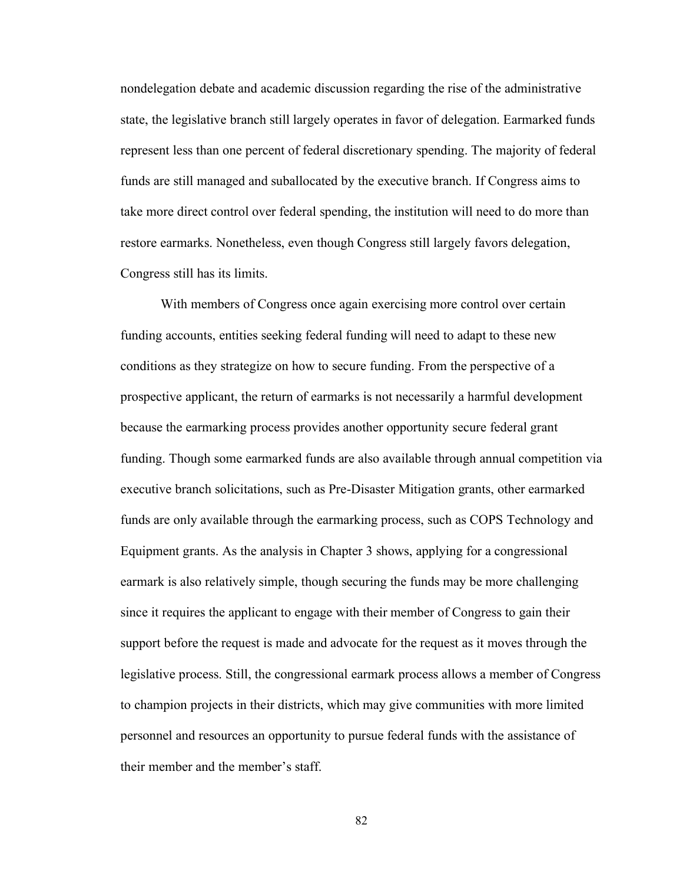nondelegation debate and academic discussion regarding the rise of the administrative state, the legislative branch still largely operates in favor of delegation. Earmarked funds represent less than one percent of federal discretionary spending. The majority of federal funds are still managed and suballocated by the executive branch. If Congress aims to take more direct control over federal spending, the institution will need to do more than restore earmarks. Nonetheless, even though Congress still largely favors delegation, Congress still has its limits.

With members of Congress once again exercising more control over certain funding accounts, entities seeking federal funding will need to adapt to these new conditions as they strategize on how to secure funding. From the perspective of a prospective applicant, the return of earmarks is not necessarily a harmful development because the earmarking process provides another opportunity secure federal grant funding. Though some earmarked funds are also available through annual competition via executive branch solicitations, such as Pre-Disaster Mitigation grants, other earmarked funds are only available through the earmarking process, such as COPS Technology and Equipment grants. As the analysis in Chapter 3 shows, applying for a congressional earmark is also relatively simple, though securing the funds may be more challenging since it requires the applicant to engage with their member of Congress to gain their support before the request is made and advocate for the request as it moves through the legislative process. Still, the congressional earmark process allows a member of Congress to champion projects in their districts, which may give communities with more limited personnel and resources an opportunity to pursue federal funds with the assistance of their member and the member's staff.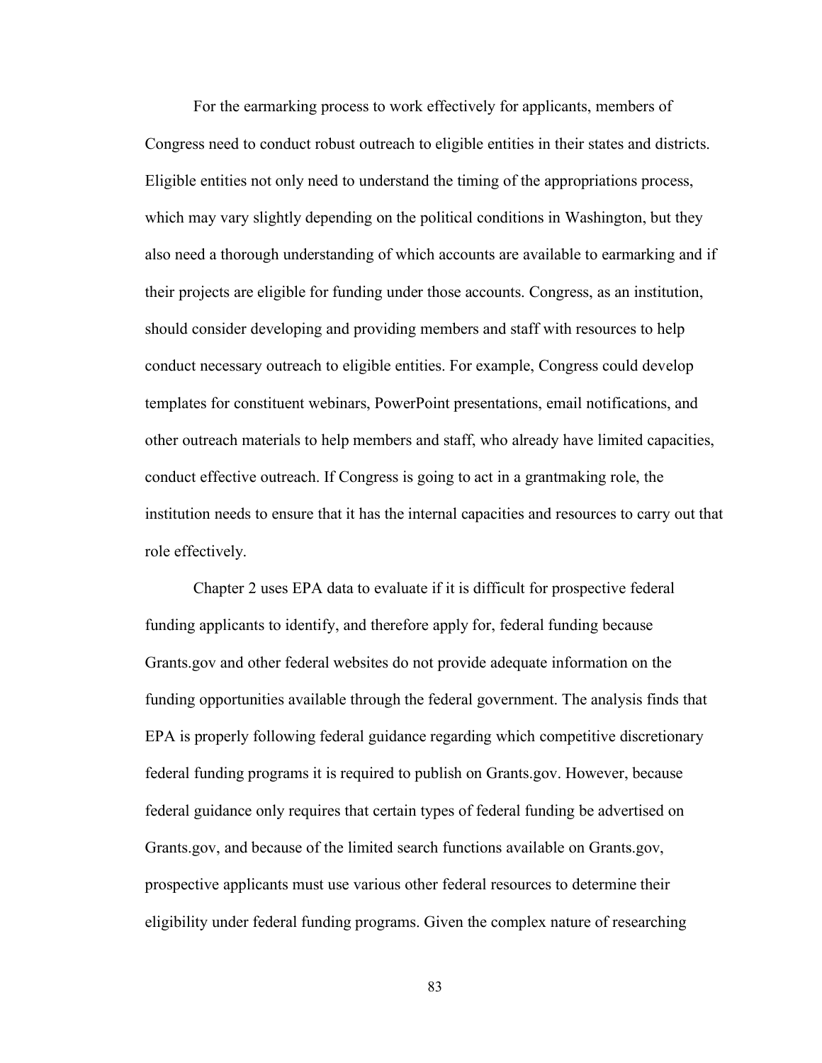For the earmarking process to work effectively for applicants, members of Congress need to conduct robust outreach to eligible entities in their states and districts. Eligible entities not only need to understand the timing of the appropriations process, which may vary slightly depending on the political conditions in Washington, but they also need a thorough understanding of which accounts are available to earmarking and if their projects are eligible for funding under those accounts. Congress, as an institution, should consider developing and providing members and staff with resources to help conduct necessary outreach to eligible entities. For example, Congress could develop templates for constituent webinars, PowerPoint presentations, email notifications, and other outreach materials to help members and staff, who already have limited capacities, conduct effective outreach. If Congress is going to act in a grantmaking role, the institution needs to ensure that it has the internal capacities and resources to carry out that role effectively.

Chapter 2 uses EPA data to evaluate if it is difficult for prospective federal funding applicants to identify, and therefore apply for, federal funding because Grants.gov and other federal websites do not provide adequate information on the funding opportunities available through the federal government. The analysis finds that EPA is properly following federal guidance regarding which competitive discretionary federal funding programs it is required to publish on Grants.gov. However, because federal guidance only requires that certain types of federal funding be advertised on Grants.gov, and because of the limited search functions available on Grants.gov, prospective applicants must use various other federal resources to determine their eligibility under federal funding programs. Given the complex nature of researching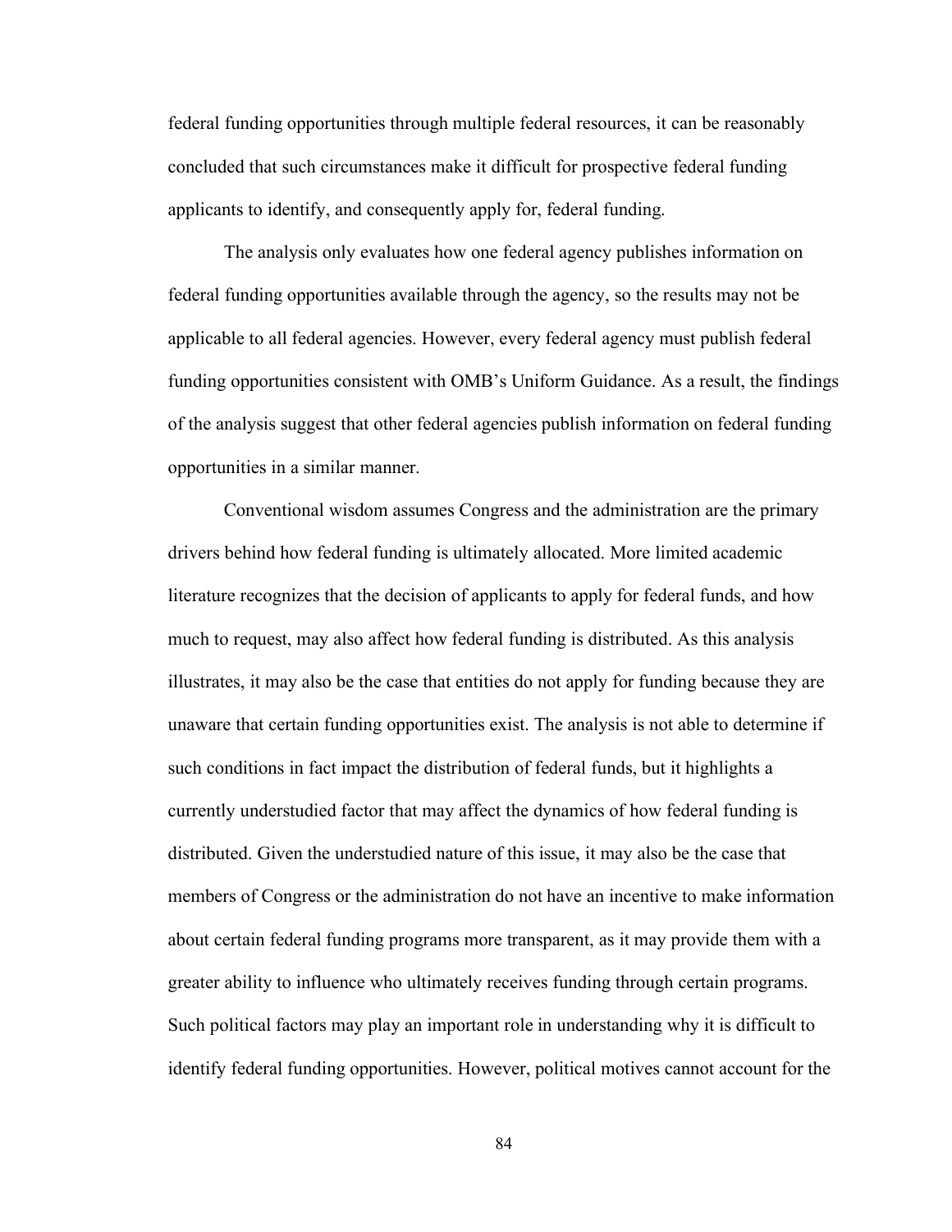federal funding opportunities through multiple federal resources, it can be reasonably concluded that such circumstances make it difficult for prospective federal funding applicants to identify, and consequently apply for, federal funding.

The analysis only evaluates how one federal agency publishes information on federal funding opportunities available through the agency, so the results may not be applicable to all federal agencies. However, every federal agency must publish federal funding opportunities consistent with OMB's Uniform Guidance. As a result, the findings of the analysis suggest that other federal agencies publish information on federal funding opportunities in a similar manner.

Conventional wisdom assumes Congress and the administration are the primary drivers behind how federal funding is ultimately allocated. More limited academic literature recognizes that the decision of applicants to apply for federal funds, and how much to request, may also affect how federal funding is distributed. As this analysis illustrates, it may also be the case that entities do not apply for funding because they are unaware that certain funding opportunities exist. The analysis is not able to determine if such conditions in fact impact the distribution of federal funds, but it highlights a currently understudied factor that may affect the dynamics of how federal funding is distributed. Given the understudied nature of this issue, it may also be the case that members of Congress or the administration do not have an incentive to make information about certain federal funding programs more transparent, as it may provide them with a greater ability to influence who ultimately receives funding through certain programs. Such political factors may play an important role in understanding why it is difficult to identify federal funding opportunities. However, political motives cannot account for the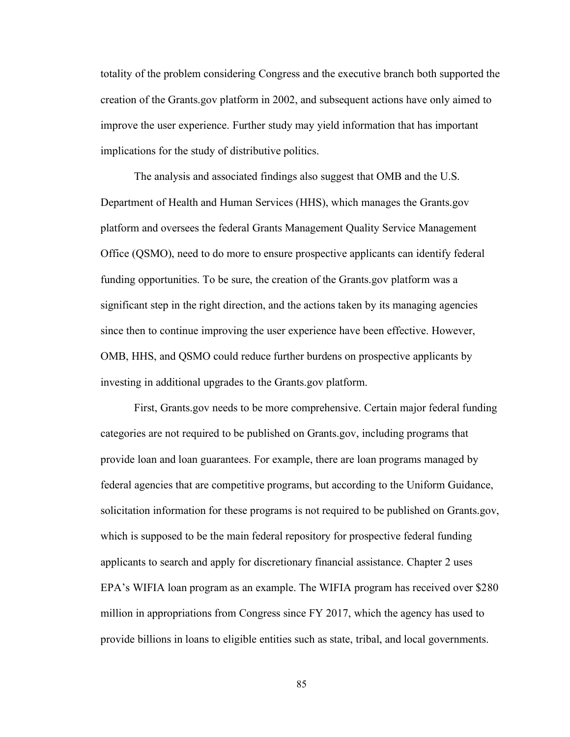totality of the problem considering Congress and the executive branch both supported the creation of the Grants.gov platform in 2002, and subsequent actions have only aimed to improve the user experience. Further study may yield information that has important implications for the study of distributive politics.

The analysis and associated findings also suggest that OMB and the U.S. Department of Health and Human Services (HHS), which manages the Grants.gov platform and oversees the federal Grants Management Quality Service Management Office (QSMO), need to do more to ensure prospective applicants can identify federal funding opportunities. To be sure, the creation of the Grants.gov platform was a significant step in the right direction, and the actions taken by its managing agencies since then to continue improving the user experience have been effective. However, OMB, HHS, and QSMO could reduce further burdens on prospective applicants by investing in additional upgrades to the Grants.gov platform.

First, Grants.gov needs to be more comprehensive. Certain major federal funding categories are not required to be published on Grants.gov, including programs that provide loan and loan guarantees. For example, there are loan programs managed by federal agencies that are competitive programs, but according to the Uniform Guidance, solicitation information for these programs is not required to be published on Grants.gov, which is supposed to be the main federal repository for prospective federal funding applicants to search and apply for discretionary financial assistance. Chapter 2 uses EPA's WIFIA loan program as an example. The WIFIA program has received over $280 million in appropriations from Congress since FY 2017, which the agency has used to provide billions in loans to eligible entities such as state, tribal, and local governments.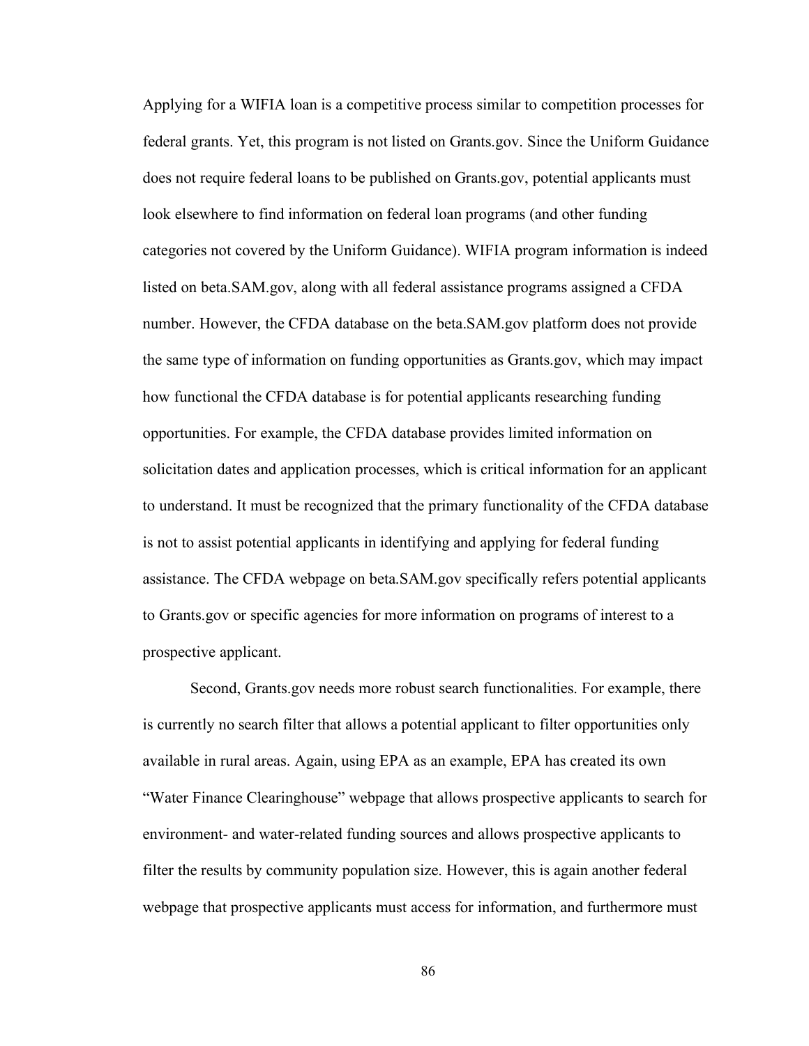Applying for a WIFIA loan is a competitive process similar to competition processes for federal grants. Yet, this program is not listed on Grants.gov. Since the Uniform Guidance does not require federal loans to be published on Grants.gov, potential applicants must look elsewhere to find information on federal loan programs (and other funding categories not covered by the Uniform Guidance). WIFIA program information is indeed listed on beta.SAM.gov, along with all federal assistance programs assigned a CFDA number. However, the CFDA database on the beta.SAM.gov platform does not provide the same type of information on funding opportunities as Grants.gov, which may impact how functional the CFDA database is for potential applicants researching funding opportunities. For example, the CFDA database provides limited information on solicitation dates and application processes, which is critical information for an applicant to understand. It must be recognized that the primary functionality of the CFDA database is not to assist potential applicants in identifying and applying for federal funding assistance. The CFDA webpage on beta.SAM.gov specifically refers potential applicants to Grants.gov or specific agencies for more information on programs of interest to a prospective applicant.

Second, Grants.gov needs more robust search functionalities. For example, there is currently no search filter that allows a potential applicant to filter opportunities only available in rural areas. Again, using EPA as an example, EPA has created its own "Water Finance Clearinghouse" webpage that allows prospective applicants to search for environment- and water-related funding sources and allows prospective applicants to filter the results by community population size. However, this is again another federal webpage that prospective applicants must access for information, and furthermore must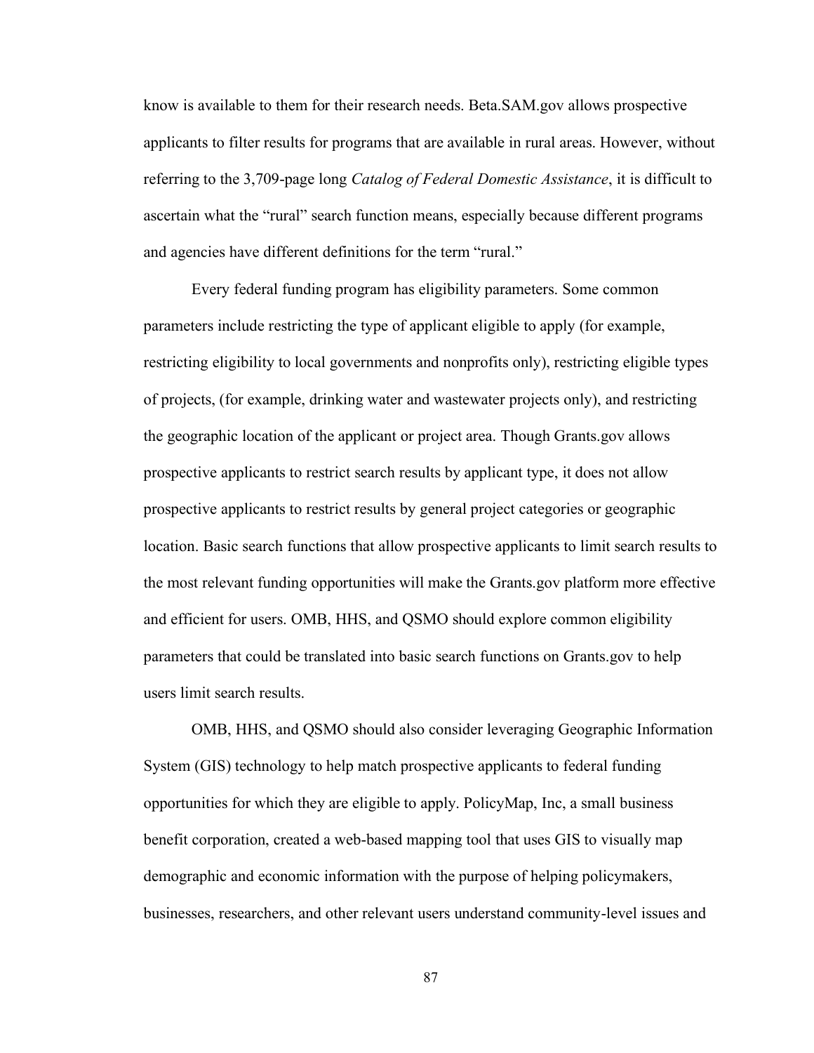know is available to them for their research needs. Beta.SAM.gov allows prospective applicants to filter results for programs that are available in rural areas. However, without referring to the 3,709-page long *Catalog of Federal Domestic Assistance*, it is difficult to ascertain what the "rural" search function means, especially because different programs and agencies have different definitions for the term "rural."

Every federal funding program has eligibility parameters. Some common parameters include restricting the type of applicant eligible to apply (for example, restricting eligibility to local governments and nonprofits only), restricting eligible types of projects, (for example, drinking water and wastewater projects only), and restricting the geographic location of the applicant or project area. Though Grants.gov allows prospective applicants to restrict search results by applicant type, it does not allow prospective applicants to restrict results by general project categories or geographic location. Basic search functions that allow prospective applicants to limit search results to the most relevant funding opportunities will make the Grants.gov platform more effective and efficient for users. OMB, HHS, and QSMO should explore common eligibility parameters that could be translated into basic search functions on Grants.gov to help users limit search results.

OMB, HHS, and QSMO should also consider leveraging Geographic Information System (GIS) technology to help match prospective applicants to federal funding opportunities for which they are eligible to apply. PolicyMap, Inc, a small business benefit corporation, created a web-based mapping tool that uses GIS to visually map demographic and economic information with the purpose of helping policymakers, businesses, researchers, and other relevant users understand community-level issues and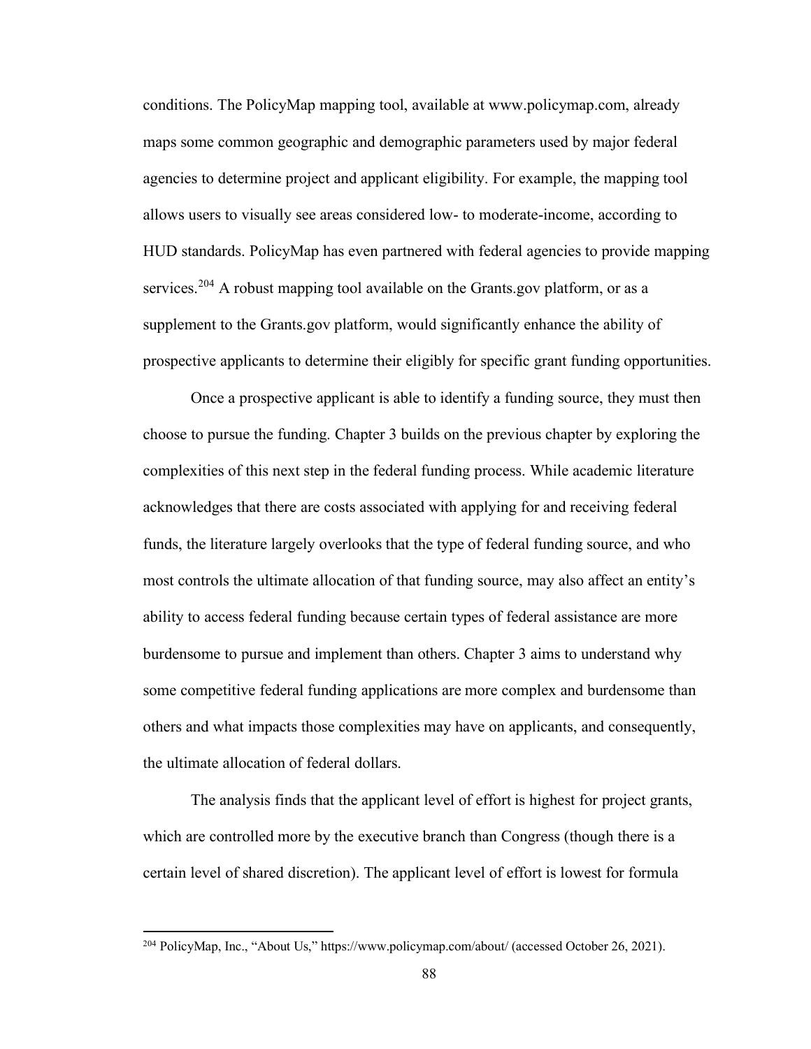conditions. The PolicyMap mapping tool, available at www.policymap.com, already maps some common geographic and demographic parameters used by major federal agencies to determine project and applicant eligibility. For example, the mapping tool allows users to visually see areas considered low- to moderate-income, according to HUD standards. PolicyMap has even partnered with federal agencies to provide mapping services.[204] A robust mapping tool available on the Grants.gov platform, or as a supplement to the Grants.gov platform, would significantly enhance the ability of prospective applicants to determine their eligibly for specific grant funding opportunities.

Once a prospective applicant is able to identify a funding source, they must then choose to pursue the funding. Chapter 3 builds on the previous chapter by exploring the complexities of this next step in the federal funding process. While academic literature acknowledges that there are costs associated with applying for and receiving federal funds, the literature largely overlooks that the type of federal funding source, and who most controls the ultimate allocation of that funding source, may also affect an entity's ability to access federal funding because certain types of federal assistance are more burdensome to pursue and implement than others. Chapter 3 aims to understand why some competitive federal funding applications are more complex and burdensome than others and what impacts those complexities may have on applicants, and consequently, the ultimate allocation of federal dollars.

The analysis finds that the applicant level of effort is highest for project grants, which are controlled more by the executive branch than Congress (though there is a certain level of shared discretion). The applicant level of effort is lowest for formula

---

[204] PolicyMap, Inc., "About Us," https://www.policymap.com/about/ (accessed October 26, 2021).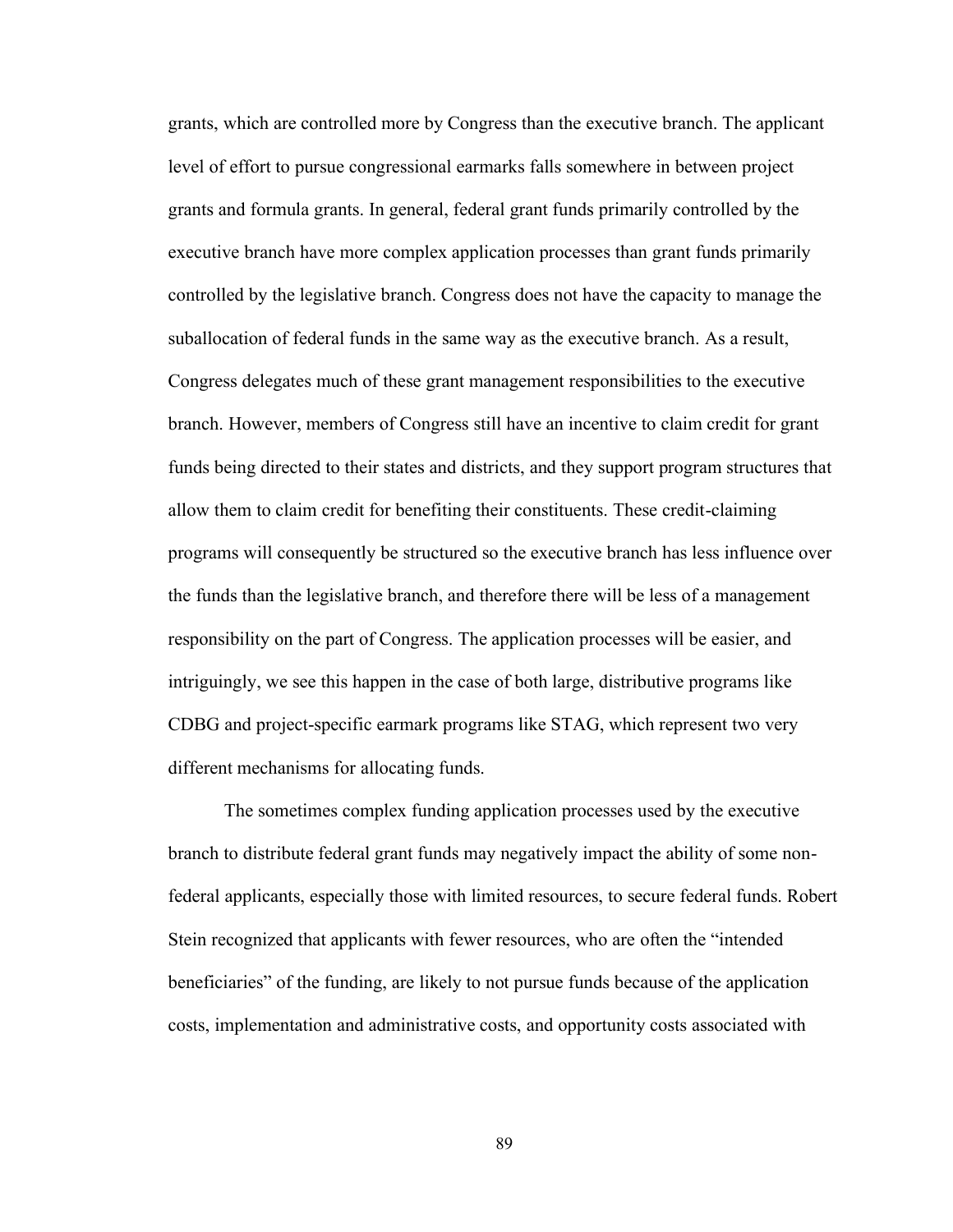grants, which are controlled more by Congress than the executive branch. The applicant level of effort to pursue congressional earmarks falls somewhere in between project grants and formula grants. In general, federal grant funds primarily controlled by the executive branch have more complex application processes than grant funds primarily controlled by the legislative branch. Congress does not have the capacity to manage the suballocation of federal funds in the same way as the executive branch. As a result, Congress delegates much of these grant management responsibilities to the executive branch. However, members of Congress still have an incentive to claim credit for grant funds being directed to their states and districts, and they support program structures that allow them to claim credit for benefiting their constituents. These credit-claiming programs will consequently be structured so the executive branch has less influence over the funds than the legislative branch, and therefore there will be less of a management responsibility on the part of Congress. The application processes will be easier, and intriguingly, we see this happen in the case of both large, distributive programs like CDBG and project-specific earmark programs like STAG, which represent two very different mechanisms for allocating funds.

The sometimes complex funding application processes used by the executive branch to distribute federal grant funds may negatively impact the ability of some non-federal applicants, especially those with limited resources, to secure federal funds. Robert Stein recognized that applicants with fewer resources, who are often the "intended beneficiaries" of the funding, are likely to not pursue funds because of the application costs, implementation and administrative costs, and opportunity costs associated with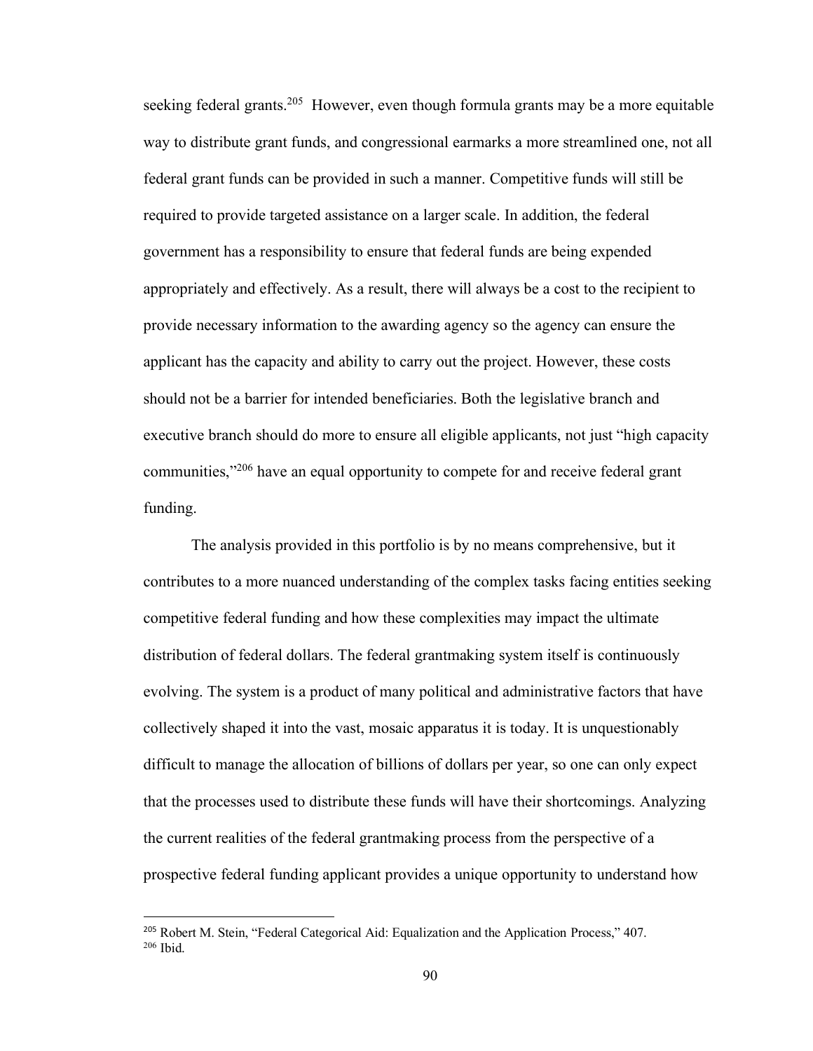seeking federal grants.[205] However, even though formula grants may be a more equitable way to distribute grant funds, and congressional earmarks a more streamlined one, not all federal grant funds can be provided in such a manner. Competitive funds will still be required to provide targeted assistance on a larger scale. In addition, the federal government has a responsibility to ensure that federal funds are being expended appropriately and effectively. As a result, there will always be a cost to the recipient to provide necessary information to the awarding agency so the agency can ensure the applicant has the capacity and ability to carry out the project. However, these costs should not be a barrier for intended beneficiaries. Both the legislative branch and executive branch should do more to ensure all eligible applicants, not just "high capacity communities,"[206] have an equal opportunity to compete for and receive federal grant funding.

The analysis provided in this portfolio is by no means comprehensive, but it contributes to a more nuanced understanding of the complex tasks facing entities seeking competitive federal funding and how these complexities may impact the ultimate distribution of federal dollars. The federal grantmaking system itself is continuously evolving. The system is a product of many political and administrative factors that have collectively shaped it into the vast, mosaic apparatus it is today. It is unquestionably difficult to manage the allocation of billions of dollars per year, so one can only expect that the processes used to distribute these funds will have their shortcomings. Analyzing the current realities of the federal grantmaking process from the perspective of a prospective federal funding applicant provides a unique opportunity to understand how

---

[205] Robert M. Stein, "Federal Categorical Aid: Equalization and the Application Process," 407.
[206] Ibid.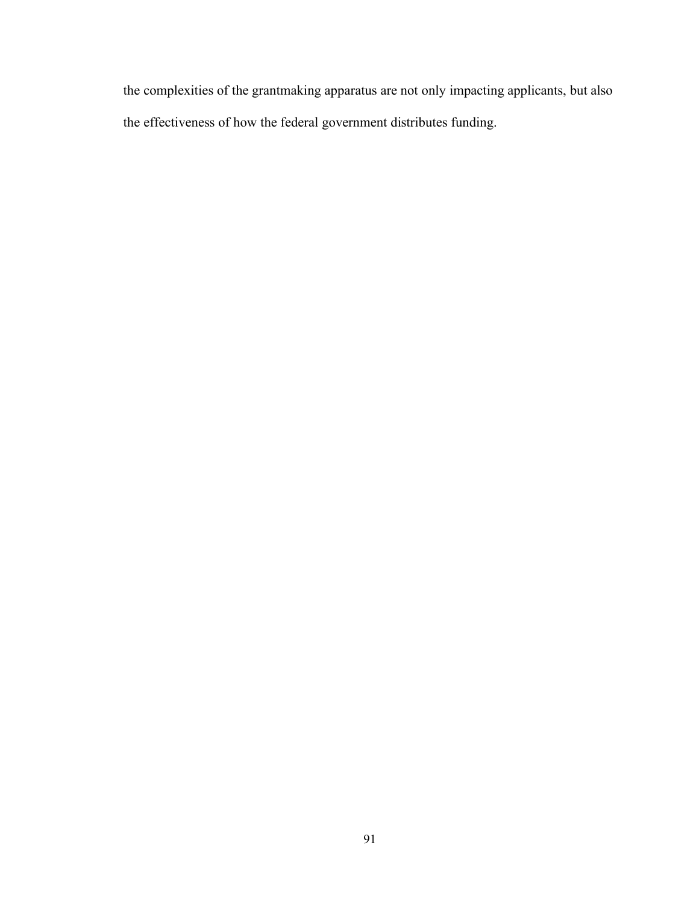the complexities of the grantmaking apparatus are not only impacting applicants, but also the effectiveness of how the federal government distributes funding.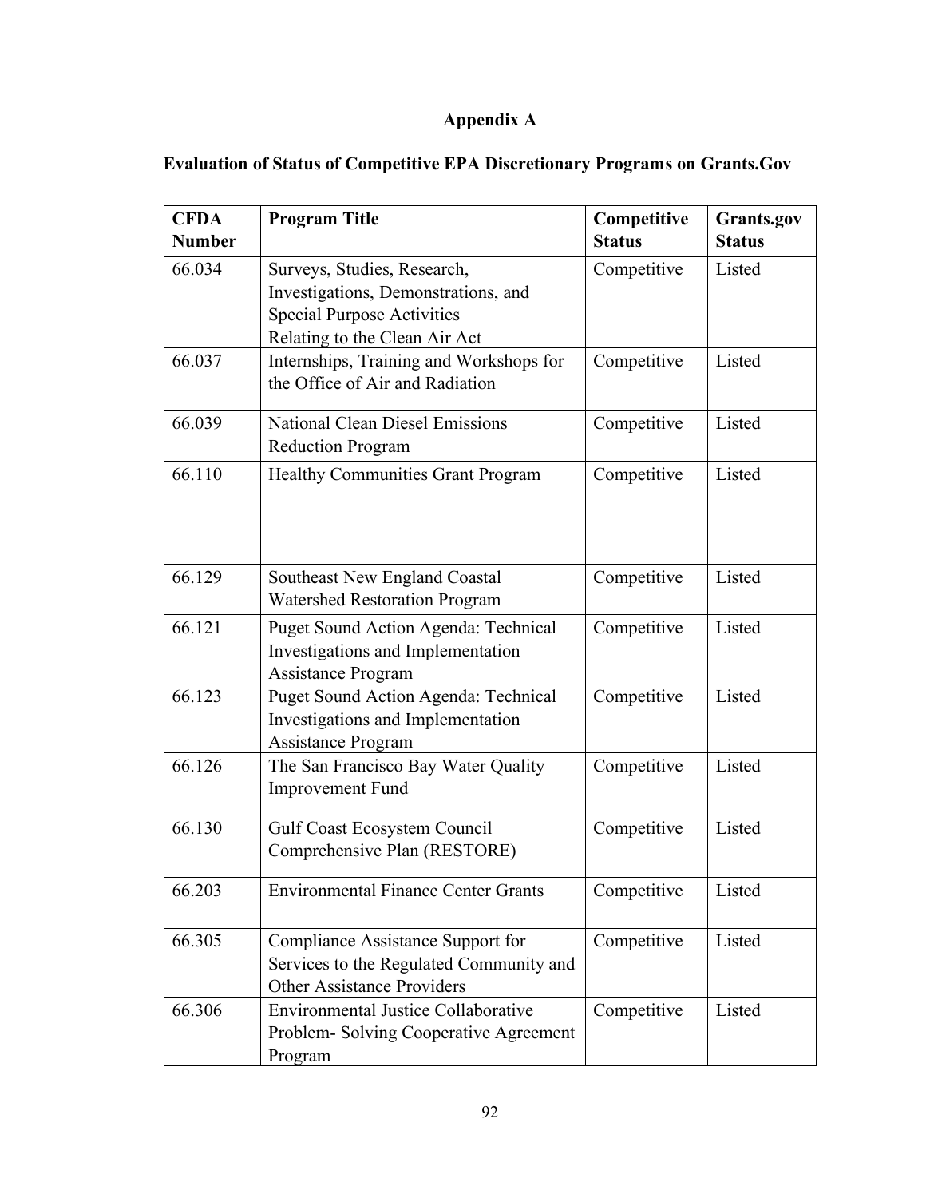# Appendix A

## Evaluation of Status of Competitive EPA Discretionary Programs on Grants.Gov

| CFDA Number | Program Title | Competitive Status | Grants.gov Status |
|---|---|---|---|
| 66.034 | Surveys, Studies, Research, Investigations, Demonstrations, and Special Purpose Activities Relating to the Clean Air Act | Competitive | Listed |
| 66.037 | Internships, Training and Workshops for the Office of Air and Radiation | Competitive | Listed |
| 66.039 | National Clean Diesel Emissions Reduction Program | Competitive | Listed |
| 66.110 | Healthy Communities Grant Program | Competitive | Listed |
| 66.129 | Southeast New England Coastal Watershed Restoration Program | Competitive | Listed |
| 66.121 | Puget Sound Action Agenda: Technical Investigations and Implementation Assistance Program | Competitive | Listed |
| 66.123 | Puget Sound Action Agenda: Technical Investigations and Implementation Assistance Program | Competitive | Listed |
| 66.126 | The San Francisco Bay Water Quality Improvement Fund | Competitive | Listed |
| 66.130 | Gulf Coast Ecosystem Council Comprehensive Plan (RESTORE) | Competitive | Listed |
| 66.203 | Environmental Finance Center Grants | Competitive | Listed |
| 66.305 | Compliance Assistance Support for Services to the Regulated Community and Other Assistance Providers | Competitive | Listed |
| 66.306 | Environmental Justice Collaborative Problem- Solving Cooperative Agreement Program | Competitive | Listed |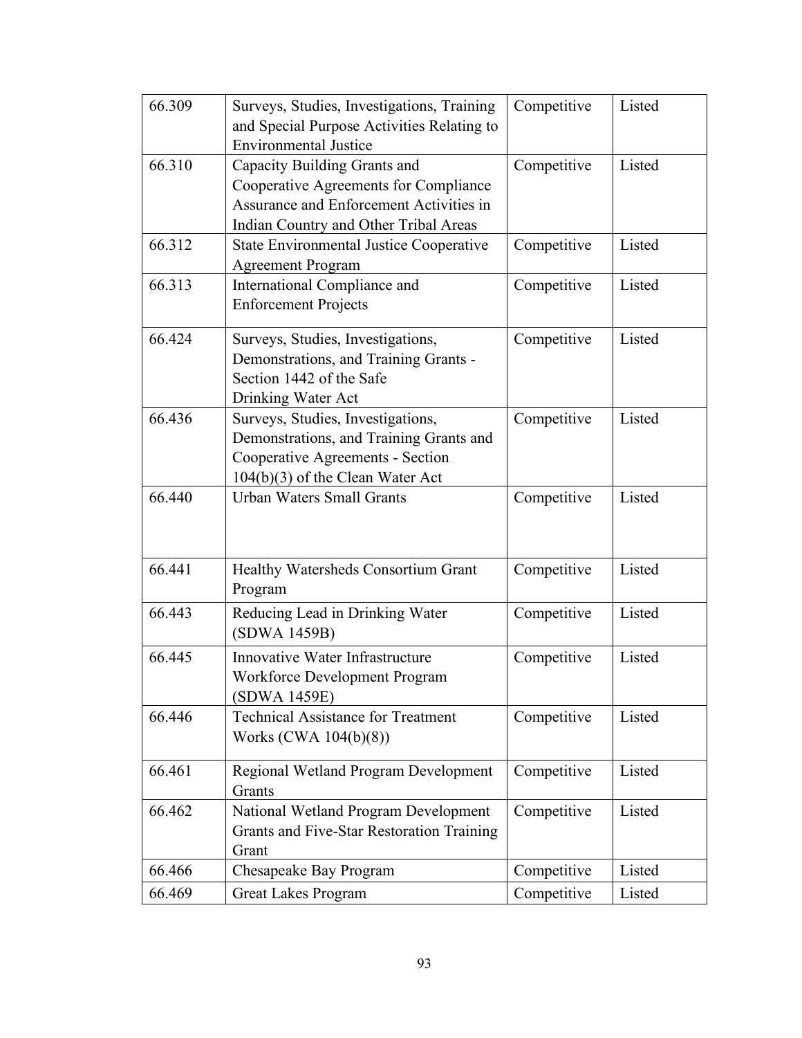| 66.309 | Surveys, Studies, Investigations, Training and Special Purpose Activities Relating to Environmental Justice | Competitive | Listed |
|---|---|---|---|
| 66.310 | Capacity Building Grants and Cooperative Agreements for Compliance Assurance and Enforcement Activities in Indian Country and Other Tribal Areas | Competitive | Listed |
| 66.312 | State Environmental Justice Cooperative Agreement Program | Competitive | Listed |
| 66.313 | International Compliance and Enforcement Projects | Competitive | Listed |
| 66.424 | Surveys, Studies, Investigations, Demonstrations, and Training Grants - Section 1442 of the Safe Drinking Water Act | Competitive | Listed |
| 66.436 | Surveys, Studies, Investigations, Demonstrations, and Training Grants and Cooperative Agreements - Section 104(b)(3) of the Clean Water Act | Competitive | Listed |
| 66.440 | Urban Waters Small Grants | Competitive | Listed |
| 66.441 | Healthy Watersheds Consortium Grant Program | Competitive | Listed |
| 66.443 | Reducing Lead in Drinking Water (SDWA 1459B) | Competitive | Listed |
| 66.445 | Innovative Water Infrastructure Workforce Development Program (SDWA 1459E) | Competitive | Listed |
| 66.446 | Technical Assistance for Treatment Works (CWA 104(b)(8)) | Competitive | Listed |
| 66.461 | Regional Wetland Program Development Grants | Competitive | Listed |
| 66.462 | National Wetland Program Development Grants and Five-Star Restoration Training Grant | Competitive | Listed |
| 66.466 | Chesapeake Bay Program | Competitive | Listed |
| 66.469 | Great Lakes Program | Competitive | Listed |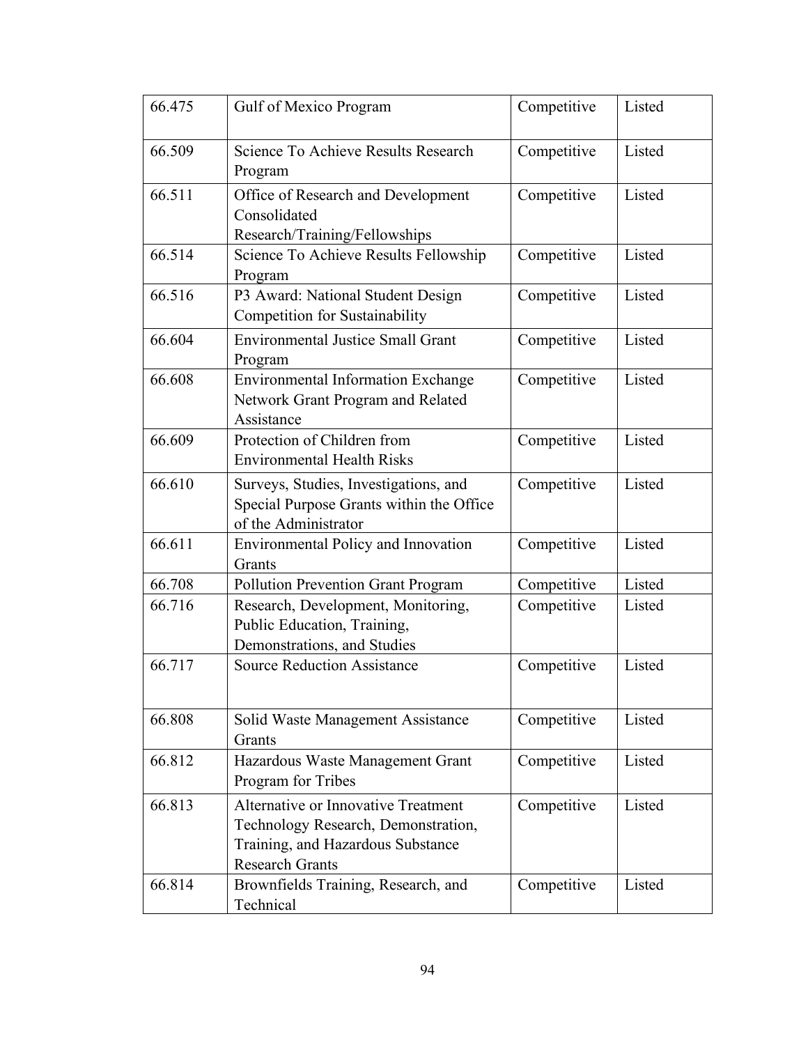| 66.475 | Gulf of Mexico Program | Competitive | Listed |
|---|---|---|---|
| 66.509 | Science To Achieve Results Research Program | Competitive | Listed |
| 66.511 | Office of Research and Development Consolidated Research/Training/Fellowships | Competitive | Listed |
| 66.514 | Science To Achieve Results Fellowship Program | Competitive | Listed |
| 66.516 | P3 Award: National Student Design Competition for Sustainability | Competitive | Listed |
| 66.604 | Environmental Justice Small Grant Program | Competitive | Listed |
| 66.608 | Environmental Information Exchange Network Grant Program and Related Assistance | Competitive | Listed |
| 66.609 | Protection of Children from Environmental Health Risks | Competitive | Listed |
| 66.610 | Surveys, Studies, Investigations, and Special Purpose Grants within the Office of the Administrator | Competitive | Listed |
| 66.611 | Environmental Policy and Innovation Grants | Competitive | Listed |
| 66.708 | Pollution Prevention Grant Program | Competitive | Listed |
| 66.716 | Research, Development, Monitoring, Public Education, Training, Demonstrations, and Studies | Competitive | Listed |
| 66.717 | Source Reduction Assistance | Competitive | Listed |
| 66.808 | Solid Waste Management Assistance Grants | Competitive | Listed |
| 66.812 | Hazardous Waste Management Grant Program for Tribes | Competitive | Listed |
| 66.813 | Alternative or Innovative Treatment Technology Research, Demonstration, Training, and Hazardous Substance Research Grants | Competitive | Listed |
| 66.814 | Brownfields Training, Research, and Technical | Competitive | Listed |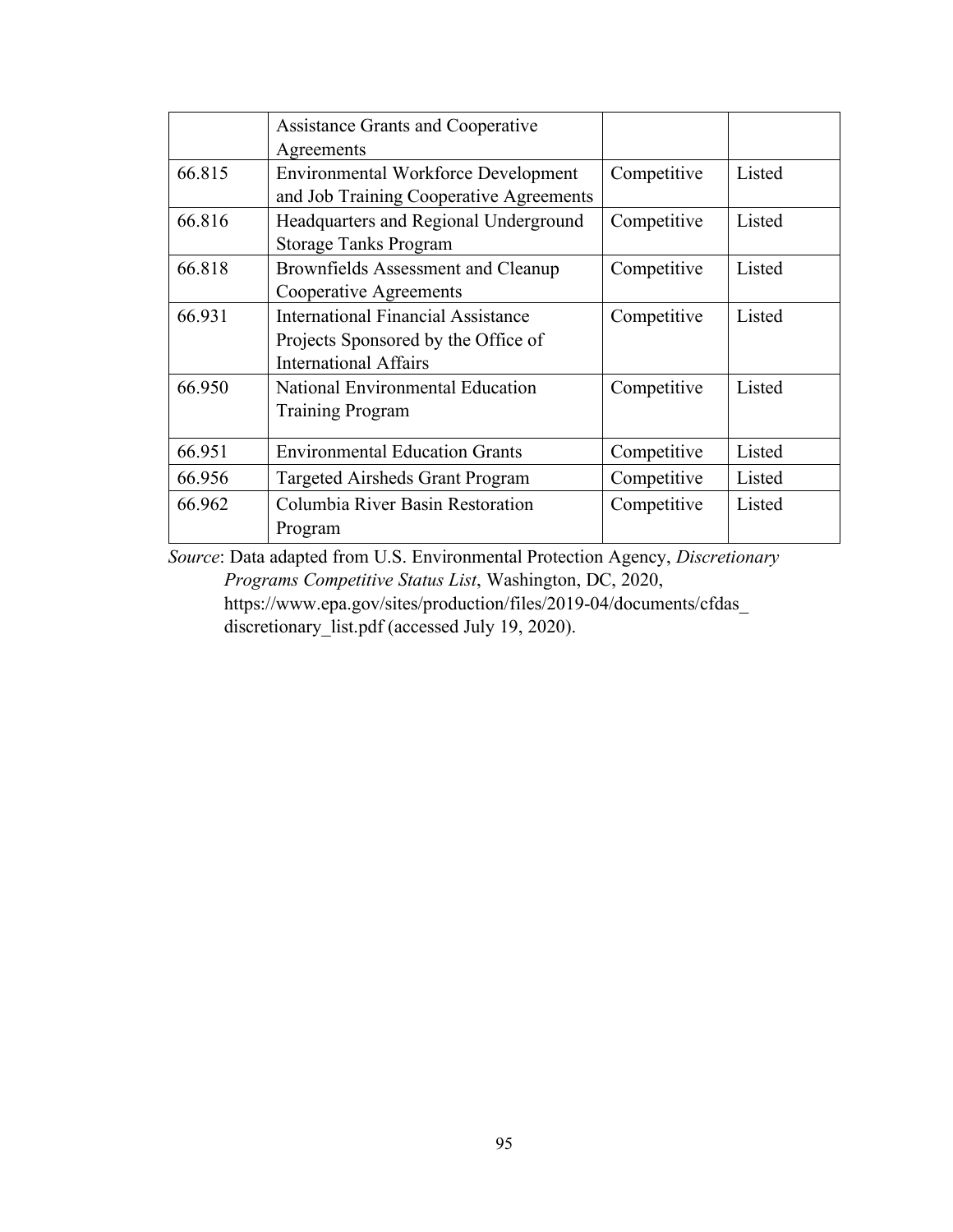| | | | |
|---|---|---|---|
| | Assistance Grants and Cooperative Agreements | | |
| 66.815 | Environmental Workforce Development and Job Training Cooperative Agreements | Competitive | Listed |
| 66.816 | Headquarters and Regional Underground Storage Tanks Program | Competitive | Listed |
| 66.818 | Brownfields Assessment and Cleanup Cooperative Agreements | Competitive | Listed |
| 66.931 | International Financial Assistance Projects Sponsored by the Office of International Affairs | Competitive | Listed |
| 66.950 | National Environmental Education Training Program | Competitive | Listed |
| 66.951 | Environmental Education Grants | Competitive | Listed |
| 66.956 | Targeted Airsheds Grant Program | Competitive | Listed |
| 66.962 | Columbia River Basin Restoration Program | Competitive | Listed |

*Source*: Data adapted from U.S. Environmental Protection Agency, *Discretionary Programs Competitive Status List*, Washington, DC, 2020, https://www.epa.gov/sites/production/files/2019-04/documents/cfdas_discretionary_list.pdf (accessed July 19, 2020).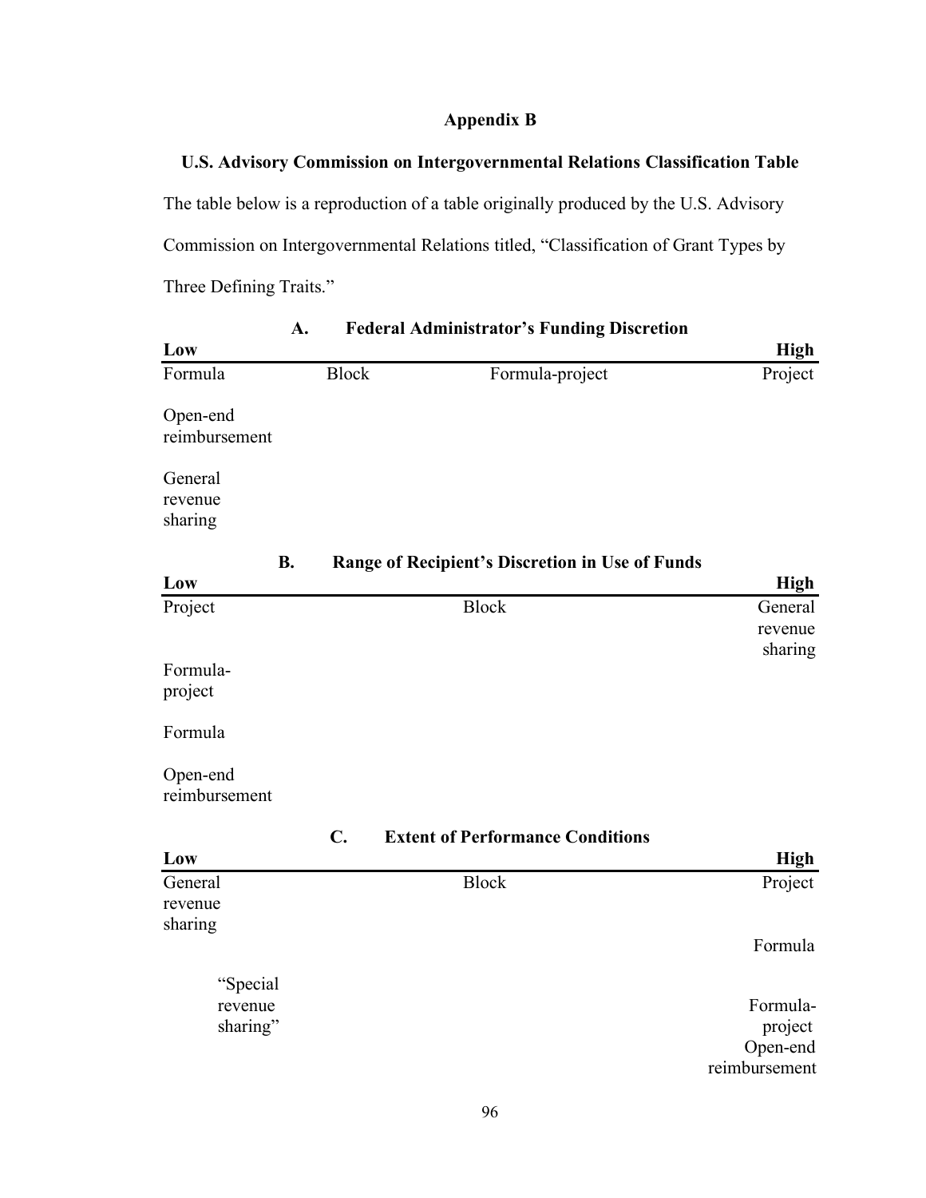## Appendix B

### U.S. Advisory Commission on Intergovernmental Relations Classification Table

The table below is a reproduction of a table originally produced by the U.S. Advisory Commission on Intergovernmental Relations titled, "Classification of Grant Types by Three Defining Traits."

**A. Federal Administrator's Funding Discretion**

| Low | | | High |
|---|---|---|---|
| Formula | Block | Formula-project | Project |
| Open-end reimbursement | | | |
| General revenue sharing | | | |

**B. Range of Recipient's Discretion in Use of Funds**

| Low | | High |
|---|---|---|
| Project | Block | General revenue sharing |
| Formula-project | | |
| Formula | | |
| Open-end reimbursement | | |

**C. Extent of Performance Conditions**

| Low | | High |
|---|---|---|
| General revenue sharing | Block | Project |
| | | Formula |
| "Special revenue sharing" | | Formula-project |
| | | Open-end reimbursement |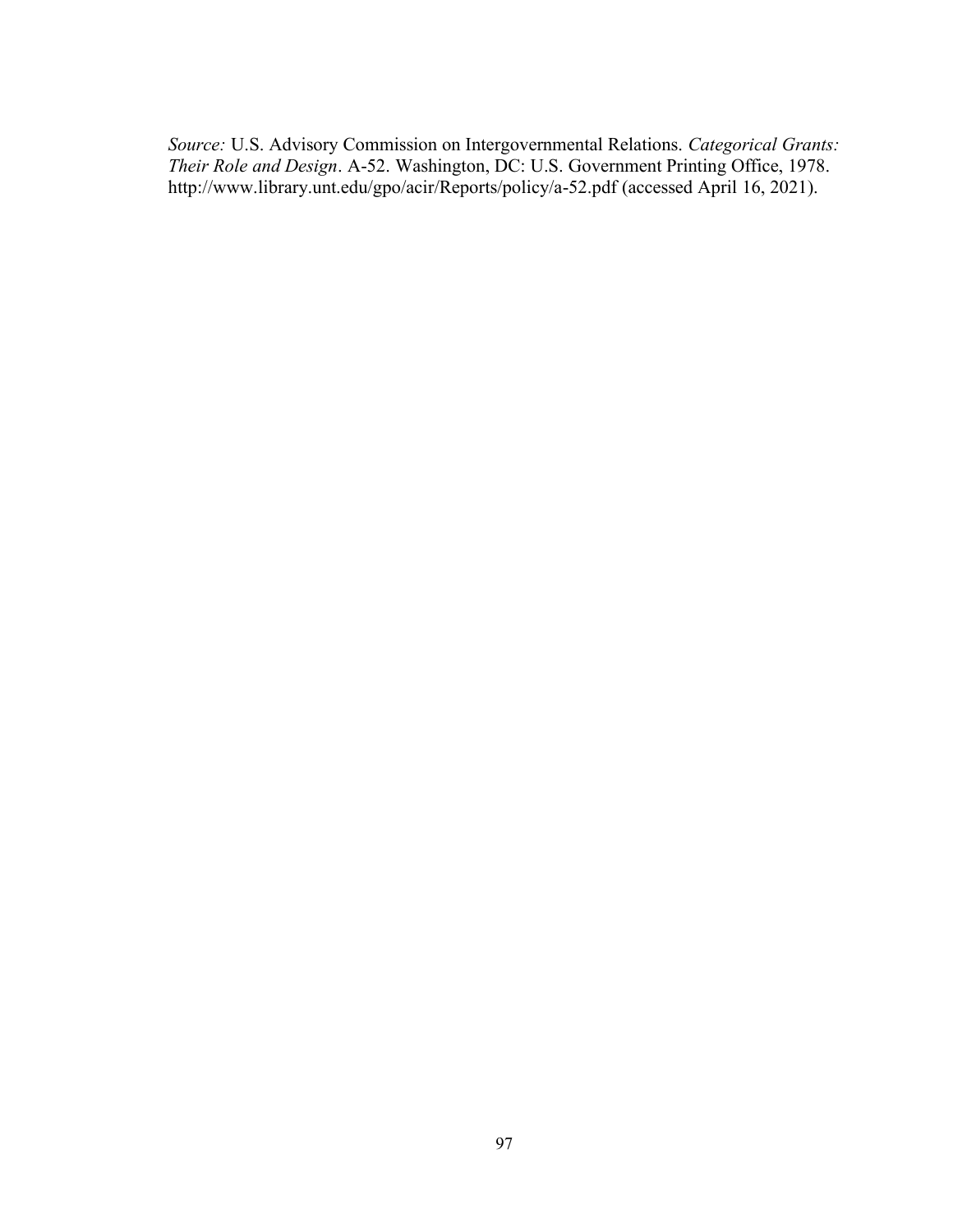*Source:* U.S. Advisory Commission on Intergovernmental Relations. *Categorical Grants: Their Role and Design*. A-52. Washington, DC: U.S. Government Printing Office, 1978. http://www.library.unt.edu/gpo/acir/Reports/policy/a-52.pdf (accessed April 16, 2021).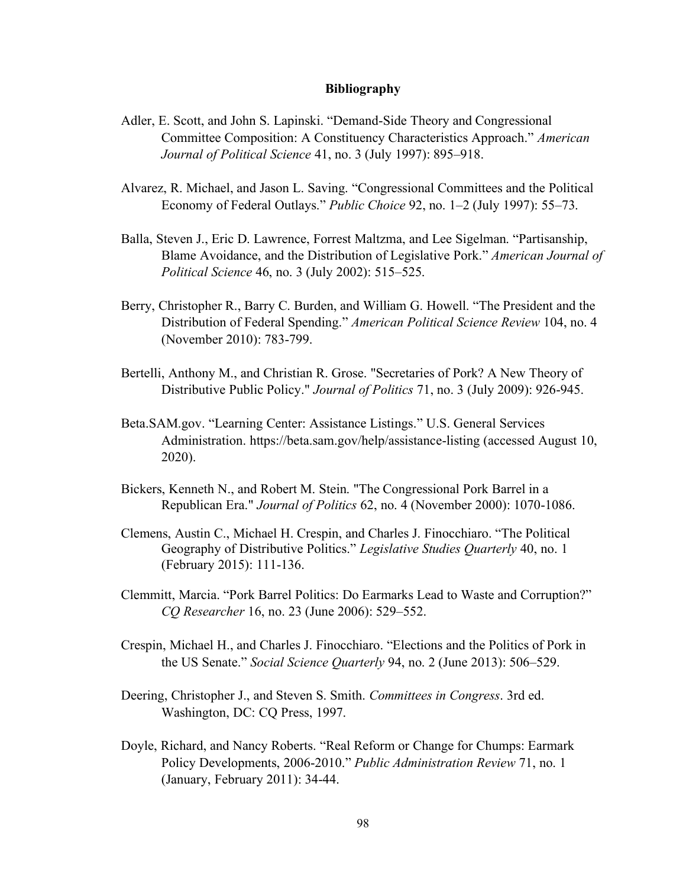# Bibliography

Adler, E. Scott, and John S. Lapinski. “Demand-Side Theory and Congressional Committee Composition: A Constituency Characteristics Approach.” *American Journal of Political Science* 41, no. 3 (July 1997): 895–918.

Alvarez, R. Michael, and Jason L. Saving. “Congressional Committees and the Political Economy of Federal Outlays.” *Public Choice* 92, no. 1–2 (July 1997): 55–73.

Balla, Steven J., Eric D. Lawrence, Forrest Maltzma, and Lee Sigelman. “Partisanship, Blame Avoidance, and the Distribution of Legislative Pork.” *American Journal of Political Science* 46, no. 3 (July 2002): 515–525.

Berry, Christopher R., Barry C. Burden, and William G. Howell. “The President and the Distribution of Federal Spending.” *American Political Science Review* 104, no. 4 (November 2010): 783-799.

Bertelli, Anthony M., and Christian R. Grose. "Secretaries of Pork? A New Theory of Distributive Public Policy." *Journal of Politics* 71, no. 3 (July 2009): 926-945.

Beta.SAM.gov. “Learning Center: Assistance Listings.” U.S. General Services Administration. https://beta.sam.gov/help/assistance-listing (accessed August 10, 2020).

Bickers, Kenneth N., and Robert M. Stein. "The Congressional Pork Barrel in a Republican Era." *Journal of Politics* 62, no. 4 (November 2000): 1070-1086.

Clemens, Austin C., Michael H. Crespin, and Charles J. Finocchiaro. “The Political Geography of Distributive Politics.” *Legislative Studies Quarterly* 40, no. 1 (February 2015): 111-136.

Clemmitt, Marcia. “Pork Barrel Politics: Do Earmarks Lead to Waste and Corruption?” *CQ Researcher* 16, no. 23 (June 2006): 529–552.

Crespin, Michael H., and Charles J. Finocchiaro. “Elections and the Politics of Pork in the US Senate.” *Social Science Quarterly* 94, no. 2 (June 2013): 506–529.

Deering, Christopher J., and Steven S. Smith. *Committees in Congress*. 3rd ed. Washington, DC: CQ Press, 1997.

Doyle, Richard, and Nancy Roberts. “Real Reform or Change for Chumps: Earmark Policy Developments, 2006-2010.” *Public Administration Review* 71, no. 1 (January, February 2011): 34-44.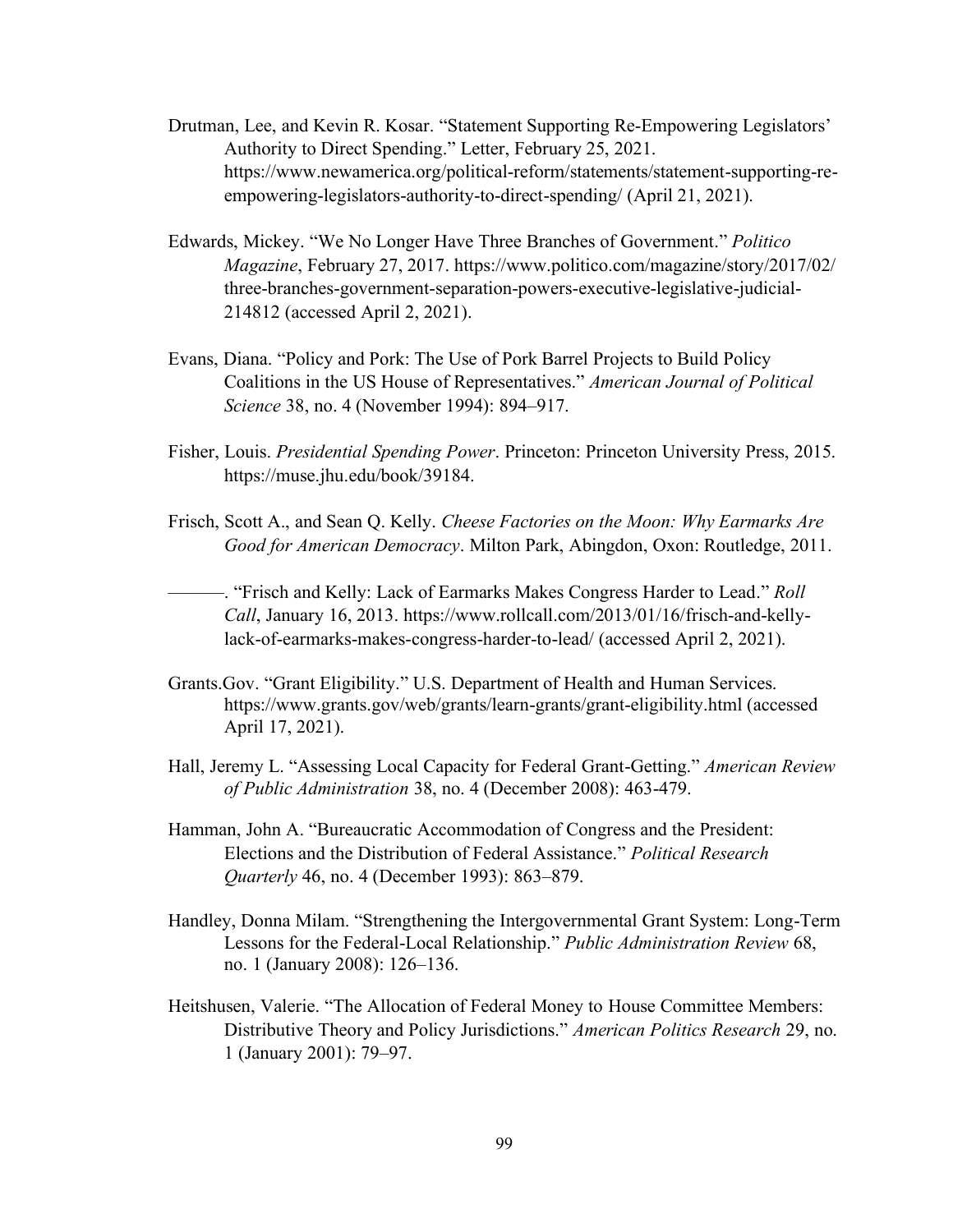Drutman, Lee, and Kevin R. Kosar. "Statement Supporting Re-Empowering Legislators' Authority to Direct Spending." Letter, February 25, 2021. https://www.newamerica.org/political-reform/statements/statement-supporting-re-empowering-legislators-authority-to-direct-spending/ (April 21, 2021).

Edwards, Mickey. "We No Longer Have Three Branches of Government." *Politico Magazine*, February 27, 2017. https://www.politico.com/magazine/story/2017/02/three-branches-government-separation-powers-executive-legislative-judicial-214812 (accessed April 2, 2021).

Evans, Diana. "Policy and Pork: The Use of Pork Barrel Projects to Build Policy Coalitions in the US House of Representatives." *American Journal of Political Science* 38, no. 4 (November 1994): 894–917.

Fisher, Louis. *Presidential Spending Power*. Princeton: Princeton University Press, 2015. https://muse.jhu.edu/book/39184.

Frisch, Scott A., and Sean Q. Kelly. *Cheese Factories on the Moon: Why Earmarks Are Good for American Democracy*. Milton Park, Abingdon, Oxon: Routledge, 2011.

———. "Frisch and Kelly: Lack of Earmarks Makes Congress Harder to Lead." *Roll Call*, January 16, 2013. https://www.rollcall.com/2013/01/16/frisch-and-kelly-lack-of-earmarks-makes-congress-harder-to-lead/ (accessed April 2, 2021).

Grants.Gov. "Grant Eligibility." U.S. Department of Health and Human Services. https://www.grants.gov/web/grants/learn-grants/grant-eligibility.html (accessed April 17, 2021).

Hall, Jeremy L. "Assessing Local Capacity for Federal Grant-Getting." *American Review of Public Administration* 38, no. 4 (December 2008): 463-479.

Hamman, John A. "Bureaucratic Accommodation of Congress and the President: Elections and the Distribution of Federal Assistance." *Political Research Quarterly* 46, no. 4 (December 1993): 863–879.

Handley, Donna Milam. "Strengthening the Intergovernmental Grant System: Long-Term Lessons for the Federal-Local Relationship." *Public Administration Review* 68, no. 1 (January 2008): 126–136.

Heitshusen, Valerie. "The Allocation of Federal Money to House Committee Members: Distributive Theory and Policy Jurisdictions." *American Politics Research* 29, no. 1 (January 2001): 79–97.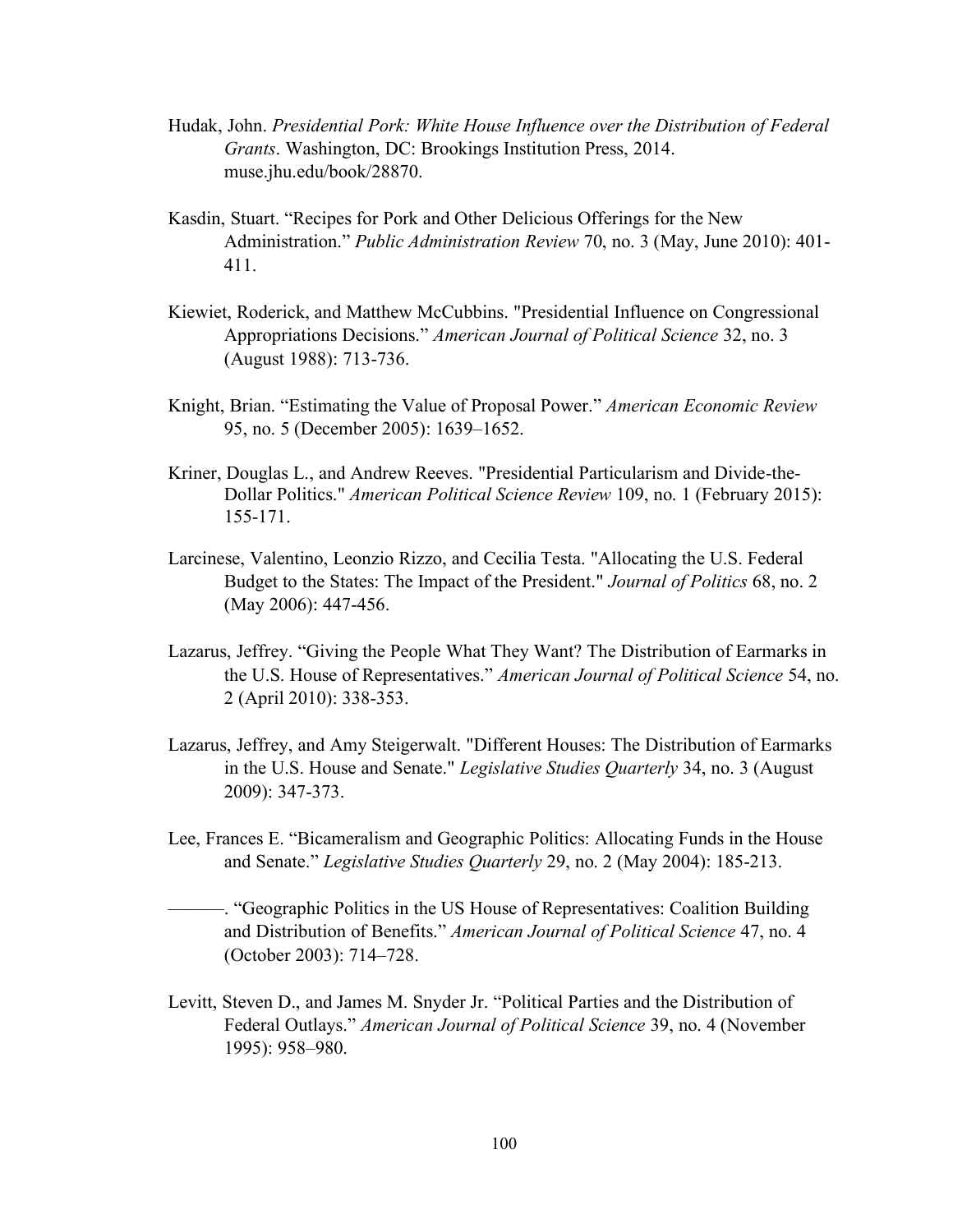Hudak, John. *Presidential Pork: White House Influence over the Distribution of Federal Grants*. Washington, DC: Brookings Institution Press, 2014. muse.jhu.edu/book/28870.

Kasdin, Stuart. "Recipes for Pork and Other Delicious Offerings for the New Administration." *Public Administration Review* 70, no. 3 (May, June 2010): 401-411.

Kiewiet, Roderick, and Matthew McCubbins. "Presidential Influence on Congressional Appropriations Decisions." *American Journal of Political Science* 32, no. 3 (August 1988): 713-736.

Knight, Brian. "Estimating the Value of Proposal Power." *American Economic Review* 95, no. 5 (December 2005): 1639–1652.

Kriner, Douglas L., and Andrew Reeves. "Presidential Particularism and Divide-the-Dollar Politics." *American Political Science Review* 109, no. 1 (February 2015): 155-171.

Larcinese, Valentino, Leonzio Rizzo, and Cecilia Testa. "Allocating the U.S. Federal Budget to the States: The Impact of the President." *Journal of Politics* 68, no. 2 (May 2006): 447-456.

Lazarus, Jeffrey. "Giving the People What They Want? The Distribution of Earmarks in the U.S. House of Representatives." *American Journal of Political Science* 54, no. 2 (April 2010): 338-353.

Lazarus, Jeffrey, and Amy Steigerwalt. "Different Houses: The Distribution of Earmarks in the U.S. House and Senate." *Legislative Studies Quarterly* 34, no. 3 (August 2009): 347-373.

Lee, Frances E. "Bicameralism and Geographic Politics: Allocating Funds in the House and Senate." *Legislative Studies Quarterly* 29, no. 2 (May 2004): 185-213.

———. "Geographic Politics in the US House of Representatives: Coalition Building and Distribution of Benefits." *American Journal of Political Science* 47, no. 4 (October 2003): 714–728.

Levitt, Steven D., and James M. Snyder Jr. "Political Parties and the Distribution of Federal Outlays." *American Journal of Political Science* 39, no. 4 (November 1995): 958–980.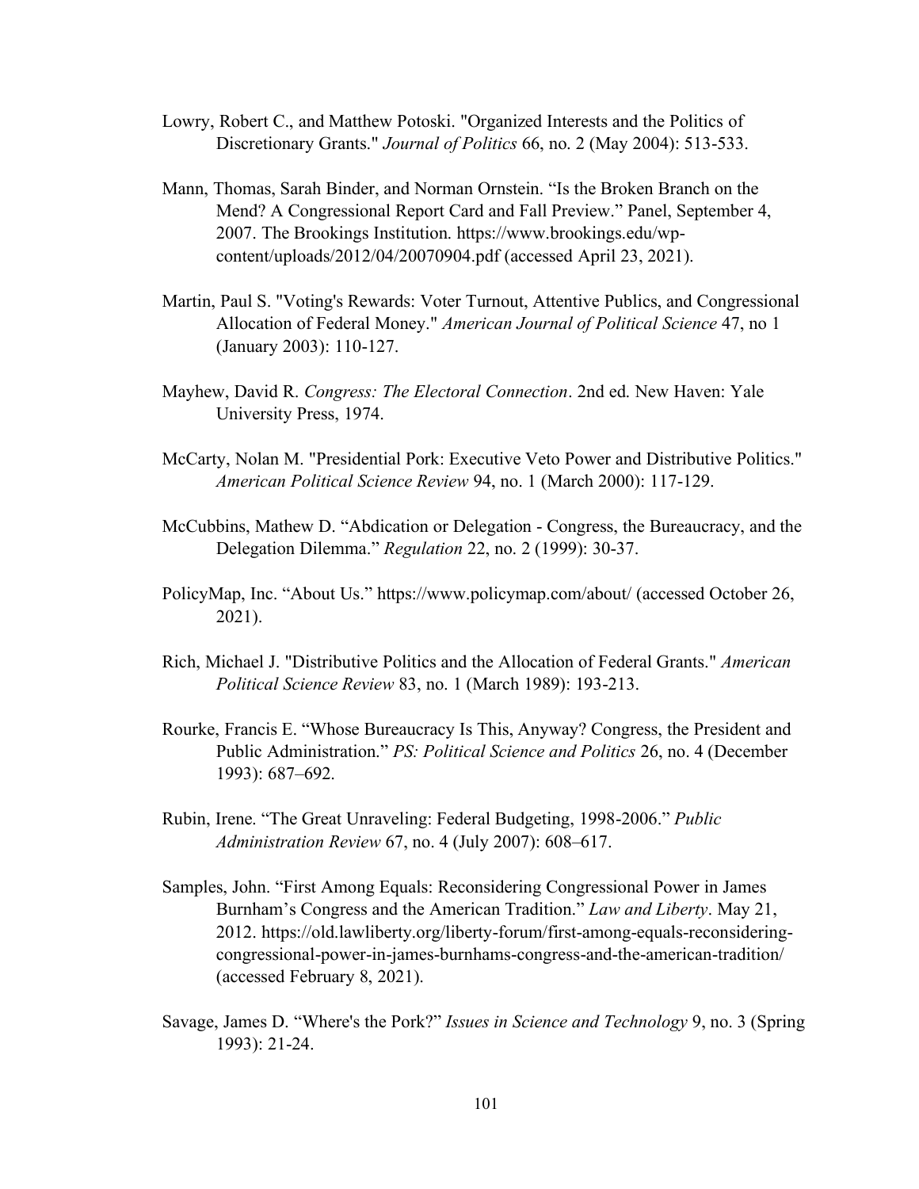Lowry, Robert C., and Matthew Potoski. "Organized Interests and the Politics of Discretionary Grants." *Journal of Politics* 66, no. 2 (May 2004): 513-533.

Mann, Thomas, Sarah Binder, and Norman Ornstein. “Is the Broken Branch on the Mend? A Congressional Report Card and Fall Preview.” Panel, September 4, 2007. The Brookings Institution. https://www.brookings.edu/wp-content/uploads/2012/04/20070904.pdf (accessed April 23, 2021).

Martin, Paul S. "Voting's Rewards: Voter Turnout, Attentive Publics, and Congressional Allocation of Federal Money." *American Journal of Political Science* 47, no 1 (January 2003): 110-127.

Mayhew, David R. *Congress: The Electoral Connection*. 2nd ed. New Haven: Yale University Press, 1974.

McCarty, Nolan M. "Presidential Pork: Executive Veto Power and Distributive Politics." *American Political Science Review* 94, no. 1 (March 2000): 117-129.

McCubbins, Mathew D. “Abdication or Delegation - Congress, the Bureaucracy, and the Delegation Dilemma.” *Regulation* 22, no. 2 (1999): 30-37.

PolicyMap, Inc. “About Us.” https://www.policymap.com/about/ (accessed October 26, 2021).

Rich, Michael J. "Distributive Politics and the Allocation of Federal Grants." *American Political Science Review* 83, no. 1 (March 1989): 193-213.

Rourke, Francis E. “Whose Bureaucracy Is This, Anyway? Congress, the President and Public Administration.” *PS: Political Science and Politics* 26, no. 4 (December 1993): 687–692.

Rubin, Irene. “The Great Unraveling: Federal Budgeting, 1998-2006.” *Public Administration Review* 67, no. 4 (July 2007): 608–617.

Samples, John. “First Among Equals: Reconsidering Congressional Power in James Burnham’s Congress and the American Tradition.” *Law and Liberty*. May 21, 2012. https://old.lawliberty.org/liberty-forum/first-among-equals-reconsidering-congressional-power-in-james-burnhams-congress-and-the-american-tradition/ (accessed February 8, 2021).

Savage, James D. “Where's the Pork?” *Issues in Science and Technology* 9, no. 3 (Spring 1993): 21-24.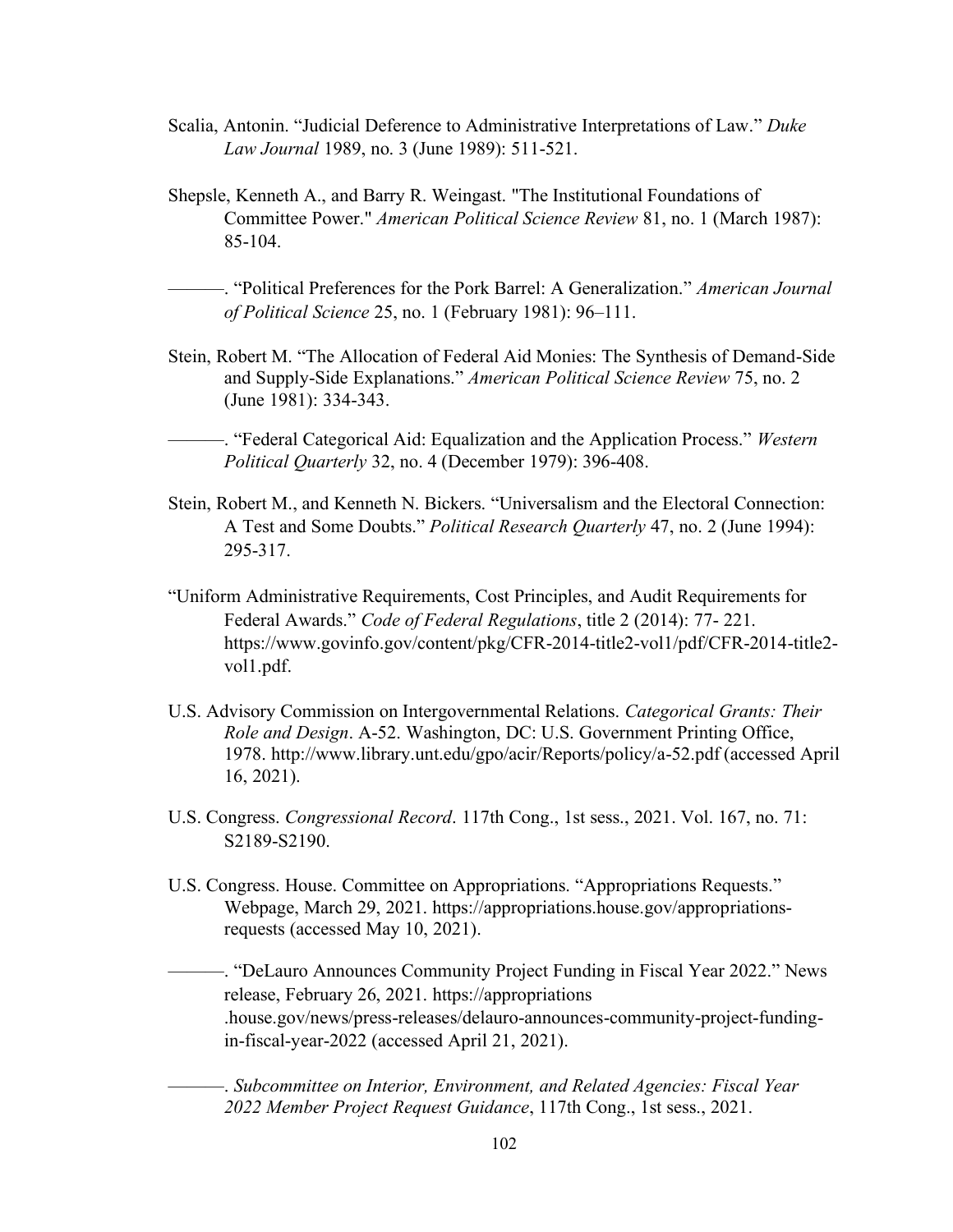Scalia, Antonin. “Judicial Deference to Administrative Interpretations of Law.” *Duke Law Journal* 1989, no. 3 (June 1989): 511-521.

Shepsle, Kenneth A., and Barry R. Weingast. "The Institutional Foundations of Committee Power." *American Political Science Review* 81, no. 1 (March 1987): 85-104.

———. “Political Preferences for the Pork Barrel: A Generalization.” *American Journal of Political Science* 25, no. 1 (February 1981): 96–111.

Stein, Robert M. “The Allocation of Federal Aid Monies: The Synthesis of Demand-Side and Supply-Side Explanations.” *American Political Science Review* 75, no. 2 (June 1981): 334-343.

———. “Federal Categorical Aid: Equalization and the Application Process.” *Western Political Quarterly* 32, no. 4 (December 1979): 396-408.

Stein, Robert M., and Kenneth N. Bickers. “Universalism and the Electoral Connection: A Test and Some Doubts.” *Political Research Quarterly* 47, no. 2 (June 1994): 295-317.

“Uniform Administrative Requirements, Cost Principles, and Audit Requirements for Federal Awards.” *Code of Federal Regulations*, title 2 (2014): 77- 221. https://www.govinfo.gov/content/pkg/CFR-2014-title2-vol1/pdf/CFR-2014-title2-vol1.pdf.

U.S. Advisory Commission on Intergovernmental Relations. *Categorical Grants: Their Role and Design*. A-52. Washington, DC: U.S. Government Printing Office, 1978. http://www.library.unt.edu/gpo/acir/Reports/policy/a-52.pdf (accessed April 16, 2021).

U.S. Congress. *Congressional Record*. 117th Cong., 1st sess., 2021. Vol. 167, no. 71: S2189-S2190.

U.S. Congress. House. Committee on Appropriations. “Appropriations Requests.” Webpage, March 29, 2021. https://appropriations.house.gov/appropriations-requests (accessed May 10, 2021).

———. “DeLauro Announces Community Project Funding in Fiscal Year 2022.” News release, February 26, 2021. https://appropriations.house.gov/news/press-releases/delauro-announces-community-project-funding-in-fiscal-year-2022 (accessed April 21, 2021).

———. *Subcommittee on Interior, Environment, and Related Agencies: Fiscal Year 2022 Member Project Request Guidance*, 117th Cong., 1st sess., 2021.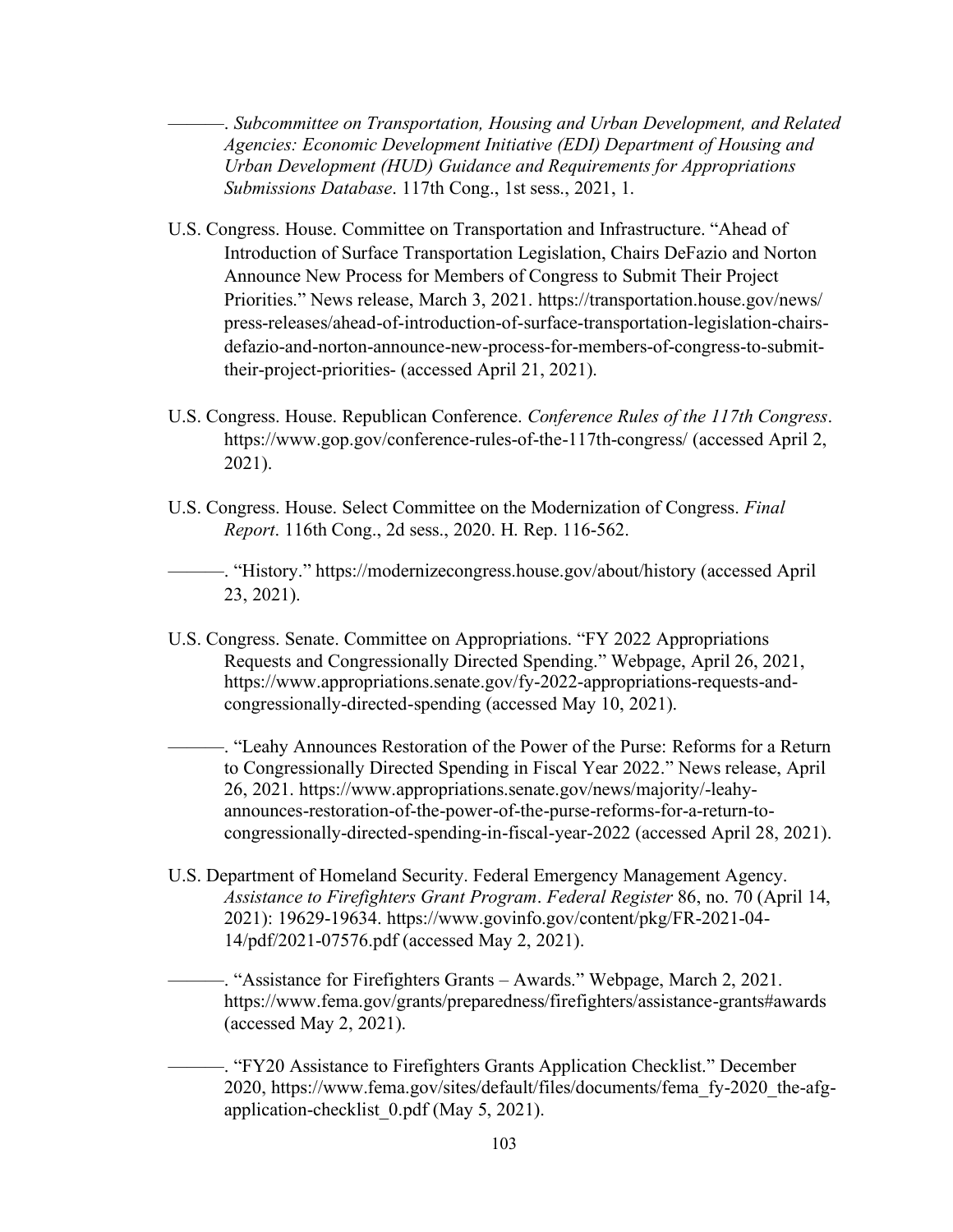———. *Subcommittee on Transportation, Housing and Urban Development, and Related Agencies: Economic Development Initiative (EDI) Department of Housing and Urban Development (HUD) Guidance and Requirements for Appropriations Submissions Database*. 117th Cong., 1st sess., 2021, 1.

U.S. Congress. House. Committee on Transportation and Infrastructure. "Ahead of Introduction of Surface Transportation Legislation, Chairs DeFazio and Norton Announce New Process for Members of Congress to Submit Their Project Priorities." News release, March 3, 2021. https://transportation.house.gov/news/press-releases/ahead-of-introduction-of-surface-transportation-legislation-chairs-defazio-and-norton-announce-new-process-for-members-of-congress-to-submit-their-project-priorities- (accessed April 21, 2021).

U.S. Congress. House. Republican Conference. *Conference Rules of the 117th Congress*. https://www.gop.gov/conference-rules-of-the-117th-congress/ (accessed April 2, 2021).

U.S. Congress. House. Select Committee on the Modernization of Congress. *Final Report*. 116th Cong., 2d sess., 2020. H. Rep. 116-562.

———. "History." https://modernizecongress.house.gov/about/history (accessed April 23, 2021).

U.S. Congress. Senate. Committee on Appropriations. "FY 2022 Appropriations Requests and Congressionally Directed Spending." Webpage, April 26, 2021, https://www.appropriations.senate.gov/fy-2022-appropriations-requests-and-congressionally-directed-spending (accessed May 10, 2021).

———. "Leahy Announces Restoration of the Power of the Purse: Reforms for a Return to Congressionally Directed Spending in Fiscal Year 2022." News release, April 26, 2021. https://www.appropriations.senate.gov/news/majority/-leahy-announces-restoration-of-the-power-of-the-purse-reforms-for-a-return-to-congressionally-directed-spending-in-fiscal-year-2022 (accessed April 28, 2021).

U.S. Department of Homeland Security. Federal Emergency Management Agency. *Assistance to Firefighters Grant Program*. *Federal Register* 86, no. 70 (April 14, 2021): 19629-19634. https://www.govinfo.gov/content/pkg/FR-2021-04-14/pdf/2021-07576.pdf (accessed May 2, 2021).

———. "Assistance for Firefighters Grants – Awards." Webpage, March 2, 2021. https://www.fema.gov/grants/preparedness/firefighters/assistance-grants#awards (accessed May 2, 2021).

———. "FY20 Assistance to Firefighters Grants Application Checklist." December 2020, https://www.fema.gov/sites/default/files/documents/fema_fy-2020_the-afg-application-checklist_0.pdf (May 5, 2021).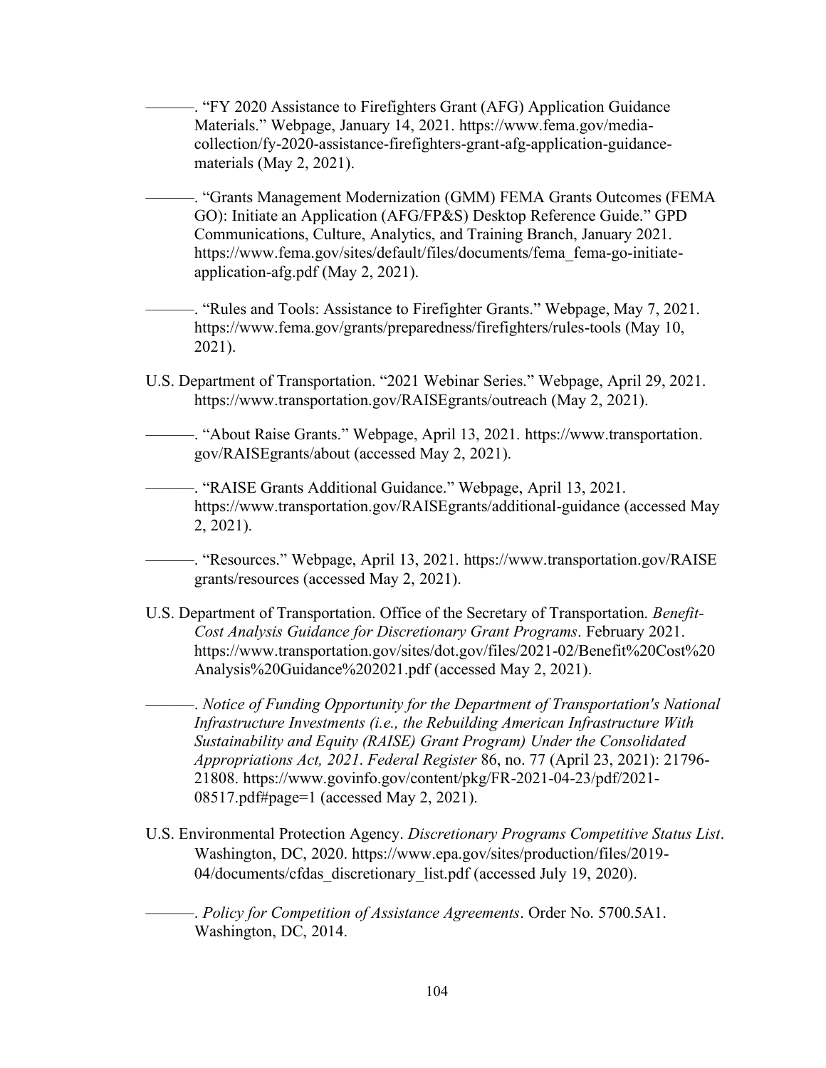———. "FY 2020 Assistance to Firefighters Grant (AFG) Application Guidance Materials." Webpage, January 14, 2021. https://www.fema.gov/media-collection/fy-2020-assistance-firefighters-grant-afg-application-guidance-materials (May 2, 2021).

———. "Grants Management Modernization (GMM) FEMA Grants Outcomes (FEMA GO): Initiate an Application (AFG/FP&S) Desktop Reference Guide." GPD Communications, Culture, Analytics, and Training Branch, January 2021. https://www.fema.gov/sites/default/files/documents/fema_fema-go-initiate-application-afg.pdf (May 2, 2021).

———. "Rules and Tools: Assistance to Firefighter Grants." Webpage, May 7, 2021. https://www.fema.gov/grants/preparedness/firefighters/rules-tools (May 10, 2021).

U.S. Department of Transportation. "2021 Webinar Series." Webpage, April 29, 2021. https://www.transportation.gov/RAISEgrants/outreach (May 2, 2021).

———. "About Raise Grants." Webpage, April 13, 2021. https://www.transportation.gov/RAISEgrants/about (accessed May 2, 2021).

———. "RAISE Grants Additional Guidance." Webpage, April 13, 2021. https://www.transportation.gov/RAISEgrants/additional-guidance (accessed May 2, 2021).

———. "Resources." Webpage, April 13, 2021. https://www.transportation.gov/RAISEgrants/resources (accessed May 2, 2021).

U.S. Department of Transportation. Office of the Secretary of Transportation. *Benefit-Cost Analysis Guidance for Discretionary Grant Programs*. February 2021. https://www.transportation.gov/sites/dot.gov/files/2021-02/Benefit%20Cost%20Analysis%20Guidance%202021.pdf (accessed May 2, 2021).

———. *Notice of Funding Opportunity for the Department of Transportation's National Infrastructure Investments (i.e., the Rebuilding American Infrastructure With Sustainability and Equity (RAISE) Grant Program) Under the Consolidated Appropriations Act, 2021*. *Federal Register* 86, no. 77 (April 23, 2021): 21796-21808. https://www.govinfo.gov/content/pkg/FR-2021-04-23/pdf/2021-08517.pdf#page=1 (accessed May 2, 2021).

U.S. Environmental Protection Agency. *Discretionary Programs Competitive Status List*. Washington, DC, 2020. https://www.epa.gov/sites/production/files/2019-04/documents/cfdas_discretionary_list.pdf (accessed July 19, 2020).

———. *Policy for Competition of Assistance Agreements*. Order No. 5700.5A1. Washington, DC, 2014.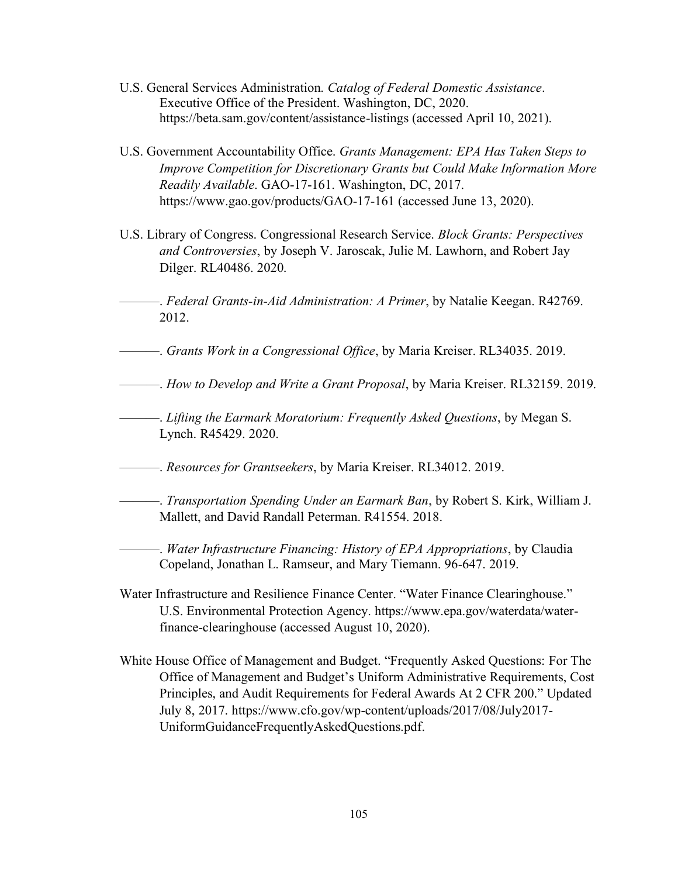U.S. General Services Administration. *Catalog of Federal Domestic Assistance*. Executive Office of the President. Washington, DC, 2020. https://beta.sam.gov/content/assistance-listings (accessed April 10, 2021).

U.S. Government Accountability Office. *Grants Management: EPA Has Taken Steps to Improve Competition for Discretionary Grants but Could Make Information More Readily Available*. GAO-17-161. Washington, DC, 2017. https://www.gao.gov/products/GAO-17-161 (accessed June 13, 2020).

U.S. Library of Congress. Congressional Research Service. *Block Grants: Perspectives and Controversies*, by Joseph V. Jaroscak, Julie M. Lawhorn, and Robert Jay Dilger. RL40486. 2020.

———. *Federal Grants-in-Aid Administration: A Primer*, by Natalie Keegan. R42769. 2012.

———. *Grants Work in a Congressional Office*, by Maria Kreiser. RL34035. 2019.

———. *How to Develop and Write a Grant Proposal*, by Maria Kreiser. RL32159. 2019.

———. *Lifting the Earmark Moratorium: Frequently Asked Questions*, by Megan S. Lynch. R45429. 2020.

———. *Resources for Grantseekers*, by Maria Kreiser. RL34012. 2019.

———. *Transportation Spending Under an Earmark Ban*, by Robert S. Kirk, William J. Mallett, and David Randall Peterman. R41554. 2018.

———. *Water Infrastructure Financing: History of EPA Appropriations*, by Claudia Copeland, Jonathan L. Ramseur, and Mary Tiemann. 96-647. 2019.

Water Infrastructure and Resilience Finance Center. "Water Finance Clearinghouse." U.S. Environmental Protection Agency. https://www.epa.gov/waterdata/water-finance-clearinghouse (accessed August 10, 2020).

White House Office of Management and Budget. "Frequently Asked Questions: For The Office of Management and Budget's Uniform Administrative Requirements, Cost Principles, and Audit Requirements for Federal Awards At 2 CFR 200." Updated July 8, 2017. https://www.cfo.gov/wp-content/uploads/2017/08/July2017-UniformGuidanceFrequentlyAskedQuestions.pdf.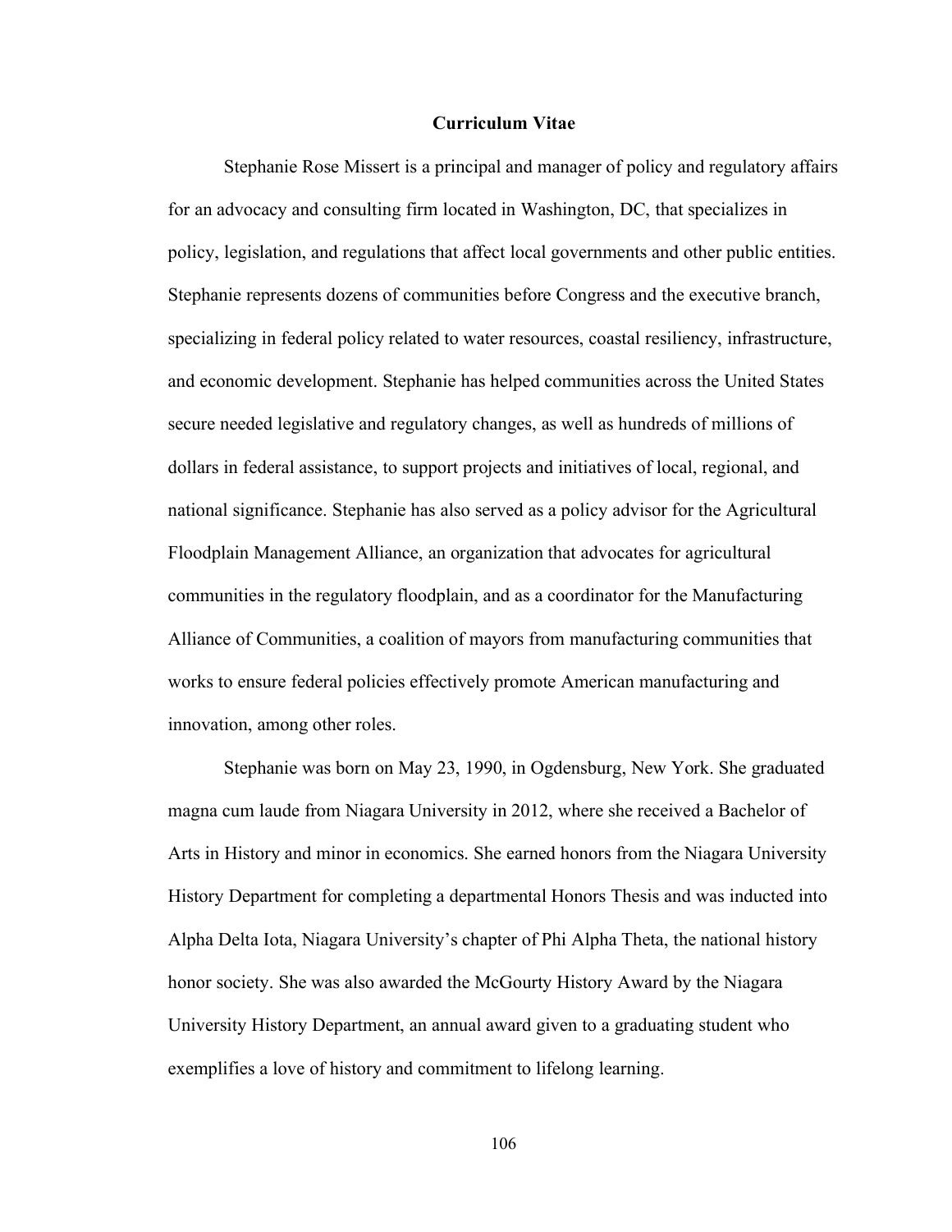# Curriculum Vitae

Stephanie Rose Missert is a principal and manager of policy and regulatory affairs for an advocacy and consulting firm located in Washington, DC, that specializes in policy, legislation, and regulations that affect local governments and other public entities. Stephanie represents dozens of communities before Congress and the executive branch, specializing in federal policy related to water resources, coastal resiliency, infrastructure, and economic development. Stephanie has helped communities across the United States secure needed legislative and regulatory changes, as well as hundreds of millions of dollars in federal assistance, to support projects and initiatives of local, regional, and national significance. Stephanie has also served as a policy advisor for the Agricultural Floodplain Management Alliance, an organization that advocates for agricultural communities in the regulatory floodplain, and as a coordinator for the Manufacturing Alliance of Communities, a coalition of mayors from manufacturing communities that works to ensure federal policies effectively promote American manufacturing and innovation, among other roles.

Stephanie was born on May 23, 1990, in Ogdensburg, New York. She graduated magna cum laude from Niagara University in 2012, where she received a Bachelor of Arts in History and minor in economics. She earned honors from the Niagara University History Department for completing a departmental Honors Thesis and was inducted into Alpha Delta Iota, Niagara University's chapter of Phi Alpha Theta, the national history honor society. She was also awarded the McGourty History Award by the Niagara University History Department, an annual award given to a graduating student who exemplifies a love of history and commitment to lifelong learning.